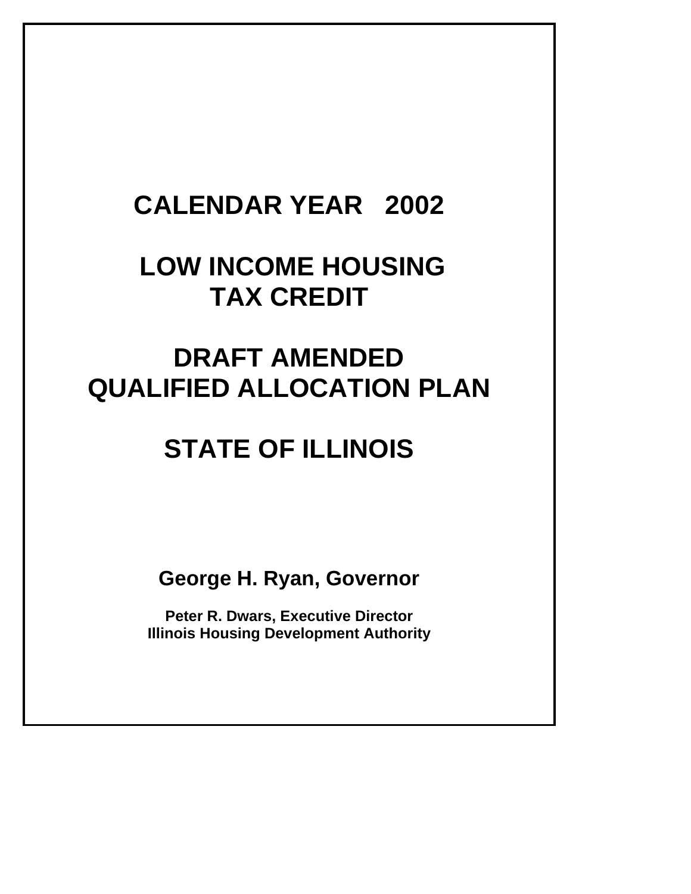# CALENDAR YEAR 2002

# LOW INCOME HOUSING TAX CREDIT

# DRAFT AMENDED QUALIFIED ALLOCATION PLAN

# STATE OF ILLINOIS

**George H. Ryan, Governor**

**Peter R. Dwars, Executive Director**
**Illinois Housing Development Authority**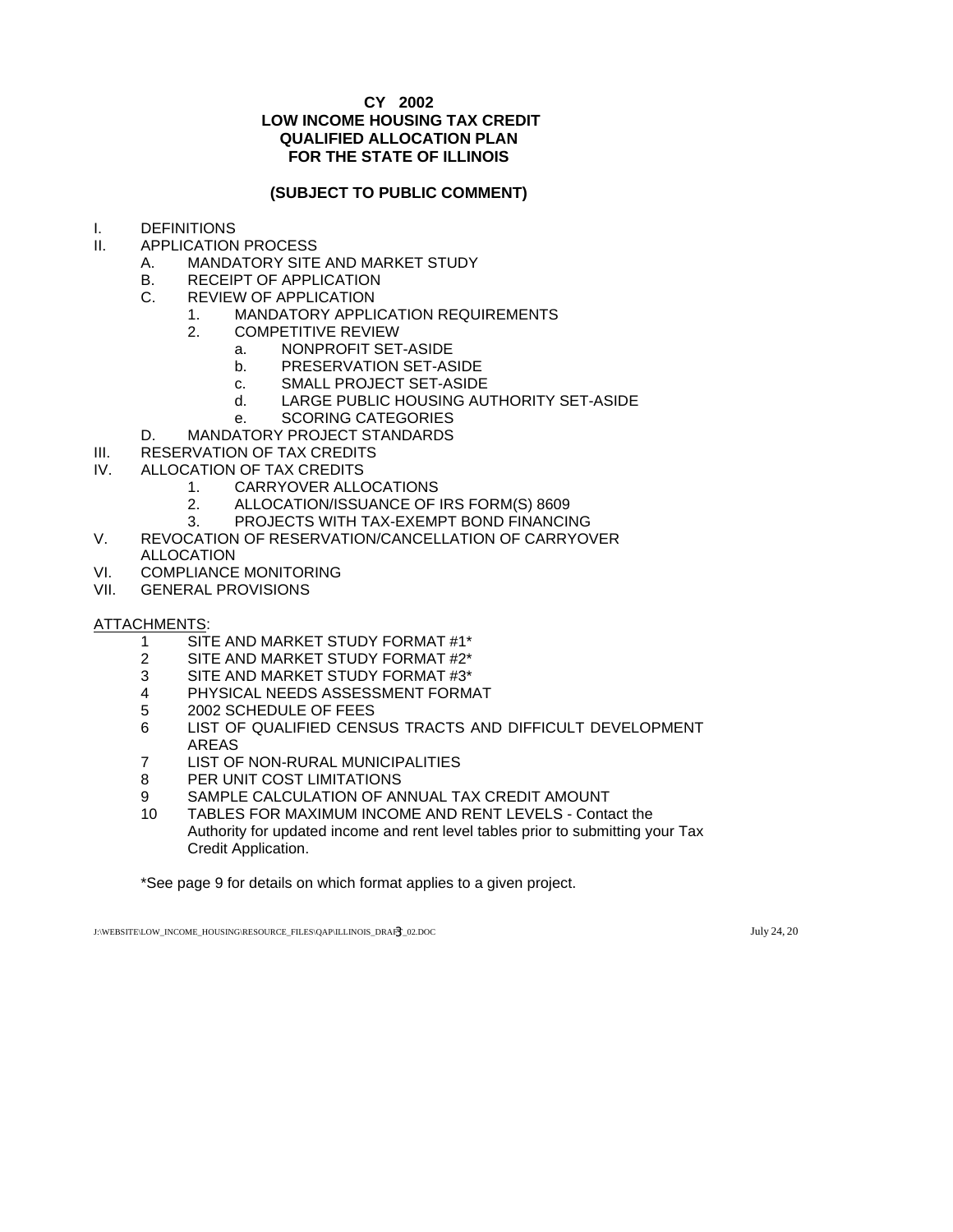**CY 2002**
**LOW INCOME HOUSING TAX CREDIT**
**QUALIFIED ALLOCATION PLAN**
**FOR THE STATE OF ILLINOIS**

**(SUBJECT TO PUBLIC COMMENT)**

- I. DEFINITIONS
- II. APPLICATION PROCESS
  - A. MANDATORY SITE AND MARKET STUDY
  - B. RECEIPT OF APPLICATION
  - C. REVIEW OF APPLICATION
    - 1. MANDATORY APPLICATION REQUIREMENTS
    - 2. COMPETITIVE REVIEW
      - a. NONPROFIT SET-ASIDE
      - b. PRESERVATION SET-ASIDE
      - c. SMALL PROJECT SET-ASIDE
      - d. LARGE PUBLIC HOUSING AUTHORITY SET-ASIDE
      - e. SCORING CATEGORIES
  - D. MANDATORY PROJECT STANDARDS
- III. RESERVATION OF TAX CREDITS
- IV. ALLOCATION OF TAX CREDITS
  - 1. CARRYOVER ALLOCATIONS
  - 2. ALLOCATION/ISSUANCE OF IRS FORM(S) 8609
  - 3. PROJECTS WITH TAX-EXEMPT BOND FINANCING
- V. REVOCATION OF RESERVATION/CANCELLATION OF CARRYOVER ALLOCATION
- VI. COMPLIANCE MONITORING
- VII. GENERAL PROVISIONS

<u>ATTACHMENTS</u>:

1. SITE AND MARKET STUDY FORMAT #1*
2. SITE AND MARKET STUDY FORMAT #2*
3. SITE AND MARKET STUDY FORMAT #3*
4. PHYSICAL NEEDS ASSESSMENT FORMAT
5. 2002 SCHEDULE OF FEES
6. LIST OF QUALIFIED CENSUS TRACTS AND DIFFICULT DEVELOPMENT AREAS
7. LIST OF NON-RURAL MUNICIPALITIES
8. PER UNIT COST LIMITATIONS
9. SAMPLE CALCULATION OF ANNUAL TAX CREDIT AMOUNT
10. TABLES FOR MAXIMUM INCOME AND RENT LEVELS - Contact the Authority for updated income and rent level tables prior to submitting your Tax Credit Application.

*See page 9 for details on which format applies to a given project.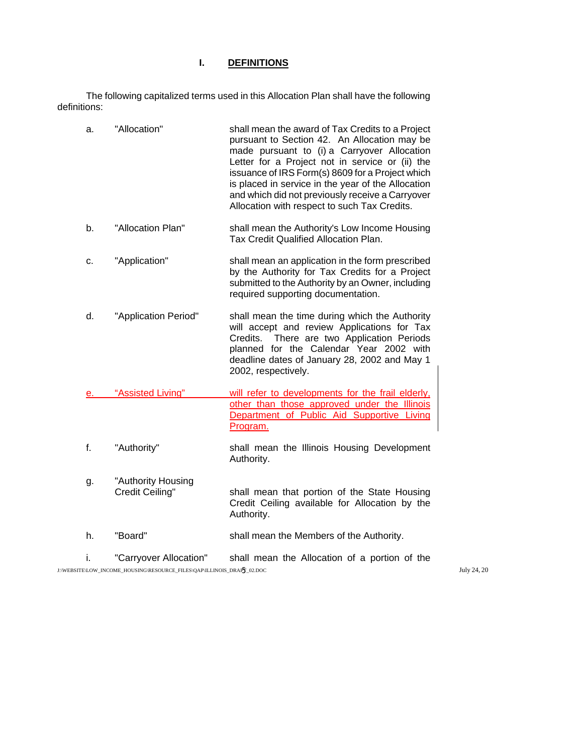## I. DEFINITIONS

The following capitalized terms used in this Allocation Plan shall have the following definitions:

| | Term | Definition |
|---|---|---|
| a. | "Allocation" | shall mean the award of Tax Credits to a Project pursuant to Section 42. An Allocation may be made pursuant to (i) a Carryover Allocation Letter for a Project not in service or (ii) the issuance of IRS Form(s) 8609 for a Project which is placed in service in the year of the Allocation and which did not previously receive a Carryover Allocation with respect to such Tax Credits. |
| b. | "Allocation Plan" | shall mean the Authority's Low Income Housing Tax Credit Qualified Allocation Plan. |
| c. | "Application" | shall mean an application in the form prescribed by the Authority for Tax Credits for a Project submitted to the Authority by an Owner, including required supporting documentation. |
| d. | "Application Period" | shall mean the time during which the Authority will accept and review Applications for Tax Credits. There are two Application Periods planned for the Calendar Year 2002 with deadline dates of January 28, 2002 and May 1 2002, respectively. |
| e. | "Assisted Living" | will refer to developments for the frail elderly, other than those approved under the Illinois Department of Public Aid Supportive Living Program. |
| f. | "Authority" | shall mean the Illinois Housing Development Authority. |
| g. | "Authority Housing Credit Ceiling" | shall mean that portion of the State Housing Credit Ceiling available for Allocation by the Authority. |
| h. | "Board" | shall mean the Members of the Authority. |
| i. | "Carryover Allocation" | shall mean the Allocation of a portion of the |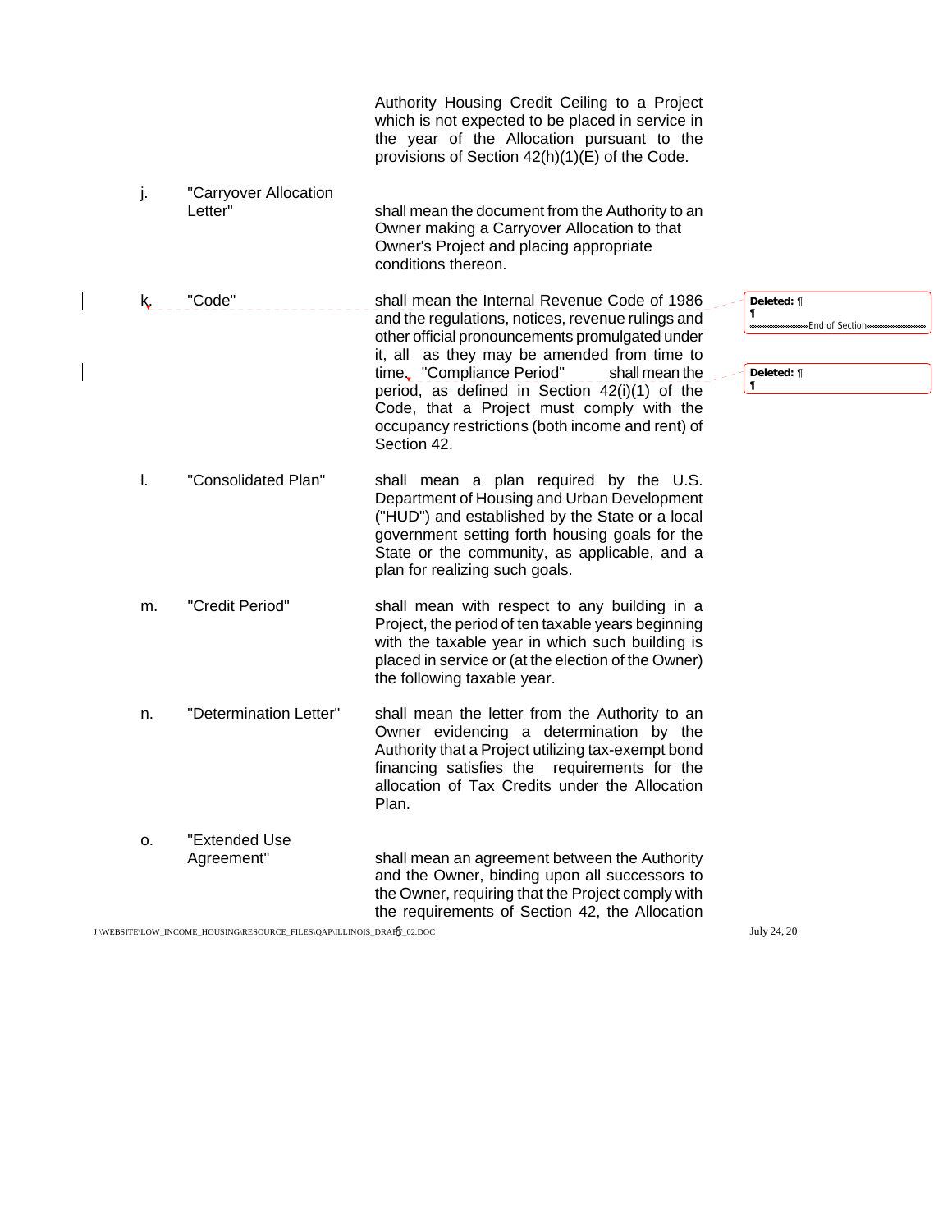Authority Housing Credit Ceiling to a Project which is not expected to be placed in service in the year of the Allocation pursuant to the provisions of Section 42(h)(1)(E) of the Code.

j. "Carryover Allocation Letter" shall mean the document from the Authority to an Owner making a Carryover Allocation to that Owner's Project and placing appropriate conditions thereon.

k. "Code" shall mean the Internal Revenue Code of 1986 and the regulations, notices, revenue rulings and other official pronouncements promulgated under it, all as they may be amended from time to time. "Compliance Period" shall mean the period, as defined in Section 42(i)(1) of the Code, that a Project must comply with the occupancy restrictions (both income and rent) of Section 42.

l. "Consolidated Plan" shall mean a plan required by the U.S. Department of Housing and Urban Development ("HUD") and established by the State or a local government setting forth housing goals for the State or the community, as applicable, and a plan for realizing such goals.

m. "Credit Period" shall mean with respect to any building in a Project, the period of ten taxable years beginning with the taxable year in which such building is placed in service or (at the election of the Owner) the following taxable year.

n. "Determination Letter" shall mean the letter from the Authority to an Owner evidencing a determination by the Authority that a Project utilizing tax-exempt bond financing satisfies the requirements for the allocation of Tax Credits under the Allocation Plan.

o. "Extended Use Agreement" shall mean an agreement between the Authority and the Owner, binding upon all successors to the Owner, requiring that the Project comply with the requirements of Section 42, the Allocation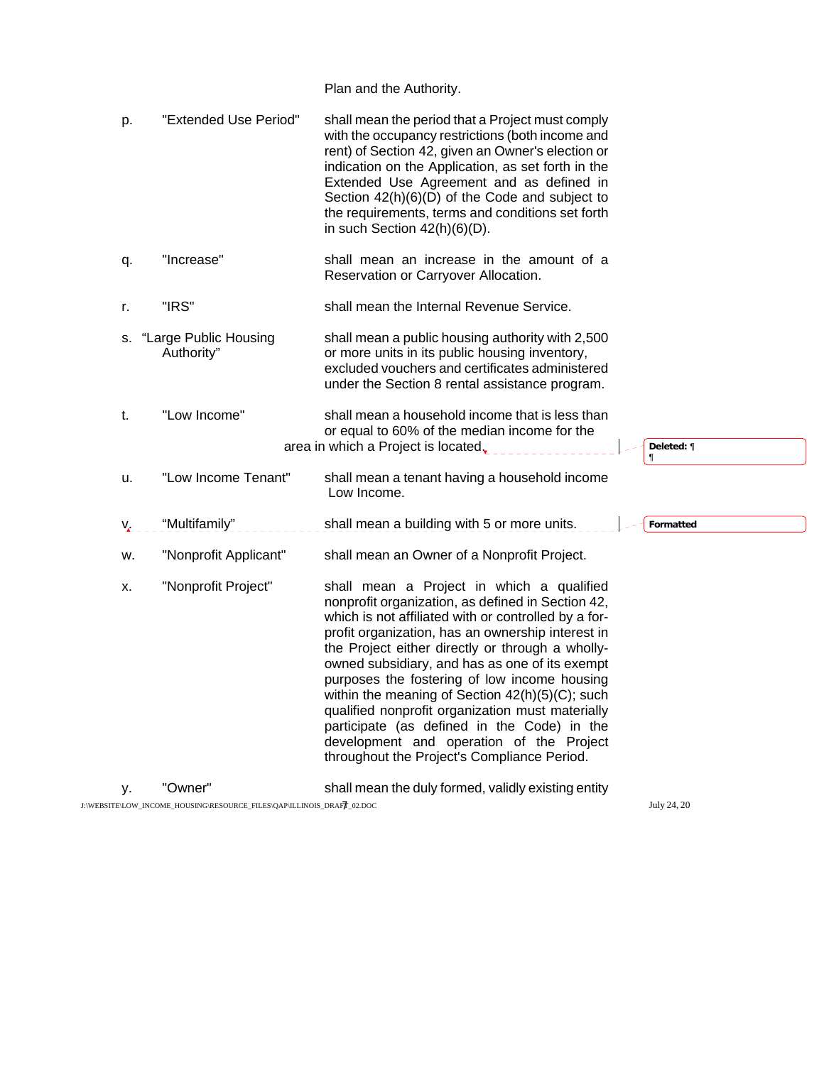Plan and the Authority.

p. "Extended Use Period" shall mean the period that a Project must comply with the occupancy restrictions (both income and rent) of Section 42, given an Owner's election or indication on the Application, as set forth in the Extended Use Agreement and as defined in Section 42(h)(6)(D) of the Code and subject to the requirements, terms and conditions set forth in such Section 42(h)(6)(D).

q. "Increase" shall mean an increase in the amount of a Reservation or Carryover Allocation.

r. "IRS" shall mean the Internal Revenue Service.

s. "Large Public Housing Authority" shall mean a public housing authority with 2,500 or more units in its public housing inventory, excluded vouchers and certificates administered under the Section 8 rental assistance program.

t. "Low Income" shall mean a household income that is less than or equal to 60% of the median income for the area in which a Project is located.

u. "Low Income Tenant" shall mean a tenant having a household income Low Income.

v. "Multifamily" shall mean a building with 5 or more units.

w. "Nonprofit Applicant" shall mean an Owner of a Nonprofit Project.

x. "Nonprofit Project" shall mean a Project in which a qualified nonprofit organization, as defined in Section 42, which is not affiliated with or controlled by a for-profit organization, has an ownership interest in the Project either directly or through a wholly-owned subsidiary, and has as one of its exempt purposes the fostering of low income housing within the meaning of Section 42(h)(5)(C); such qualified nonprofit organization must materially participate (as defined in the Code) in the development and operation of the Project throughout the Project's Compliance Period.

y. "Owner" shall mean the duly formed, validly existing entity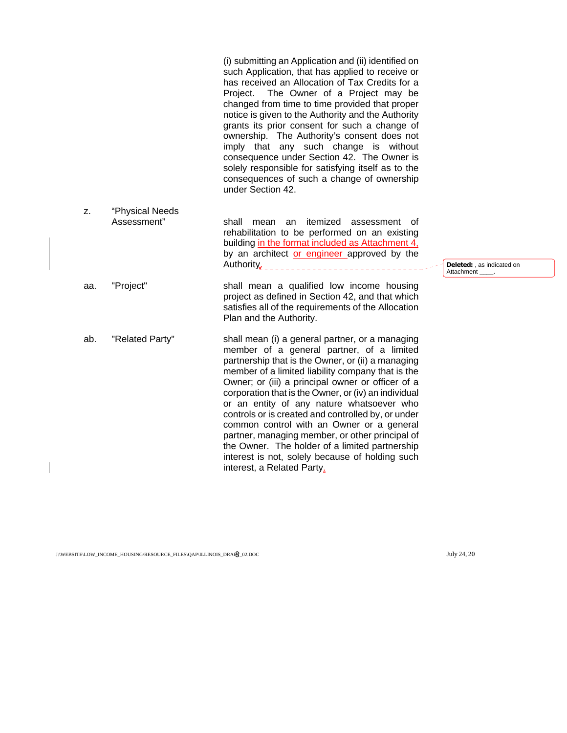(i) submitting an Application and (ii) identified on such Application, that has applied to receive or has received an Allocation of Tax Credits for a Project. The Owner of a Project may be changed from time to time provided that proper notice is given to the Authority and the Authority grants its prior consent for such a change of ownership. The Authority's consent does not imply that any such change is without consequence under Section 42. The Owner is solely responsible for satisfying itself as to the consequences of such a change of ownership under Section 42.

z. "Physical Needs Assessment" shall mean an itemized assessment of rehabilitation to be performed on an existing building in the format included as Attachment 4, by an architect or engineer approved by the Authority.

aa. "Project" shall mean a qualified low income housing project as defined in Section 42, and that which satisfies all of the requirements of the Allocation Plan and the Authority.

ab. "Related Party" shall mean (i) a general partner, or a managing member of a general partner, of a limited partnership that is the Owner, or (ii) a managing member of a limited liability company that is the Owner; or (iii) a principal owner or officer of a corporation that is the Owner, or (iv) an individual or an entity of any nature whatsoever who controls or is created and controlled by, or under common control with an Owner or a general partner, managing member, or other principal of the Owner. The holder of a limited partnership interest is not, solely because of holding such interest, a Related Party.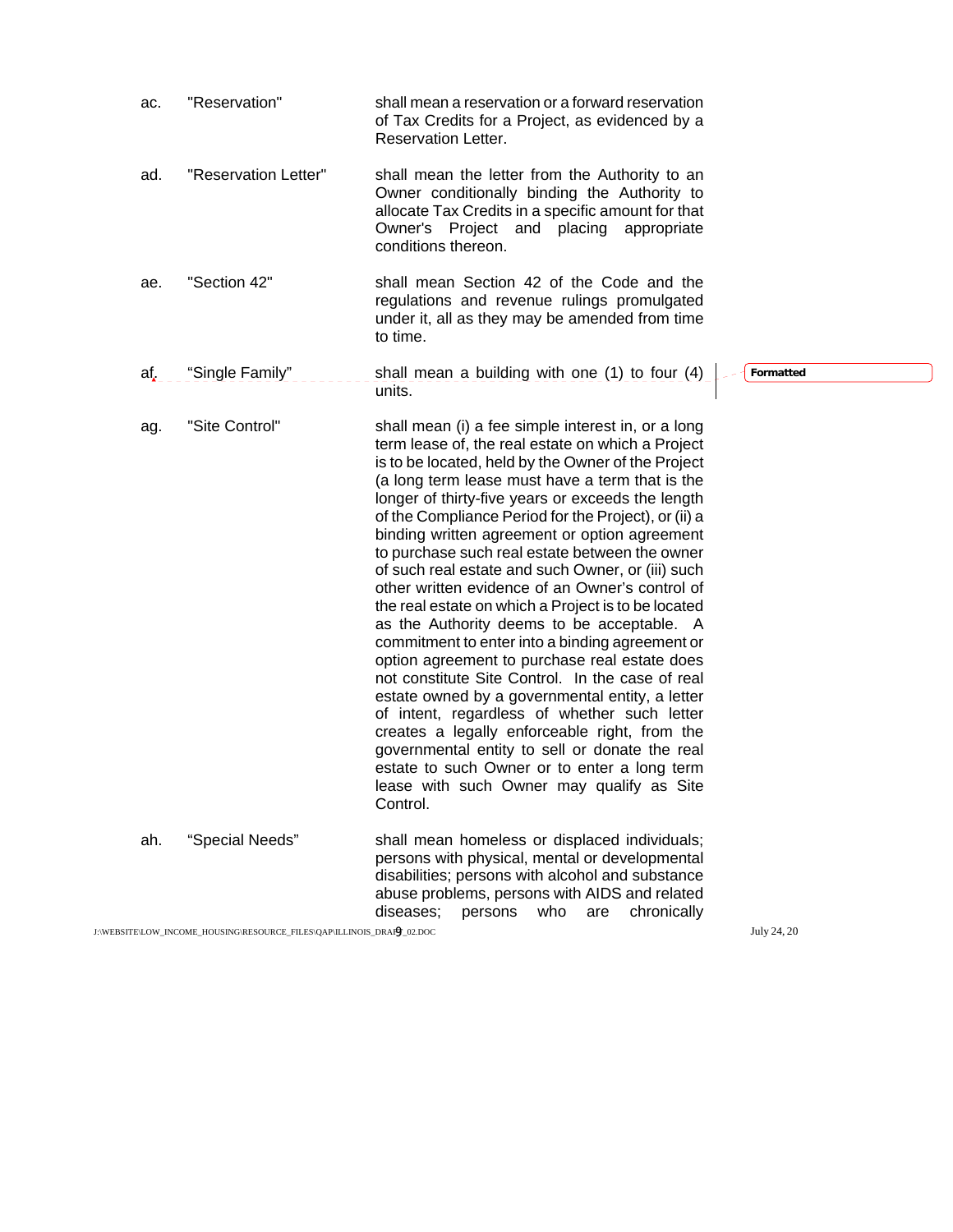ac. "Reservation" shall mean a reservation or a forward reservation of Tax Credits for a Project, as evidenced by a Reservation Letter.

ad. "Reservation Letter" shall mean the letter from the Authority to an Owner conditionally binding the Authority to allocate Tax Credits in a specific amount for that Owner's Project and placing appropriate conditions thereon.

ae. "Section 42" shall mean Section 42 of the Code and the regulations and revenue rulings promulgated under it, all as they may be amended from time to time.

af. "Single Family" shall mean a building with one (1) to four (4) units.

ag. "Site Control" shall mean (i) a fee simple interest in, or a long term lease of, the real estate on which a Project is to be located, held by the Owner of the Project (a long term lease must have a term that is the longer of thirty-five years or exceeds the length of the Compliance Period for the Project), or (ii) a binding written agreement or option agreement to purchase such real estate between the owner of such real estate and such Owner, or (iii) such other written evidence of an Owner's control of the real estate on which a Project is to be located as the Authority deems to be acceptable. A commitment to enter into a binding agreement or option agreement to purchase real estate does not constitute Site Control. In the case of real estate owned by a governmental entity, a letter of intent, regardless of whether such letter creates a legally enforceable right, from the governmental entity to sell or donate the real estate to such Owner or to enter a long term lease with such Owner may qualify as Site Control.

ah. "Special Needs" shall mean homeless or displaced individuals; persons with physical, mental or developmental disabilities; persons with alcohol and substance abuse problems, persons with AIDS and related diseases; persons who are chronically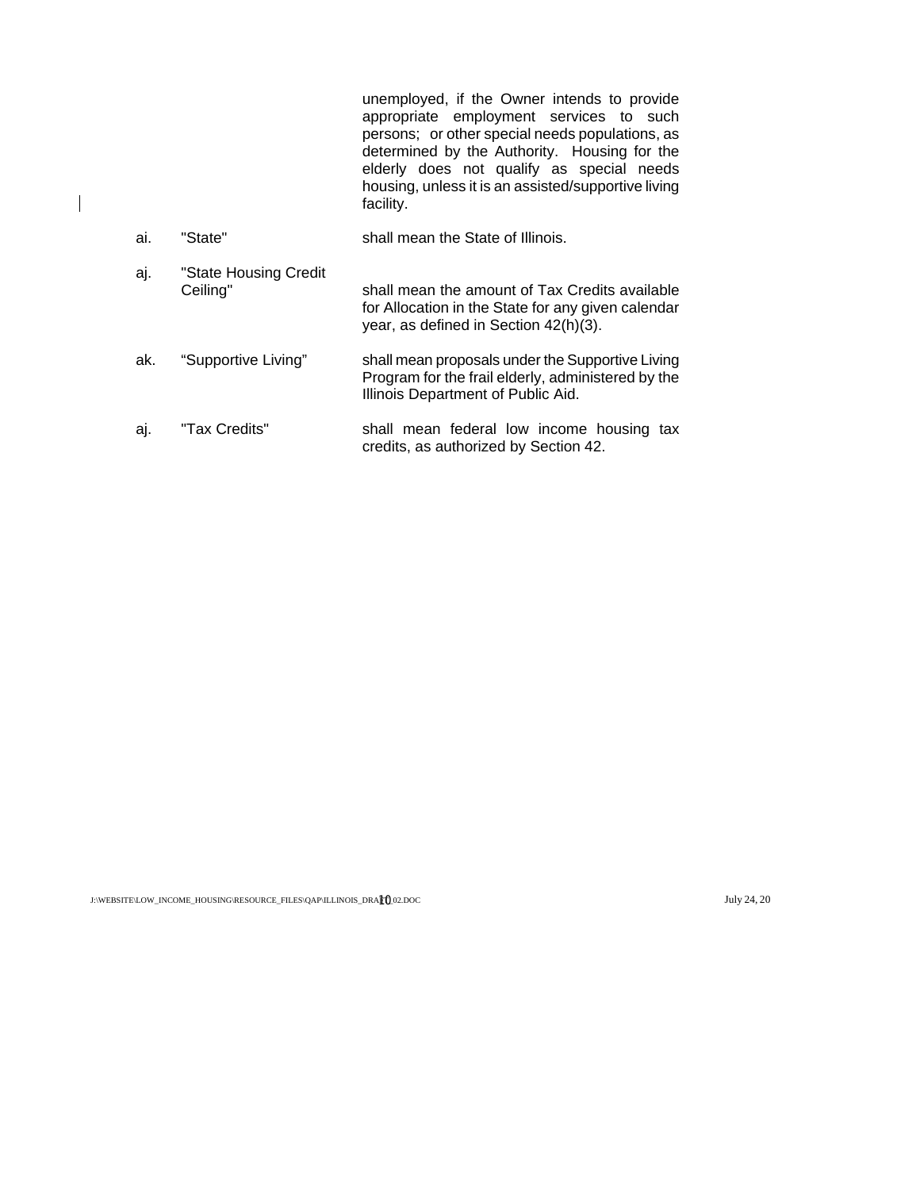unemployed, if the Owner intends to provide appropriate employment services to such persons; or other special needs populations, as determined by the Authority. Housing for the elderly does not qualify as special needs housing, unless it is an assisted/supportive living facility.

ai. "State" shall mean the State of Illinois.

aj. "State Housing Credit Ceiling" shall mean the amount of Tax Credits available for Allocation in the State for any given calendar year, as defined in Section 42(h)(3).

ak. "Supportive Living" shall mean proposals under the Supportive Living Program for the frail elderly, administered by the Illinois Department of Public Aid.

aj. "Tax Credits" shall mean federal low income housing tax credits, as authorized by Section 42.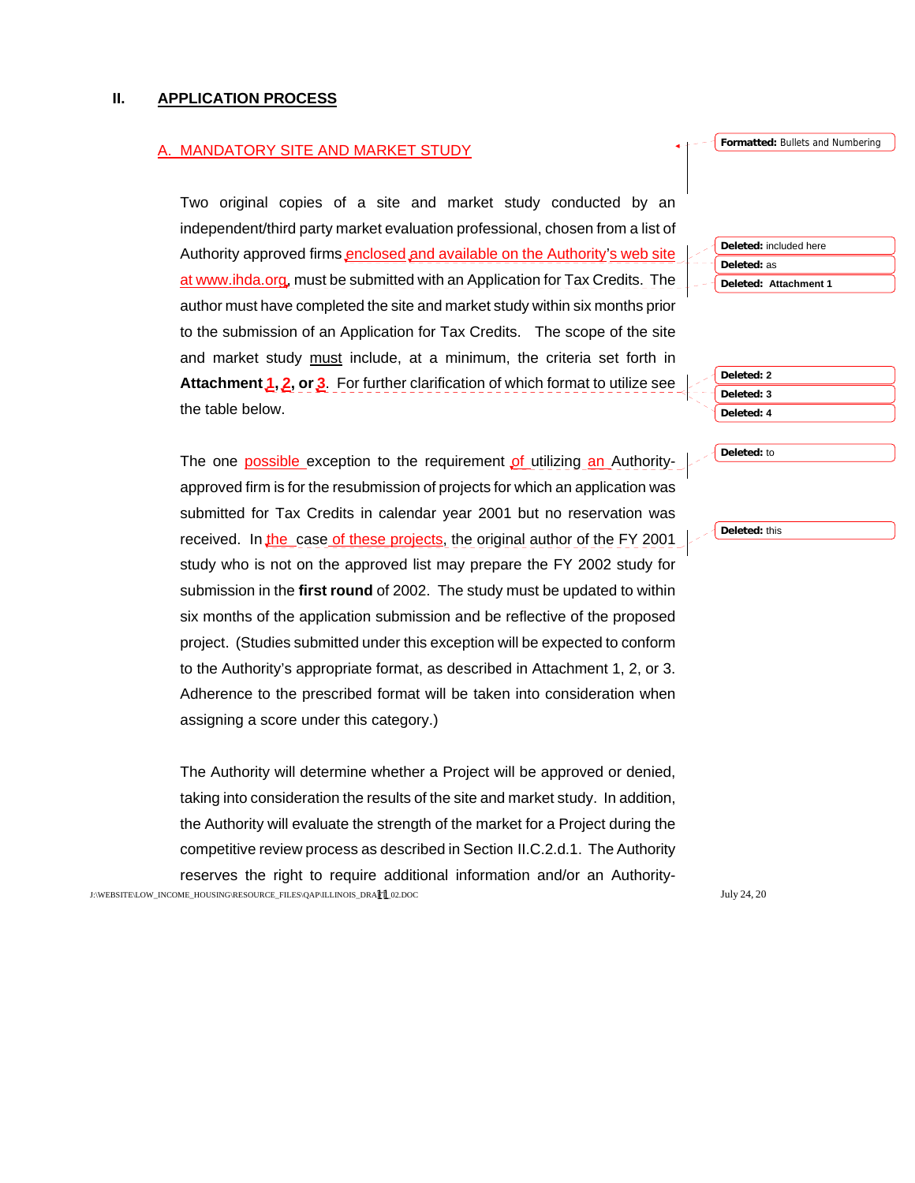## II. APPLICATION PROCESS

### A. MANDATORY SITE AND MARKET STUDY

Two original copies of a site and market study conducted by an independent/third party market evaluation professional, chosen from a list of Authority approved firms enclosed and available on the Authority's web site at www.ihda.org, must be submitted with an Application for Tax Credits. The author must have completed the site and market study within six months prior to the submission of an Application for Tax Credits. The scope of the site and market study must include, at a minimum, the criteria set forth in **Attachment 1, 2, or 3**. For further clarification of which format to utilize see the table below.

The one possible exception to the requirement of utilizing an Authority-approved firm is for the resubmission of projects for which an application was submitted for Tax Credits in calendar year 2001 but no reservation was received. In the case of these projects, the original author of the FY 2001 study who is not on the approved list may prepare the FY 2002 study for submission in the **first round** of 2002. The study must be updated to within six months of the application submission and be reflective of the proposed project. (Studies submitted under this exception will be expected to conform to the Authority's appropriate format, as described in Attachment 1, 2, or 3. Adherence to the prescribed format will be taken into consideration when assigning a score under this category.)

The Authority will determine whether a Project will be approved or denied, taking into consideration the results of the site and market study. In addition, the Authority will evaluate the strength of the market for a Project during the competitive review process as described in Section II.C.2.d.1. The Authority reserves the right to require additional information and/or an Authority-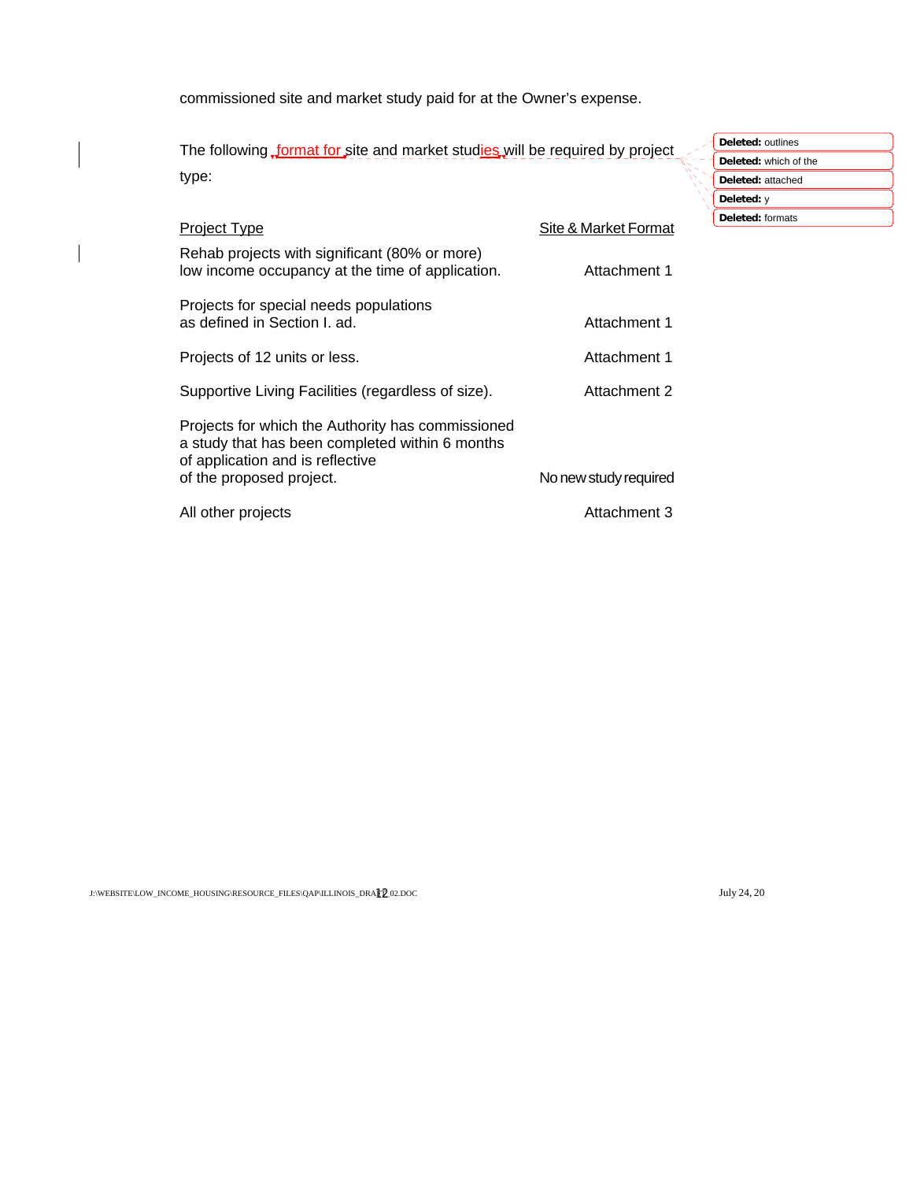commissioned site and market study paid for at the Owner's expense.

The following format for site and market studies will be required by project type:

| Project Type | Site & Market Format |
| --- | --- |
| Rehab projects with significant (80% or more) low income occupancy at the time of application. | Attachment 1 |
| Projects for special needs populations as defined in Section I. ad. | Attachment 1 |
| Projects of 12 units or less. | Attachment 1 |
| Supportive Living Facilities (regardless of size). | Attachment 2 |
| Projects for which the Authority has commissioned a study that has been completed within 6 months of application and is reflective of the proposed project. | No new study required |
| All other projects | Attachment 3 |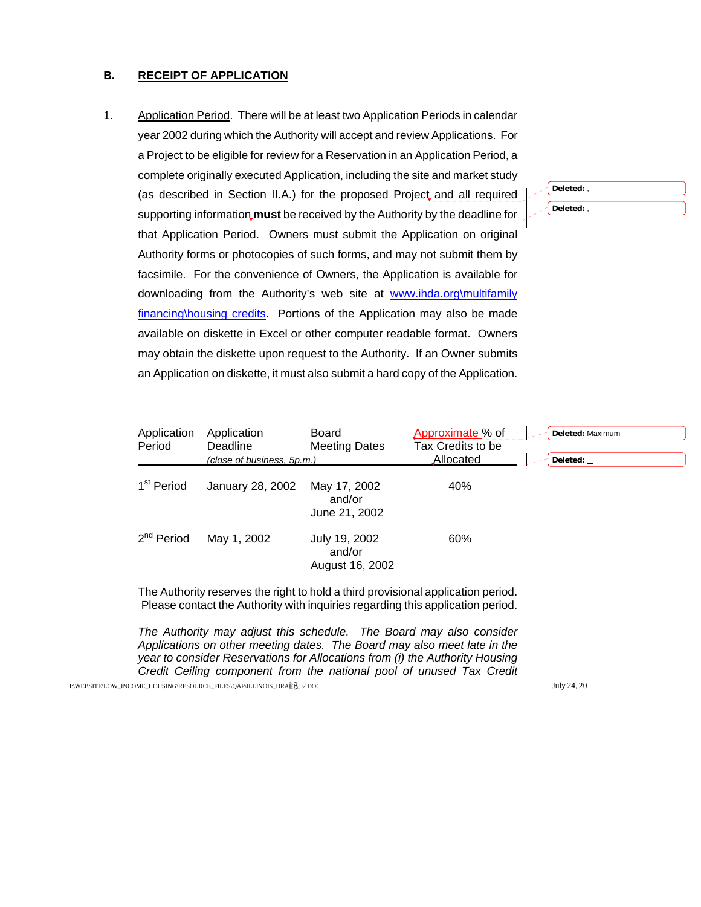## B. RECEIPT OF APPLICATION

1. Application Period. There will be at least two Application Periods in calendar year 2002 during which the Authority will accept and review Applications. For a Project to be eligible for review for a Reservation in an Application Period, a complete originally executed Application, including the site and market study (as described in Section II.A.) for the proposed Project and all required supporting information **must** be received by the Authority by the deadline for that Application Period. Owners must submit the Application on original Authority forms or photocopies of such forms, and may not submit them by facsimile. For the convenience of Owners, the Application is available for downloading from the Authority's web site at www.ihda.org\multifamily financing\housing credits. Portions of the Application may also be made available on diskette in Excel or other computer readable format. Owners may obtain the diskette upon request to the Authority. If an Owner submits an Application on diskette, it must also submit a hard copy of the Application.

| Application Period | Application Deadline *(close of business, 5p.m.)* | Board Meeting Dates | Approximate % of Tax Credits to be Allocated |
|---|---|---|---|
| 1st Period | January 28, 2002 | May 17, 2002 and/or June 21, 2002 | 40% |
| 2nd Period | May 1, 2002 | July 19, 2002 and/or August 16, 2002 | 60% |

The Authority reserves the right to hold a third provisional application period. Please contact the Authority with inquiries regarding this application period.

*The Authority may adjust this schedule. The Board may also consider Applications on other meeting dates. The Board may also meet late in the year to consider Reservations for Allocations from (i) the Authority Housing Credit Ceiling component from the national pool of unused Tax Credit*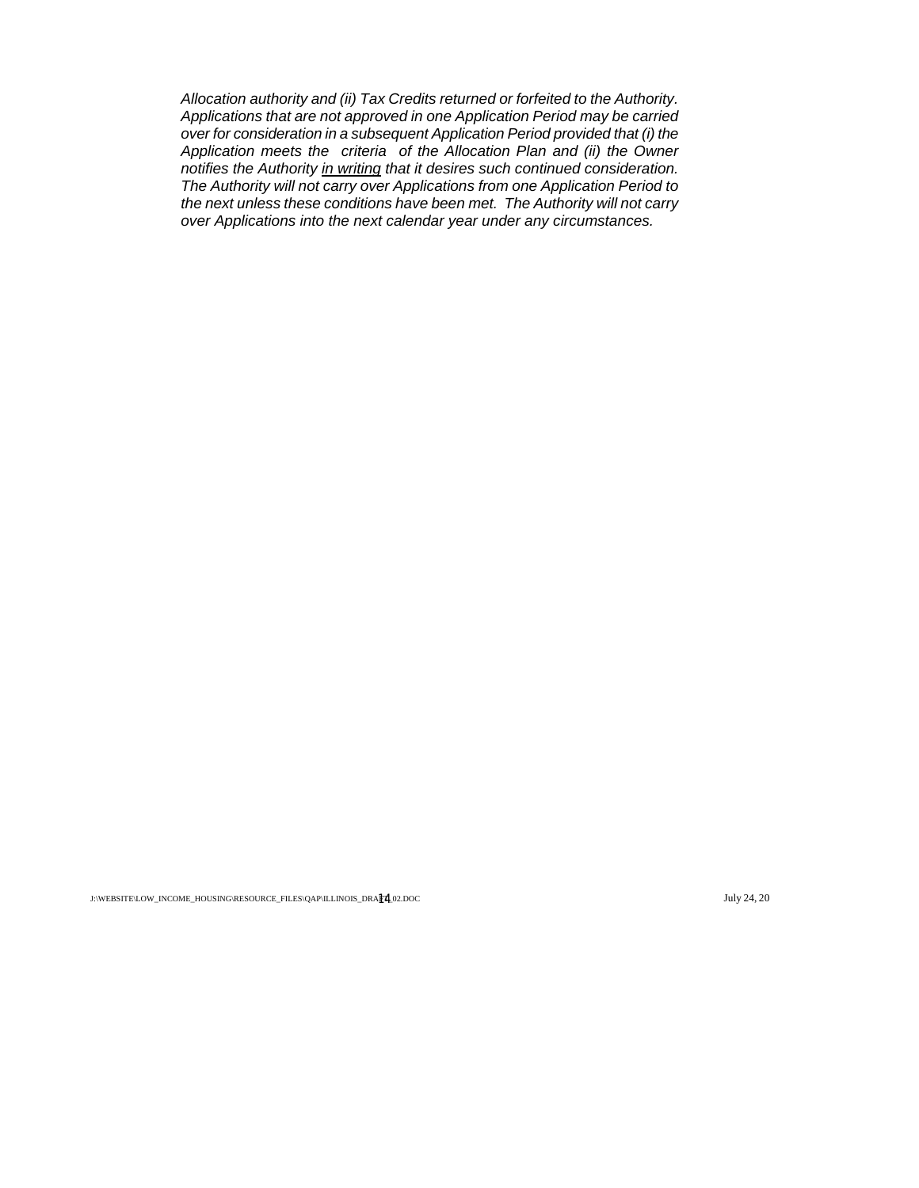*Allocation authority and (ii) Tax Credits returned or forfeited to the Authority. Applications that are not approved in one Application Period may be carried over for consideration in a subsequent Application Period provided that (i) the Application meets the criteria of the Allocation Plan and (ii) the Owner notifies the Authority <u>in writing</u> that it desires such continued consideration. The Authority will not carry over Applications from one Application Period to the next unless these conditions have been met. The Authority will not carry over Applications into the next calendar year under any circumstances.*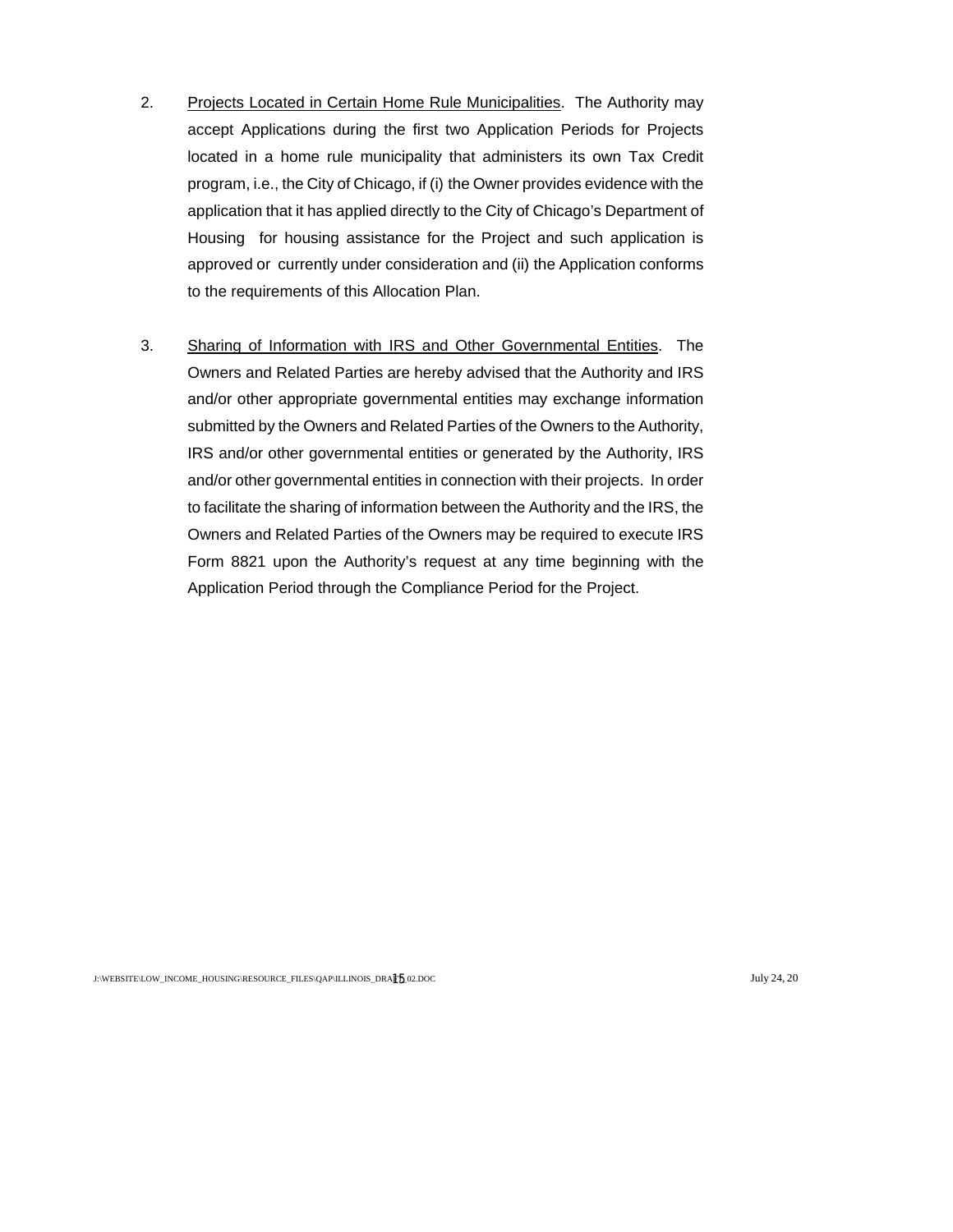2. <u>Projects Located in Certain Home Rule Municipalities</u>. The Authority may accept Applications during the first two Application Periods for Projects located in a home rule municipality that administers its own Tax Credit program, i.e., the City of Chicago, if (i) the Owner provides evidence with the application that it has applied directly to the City of Chicago's Department of Housing for housing assistance for the Project and such application is approved or currently under consideration and (ii) the Application conforms to the requirements of this Allocation Plan.

3. <u>Sharing of Information with IRS and Other Governmental Entities</u>. The Owners and Related Parties are hereby advised that the Authority and IRS and/or other appropriate governmental entities may exchange information submitted by the Owners and Related Parties of the Owners to the Authority, IRS and/or other governmental entities or generated by the Authority, IRS and/or other governmental entities in connection with their projects. In order to facilitate the sharing of information between the Authority and the IRS, the Owners and Related Parties of the Owners may be required to execute IRS Form 8821 upon the Authority's request at any time beginning with the Application Period through the Compliance Period for the Project.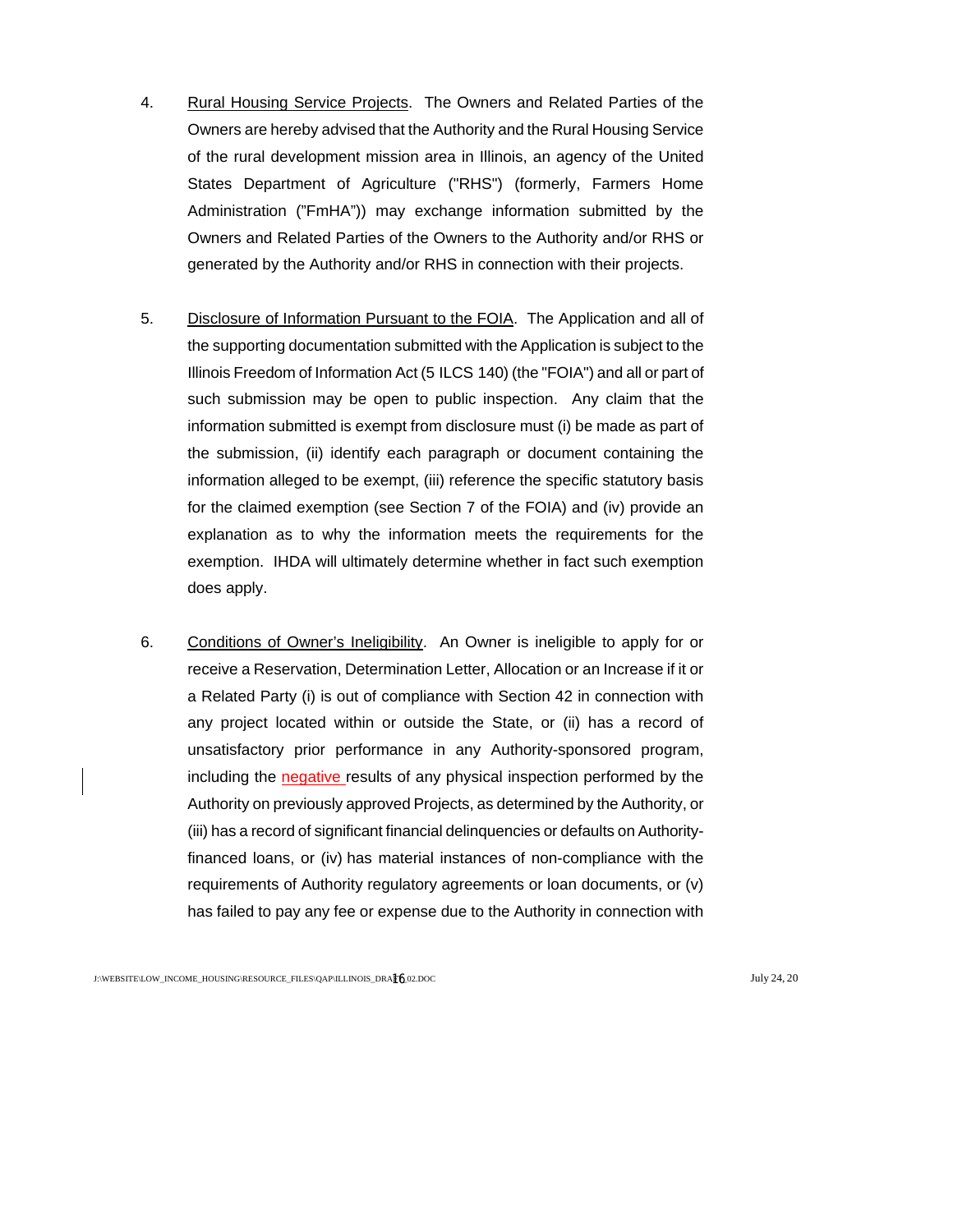4. Rural Housing Service Projects. The Owners and Related Parties of the Owners are hereby advised that the Authority and the Rural Housing Service of the rural development mission area in Illinois, an agency of the United States Department of Agriculture ("RHS") (formerly, Farmers Home Administration ("FmHA")) may exchange information submitted by the Owners and Related Parties of the Owners to the Authority and/or RHS or generated by the Authority and/or RHS in connection with their projects.

5. Disclosure of Information Pursuant to the FOIA. The Application and all of the supporting documentation submitted with the Application is subject to the Illinois Freedom of Information Act (5 ILCS 140) (the "FOIA") and all or part of such submission may be open to public inspection. Any claim that the information submitted is exempt from disclosure must (i) be made as part of the submission, (ii) identify each paragraph or document containing the information alleged to be exempt, (iii) reference the specific statutory basis for the claimed exemption (see Section 7 of the FOIA) and (iv) provide an explanation as to why the information meets the requirements for the exemption. IHDA will ultimately determine whether in fact such exemption does apply.

6. Conditions of Owner's Ineligibility. An Owner is ineligible to apply for or receive a Reservation, Determination Letter, Allocation or an Increase if it or a Related Party (i) is out of compliance with Section 42 in connection with any project located within or outside the State, or (ii) has a record of unsatisfactory prior performance in any Authority-sponsored program, including the negative results of any physical inspection performed by the Authority on previously approved Projects, as determined by the Authority, or (iii) has a record of significant financial delinquencies or defaults on Authority-financed loans, or (iv) has material instances of non-compliance with the requirements of Authority regulatory agreements or loan documents, or (v) has failed to pay any fee or expense due to the Authority in connection with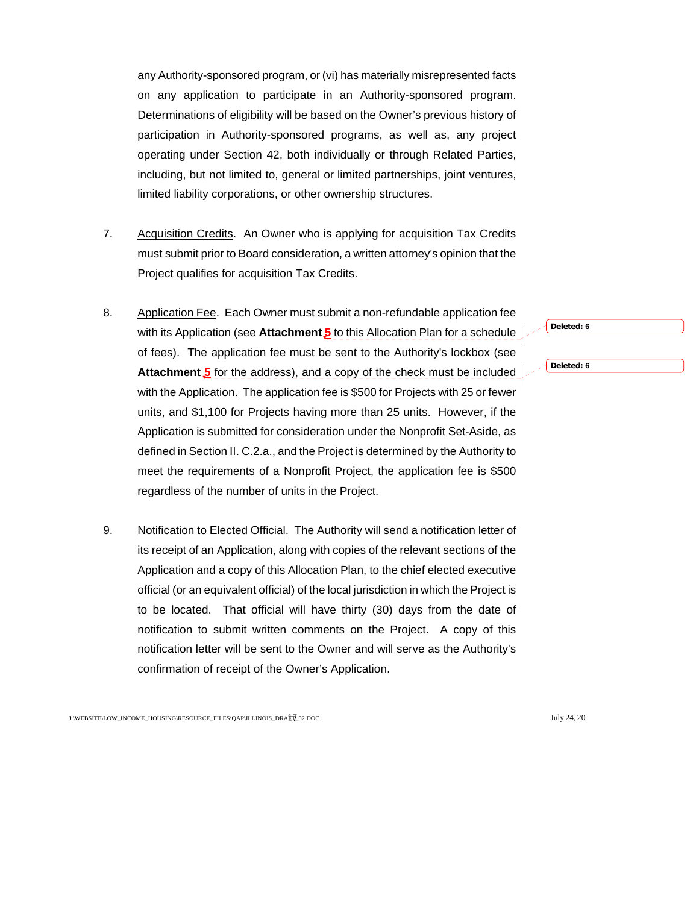any Authority-sponsored program, or (vi) has materially misrepresented facts on any application to participate in an Authority-sponsored program. Determinations of eligibility will be based on the Owner's previous history of participation in Authority-sponsored programs, as well as, any project operating under Section 42, both individually or through Related Parties, including, but not limited to, general or limited partnerships, joint ventures, limited liability corporations, or other ownership structures.

7. <u>Acquisition Credits</u>. An Owner who is applying for acquisition Tax Credits must submit prior to Board consideration, a written attorney's opinion that the Project qualifies for acquisition Tax Credits.

8. <u>Application Fee</u>. Each Owner must submit a non-refundable application fee with its Application (see **Attachment 5** to this Allocation Plan for a schedule of fees). The application fee must be sent to the Authority's lockbox (see **Attachment 5** for the address), and a copy of the check must be included with the Application. The application fee is $500 for Projects with 25 or fewer units, and $1,100 for Projects having more than 25 units. However, if the Application is submitted for consideration under the Nonprofit Set-Aside, as defined in Section II. C.2.a., and the Project is determined by the Authority to meet the requirements of a Nonprofit Project, the application fee is $500 regardless of the number of units in the Project.

9. <u>Notification to Elected Official</u>. The Authority will send a notification letter of its receipt of an Application, along with copies of the relevant sections of the Application and a copy of this Allocation Plan, to the chief elected executive official (or an equivalent official) of the local jurisdiction in which the Project is to be located. That official will have thirty (30) days from the date of notification to submit written comments on the Project. A copy of this notification letter will be sent to the Owner and will serve as the Authority's confirmation of receipt of the Owner's Application.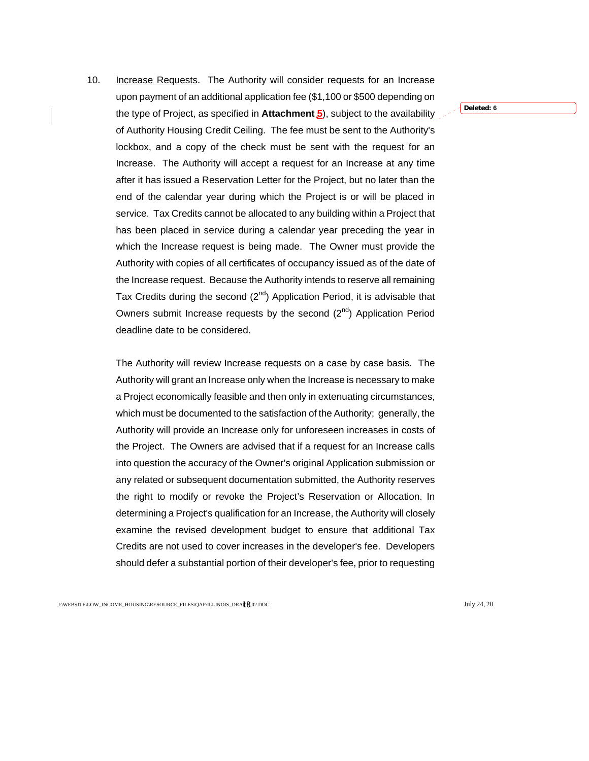10. Increase Requests. The Authority will consider requests for an Increase upon payment of an additional application fee ($1,100 or $500 depending on the type of Project, as specified in **Attachment 5**), subject to the availability of Authority Housing Credit Ceiling. The fee must be sent to the Authority's lockbox, and a copy of the check must be sent with the request for an Increase. The Authority will accept a request for an Increase at any time after it has issued a Reservation Letter for the Project, but no later than the end of the calendar year during which the Project is or will be placed in service. Tax Credits cannot be allocated to any building within a Project that has been placed in service during a calendar year preceding the year in which the Increase request is being made. The Owner must provide the Authority with copies of all certificates of occupancy issued as of the date of the Increase request. Because the Authority intends to reserve all remaining Tax Credits during the second (2nd) Application Period, it is advisable that Owners submit Increase requests by the second (2nd) Application Period deadline date to be considered.

    The Authority will review Increase requests on a case by case basis. The Authority will grant an Increase only when the Increase is necessary to make a Project economically feasible and then only in extenuating circumstances, which must be documented to the satisfaction of the Authority; generally, the Authority will provide an Increase only for unforeseen increases in costs of the Project. The Owners are advised that if a request for an Increase calls into question the accuracy of the Owner's original Application submission or any related or subsequent documentation submitted, the Authority reserves the right to modify or revoke the Project's Reservation or Allocation. In determining a Project's qualification for an Increase, the Authority will closely examine the revised development budget to ensure that additional Tax Credits are not used to cover increases in the developer's fee. Developers should defer a substantial portion of their developer's fee, prior to requesting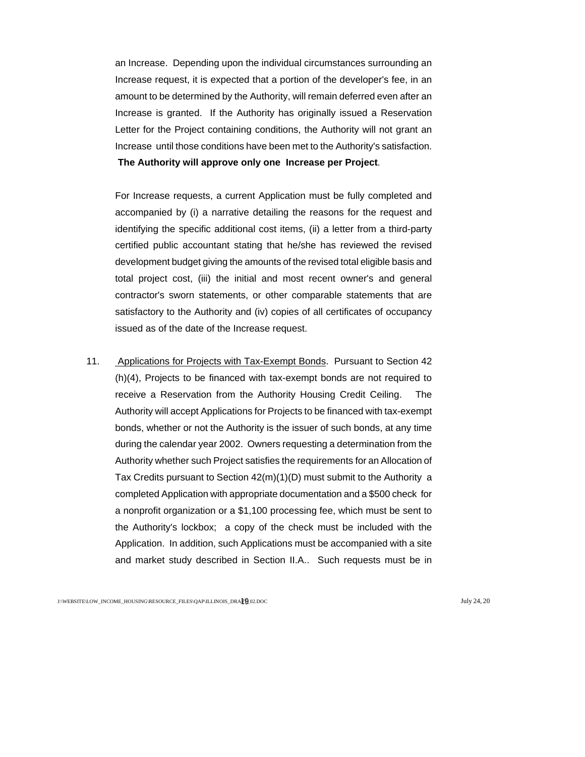an Increase. Depending upon the individual circumstances surrounding an Increase request, it is expected that a portion of the developer's fee, in an amount to be determined by the Authority, will remain deferred even after an Increase is granted. If the Authority has originally issued a Reservation Letter for the Project containing conditions, the Authority will not grant an Increase until those conditions have been met to the Authority's satisfaction. **The Authority will approve only one Increase per Project**.

For Increase requests, a current Application must be fully completed and accompanied by (i) a narrative detailing the reasons for the request and identifying the specific additional cost items, (ii) a letter from a third-party certified public accountant stating that he/she has reviewed the revised development budget giving the amounts of the revised total eligible basis and total project cost, (iii) the initial and most recent owner's and general contractor's sworn statements, or other comparable statements that are satisfactory to the Authority and (iv) copies of all certificates of occupancy issued as of the date of the Increase request.

11. <u>Applications for Projects with Tax-Exempt Bonds</u>. Pursuant to Section 42 (h)(4), Projects to be financed with tax-exempt bonds are not required to receive a Reservation from the Authority Housing Credit Ceiling. The Authority will accept Applications for Projects to be financed with tax-exempt bonds, whether or not the Authority is the issuer of such bonds, at any time during the calendar year 2002. Owners requesting a determination from the Authority whether such Project satisfies the requirements for an Allocation of Tax Credits pursuant to Section 42(m)(1)(D) must submit to the Authority a completed Application with appropriate documentation and a $500 check for a nonprofit organization or a $1,100 processing fee, which must be sent to the Authority's lockbox; a copy of the check must be included with the Application. In addition, such Applications must be accompanied with a site and market study described in Section II.A.. Such requests must be in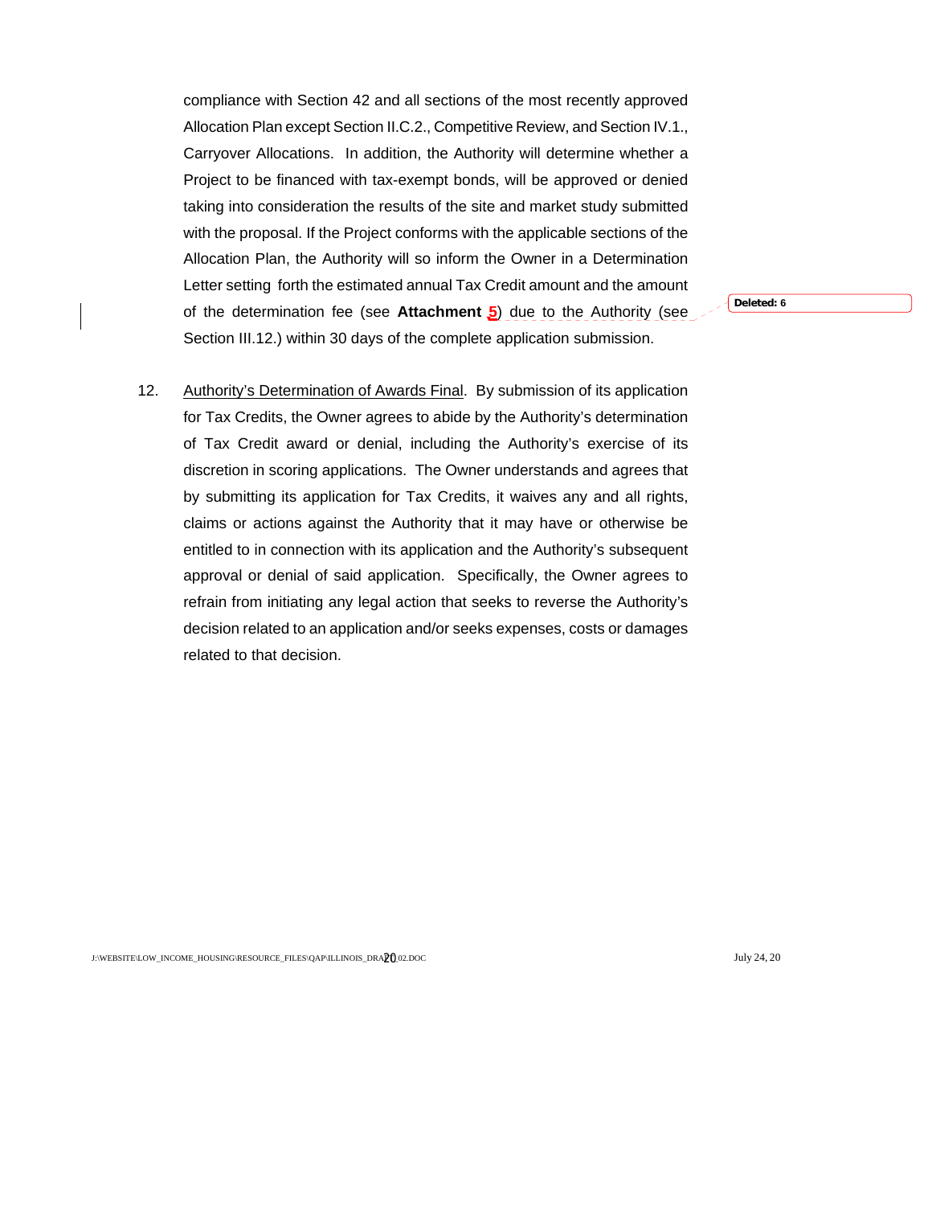compliance with Section 42 and all sections of the most recently approved Allocation Plan except Section II.C.2., Competitive Review, and Section IV.1., Carryover Allocations. In addition, the Authority will determine whether a Project to be financed with tax-exempt bonds, will be approved or denied taking into consideration the results of the site and market study submitted with the proposal. If the Project conforms with the applicable sections of the Allocation Plan, the Authority will so inform the Owner in a Determination Letter setting forth the estimated annual Tax Credit amount and the amount of the determination fee (see **Attachment 5**) due to the Authority (see Section III.12.) within 30 days of the complete application submission.

12. Authority's Determination of Awards Final. By submission of its application for Tax Credits, the Owner agrees to abide by the Authority's determination of Tax Credit award or denial, including the Authority's exercise of its discretion in scoring applications. The Owner understands and agrees that by submitting its application for Tax Credits, it waives any and all rights, claims or actions against the Authority that it may have or otherwise be entitled to in connection with its application and the Authority's subsequent approval or denial of said application. Specifically, the Owner agrees to refrain from initiating any legal action that seeks to reverse the Authority's decision related to an application and/or seeks expenses, costs or damages related to that decision.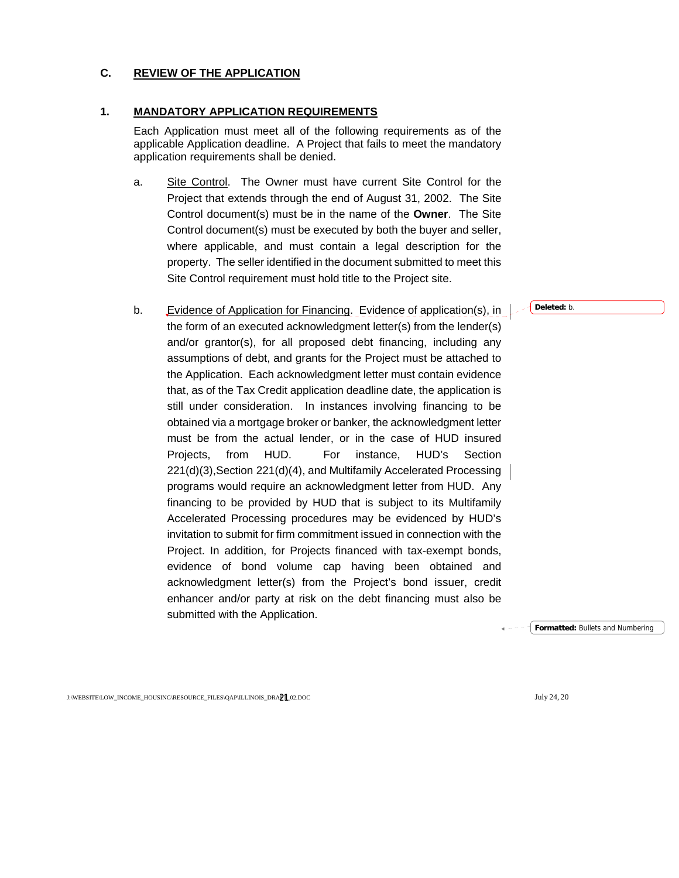## C. REVIEW OF THE APPLICATION

### 1. MANDATORY APPLICATION REQUIREMENTS

Each Application must meet all of the following requirements as of the applicable Application deadline. A Project that fails to meet the mandatory application requirements shall be denied.

a. Site Control. The Owner must have current Site Control for the Project that extends through the end of August 31, 2002. The Site Control document(s) must be in the name of the **Owner**. The Site Control document(s) must be executed by both the buyer and seller, where applicable, and must contain a legal description for the property. The seller identified in the document submitted to meet this Site Control requirement must hold title to the Project site.

b. Evidence of Application for Financing. Evidence of application(s), in the form of an executed acknowledgment letter(s) from the lender(s) and/or grantor(s), for all proposed debt financing, including any assumptions of debt, and grants for the Project must be attached to the Application. Each acknowledgment letter must contain evidence that, as of the Tax Credit application deadline date, the application is still under consideration. In instances involving financing to be obtained via a mortgage broker or banker, the acknowledgment letter must be from the actual lender, or in the case of HUD insured Projects, from HUD. For instance, HUD's Section 221(d)(3),Section 221(d)(4), and Multifamily Accelerated Processing programs would require an acknowledgment letter from HUD. Any financing to be provided by HUD that is subject to its Multifamily Accelerated Processing procedures may be evidenced by HUD's invitation to submit for firm commitment issued in connection with the Project. In addition, for Projects financed with tax-exempt bonds, evidence of bond volume cap having been obtained and acknowledgment letter(s) from the Project's bond issuer, credit enhancer and/or party at risk on the debt financing must also be submitted with the Application.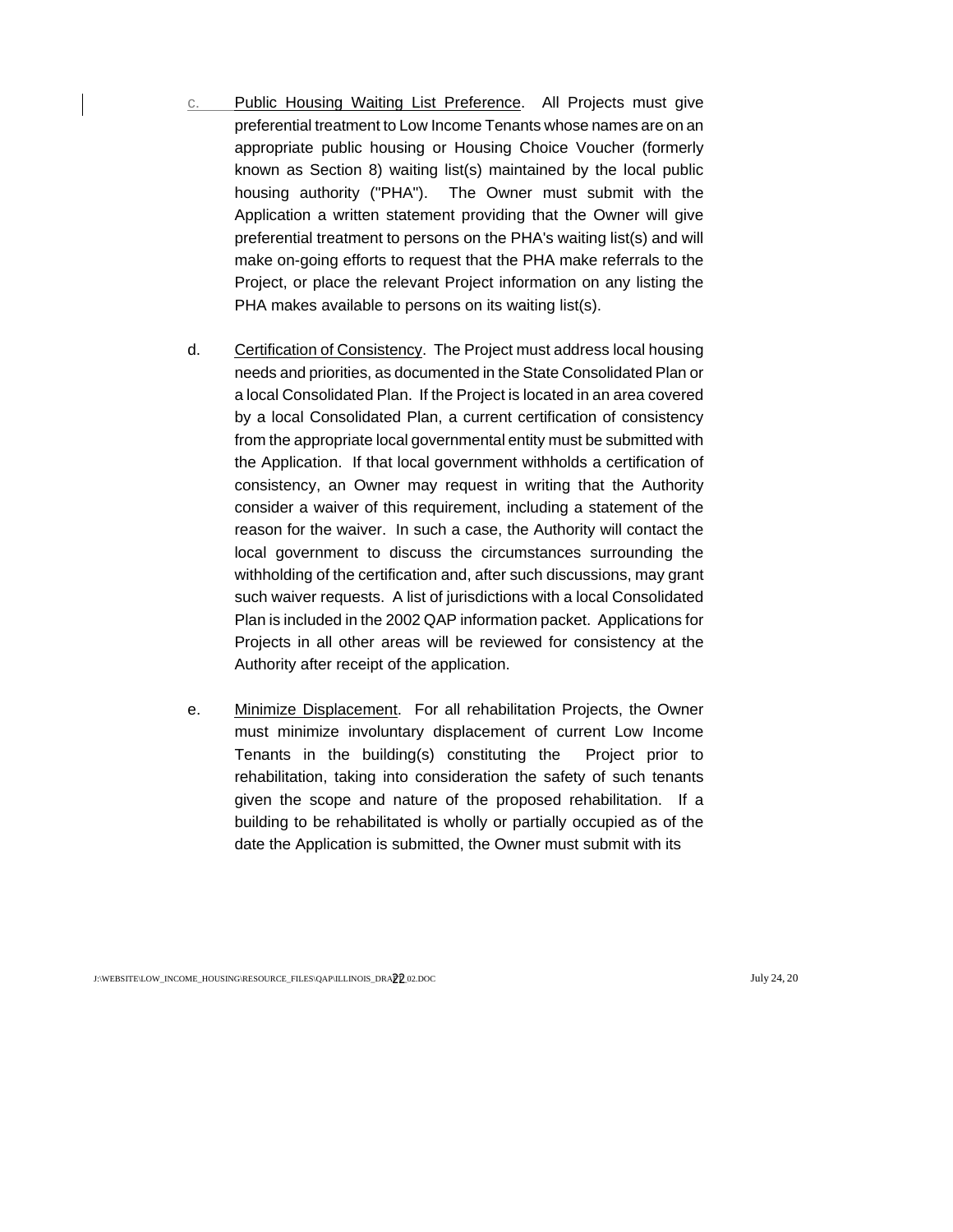c. Public Housing Waiting List Preference. All Projects must give preferential treatment to Low Income Tenants whose names are on an appropriate public housing or Housing Choice Voucher (formerly known as Section 8) waiting list(s) maintained by the local public housing authority ("PHA"). The Owner must submit with the Application a written statement providing that the Owner will give preferential treatment to persons on the PHA's waiting list(s) and will make on-going efforts to request that the PHA make referrals to the Project, or place the relevant Project information on any listing the PHA makes available to persons on its waiting list(s).

d. Certification of Consistency. The Project must address local housing needs and priorities, as documented in the State Consolidated Plan or a local Consolidated Plan. If the Project is located in an area covered by a local Consolidated Plan, a current certification of consistency from the appropriate local governmental entity must be submitted with the Application. If that local government withholds a certification of consistency, an Owner may request in writing that the Authority consider a waiver of this requirement, including a statement of the reason for the waiver. In such a case, the Authority will contact the local government to discuss the circumstances surrounding the withholding of the certification and, after such discussions, may grant such waiver requests. A list of jurisdictions with a local Consolidated Plan is included in the 2002 QAP information packet. Applications for Projects in all other areas will be reviewed for consistency at the Authority after receipt of the application.

e. Minimize Displacement. For all rehabilitation Projects, the Owner must minimize involuntary displacement of current Low Income Tenants in the building(s) constituting the Project prior to rehabilitation, taking into consideration the safety of such tenants given the scope and nature of the proposed rehabilitation. If a building to be rehabilitated is wholly or partially occupied as of the date the Application is submitted, the Owner must submit with its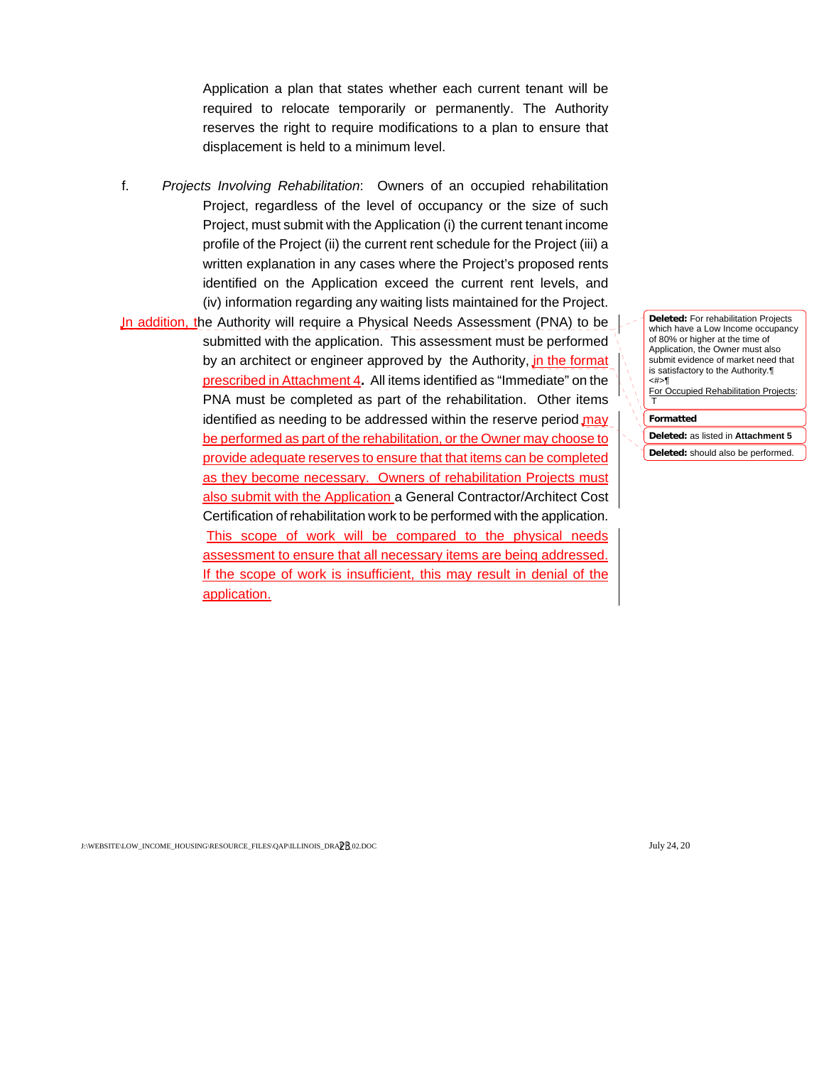Application a plan that states whether each current tenant will be required to relocate temporarily or permanently. The Authority reserves the right to require modifications to a plan to ensure that displacement is held to a minimum level.

f. *Projects Involving Rehabilitation*: Owners of an occupied rehabilitation Project, regardless of the level of occupancy or the size of such Project, must submit with the Application (i) the current tenant income profile of the Project (ii) the current rent schedule for the Project (iii) a written explanation in any cases where the Project's proposed rents identified on the Application exceed the current rent levels, and (iv) information regarding any waiting lists maintained for the Project.

In addition, the Authority will require a Physical Needs Assessment (PNA) to be submitted with the application. This assessment must be performed by an architect or engineer approved by the Authority, in the format prescribed in Attachment 4**.** All items identified as "Immediate" on the PNA must be completed as part of the rehabilitation. Other items identified as needing to be addressed within the reserve period may be performed as part of the rehabilitation, or the Owner may choose to provide adequate reserves to ensure that that items can be completed as they become necessary. Owners of rehabilitation Projects must also submit with the Application a General Contractor/Architect Cost Certification of rehabilitation work to be performed with the application. This scope of work will be compared to the physical needs assessment to ensure that all necessary items are being addressed. If the scope of work is insufficient, this may result in denial of the application.

**Deleted:** For rehabilitation Projects which have a Low Income occupancy of 80% or higher at the time of Application, the Owner must also submit evidence of market need that is satisfactory to the Authority.¶
<#>¶
For Occupied Rehabilitation Projects: T

**Formatted**

**Deleted:** as listed in **Attachment 5**

**Deleted:** should also be performed.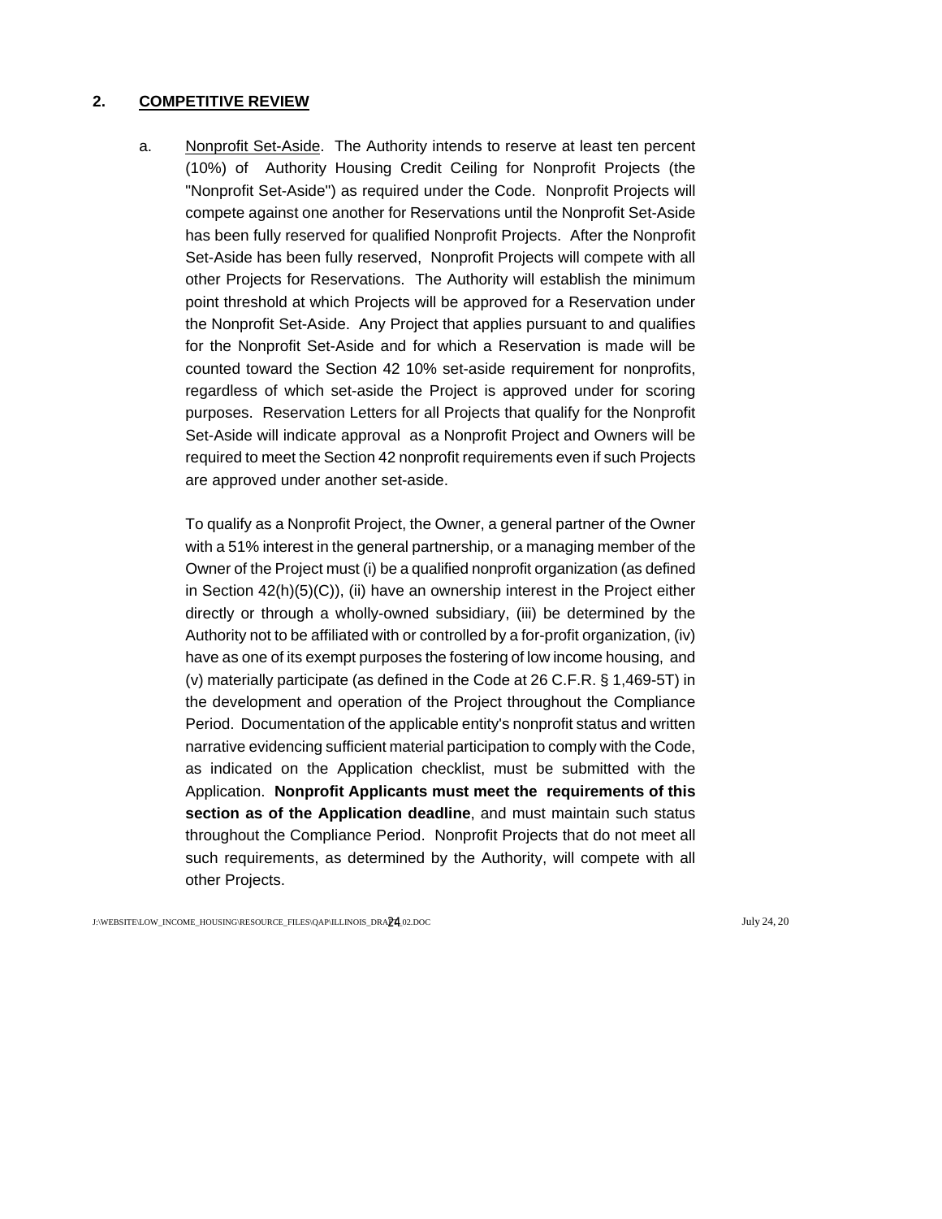## 2. COMPETITIVE REVIEW

a. Nonprofit Set-Aside. The Authority intends to reserve at least ten percent (10%) of Authority Housing Credit Ceiling for Nonprofit Projects (the "Nonprofit Set-Aside") as required under the Code. Nonprofit Projects will compete against one another for Reservations until the Nonprofit Set-Aside has been fully reserved for qualified Nonprofit Projects. After the Nonprofit Set-Aside has been fully reserved, Nonprofit Projects will compete with all other Projects for Reservations. The Authority will establish the minimum point threshold at which Projects will be approved for a Reservation under the Nonprofit Set-Aside. Any Project that applies pursuant to and qualifies for the Nonprofit Set-Aside and for which a Reservation is made will be counted toward the Section 42 10% set-aside requirement for nonprofits, regardless of which set-aside the Project is approved under for scoring purposes. Reservation Letters for all Projects that qualify for the Nonprofit Set-Aside will indicate approval as a Nonprofit Project and Owners will be required to meet the Section 42 nonprofit requirements even if such Projects are approved under another set-aside.

To qualify as a Nonprofit Project, the Owner, a general partner of the Owner with a 51% interest in the general partnership, or a managing member of the Owner of the Project must (i) be a qualified nonprofit organization (as defined in Section 42(h)(5)(C)), (ii) have an ownership interest in the Project either directly or through a wholly-owned subsidiary, (iii) be determined by the Authority not to be affiliated with or controlled by a for-profit organization, (iv) have as one of its exempt purposes the fostering of low income housing, and (v) materially participate (as defined in the Code at 26 C.F.R. § 1,469-5T) in the development and operation of the Project throughout the Compliance Period. Documentation of the applicable entity's nonprofit status and written narrative evidencing sufficient material participation to comply with the Code, as indicated on the Application checklist, must be submitted with the Application. **Nonprofit Applicants must meet the requirements of this section as of the Application deadline**, and must maintain such status throughout the Compliance Period. Nonprofit Projects that do not meet all such requirements, as determined by the Authority, will compete with all other Projects.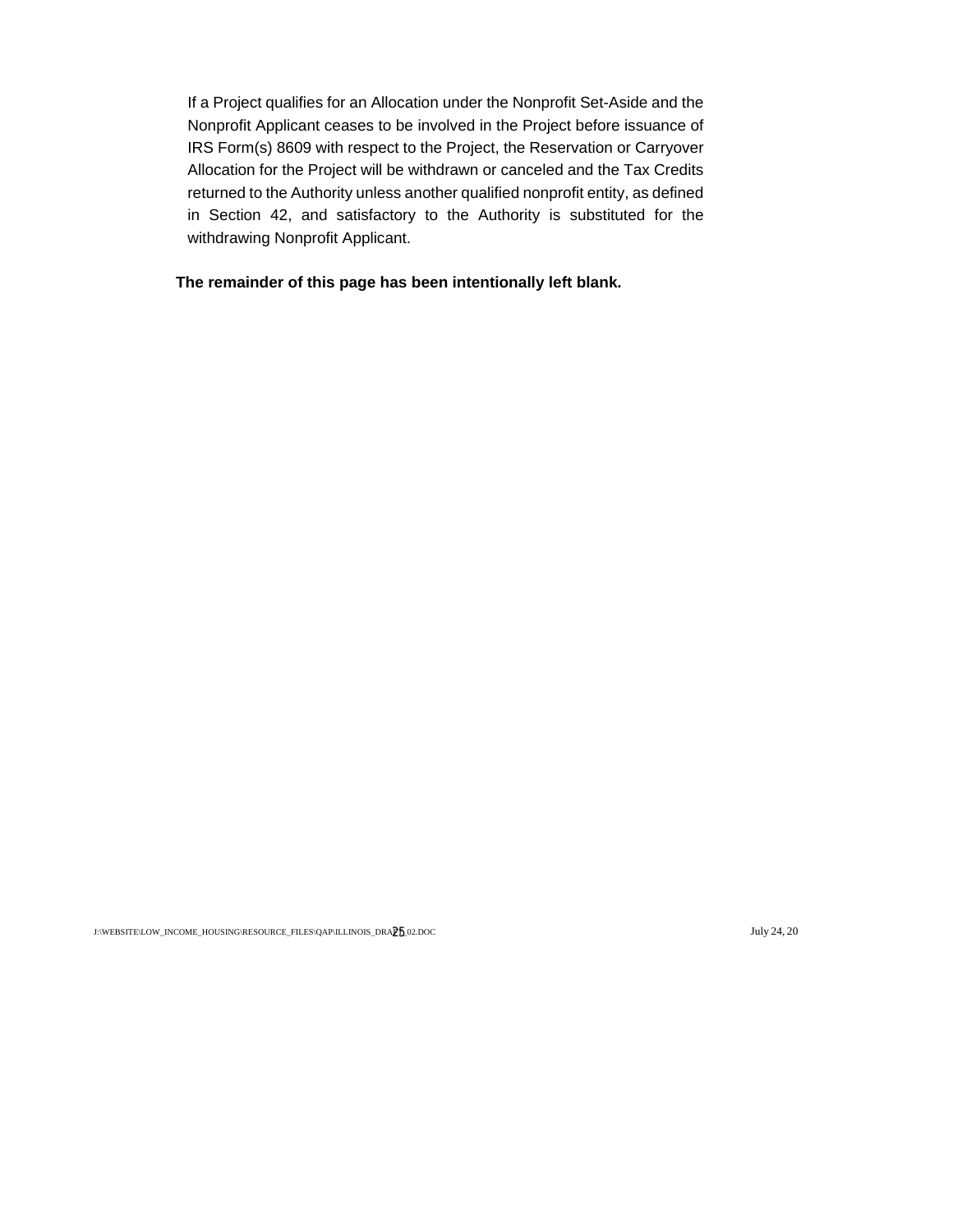If a Project qualifies for an Allocation under the Nonprofit Set-Aside and the Nonprofit Applicant ceases to be involved in the Project before issuance of IRS Form(s) 8609 with respect to the Project, the Reservation or Carryover Allocation for the Project will be withdrawn or canceled and the Tax Credits returned to the Authority unless another qualified nonprofit entity, as defined in Section 42, and satisfactory to the Authority is substituted for the withdrawing Nonprofit Applicant.

**The remainder of this page has been intentionally left blank.**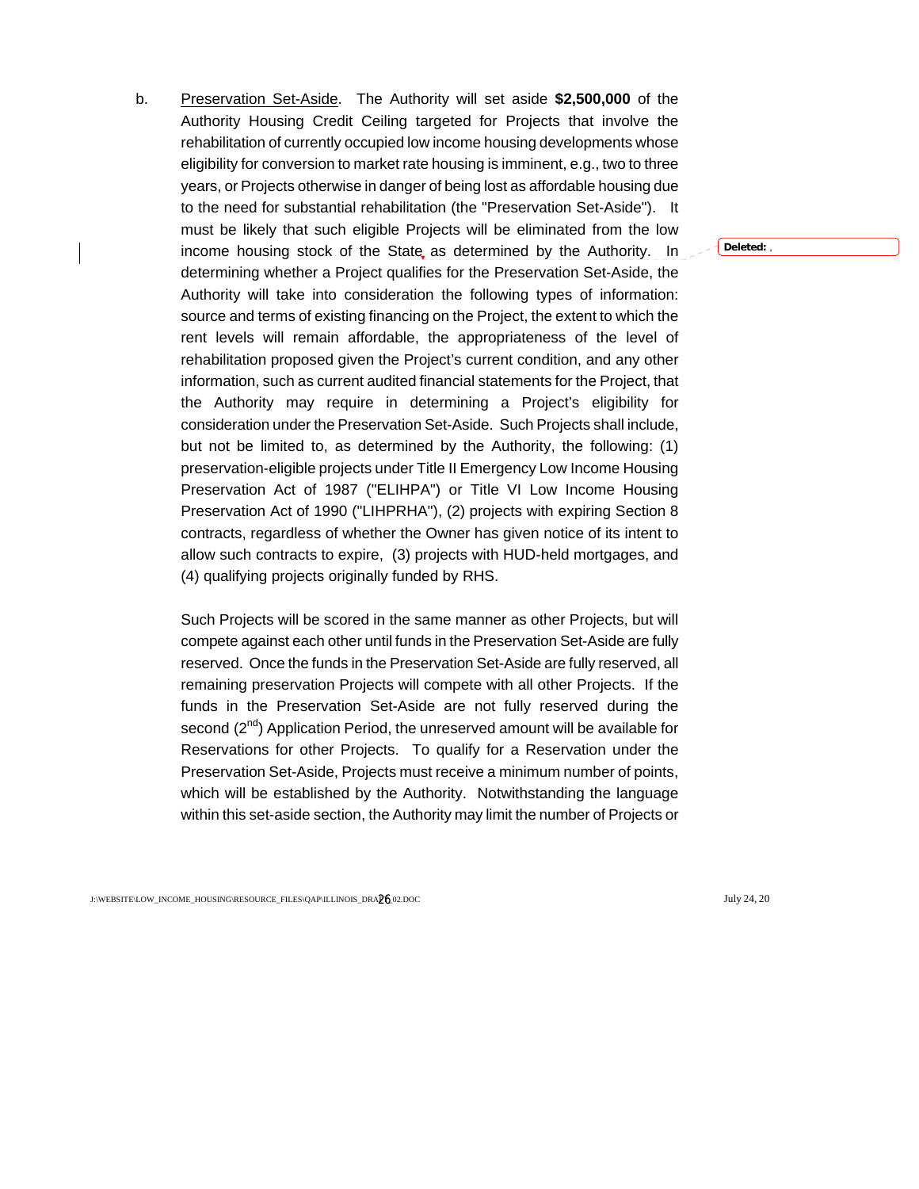b. Preservation Set-Aside. The Authority will set aside **$2,500,000** of the Authority Housing Credit Ceiling targeted for Projects that involve the rehabilitation of currently occupied low income housing developments whose eligibility for conversion to market rate housing is imminent, e.g., two to three years, or Projects otherwise in danger of being lost as affordable housing due to the need for substantial rehabilitation (the "Preservation Set-Aside"). It must be likely that such eligible Projects will be eliminated from the low income housing stock of the State as determined by the Authority. In determining whether a Project qualifies for the Preservation Set-Aside, the Authority will take into consideration the following types of information: source and terms of existing financing on the Project, the extent to which the rent levels will remain affordable, the appropriateness of the level of rehabilitation proposed given the Project's current condition, and any other information, such as current audited financial statements for the Project, that the Authority may require in determining a Project's eligibility for consideration under the Preservation Set-Aside. Such Projects shall include, but not be limited to, as determined by the Authority, the following: (1) preservation-eligible projects under Title II Emergency Low Income Housing Preservation Act of 1987 ("ELIHPA") or Title VI Low Income Housing Preservation Act of 1990 ("LIHPRHA"), (2) projects with expiring Section 8 contracts, regardless of whether the Owner has given notice of its intent to allow such contracts to expire, (3) projects with HUD-held mortgages, and (4) qualifying projects originally funded by RHS.

Such Projects will be scored in the same manner as other Projects, but will compete against each other until funds in the Preservation Set-Aside are fully reserved. Once the funds in the Preservation Set-Aside are fully reserved, all remaining preservation Projects will compete with all other Projects. If the funds in the Preservation Set-Aside are not fully reserved during the second (2nd) Application Period, the unreserved amount will be available for Reservations for other Projects. To qualify for a Reservation under the Preservation Set-Aside, Projects must receive a minimum number of points, which will be established by the Authority. Notwithstanding the language within this set-aside section, the Authority may limit the number of Projects or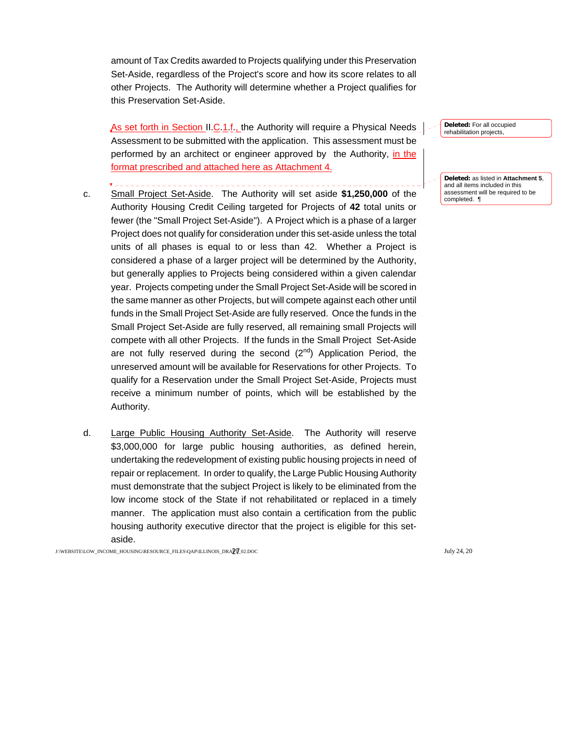amount of Tax Credits awarded to Projects qualifying under this Preservation Set-Aside, regardless of the Project's score and how its score relates to all other Projects. The Authority will determine whether a Project qualifies for this Preservation Set-Aside.

As set forth in Section II.C.1.f., the Authority will require a Physical Needs Assessment to be submitted with the application. This assessment must be performed by an architect or engineer approved by the Authority, in the format prescribed and attached here as Attachment 4.

**Deleted:** For all occupied rehabilitation projects,

**Deleted:** as listed in **Attachment 5**, and all items included in this assessment will be required to be completed.

c. Small Project Set-Aside. The Authority will set aside **$1,250,000** of the Authority Housing Credit Ceiling targeted for Projects of **42** total units or fewer (the "Small Project Set-Aside"). A Project which is a phase of a larger Project does not qualify for consideration under this set-aside unless the total units of all phases is equal to or less than 42. Whether a Project is considered a phase of a larger project will be determined by the Authority, but generally applies to Projects being considered within a given calendar year. Projects competing under the Small Project Set-Aside will be scored in the same manner as other Projects, but will compete against each other until funds in the Small Project Set-Aside are fully reserved. Once the funds in the Small Project Set-Aside are fully reserved, all remaining small Projects will compete with all other Projects. If the funds in the Small Project Set-Aside are not fully reserved during the second (2nd) Application Period, the unreserved amount will be available for Reservations for other Projects. To qualify for a Reservation under the Small Project Set-Aside, Projects must receive a minimum number of points, which will be established by the Authority.

d. Large Public Housing Authority Set-Aside. The Authority will reserve $3,000,000 for large public housing authorities, as defined herein, undertaking the redevelopment of existing public housing projects in need of repair or replacement. In order to qualify, the Large Public Housing Authority must demonstrate that the subject Project is likely to be eliminated from the low income stock of the State if not rehabilitated or replaced in a timely manner. The application must also contain a certification from the public housing authority executive director that the project is eligible for this set-aside.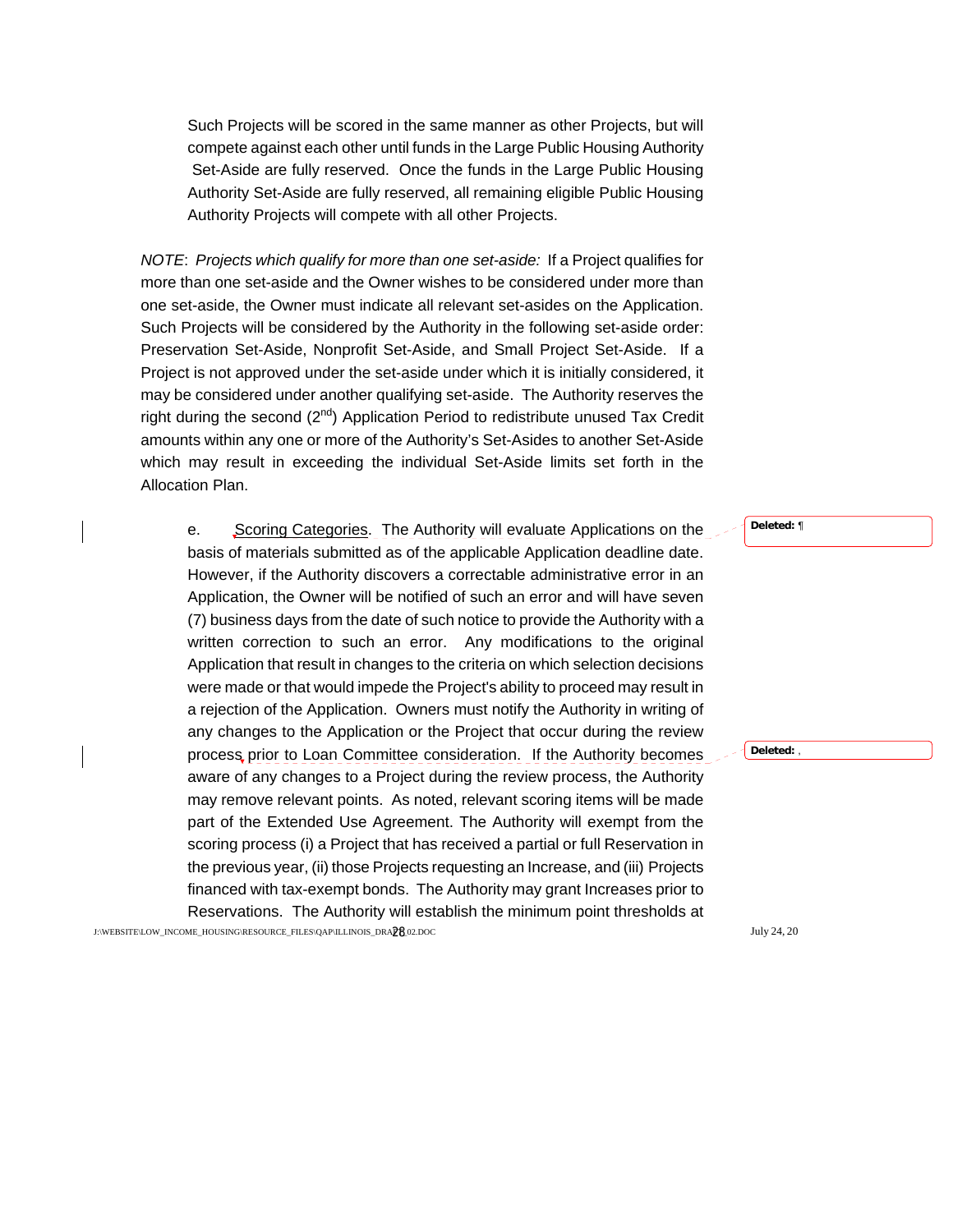Such Projects will be scored in the same manner as other Projects, but will compete against each other until funds in the Large Public Housing Authority Set-Aside are fully reserved. Once the funds in the Large Public Housing Authority Set-Aside are fully reserved, all remaining eligible Public Housing Authority Projects will compete with all other Projects.

*NOTE*: *Projects which qualify for more than one set-aside:* If a Project qualifies for more than one set-aside and the Owner wishes to be considered under more than one set-aside, the Owner must indicate all relevant set-asides on the Application. Such Projects will be considered by the Authority in the following set-aside order: Preservation Set-Aside, Nonprofit Set-Aside, and Small Project Set-Aside. If a Project is not approved under the set-aside under which it is initially considered, it may be considered under another qualifying set-aside. The Authority reserves the right during the second (2nd) Application Period to redistribute unused Tax Credit amounts within any one or more of the Authority's Set-Asides to another Set-Aside which may result in exceeding the individual Set-Aside limits set forth in the Allocation Plan.

e. Scoring Categories. The Authority will evaluate Applications on the basis of materials submitted as of the applicable Application deadline date. However, if the Authority discovers a correctable administrative error in an Application, the Owner will be notified of such an error and will have seven (7) business days from the date of such notice to provide the Authority with a written correction to such an error. Any modifications to the original Application that result in changes to the criteria on which selection decisions were made or that would impede the Project's ability to proceed may result in a rejection of the Application. Owners must notify the Authority in writing of any changes to the Application or the Project that occur during the review process prior to Loan Committee consideration. If the Authority becomes aware of any changes to a Project during the review process, the Authority may remove relevant points. As noted, relevant scoring items will be made part of the Extended Use Agreement. The Authority will exempt from the scoring process (i) a Project that has received a partial or full Reservation in the previous year, (ii) those Projects requesting an Increase, and (iii) Projects financed with tax-exempt bonds. The Authority may grant Increases prior to Reservations. The Authority will establish the minimum point thresholds at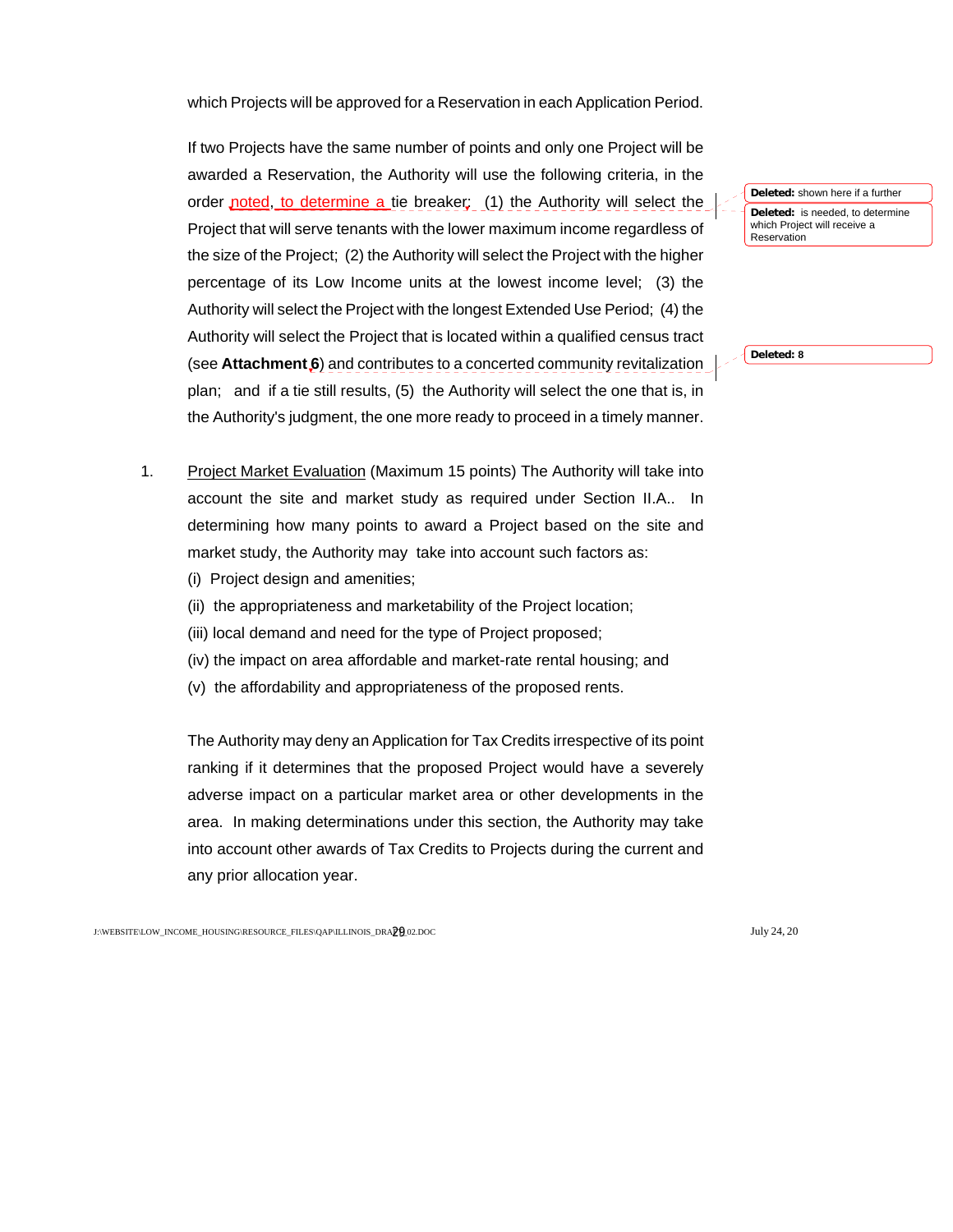which Projects will be approved for a Reservation in each Application Period.

If two Projects have the same number of points and only one Project will be awarded a Reservation, the Authority will use the following criteria, in the order noted, to determine a tie breaker: (1) the Authority will select the Project that will serve tenants with the lower maximum income regardless of the size of the Project; (2) the Authority will select the Project with the higher percentage of its Low Income units at the lowest income level; (3) the Authority will select the Project with the longest Extended Use Period; (4) the Authority will select the Project that is located within a qualified census tract (see **Attachment 6**) and contributes to a concerted community revitalization plan; and if a tie still results, (5) the Authority will select the one that is, in the Authority's judgment, the one more ready to proceed in a timely manner.

1. Project Market Evaluation (Maximum 15 points) The Authority will take into account the site and market study as required under Section II.A.. In determining how many points to award a Project based on the site and market study, the Authority may take into account such factors as:
   (i) Project design and amenities;
   (ii) the appropriateness and marketability of the Project location;
   (iii) local demand and need for the type of Project proposed;
   (iv) the impact on area affordable and market-rate rental housing; and
   (v) the affordability and appropriateness of the proposed rents.

   The Authority may deny an Application for Tax Credits irrespective of its point ranking if it determines that the proposed Project would have a severely adverse impact on a particular market area or other developments in the area. In making determinations under this section, the Authority may take into account other awards of Tax Credits to Projects during the current and any prior allocation year.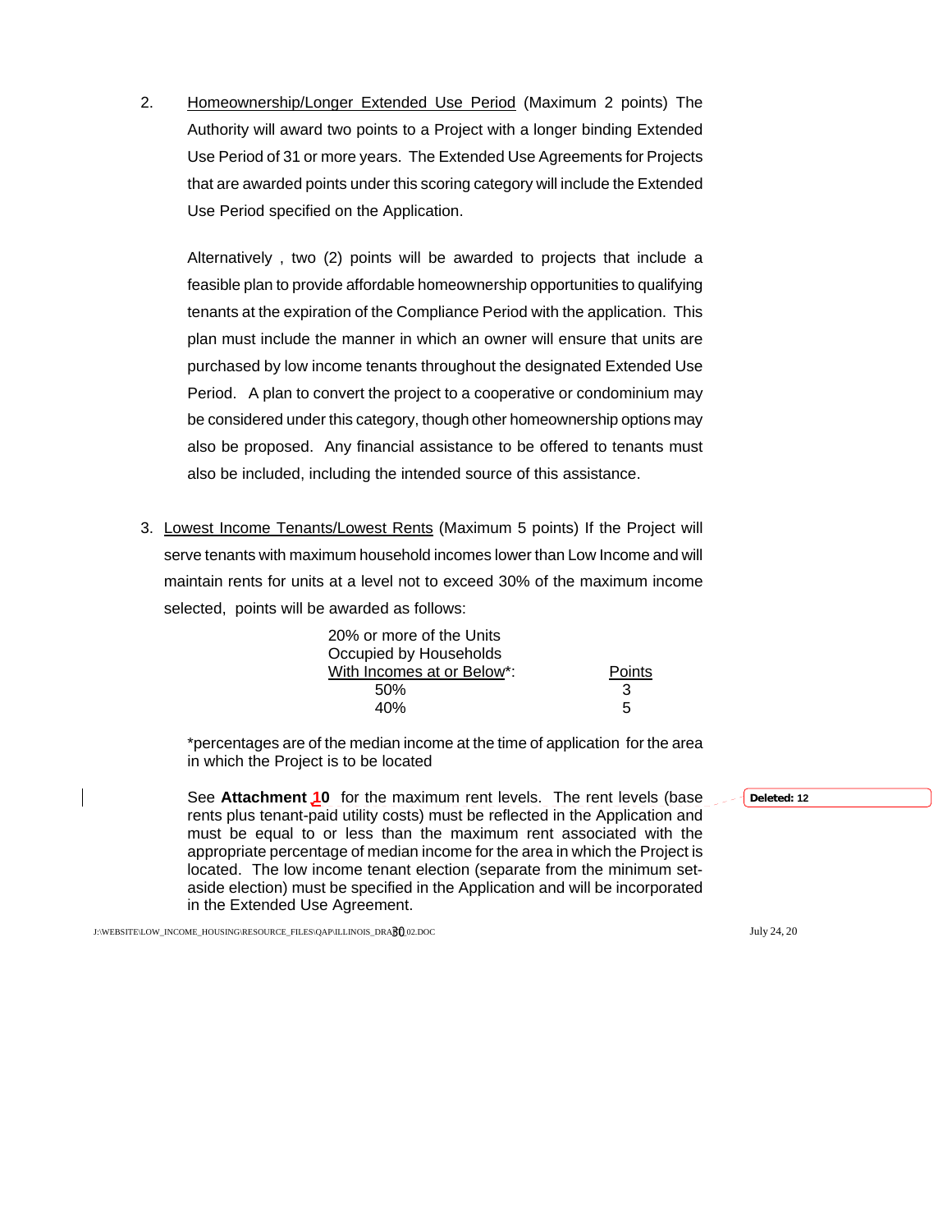2. Homeownership/Longer Extended Use Period (Maximum 2 points) The Authority will award two points to a Project with a longer binding Extended Use Period of 31 or more years. The Extended Use Agreements for Projects that are awarded points under this scoring category will include the Extended Use Period specified on the Application.

   Alternatively , two (2) points will be awarded to projects that include a feasible plan to provide affordable homeownership opportunities to qualifying tenants at the expiration of the Compliance Period with the application. This plan must include the manner in which an owner will ensure that units are purchased by low income tenants throughout the designated Extended Use Period. A plan to convert the project to a cooperative or condominium may be considered under this category, though other homeownership options may also be proposed. Any financial assistance to be offered to tenants must also be included, including the intended source of this assistance.

3. Lowest Income Tenants/Lowest Rents (Maximum 5 points) If the Project will serve tenants with maximum household incomes lower than Low Income and will maintain rents for units at a level not to exceed 30% of the maximum income selected, points will be awarded as follows:

| 20% or more of the Units Occupied by Households With Incomes at or Below*: | Points |
|---|---|
| 50% | 3 |
| 40% | 5 |

   *percentages are of the median income at the time of application for the area in which the Project is to be located

   See **Attachment 10** for the maximum rent levels. The rent levels (base rents plus tenant-paid utility costs) must be reflected in the Application and must be equal to or less than the maximum rent associated with the appropriate percentage of median income for the area in which the Project is located. The low income tenant election (separate from the minimum set-aside election) must be specified in the Application and will be incorporated in the Extended Use Agreement.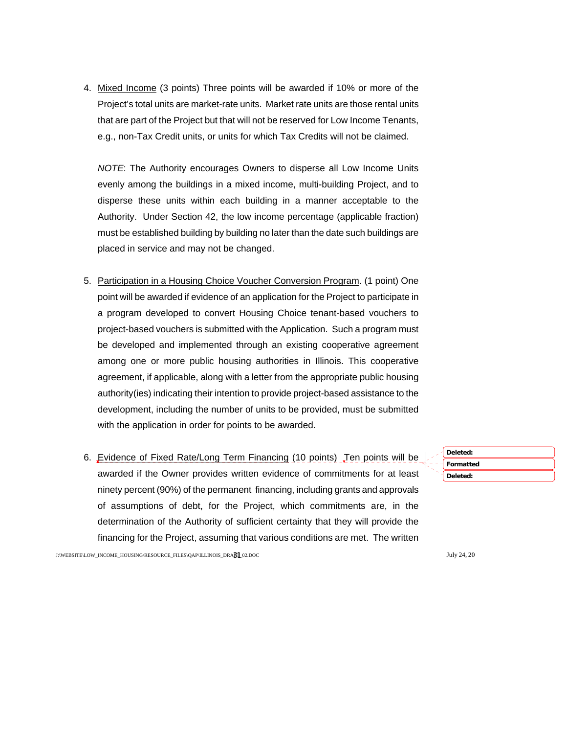4. Mixed Income (3 points) Three points will be awarded if 10% or more of the Project's total units are market-rate units. Market rate units are those rental units that are part of the Project but that will not be reserved for Low Income Tenants, e.g., non-Tax Credit units, or units for which Tax Credits will not be claimed.

   *NOTE*: The Authority encourages Owners to disperse all Low Income Units evenly among the buildings in a mixed income, multi-building Project, and to disperse these units within each building in a manner acceptable to the Authority. Under Section 42, the low income percentage (applicable fraction) must be established building by building no later than the date such buildings are placed in service and may not be changed.

5. Participation in a Housing Choice Voucher Conversion Program. (1 point) One point will be awarded if evidence of an application for the Project to participate in a program developed to convert Housing Choice tenant-based vouchers to project-based vouchers is submitted with the Application. Such a program must be developed and implemented through an existing cooperative agreement among one or more public housing authorities in Illinois. This cooperative agreement, if applicable, along with a letter from the appropriate public housing authority(ies) indicating their intention to provide project-based assistance to the development, including the number of units to be provided, must be submitted with the application in order for points to be awarded.

6. Evidence of Fixed Rate/Long Term Financing (10 points) Ten points will be awarded if the Owner provides written evidence of commitments for at least ninety percent (90%) of the permanent financing, including grants and approvals of assumptions of debt, for the Project, which commitments are, in the determination of the Authority of sufficient certainty that they will provide the financing for the Project, assuming that various conditions are met. The written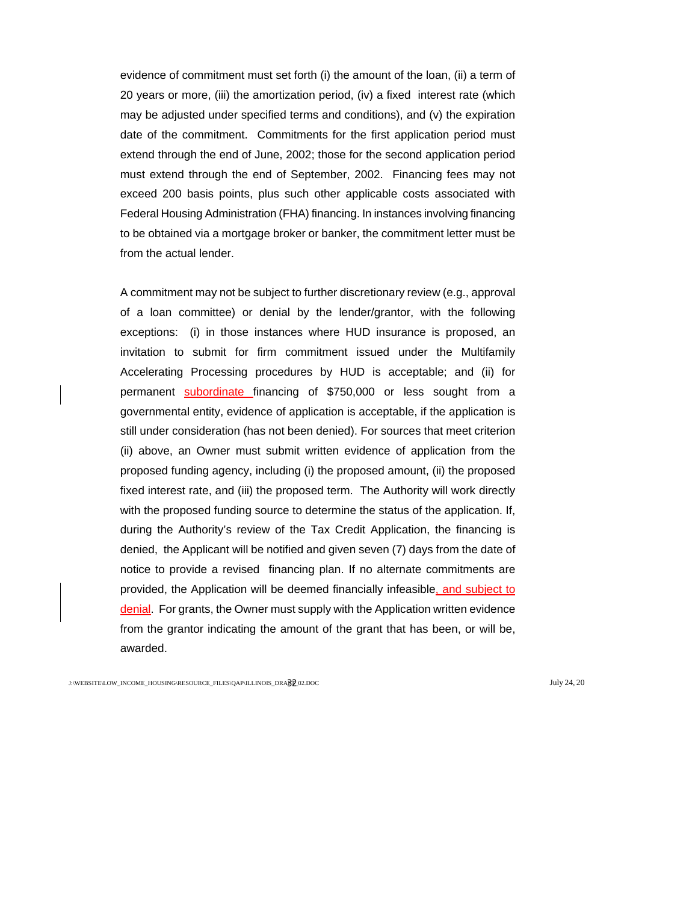evidence of commitment must set forth (i) the amount of the loan, (ii) a term of 20 years or more, (iii) the amortization period, (iv) a fixed interest rate (which may be adjusted under specified terms and conditions), and (v) the expiration date of the commitment. Commitments for the first application period must extend through the end of June, 2002; those for the second application period must extend through the end of September, 2002. Financing fees may not exceed 200 basis points, plus such other applicable costs associated with Federal Housing Administration (FHA) financing. In instances involving financing to be obtained via a mortgage broker or banker, the commitment letter must be from the actual lender.

A commitment may not be subject to further discretionary review (e.g., approval of a loan committee) or denial by the lender/grantor, with the following exceptions: (i) in those instances where HUD insurance is proposed, an invitation to submit for firm commitment issued under the Multifamily Accelerating Processing procedures by HUD is acceptable; and (ii) for permanent subordinate financing of $750,000 or less sought from a governmental entity, evidence of application is acceptable, if the application is still under consideration (has not been denied). For sources that meet criterion (ii) above, an Owner must submit written evidence of application from the proposed funding agency, including (i) the proposed amount, (ii) the proposed fixed interest rate, and (iii) the proposed term. The Authority will work directly with the proposed funding source to determine the status of the application. If, during the Authority's review of the Tax Credit Application, the financing is denied, the Applicant will be notified and given seven (7) days from the date of notice to provide a revised financing plan. If no alternate commitments are provided, the Application will be deemed financially infeasible, and subject to denial. For grants, the Owner must supply with the Application written evidence from the grantor indicating the amount of the grant that has been, or will be, awarded.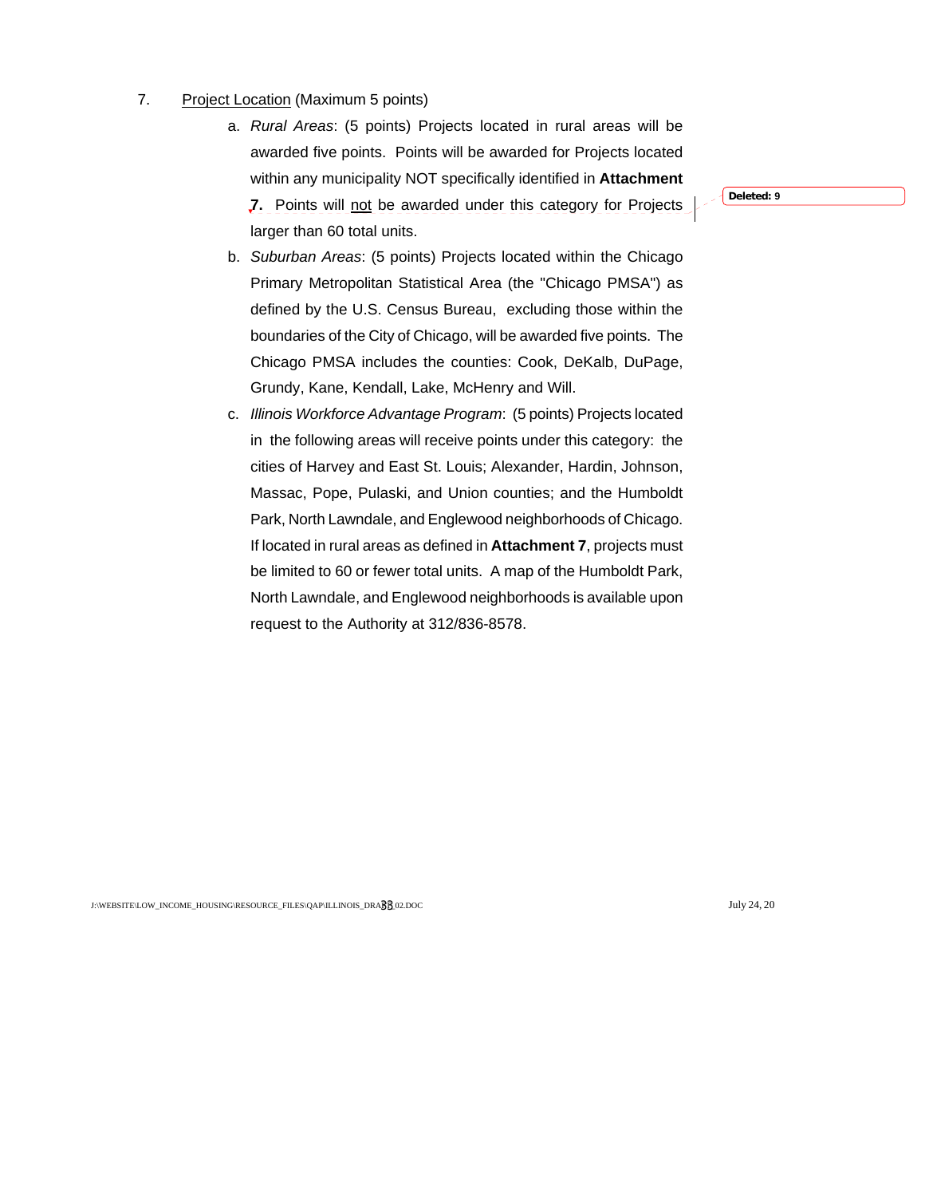7. <u>Project Location</u> (Maximum 5 points)

   a. *Rural Areas*: (5 points) Projects located in rural areas will be awarded five points. Points will be awarded for Projects located within any municipality NOT specifically identified in **Attachment 7.** Points will <u>not</u> be awarded under this category for Projects larger than 60 total units.

   b. *Suburban Areas*: (5 points) Projects located within the Chicago Primary Metropolitan Statistical Area (the "Chicago PMSA") as defined by the U.S. Census Bureau, excluding those within the boundaries of the City of Chicago, will be awarded five points. The Chicago PMSA includes the counties: Cook, DeKalb, DuPage, Grundy, Kane, Kendall, Lake, McHenry and Will.

   c. *Illinois Workforce Advantage Program*: (5 points) Projects located in the following areas will receive points under this category: the cities of Harvey and East St. Louis; Alexander, Hardin, Johnson, Massac, Pope, Pulaski, and Union counties; and the Humboldt Park, North Lawndale, and Englewood neighborhoods of Chicago. If located in rural areas as defined in **Attachment 7**, projects must be limited to 60 or fewer total units. A map of the Humboldt Park, North Lawndale, and Englewood neighborhoods is available upon request to the Authority at 312/836-8578.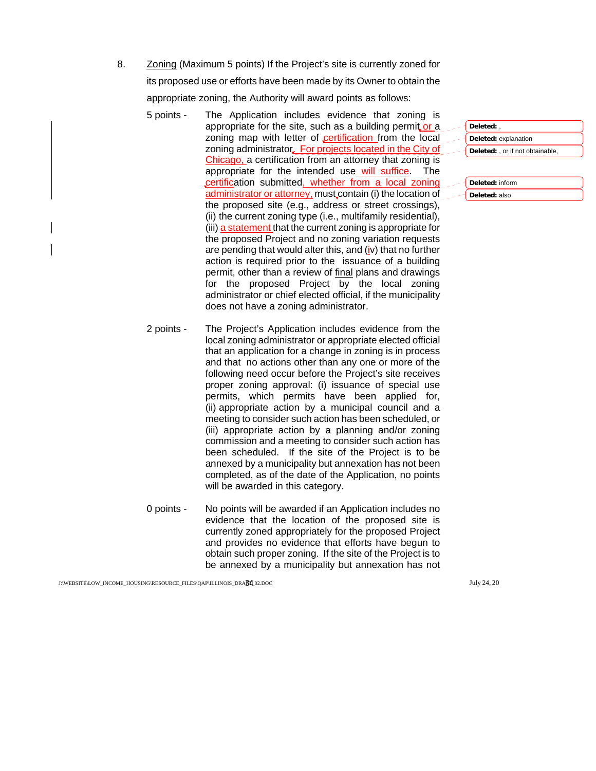8. <u>Zoning</u> (Maximum 5 points) If the Project's site is currently zoned for its proposed use or efforts have been made by its Owner to obtain the appropriate zoning, the Authority will award points as follows:

5 points - The Application includes evidence that zoning is appropriate for the site, such as a building permit or a zoning map with letter of certification from the local zoning administrator. For projects located in the City of Chicago, a certification from an attorney that zoning is appropriate for the intended use will suffice. The certification submitted, whether from a local zoning administrator or attorney, must contain (i) the location of the proposed site (e.g., address or street crossings), (ii) the current zoning type (i.e., multifamily residential), (iii) a statement that the current zoning is appropriate for the proposed Project and no zoning variation requests are pending that would alter this, and (iv) that no further action is required prior to the issuance of a building permit, other than a review of <u>final</u> plans and drawings for the proposed Project by the local zoning administrator or chief elected official, if the municipality does not have a zoning administrator.

Deleted: ,

Deleted: explanation

Deleted: , or if not obtainable,

Deleted: inform

Deleted: also

2 points - The Project's Application includes evidence from the local zoning administrator or appropriate elected official that an application for a change in zoning is in process and that no actions other than any one or more of the following need occur before the Project's site receives proper zoning approval: (i) issuance of special use permits, which permits have been applied for, (ii) appropriate action by a municipal council and a meeting to consider such action has been scheduled, or (iii) appropriate action by a planning and/or zoning commission and a meeting to consider such action has been scheduled. If the site of the Project is to be annexed by a municipality but annexation has not been completed, as of the date of the Application, no points will be awarded in this category.

0 points - No points will be awarded if an Application includes no evidence that the location of the proposed site is currently zoned appropriately for the proposed Project and provides no evidence that efforts have begun to obtain such proper zoning. If the site of the Project is to be annexed by a municipality but annexation has not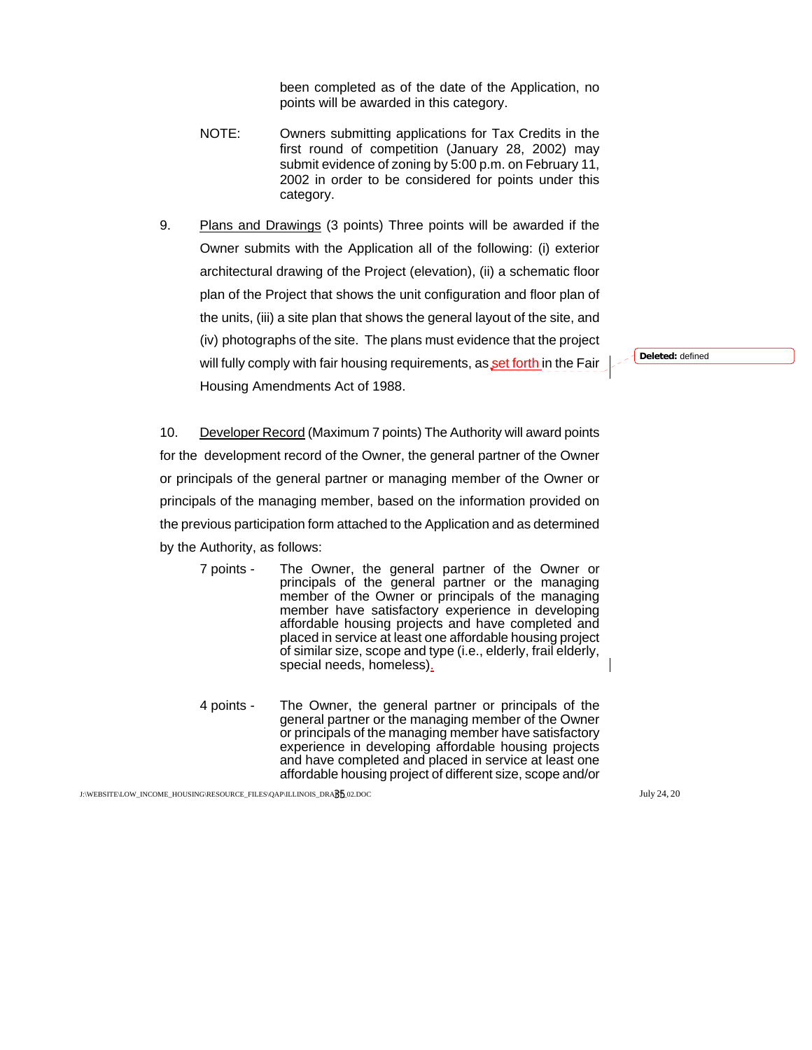been completed as of the date of the Application, no points will be awarded in this category.

NOTE: Owners submitting applications for Tax Credits in the first round of competition (January 28, 2002) may submit evidence of zoning by 5:00 p.m. on February 11, 2002 in order to be considered for points under this category.

9. Plans and Drawings (3 points) Three points will be awarded if the Owner submits with the Application all of the following: (i) exterior architectural drawing of the Project (elevation), (ii) a schematic floor plan of the Project that shows the unit configuration and floor plan of the units, (iii) a site plan that shows the general layout of the site, and (iv) photographs of the site. The plans must evidence that the project will fully comply with fair housing requirements, as set forth in the Fair Housing Amendments Act of 1988.

10. Developer Record (Maximum 7 points) The Authority will award points for the development record of the Owner, the general partner of the Owner or principals of the general partner or managing member of the Owner or principals of the managing member, based on the information provided on the previous participation form attached to the Application and as determined by the Authority, as follows:

7 points - The Owner, the general partner of the Owner or principals of the general partner or the managing member of the Owner or principals of the managing member have satisfactory experience in developing affordable housing projects and have completed and placed in service at least one affordable housing project of similar size, scope and type (i.e., elderly, frail elderly, special needs, homeless).

4 points - The Owner, the general partner or principals of the general partner or the managing member of the Owner or principals of the managing member have satisfactory experience in developing affordable housing projects and have completed and placed in service at least one affordable housing project of different size, scope and/or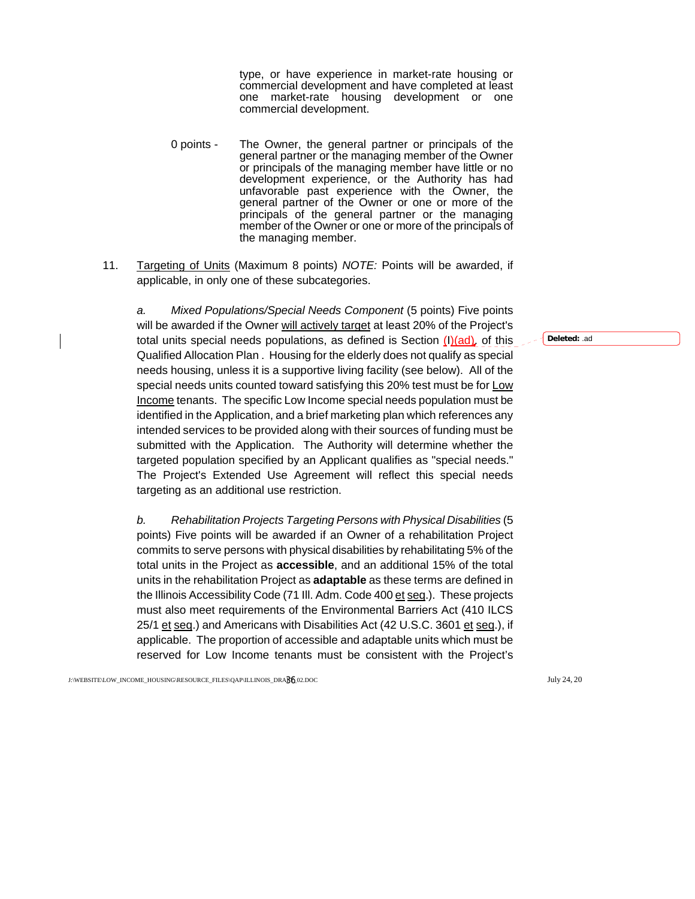type, or have experience in market-rate housing or commercial development and have completed at least one market-rate housing development or one commercial development.

0 points - The Owner, the general partner or principals of the general partner or the managing member of the Owner or principals of the managing member have little or no development experience, or the Authority has had unfavorable past experience with the Owner, the general partner of the Owner or one or more of the principals of the general partner or the managing member of the Owner or one or more of the principals of the managing member.

11. Targeting of Units (Maximum 8 points) *NOTE:* Points will be awarded, if applicable, in only one of these subcategories.

*a. Mixed Populations/Special Needs Component* (5 points) Five points will be awarded if the Owner will actively target at least 20% of the Project's total units special needs populations, as defined is Section (I)(ad), of this Qualified Allocation Plan . Housing for the elderly does not qualify as special needs housing, unless it is a supportive living facility (see below). All of the special needs units counted toward satisfying this 20% test must be for Low Income tenants. The specific Low Income special needs population must be identified in the Application, and a brief marketing plan which references any intended services to be provided along with their sources of funding must be submitted with the Application. The Authority will determine whether the targeted population specified by an Applicant qualifies as "special needs." The Project's Extended Use Agreement will reflect this special needs targeting as an additional use restriction.

Deleted: .ad

*b. Rehabilitation Projects Targeting Persons with Physical Disabilities* (5 points) Five points will be awarded if an Owner of a rehabilitation Project commits to serve persons with physical disabilities by rehabilitating 5% of the total units in the Project as **accessible**, and an additional 15% of the total units in the rehabilitation Project as **adaptable** as these terms are defined in the Illinois Accessibility Code (71 Ill. Adm. Code 400 et seq.). These projects must also meet requirements of the Environmental Barriers Act (410 ILCS 25/1 et seq.) and Americans with Disabilities Act (42 U.S.C. 3601 et seq.), if applicable. The proportion of accessible and adaptable units which must be reserved for Low Income tenants must be consistent with the Project's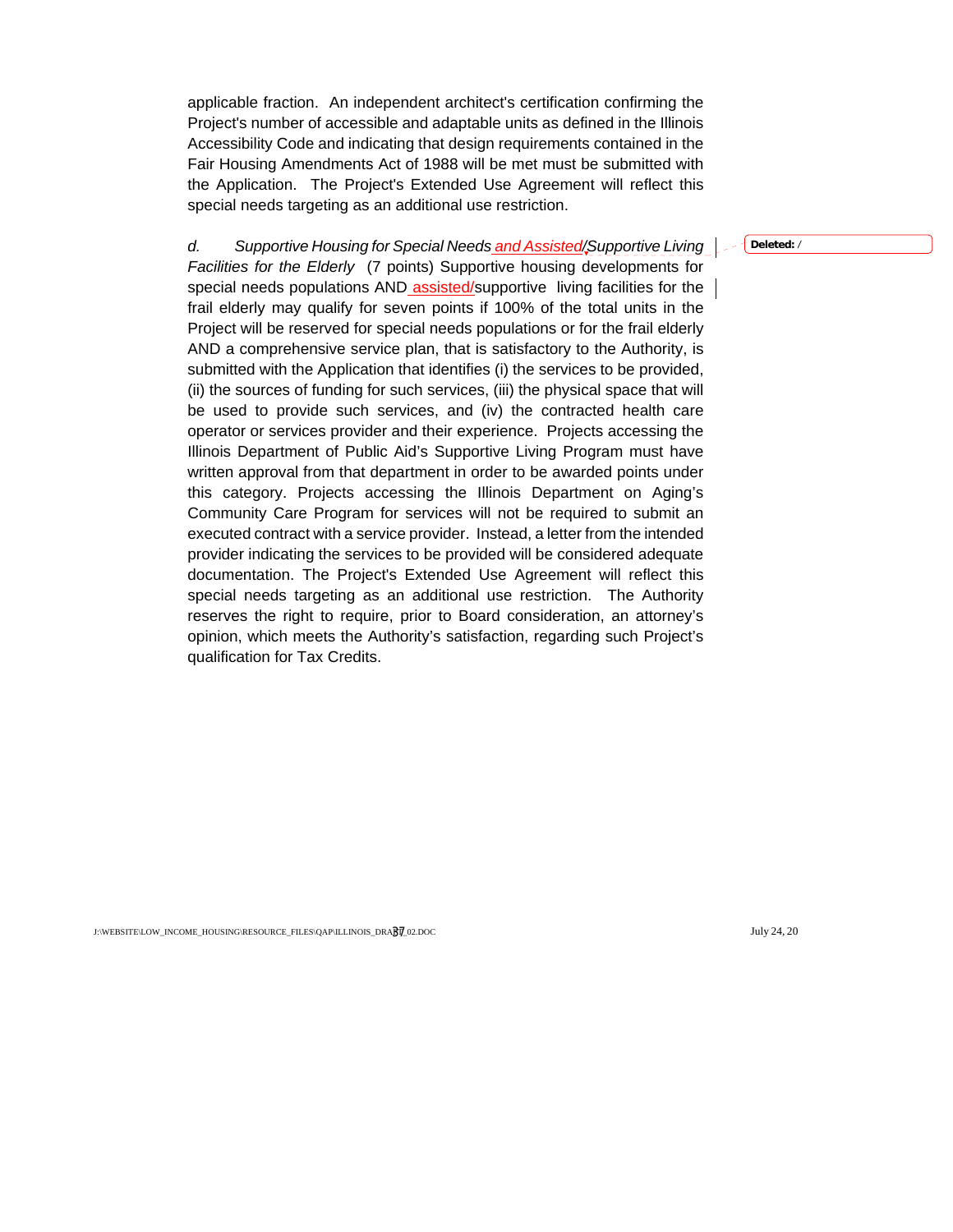applicable fraction. An independent architect's certification confirming the Project's number of accessible and adaptable units as defined in the Illinois Accessibility Code and indicating that design requirements contained in the Fair Housing Amendments Act of 1988 will be met must be submitted with the Application. The Project's Extended Use Agreement will reflect this special needs targeting as an additional use restriction.

*d. Supportive Housing for Special Needs and Assisted/Supportive Living Facilities for the Elderly* (7 points) Supportive housing developments for special needs populations AND assisted/supportive living facilities for the frail elderly may qualify for seven points if 100% of the total units in the Project will be reserved for special needs populations or for the frail elderly AND a comprehensive service plan, that is satisfactory to the Authority, is submitted with the Application that identifies (i) the services to be provided, (ii) the sources of funding for such services, (iii) the physical space that will be used to provide such services, and (iv) the contracted health care operator or services provider and their experience. Projects accessing the Illinois Department of Public Aid's Supportive Living Program must have written approval from that department in order to be awarded points under this category. Projects accessing the Illinois Department on Aging's Community Care Program for services will not be required to submit an executed contract with a service provider. Instead, a letter from the intended provider indicating the services to be provided will be considered adequate documentation. The Project's Extended Use Agreement will reflect this special needs targeting as an additional use restriction. The Authority reserves the right to require, prior to Board consideration, an attorney's opinion, which meets the Authority's satisfaction, regarding such Project's qualification for Tax Credits.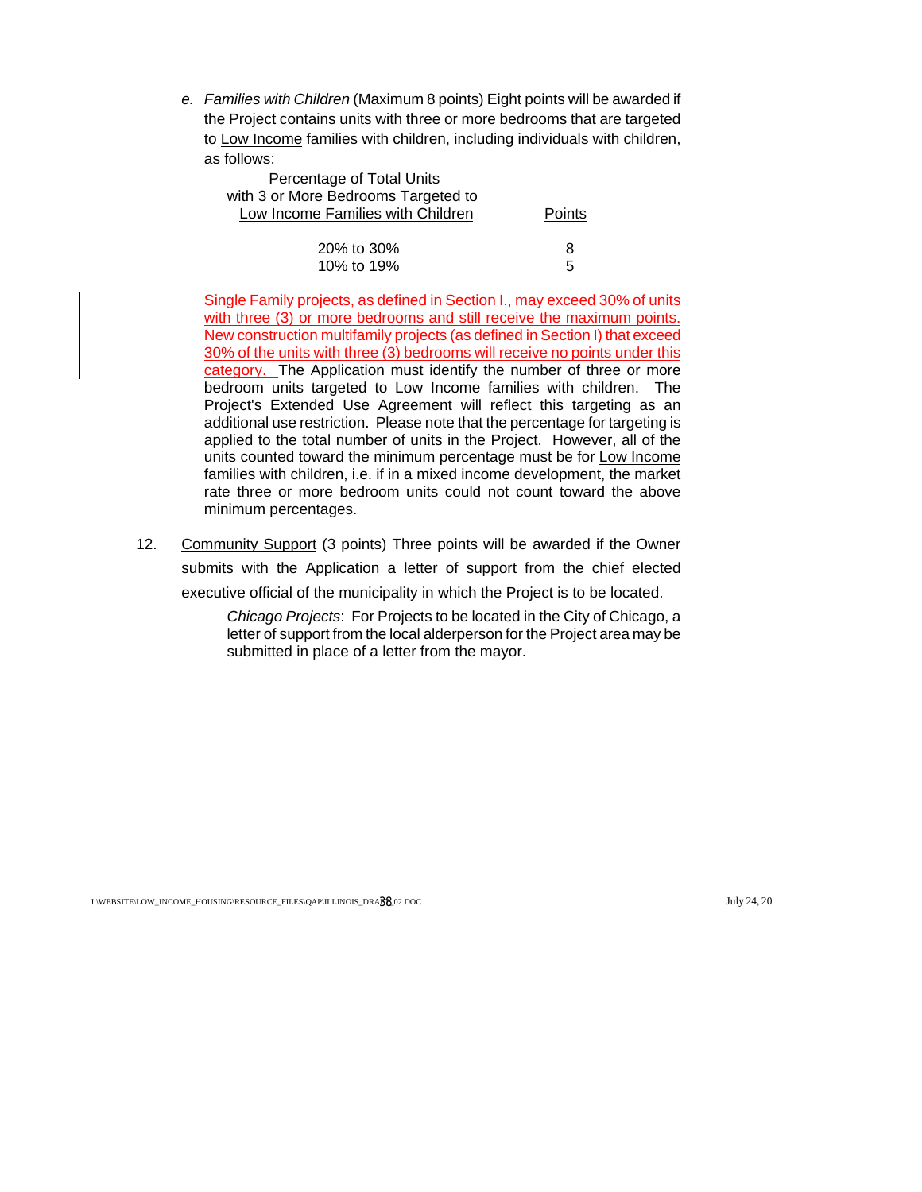e. *Families with Children* (Maximum 8 points) Eight points will be awarded if the Project contains units with three or more bedrooms that are targeted to Low Income families with children, including individuals with children, as follows:

| Percentage of Total Units with 3 or More Bedrooms Targeted to Low Income Families with Children | Points |
|---|---|
| 20% to 30% | 8 |
| 10% to 19% | 5 |

Single Family projects, as defined in Section I., may exceed 30% of units with three (3) or more bedrooms and still receive the maximum points. New construction multifamily projects (as defined in Section I) that exceed 30% of the units with three (3) bedrooms will receive no points under this category. The Application must identify the number of three or more bedroom units targeted to Low Income families with children. The Project's Extended Use Agreement will reflect this targeting as an additional use restriction. Please note that the percentage for targeting is applied to the total number of units in the Project. However, all of the units counted toward the minimum percentage must be for Low Income families with children, i.e. if in a mixed income development, the market rate three or more bedroom units could not count toward the above minimum percentages.

12. Community Support (3 points) Three points will be awarded if the Owner submits with the Application a letter of support from the chief elected executive official of the municipality in which the Project is to be located.

    *Chicago Projects*: For Projects to be located in the City of Chicago, a letter of support from the local alderperson for the Project area may be submitted in place of a letter from the mayor.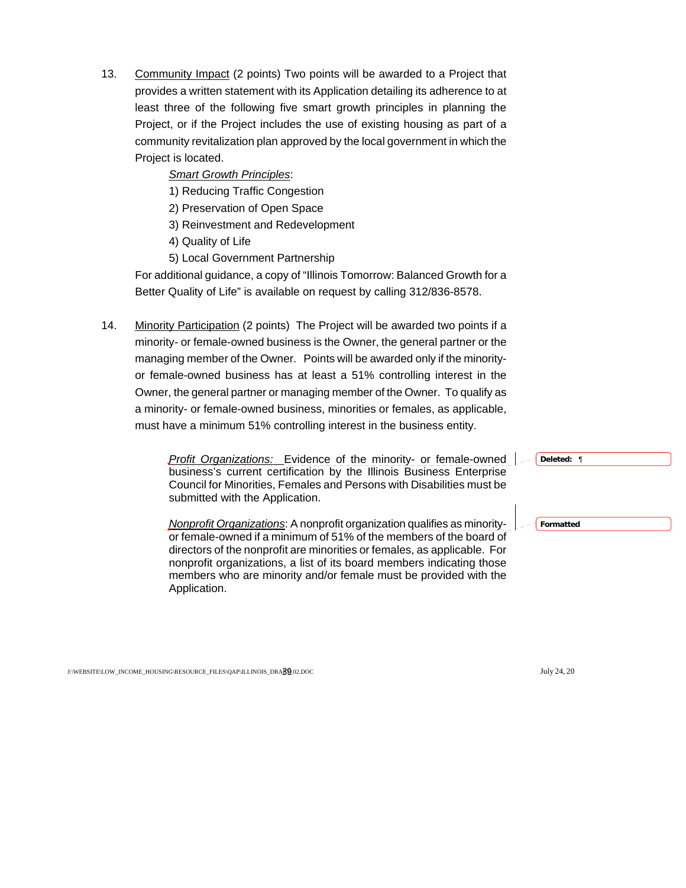13. Community Impact (2 points) Two points will be awarded to a Project that provides a written statement with its Application detailing its adherence to at least three of the following five smart growth principles in planning the Project, or if the Project includes the use of existing housing as part of a community revitalization plan approved by the local government in which the Project is located.

    *Smart Growth Principles*:

    1) Reducing Traffic Congestion
    2) Preservation of Open Space
    3) Reinvestment and Redevelopment
    4) Quality of Life
    5) Local Government Partnership

    For additional guidance, a copy of "Illinois Tomorrow: Balanced Growth for a Better Quality of Life" is available on request by calling 312/836-8578.

14. Minority Participation (2 points) The Project will be awarded two points if a minority- or female-owned business is the Owner, the general partner or the managing member of the Owner. Points will be awarded only if the minority- or female-owned business has at least a 51% controlling interest in the Owner, the general partner or managing member of the Owner. To qualify as a minority- or female-owned business, minorities or females, as applicable, must have a minimum 51% controlling interest in the business entity.

    *Profit Organizations:* Evidence of the minority- or female-owned business's current certification by the Illinois Business Enterprise Council for Minorities, Females and Persons with Disabilities must be submitted with the Application.

    *Nonprofit Organizations*: A nonprofit organization qualifies as minority- or female-owned if a minimum of 51% of the members of the board of directors of the nonprofit are minorities or females, as applicable. For nonprofit organizations, a list of its board members indicating those members who are minority and/or female must be provided with the Application.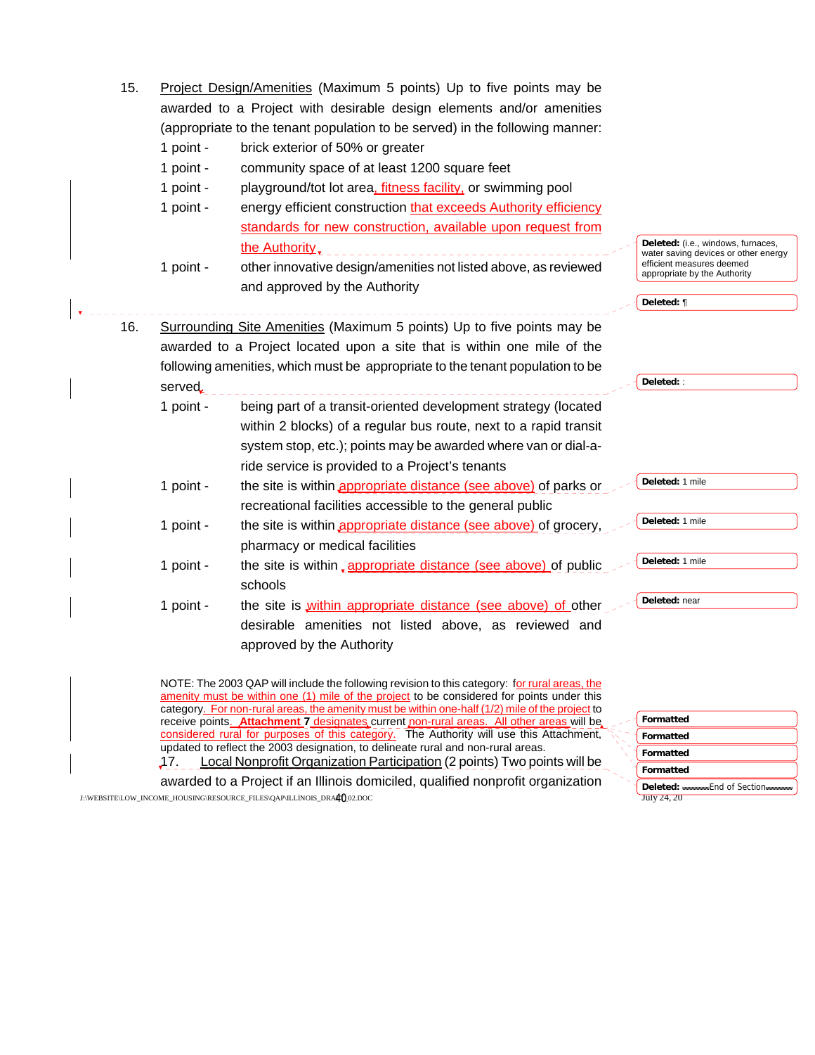15. Project Design/Amenities (Maximum 5 points) Up to five points may be awarded to a Project with desirable design elements and/or amenities (appropriate to the tenant population to be served) in the following manner:

   - 1 point - brick exterior of 50% or greater
   - 1 point - community space of at least 1200 square feet
   - 1 point - playground/tot lot area, fitness facility, or swimming pool
   - 1 point - energy efficient construction that exceeds Authority efficiency standards for new construction, available upon request from the Authority
   - 1 point - other innovative design/amenities not listed above, as reviewed and approved by the Authority

16. Surrounding Site Amenities (Maximum 5 points) Up to five points may be awarded to a Project located upon a site that is within one mile of the following amenities, which must be appropriate to the tenant population to be served

   - 1 point - being part of a transit-oriented development strategy (located within 2 blocks) of a regular bus route, next to a rapid transit system stop, etc.); points may be awarded where van or dial-a-ride service is provided to a Project's tenants
   - 1 point - the site is within appropriate distance (see above) of parks or recreational facilities accessible to the general public
   - 1 point - the site is within appropriate distance (see above) of grocery, pharmacy or medical facilities
   - 1 point - the site is within appropriate distance (see above) of public schools
   - 1 point - the site is within appropriate distance (see above) of other desirable amenities not listed above, as reviewed and approved by the Authority

NOTE: The 2003 QAP will include the following revision to this category: for rural areas, the amenity must be within one (1) mile of the project to be considered for points under this category. For non-rural areas, the amenity must be within one-half (1/2) mile of the project to receive points. **Attachment 7** designates current non-rural areas. All other areas will be considered rural for purposes of this category. The Authority will use this Attachment, updated to reflect the 2003 designation, to delineate rural and non-rural areas.

17. Local Nonprofit Organization Participation (2 points) Two points will be awarded to a Project if an Illinois domiciled, qualified nonprofit organization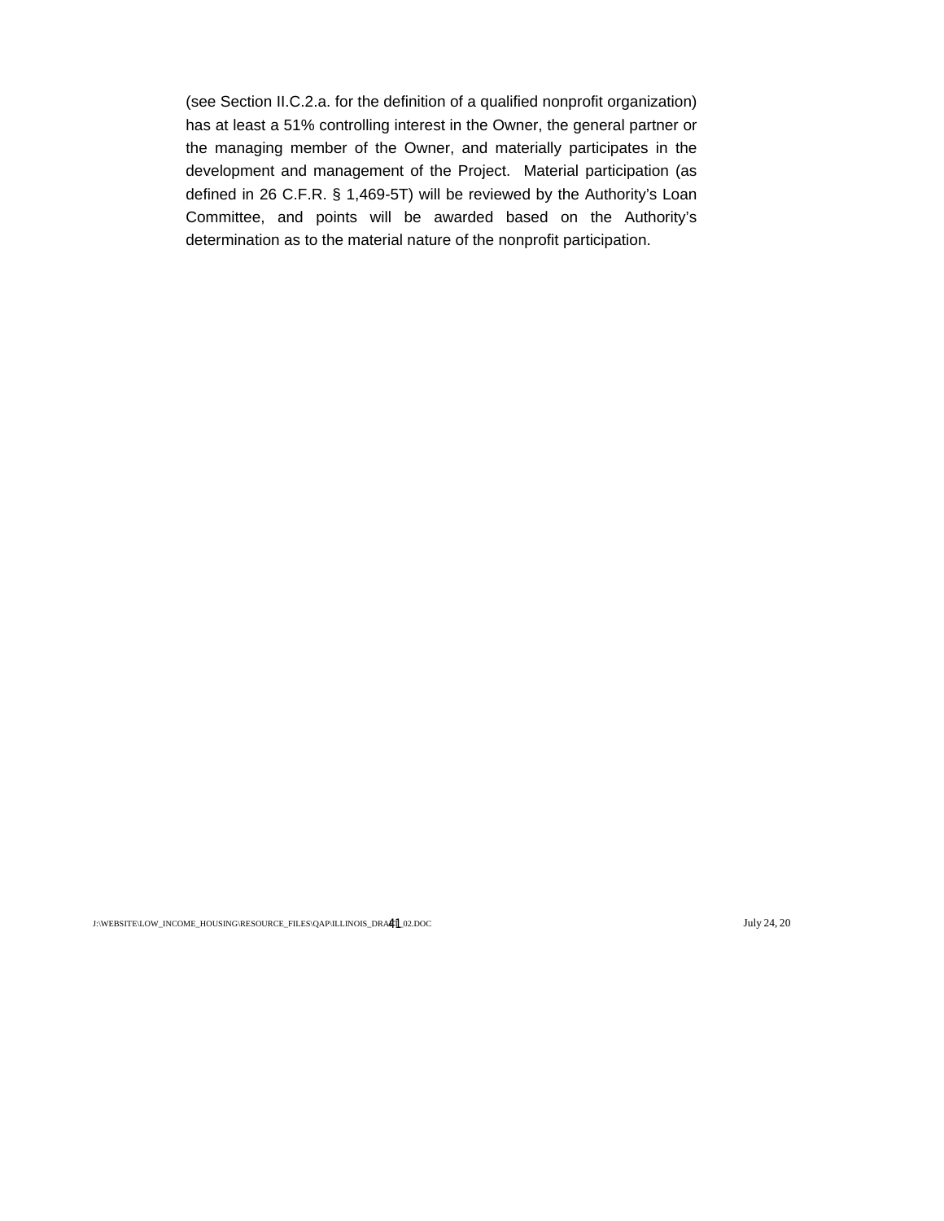(see Section II.C.2.a. for the definition of a qualified nonprofit organization) has at least a 51% controlling interest in the Owner, the general partner or the managing member of the Owner, and materially participates in the development and management of the Project. Material participation (as defined in 26 C.F.R. § 1,469-5T) will be reviewed by the Authority's Loan Committee, and points will be awarded based on the Authority's determination as to the material nature of the nonprofit participation.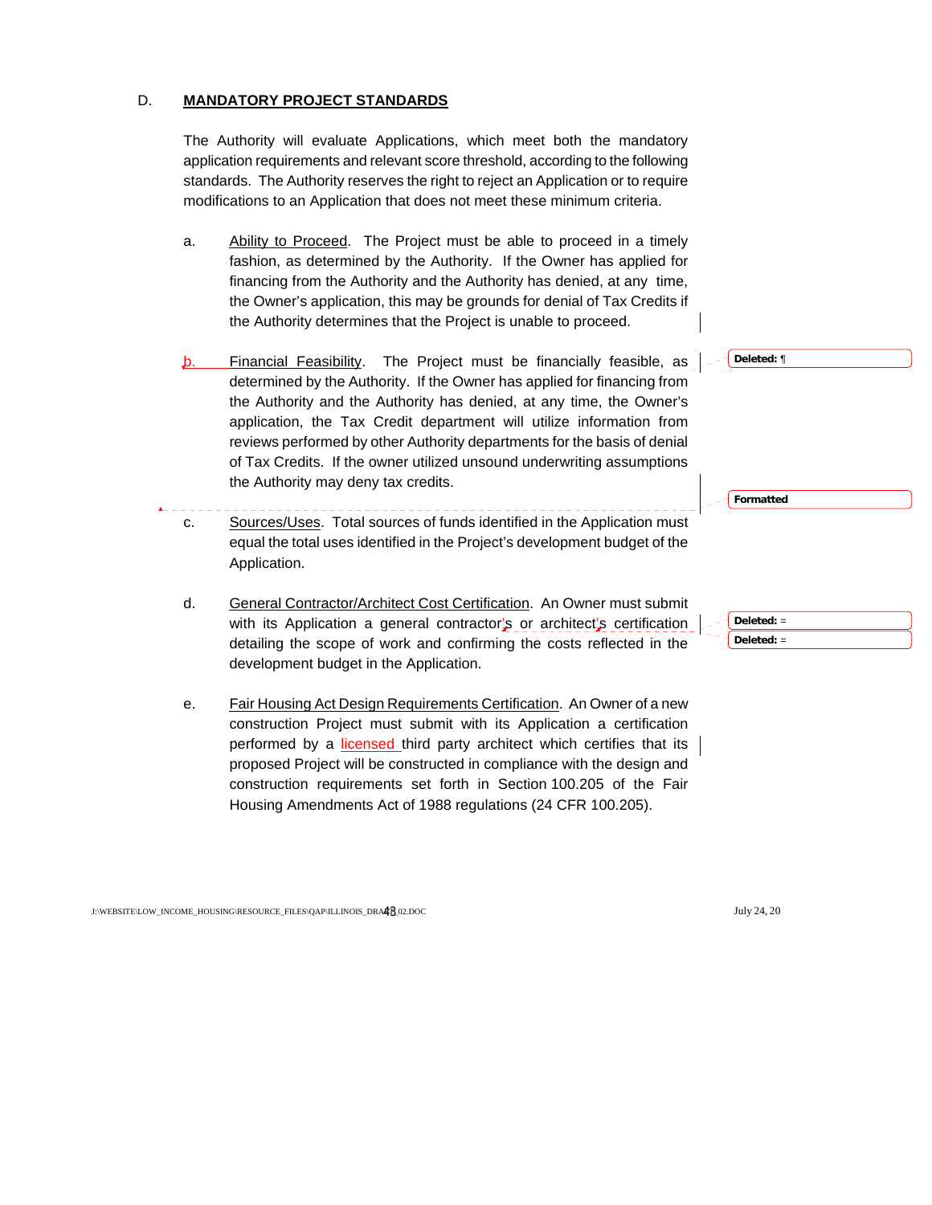D. **MANDATORY PROJECT STANDARDS**

The Authority will evaluate Applications, which meet both the mandatory application requirements and relevant score threshold, according to the following standards. The Authority reserves the right to reject an Application or to require modifications to an Application that does not meet these minimum criteria.

a. Ability to Proceed. The Project must be able to proceed in a timely fashion, as determined by the Authority. If the Owner has applied for financing from the Authority and the Authority has denied, at any time, the Owner's application, this may be grounds for denial of Tax Credits if the Authority determines that the Project is unable to proceed.

b. Financial Feasibility. The Project must be financially feasible, as determined by the Authority. If the Owner has applied for financing from the Authority and the Authority has denied, at any time, the Owner's application, the Tax Credit department will utilize information from reviews performed by other Authority departments for the basis of denial of Tax Credits. If the owner utilized unsound underwriting assumptions the Authority may deny tax credits.

c. Sources/Uses. Total sources of funds identified in the Application must equal the total uses identified in the Project's development budget of the Application.

d. General Contractor/Architect Cost Certification. An Owner must submit with its Application a general contractor's or architect's certification detailing the scope of work and confirming the costs reflected in the development budget in the Application.

e. Fair Housing Act Design Requirements Certification. An Owner of a new construction Project must submit with its Application a certification performed by a licensed third party architect which certifies that its proposed Project will be constructed in compliance with the design and construction requirements set forth in Section 100.205 of the Fair Housing Amendments Act of 1988 regulations (24 CFR 100.205).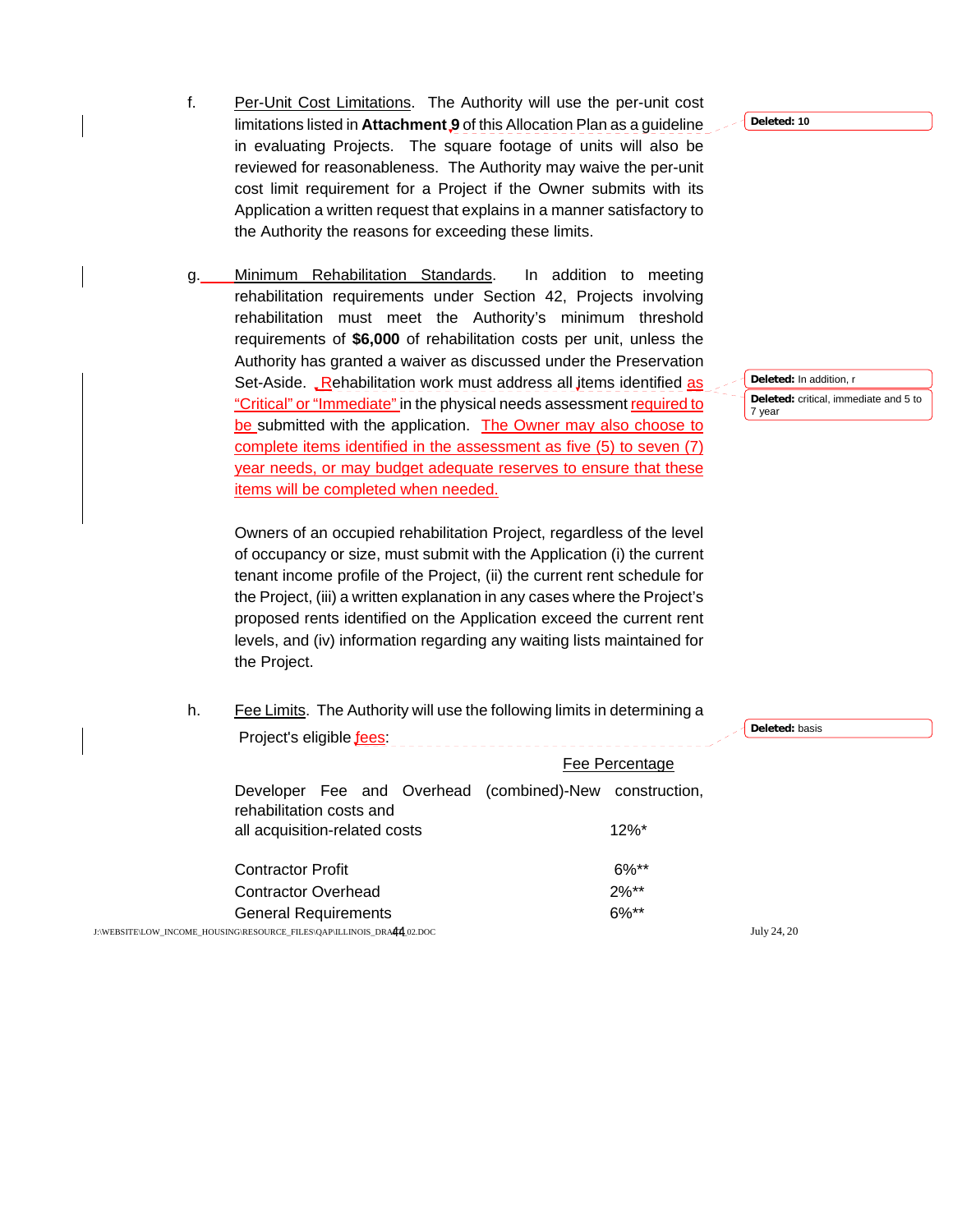f. Per-Unit Cost Limitations. The Authority will use the per-unit cost limitations listed in **Attachment 9** of this Allocation Plan as a guideline in evaluating Projects. The square footage of units will also be reviewed for reasonableness. The Authority may waive the per-unit cost limit requirement for a Project if the Owner submits with its Application a written request that explains in a manner satisfactory to the Authority the reasons for exceeding these limits.

g. Minimum Rehabilitation Standards. In addition to meeting rehabilitation requirements under Section 42, Projects involving rehabilitation must meet the Authority's minimum threshold requirements of **$6,000** of rehabilitation costs per unit, unless the Authority has granted a waiver as discussed under the Preservation Set-Aside. Rehabilitation work must address all items identified as "Critical" or "Immediate" in the physical needs assessment required to be submitted with the application. The Owner may also choose to complete items identified in the assessment as five (5) to seven (7) year needs, or may budget adequate reserves to ensure that these items will be completed when needed.

Owners of an occupied rehabilitation Project, regardless of the level of occupancy or size, must submit with the Application (i) the current tenant income profile of the Project, (ii) the current rent schedule for the Project, (iii) a written explanation in any cases where the Project's proposed rents identified on the Application exceed the current rent levels, and (iv) information regarding any waiting lists maintained for the Project.

h. Fee Limits. The Authority will use the following limits in determining a Project's eligible fees:

| | Fee Percentage |
|---|---|
| Developer Fee and Overhead (combined)-New construction, rehabilitation costs and all acquisition-related costs | 12%* |
| Contractor Profit | 6%** |
| Contractor Overhead | 2%** |
| General Requirements | 6%** |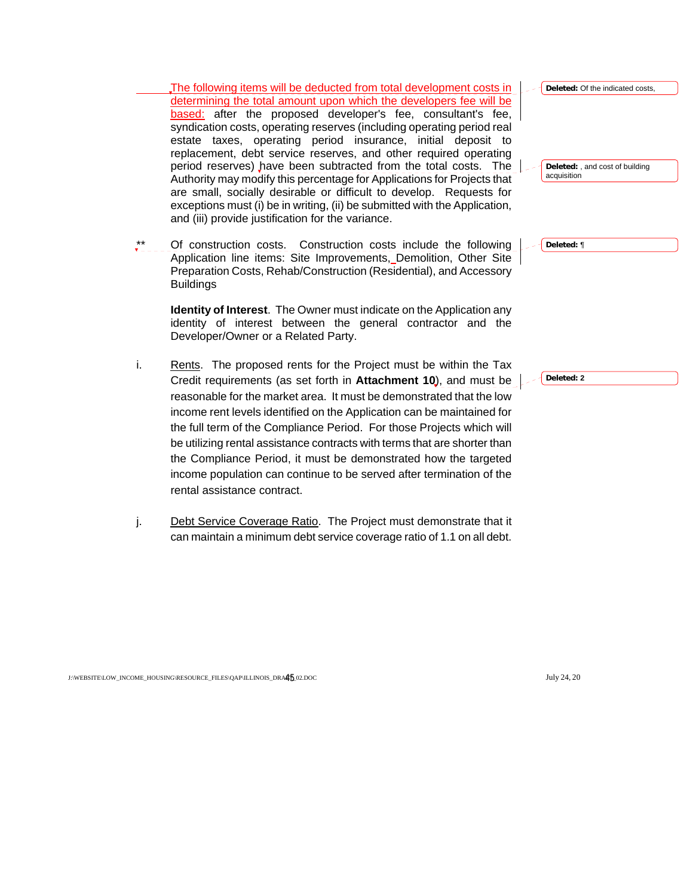The following items will be deducted from total development costs in determining the total amount upon which the developers fee will be based: after the proposed developer's fee, consultant's fee, syndication costs, operating reserves (including operating period real estate taxes, operating period insurance, initial deposit to replacement, debt service reserves, and other required operating period reserves) have been subtracted from the total costs. The Authority may modify this percentage for Applications for Projects that are small, socially desirable or difficult to develop. Requests for exceptions must (i) be in writing, (ii) be submitted with the Application, and (iii) provide justification for the variance.

** Of construction costs. Construction costs include the following Application line items: Site Improvements, Demolition, Other Site Preparation Costs, Rehab/Construction (Residential), and Accessory Buildings

**Identity of Interest**. The Owner must indicate on the Application any identity of interest between the general contractor and the Developer/Owner or a Related Party.

i. Rents. The proposed rents for the Project must be within the Tax Credit requirements (as set forth in **Attachment 10**), and must be reasonable for the market area. It must be demonstrated that the low income rent levels identified on the Application can be maintained for the full term of the Compliance Period. For those Projects which will be utilizing rental assistance contracts with terms that are shorter than the Compliance Period, it must be demonstrated how the targeted income population can continue to be served after termination of the rental assistance contract.

j. Debt Service Coverage Ratio. The Project must demonstrate that it can maintain a minimum debt service coverage ratio of 1.1 on all debt.

**Deleted:** Of the indicated costs,

**Deleted:** , and cost of building acquisition

**Deleted:** ¶

**Deleted:** 2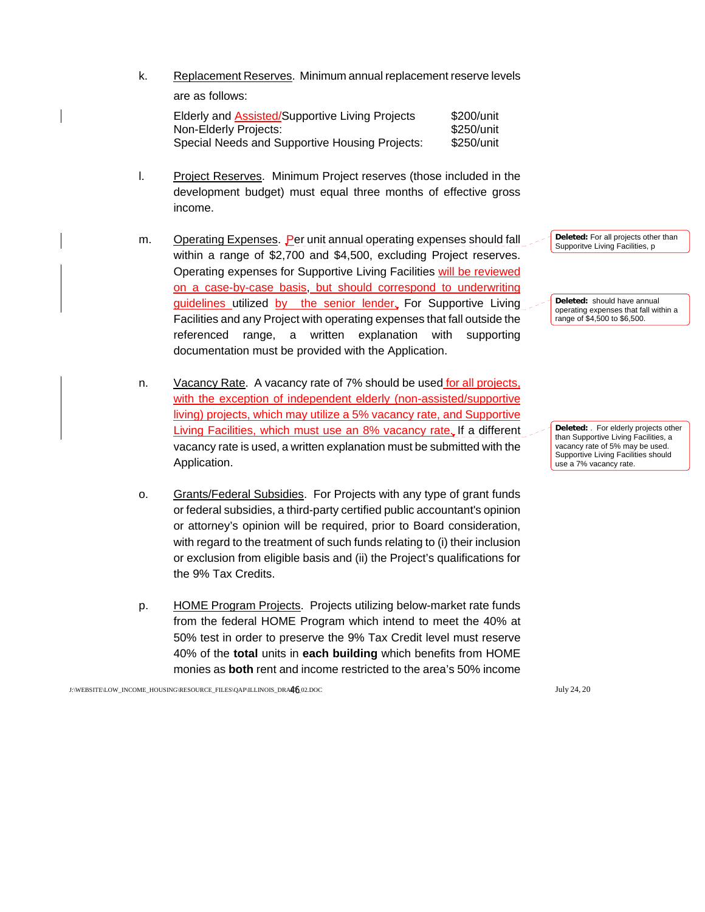k. Replacement Reserves. Minimum annual replacement reserve levels are as follows:

| | |
|---|---|
| Elderly and Assisted/Supportive Living Projects | $200/unit |
| Non-Elderly Projects: | $250/unit |
| Special Needs and Supportive Housing Projects: | $250/unit |

l. Project Reserves. Minimum Project reserves (those included in the development budget) must equal three months of effective gross income.

m. Operating Expenses. Per unit annual operating expenses should fall within a range of $2,700 and $4,500, excluding Project reserves. Operating expenses for Supportive Living Facilities will be reviewed on a case-by-case basis, but should correspond to underwriting guidelines utilized by the senior lender. For Supportive Living Facilities and any Project with operating expenses that fall outside the referenced range, a written explanation with supporting documentation must be provided with the Application.

**Deleted:** For all projects other than Supportitve Living Facilities, p

**Deleted:** should have annual operating expenses that fall within a range of $4,500 to $6,500.

n. Vacancy Rate. A vacancy rate of 7% should be used for all projects, with the exception of independent elderly (non-assisted/supportive living) projects, which may utilize a 5% vacancy rate, and Supportive Living Facilities, which must use an 8% vacancy rate. If a different vacancy rate is used, a written explanation must be submitted with the Application.

**Deleted:** . For elderly projects other than Supportive Living Facilities, a vacancy rate of 5% may be used. Supportive Living Facilities should use a 7% vacancy rate.

o. Grants/Federal Subsidies. For Projects with any type of grant funds or federal subsidies, a third-party certified public accountant's opinion or attorney's opinion will be required, prior to Board consideration, with regard to the treatment of such funds relating to (i) their inclusion or exclusion from eligible basis and (ii) the Project's qualifications for the 9% Tax Credits.

p. HOME Program Projects. Projects utilizing below-market rate funds from the federal HOME Program which intend to meet the 40% at 50% test in order to preserve the 9% Tax Credit level must reserve 40% of the **total** units in **each building** which benefits from HOME monies as **both** rent and income restricted to the area's 50% income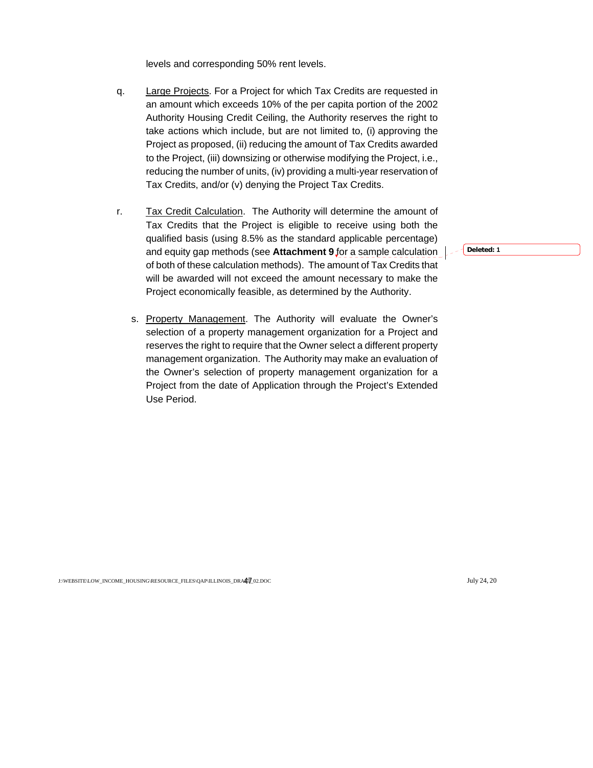levels and corresponding 50% rent levels.

q. Large Projects. For a Project for which Tax Credits are requested in an amount which exceeds 10% of the per capita portion of the 2002 Authority Housing Credit Ceiling, the Authority reserves the right to take actions which include, but are not limited to, (i) approving the Project as proposed, (ii) reducing the amount of Tax Credits awarded to the Project, (iii) downsizing or otherwise modifying the Project, i.e., reducing the number of units, (iv) providing a multi-year reservation of Tax Credits, and/or (v) denying the Project Tax Credits.

r. Tax Credit Calculation. The Authority will determine the amount of Tax Credits that the Project is eligible to receive using both the qualified basis (using 8.5% as the standard applicable percentage) and equity gap methods (see **Attachment 9** for a sample calculation of both of these calculation methods). The amount of Tax Credits that will be awarded will not exceed the amount necessary to make the Project economically feasible, as determined by the Authority.

s. Property Management. The Authority will evaluate the Owner's selection of a property management organization for a Project and reserves the right to require that the Owner select a different property management organization. The Authority may make an evaluation of the Owner's selection of property management organization for a Project from the date of Application through the Project's Extended Use Period.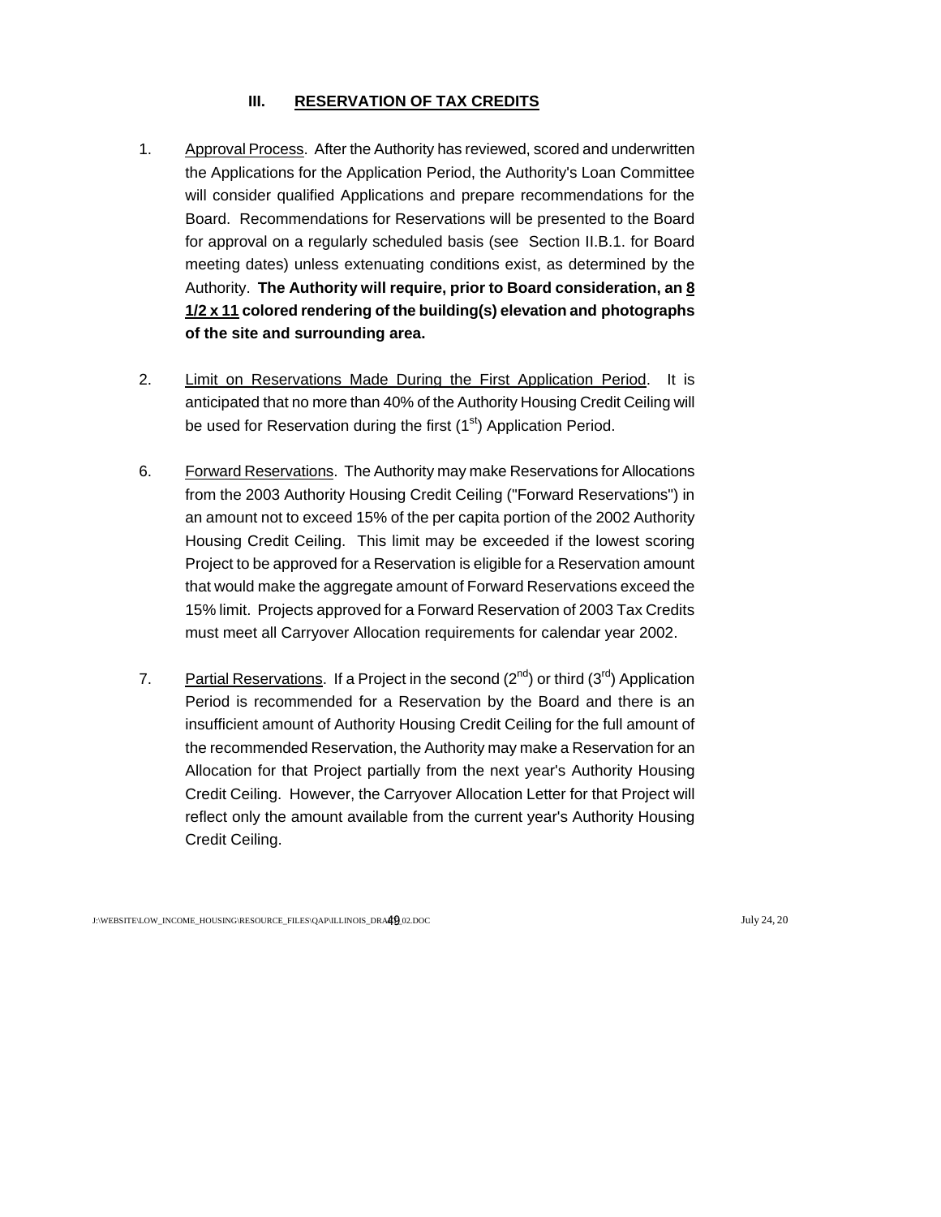## III. RESERVATION OF TAX CREDITS

1. Approval Process. After the Authority has reviewed, scored and underwritten the Applications for the Application Period, the Authority's Loan Committee will consider qualified Applications and prepare recommendations for the Board. Recommendations for Reservations will be presented to the Board for approval on a regularly scheduled basis (see Section II.B.1. for Board meeting dates) unless extenuating conditions exist, as determined by the Authority. **The Authority will require, prior to Board consideration, an 8 1/2 x 11 colored rendering of the building(s) elevation and photographs of the site and surrounding area.**

2. Limit on Reservations Made During the First Application Period. It is anticipated that no more than 40% of the Authority Housing Credit Ceiling will be used for Reservation during the first (1st) Application Period.

6. Forward Reservations. The Authority may make Reservations for Allocations from the 2003 Authority Housing Credit Ceiling ("Forward Reservations") in an amount not to exceed 15% of the per capita portion of the 2002 Authority Housing Credit Ceiling. This limit may be exceeded if the lowest scoring Project to be approved for a Reservation is eligible for a Reservation amount that would make the aggregate amount of Forward Reservations exceed the 15% limit. Projects approved for a Forward Reservation of 2003 Tax Credits must meet all Carryover Allocation requirements for calendar year 2002.

7. Partial Reservations. If a Project in the second (2nd) or third (3rd) Application Period is recommended for a Reservation by the Board and there is an insufficient amount of Authority Housing Credit Ceiling for the full amount of the recommended Reservation, the Authority may make a Reservation for an Allocation for that Project partially from the next year's Authority Housing Credit Ceiling. However, the Carryover Allocation Letter for that Project will reflect only the amount available from the current year's Authority Housing Credit Ceiling.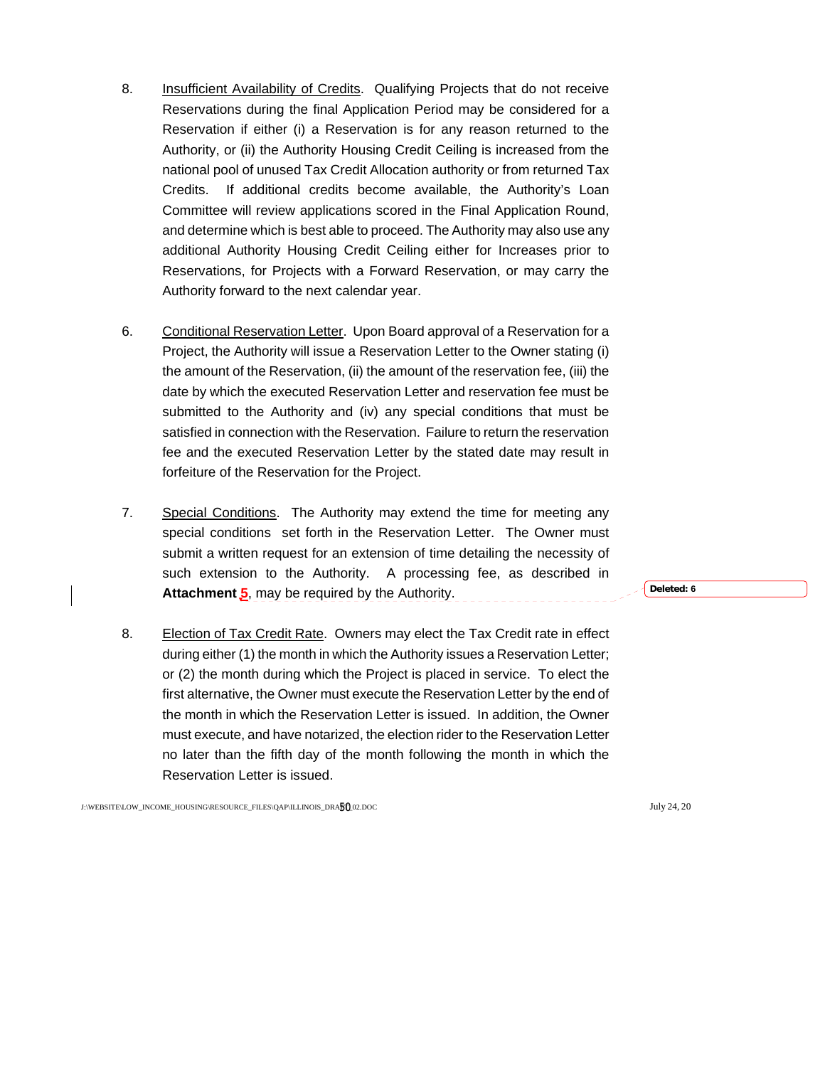8. Insufficient Availability of Credits. Qualifying Projects that do not receive Reservations during the final Application Period may be considered for a Reservation if either (i) a Reservation is for any reason returned to the Authority, or (ii) the Authority Housing Credit Ceiling is increased from the national pool of unused Tax Credit Allocation authority or from returned Tax Credits. If additional credits become available, the Authority's Loan Committee will review applications scored in the Final Application Round, and determine which is best able to proceed. The Authority may also use any additional Authority Housing Credit Ceiling either for Increases prior to Reservations, for Projects with a Forward Reservation, or may carry the Authority forward to the next calendar year.

6. Conditional Reservation Letter. Upon Board approval of a Reservation for a Project, the Authority will issue a Reservation Letter to the Owner stating (i) the amount of the Reservation, (ii) the amount of the reservation fee, (iii) the date by which the executed Reservation Letter and reservation fee must be submitted to the Authority and (iv) any special conditions that must be satisfied in connection with the Reservation. Failure to return the reservation fee and the executed Reservation Letter by the stated date may result in forfeiture of the Reservation for the Project.

7. Special Conditions. The Authority may extend the time for meeting any special conditions set forth in the Reservation Letter. The Owner must submit a written request for an extension of time detailing the necessity of such extension to the Authority. A processing fee, as described in **Attachment 5**, may be required by the Authority.

8. Election of Tax Credit Rate. Owners may elect the Tax Credit rate in effect during either (1) the month in which the Authority issues a Reservation Letter; or (2) the month during which the Project is placed in service. To elect the first alternative, the Owner must execute the Reservation Letter by the end of the month in which the Reservation Letter is issued. In addition, the Owner must execute, and have notarized, the election rider to the Reservation Letter no later than the fifth day of the month following the month in which the Reservation Letter is issued.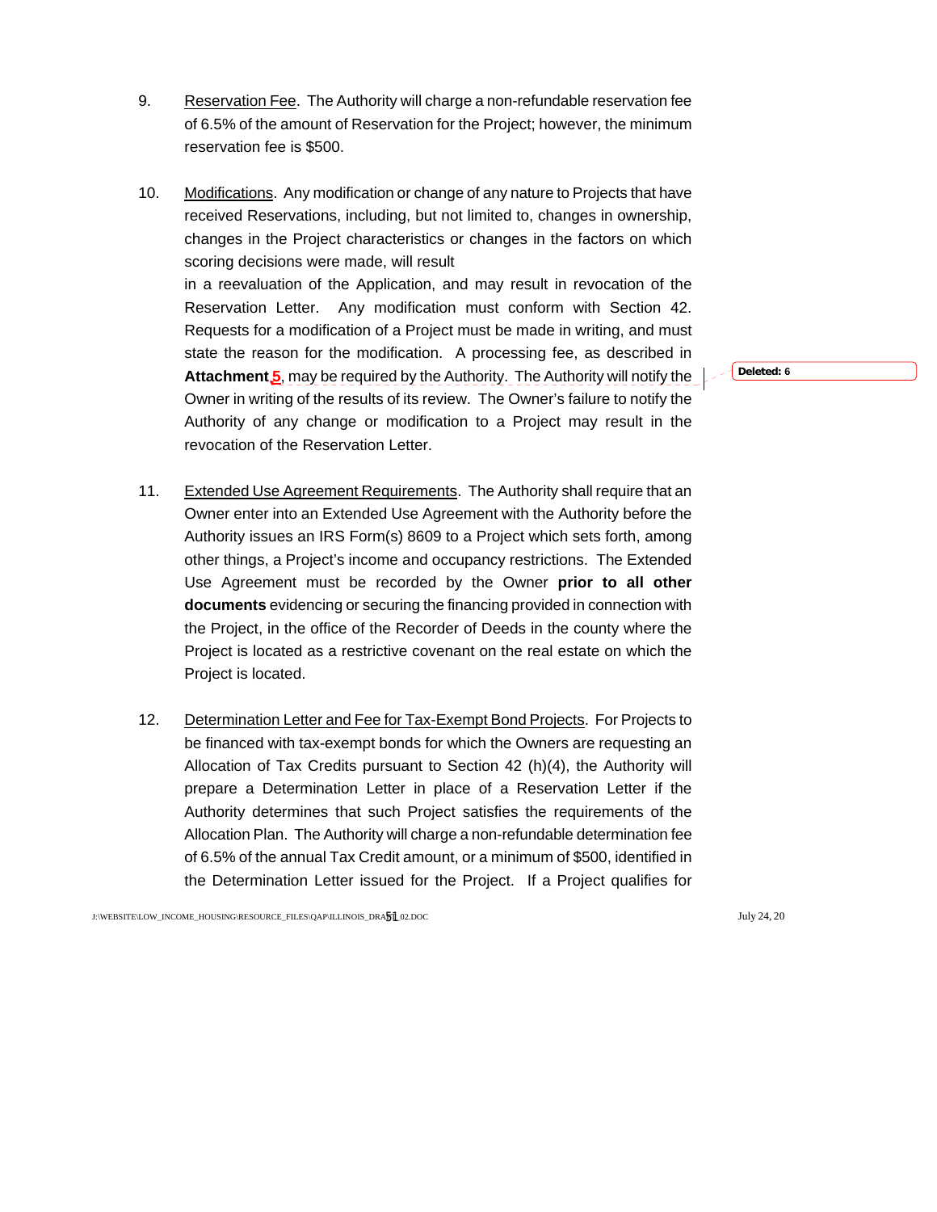9. Reservation Fee. The Authority will charge a non-refundable reservation fee of 6.5% of the amount of Reservation for the Project; however, the minimum reservation fee is $500.

10. Modifications. Any modification or change of any nature to Projects that have received Reservations, including, but not limited to, changes in ownership, changes in the Project characteristics or changes in the factors on which scoring decisions were made, will result in a reevaluation of the Application, and may result in revocation of the Reservation Letter. Any modification must conform with Section 42. Requests for a modification of a Project must be made in writing, and must state the reason for the modification. A processing fee, as described in **Attachment 5**, may be required by the Authority. The Authority will notify the Owner in writing of the results of its review. The Owner's failure to notify the Authority of any change or modification to a Project may result in the revocation of the Reservation Letter.

11. Extended Use Agreement Requirements. The Authority shall require that an Owner enter into an Extended Use Agreement with the Authority before the Authority issues an IRS Form(s) 8609 to a Project which sets forth, among other things, a Project's income and occupancy restrictions. The Extended Use Agreement must be recorded by the Owner **prior to all other documents** evidencing or securing the financing provided in connection with the Project, in the office of the Recorder of Deeds in the county where the Project is located as a restrictive covenant on the real estate on which the Project is located.

12. Determination Letter and Fee for Tax-Exempt Bond Projects. For Projects to be financed with tax-exempt bonds for which the Owners are requesting an Allocation of Tax Credits pursuant to Section 42 (h)(4), the Authority will prepare a Determination Letter in place of a Reservation Letter if the Authority determines that such Project satisfies the requirements of the Allocation Plan. The Authority will charge a non-refundable determination fee of 6.5% of the annual Tax Credit amount, or a minimum of $500, identified in the Determination Letter issued for the Project. If a Project qualifies for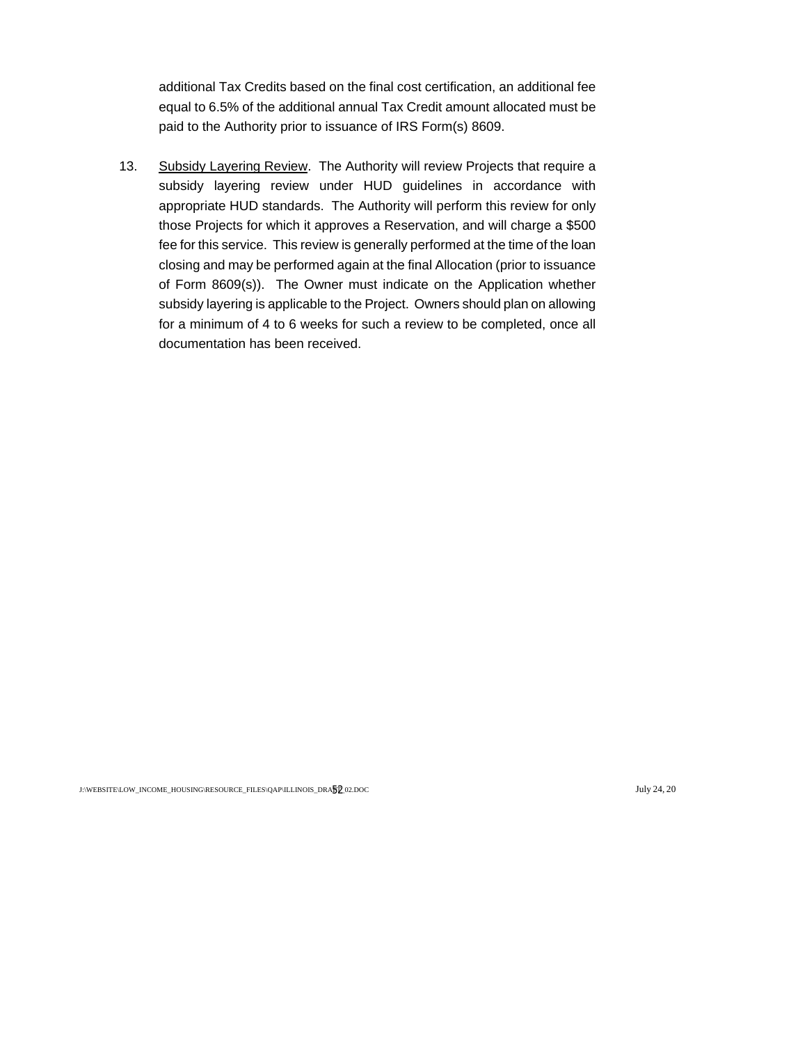additional Tax Credits based on the final cost certification, an additional fee equal to 6.5% of the additional annual Tax Credit amount allocated must be paid to the Authority prior to issuance of IRS Form(s) 8609.

13. <u>Subsidy Layering Review</u>. The Authority will review Projects that require a subsidy layering review under HUD guidelines in accordance with appropriate HUD standards. The Authority will perform this review for only those Projects for which it approves a Reservation, and will charge a $500 fee for this service. This review is generally performed at the time of the loan closing and may be performed again at the final Allocation (prior to issuance of Form 8609(s)). The Owner must indicate on the Application whether subsidy layering is applicable to the Project. Owners should plan on allowing for a minimum of 4 to 6 weeks for such a review to be completed, once all documentation has been received.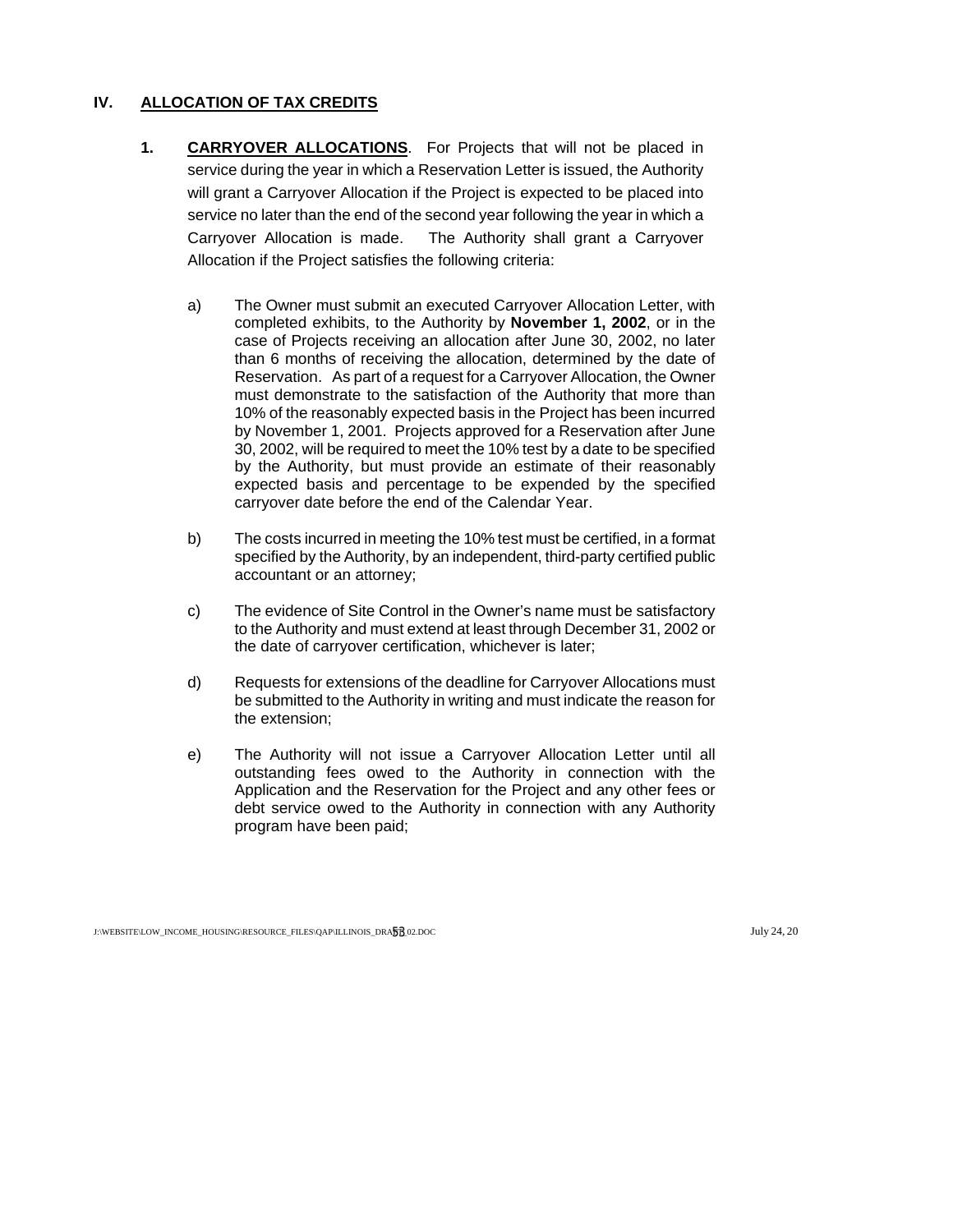## IV. ALLOCATION OF TAX CREDITS

**1. CARRYOVER ALLOCATIONS**. For Projects that will not be placed in service during the year in which a Reservation Letter is issued, the Authority will grant a Carryover Allocation if the Project is expected to be placed into service no later than the end of the second year following the year in which a Carryover Allocation is made. The Authority shall grant a Carryover Allocation if the Project satisfies the following criteria:

a) The Owner must submit an executed Carryover Allocation Letter, with completed exhibits, to the Authority by **November 1, 2002**, or in the case of Projects receiving an allocation after June 30, 2002, no later than 6 months of receiving the allocation, determined by the date of Reservation. As part of a request for a Carryover Allocation, the Owner must demonstrate to the satisfaction of the Authority that more than 10% of the reasonably expected basis in the Project has been incurred by November 1, 2001. Projects approved for a Reservation after June 30, 2002, will be required to meet the 10% test by a date to be specified by the Authority, but must provide an estimate of their reasonably expected basis and percentage to be expended by the specified carryover date before the end of the Calendar Year.

b) The costs incurred in meeting the 10% test must be certified, in a format specified by the Authority, by an independent, third-party certified public accountant or an attorney;

c) The evidence of Site Control in the Owner's name must be satisfactory to the Authority and must extend at least through December 31, 2002 or the date of carryover certification, whichever is later;

d) Requests for extensions of the deadline for Carryover Allocations must be submitted to the Authority in writing and must indicate the reason for the extension;

e) The Authority will not issue a Carryover Allocation Letter until all outstanding fees owed to the Authority in connection with the Application and the Reservation for the Project and any other fees or debt service owed to the Authority in connection with any Authority program have been paid;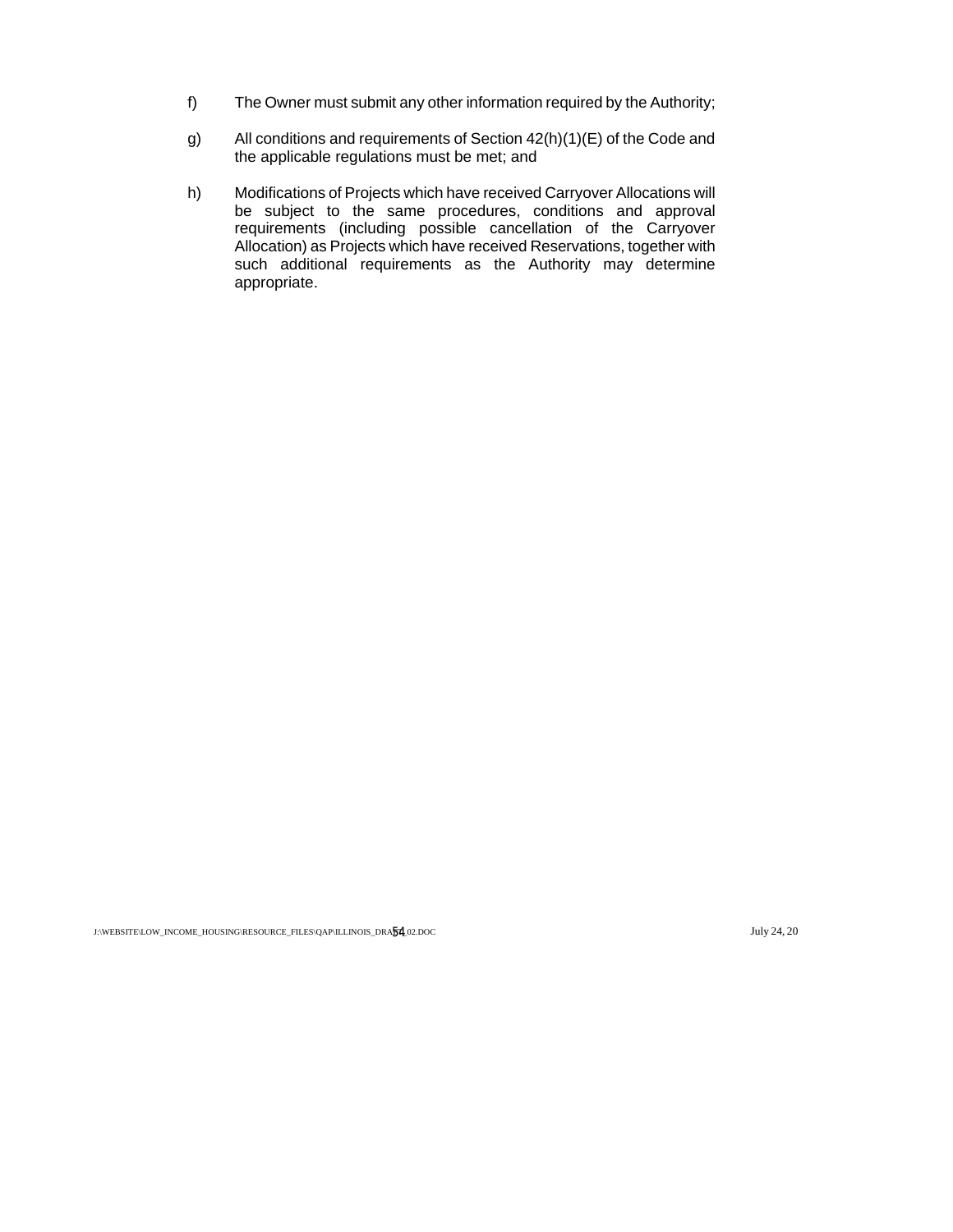f) The Owner must submit any other information required by the Authority;

g) All conditions and requirements of Section 42(h)(1)(E) of the Code and the applicable regulations must be met; and

h) Modifications of Projects which have received Carryover Allocations will be subject to the same procedures, conditions and approval requirements (including possible cancellation of the Carryover Allocation) as Projects which have received Reservations, together with such additional requirements as the Authority may determine appropriate.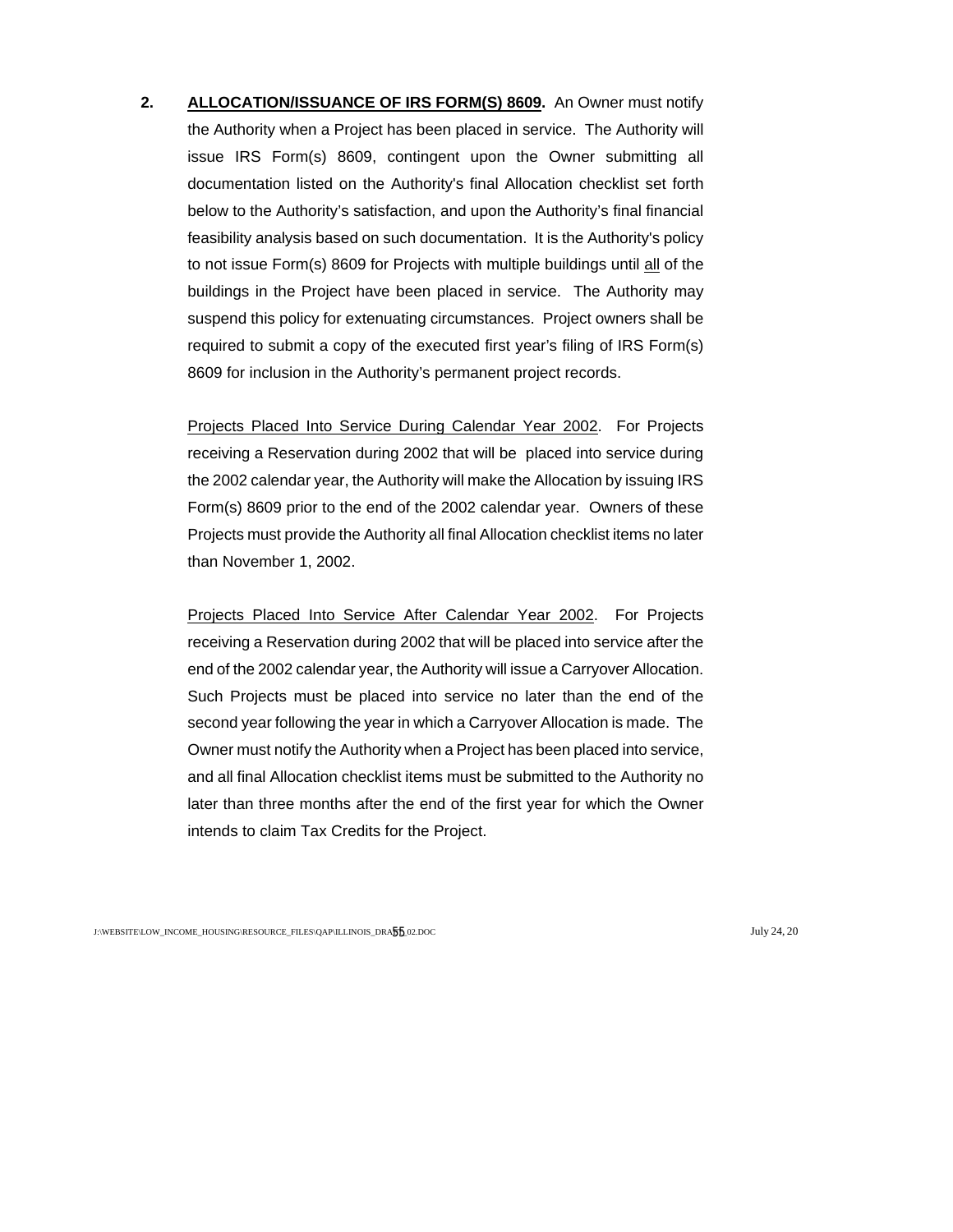2. **ALLOCATION/ISSUANCE OF IRS FORM(S) 8609.** An Owner must notify the Authority when a Project has been placed in service. The Authority will issue IRS Form(s) 8609, contingent upon the Owner submitting all documentation listed on the Authority's final Allocation checklist set forth below to the Authority's satisfaction, and upon the Authority's final financial feasibility analysis based on such documentation. It is the Authority's policy to not issue Form(s) 8609 for Projects with multiple buildings until all of the buildings in the Project have been placed in service. The Authority may suspend this policy for extenuating circumstances. Project owners shall be required to submit a copy of the executed first year's filing of IRS Form(s) 8609 for inclusion in the Authority's permanent project records.

   Projects Placed Into Service During Calendar Year 2002. For Projects receiving a Reservation during 2002 that will be placed into service during the 2002 calendar year, the Authority will make the Allocation by issuing IRS Form(s) 8609 prior to the end of the 2002 calendar year. Owners of these Projects must provide the Authority all final Allocation checklist items no later than November 1, 2002.

   Projects Placed Into Service After Calendar Year 2002. For Projects receiving a Reservation during 2002 that will be placed into service after the end of the 2002 calendar year, the Authority will issue a Carryover Allocation. Such Projects must be placed into service no later than the end of the second year following the year in which a Carryover Allocation is made. The Owner must notify the Authority when a Project has been placed into service, and all final Allocation checklist items must be submitted to the Authority no later than three months after the end of the first year for which the Owner intends to claim Tax Credits for the Project.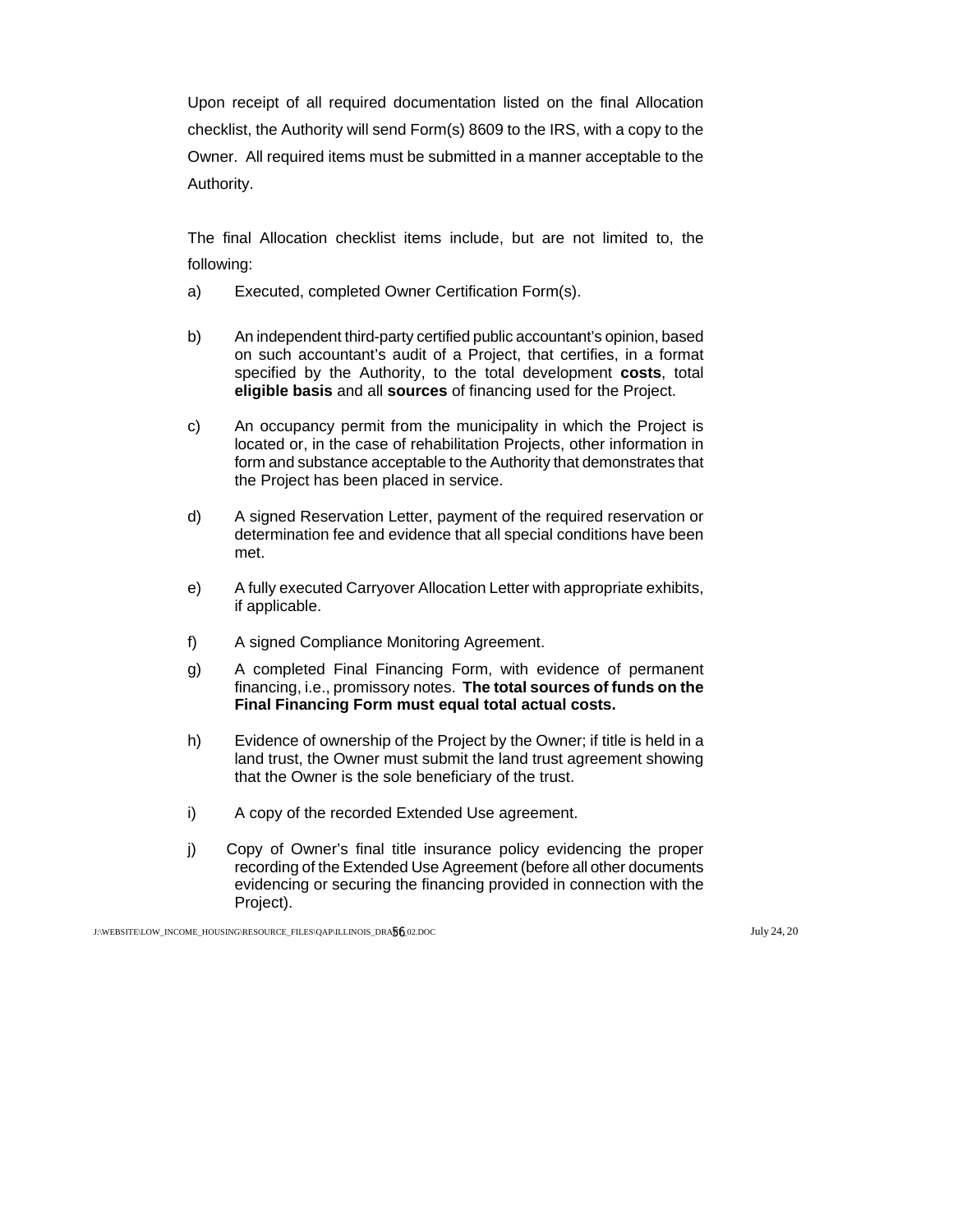Upon receipt of all required documentation listed on the final Allocation checklist, the Authority will send Form(s) 8609 to the IRS, with a copy to the Owner. All required items must be submitted in a manner acceptable to the Authority.

The final Allocation checklist items include, but are not limited to, the following:

a) Executed, completed Owner Certification Form(s).

b) An independent third-party certified public accountant's opinion, based on such accountant's audit of a Project, that certifies, in a format specified by the Authority, to the total development **costs**, total **eligible basis** and all **sources** of financing used for the Project.

c) An occupancy permit from the municipality in which the Project is located or, in the case of rehabilitation Projects, other information in form and substance acceptable to the Authority that demonstrates that the Project has been placed in service.

d) A signed Reservation Letter, payment of the required reservation or determination fee and evidence that all special conditions have been met.

e) A fully executed Carryover Allocation Letter with appropriate exhibits, if applicable.

f) A signed Compliance Monitoring Agreement.

g) A completed Final Financing Form, with evidence of permanent financing, i.e., promissory notes. **The total sources of funds on the Final Financing Form must equal total actual costs.**

h) Evidence of ownership of the Project by the Owner; if title is held in a land trust, the Owner must submit the land trust agreement showing that the Owner is the sole beneficiary of the trust.

i) A copy of the recorded Extended Use agreement.

j) Copy of Owner's final title insurance policy evidencing the proper recording of the Extended Use Agreement (before all other documents evidencing or securing the financing provided in connection with the Project).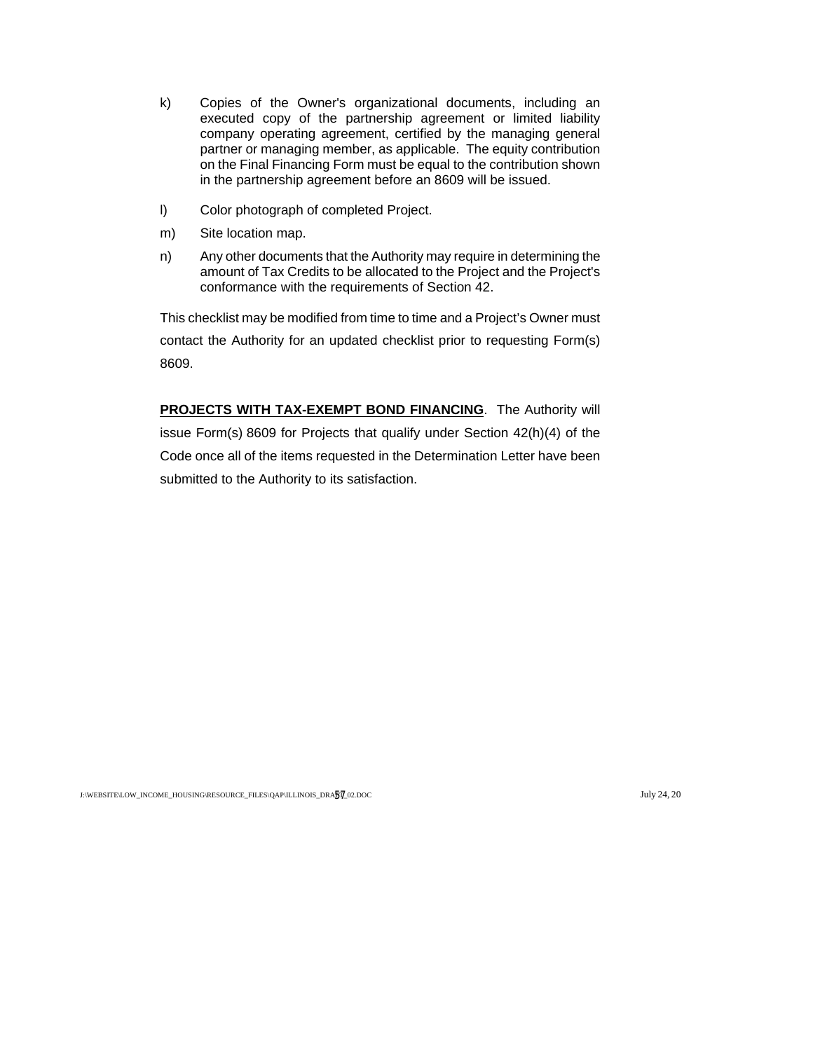k) Copies of the Owner's organizational documents, including an executed copy of the partnership agreement or limited liability company operating agreement, certified by the managing general partner or managing member, as applicable. The equity contribution on the Final Financing Form must be equal to the contribution shown in the partnership agreement before an 8609 will be issued.

l) Color photograph of completed Project.

m) Site location map.

n) Any other documents that the Authority may require in determining the amount of Tax Credits to be allocated to the Project and the Project's conformance with the requirements of Section 42.

This checklist may be modified from time to time and a Project's Owner must contact the Authority for an updated checklist prior to requesting Form(s) 8609.

**PROJECTS WITH TAX-EXEMPT BOND FINANCING**. The Authority will issue Form(s) 8609 for Projects that qualify under Section 42(h)(4) of the Code once all of the items requested in the Determination Letter have been submitted to the Authority to its satisfaction.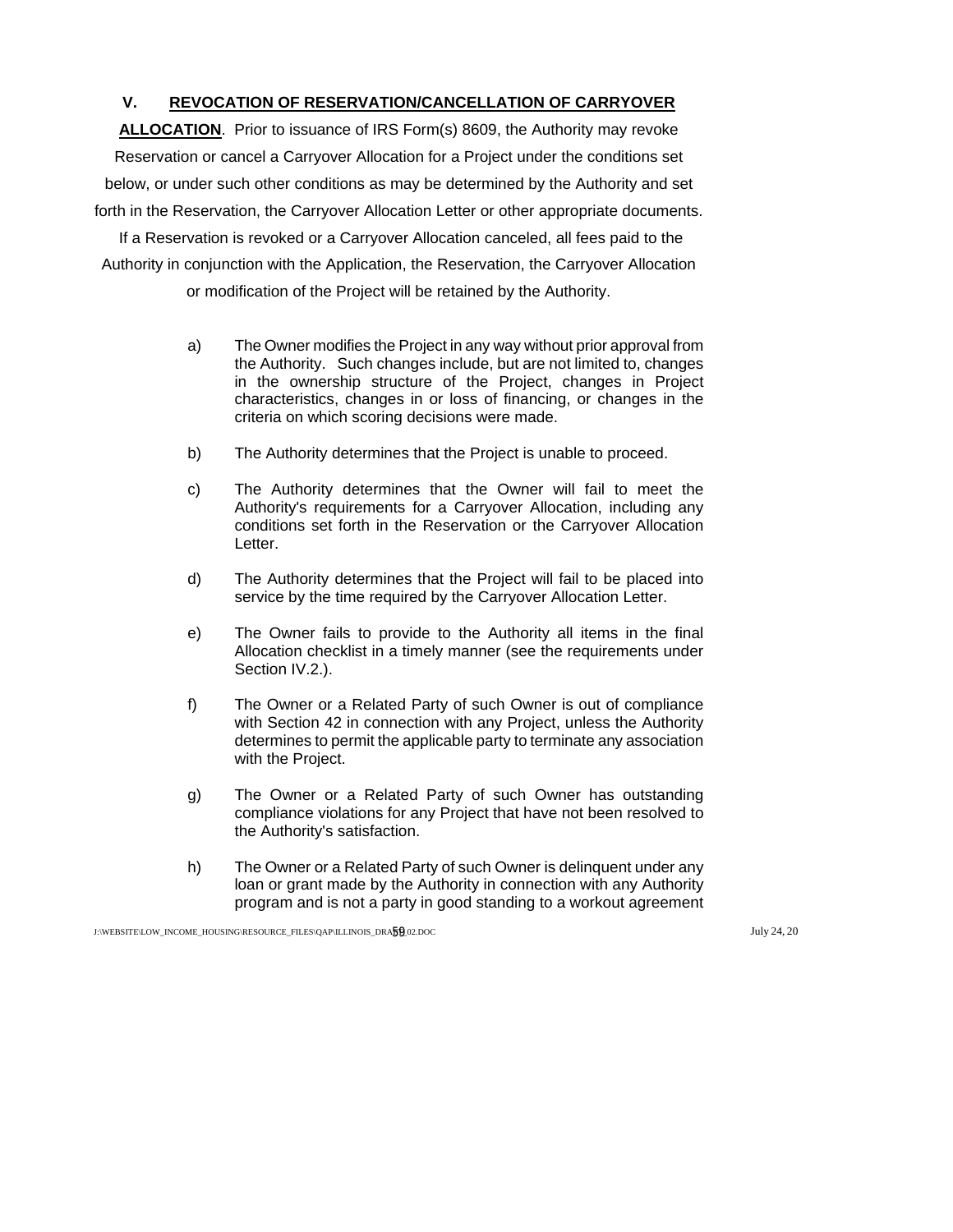## V. REVOCATION OF RESERVATION/CANCELLATION OF CARRYOVER ALLOCATION

**ALLOCATION**. Prior to issuance of IRS Form(s) 8609, the Authority may revoke Reservation or cancel a Carryover Allocation for a Project under the conditions set below, or under such other conditions as may be determined by the Authority and set forth in the Reservation, the Carryover Allocation Letter or other appropriate documents. If a Reservation is revoked or a Carryover Allocation canceled, all fees paid to the Authority in conjunction with the Application, the Reservation, the Carryover Allocation or modification of the Project will be retained by the Authority.

a) The Owner modifies the Project in any way without prior approval from the Authority. Such changes include, but are not limited to, changes in the ownership structure of the Project, changes in Project characteristics, changes in or loss of financing, or changes in the criteria on which scoring decisions were made.

b) The Authority determines that the Project is unable to proceed.

c) The Authority determines that the Owner will fail to meet the Authority's requirements for a Carryover Allocation, including any conditions set forth in the Reservation or the Carryover Allocation Letter.

d) The Authority determines that the Project will fail to be placed into service by the time required by the Carryover Allocation Letter.

e) The Owner fails to provide to the Authority all items in the final Allocation checklist in a timely manner (see the requirements under Section IV.2.).

f) The Owner or a Related Party of such Owner is out of compliance with Section 42 in connection with any Project, unless the Authority determines to permit the applicable party to terminate any association with the Project.

g) The Owner or a Related Party of such Owner has outstanding compliance violations for any Project that have not been resolved to the Authority's satisfaction.

h) The Owner or a Related Party of such Owner is delinquent under any loan or grant made by the Authority in connection with any Authority program and is not a party in good standing to a workout agreement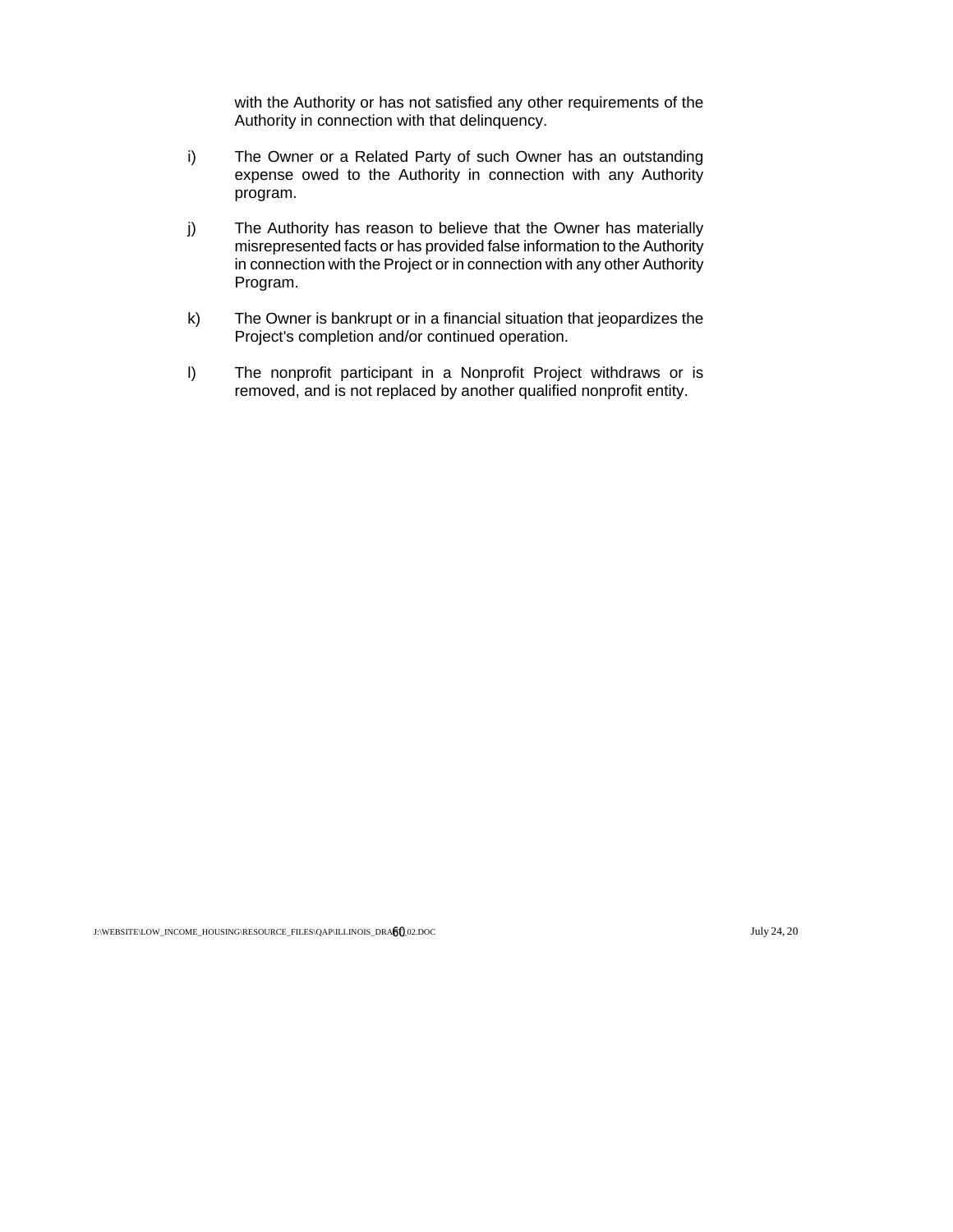with the Authority or has not satisfied any other requirements of the Authority in connection with that delinquency.

i) The Owner or a Related Party of such Owner has an outstanding expense owed to the Authority in connection with any Authority program.

j) The Authority has reason to believe that the Owner has materially misrepresented facts or has provided false information to the Authority in connection with the Project or in connection with any other Authority Program.

k) The Owner is bankrupt or in a financial situation that jeopardizes the Project's completion and/or continued operation.

l) The nonprofit participant in a Nonprofit Project withdraws or is removed, and is not replaced by another qualified nonprofit entity.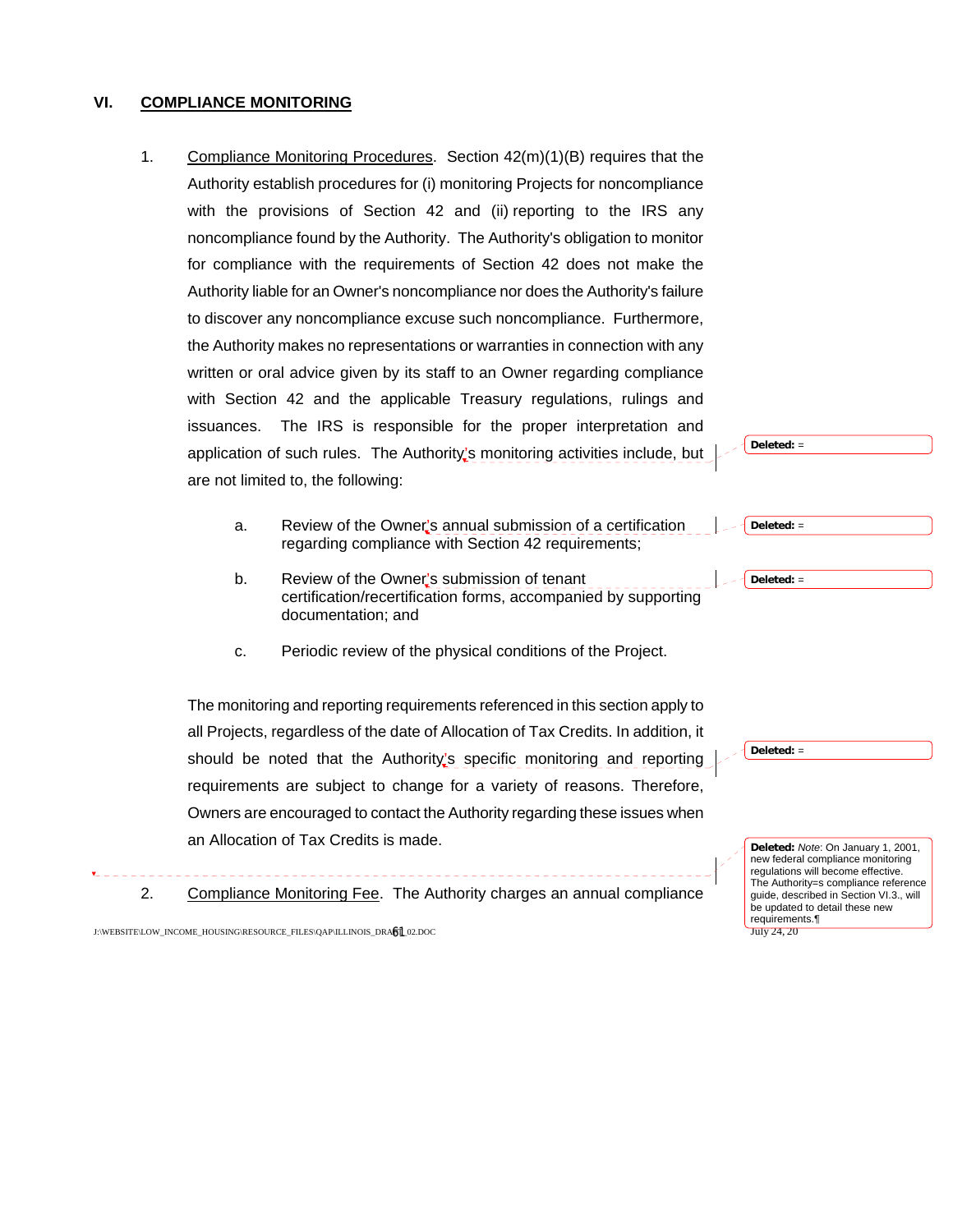## VI. COMPLIANCE MONITORING

1. Compliance Monitoring Procedures. Section 42(m)(1)(B) requires that the Authority establish procedures for (i) monitoring Projects for noncompliance with the provisions of Section 42 and (ii) reporting to the IRS any noncompliance found by the Authority. The Authority's obligation to monitor for compliance with the requirements of Section 42 does not make the Authority liable for an Owner's noncompliance nor does the Authority's failure to discover any noncompliance excuse such noncompliance. Furthermore, the Authority makes no representations or warranties in connection with any written or oral advice given by its staff to an Owner regarding compliance with Section 42 and the applicable Treasury regulations, rulings and issuances. The IRS is responsible for the proper interpretation and application of such rules. The Authority's monitoring activities include, but are not limited to, the following:

   a. Review of the Owner's annual submission of a certification regarding compliance with Section 42 requirements;

   b. Review of the Owner's submission of tenant certification/recertification forms, accompanied by supporting documentation; and

   c. Periodic review of the physical conditions of the Project.

   The monitoring and reporting requirements referenced in this section apply to all Projects, regardless of the date of Allocation of Tax Credits. In addition, it should be noted that the Authority's specific monitoring and reporting requirements are subject to change for a variety of reasons. Therefore, Owners are encouraged to contact the Authority regarding these issues when an Allocation of Tax Credits is made.

2. Compliance Monitoring Fee. The Authority charges an annual compliance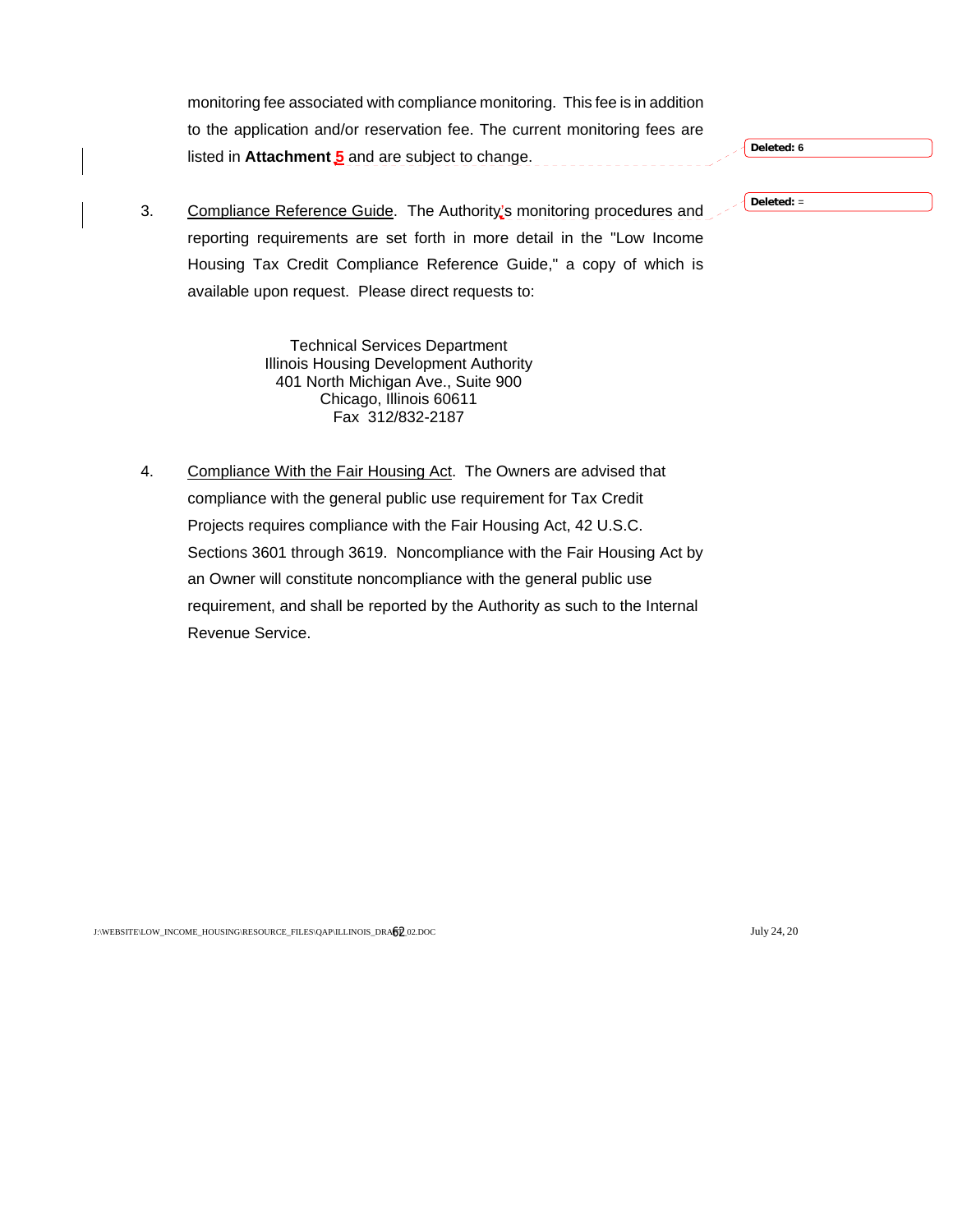monitoring fee associated with compliance monitoring. This fee is in addition to the application and/or reservation fee. The current monitoring fees are listed in **Attachment 5** and are subject to change.

3. Compliance Reference Guide. The Authority's monitoring procedures and reporting requirements are set forth in more detail in the "Low Income Housing Tax Credit Compliance Reference Guide," a copy of which is available upon request. Please direct requests to:

Technical Services Department
Illinois Housing Development Authority
401 North Michigan Ave., Suite 900
Chicago, Illinois 60611
Fax 312/832-2187

4. Compliance With the Fair Housing Act. The Owners are advised that compliance with the general public use requirement for Tax Credit Projects requires compliance with the Fair Housing Act, 42 U.S.C. Sections 3601 through 3619. Noncompliance with the Fair Housing Act by an Owner will constitute noncompliance with the general public use requirement, and shall be reported by the Authority as such to the Internal Revenue Service.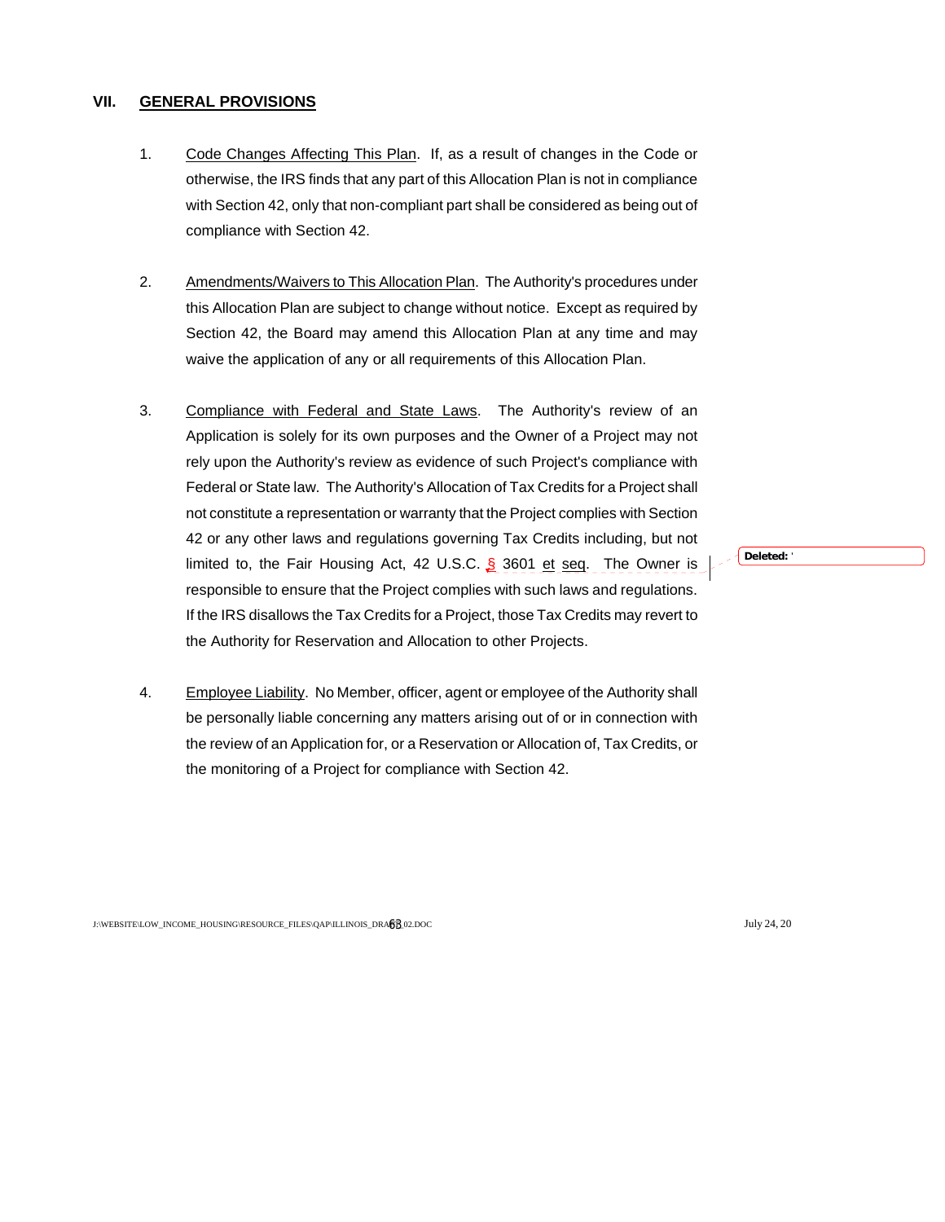## VII. GENERAL PROVISIONS

1. Code Changes Affecting This Plan. If, as a result of changes in the Code or otherwise, the IRS finds that any part of this Allocation Plan is not in compliance with Section 42, only that non-compliant part shall be considered as being out of compliance with Section 42.

2. Amendments/Waivers to This Allocation Plan. The Authority's procedures under this Allocation Plan are subject to change without notice. Except as required by Section 42, the Board may amend this Allocation Plan at any time and may waive the application of any or all requirements of this Allocation Plan.

3. Compliance with Federal and State Laws. The Authority's review of an Application is solely for its own purposes and the Owner of a Project may not rely upon the Authority's review as evidence of such Project's compliance with Federal or State law. The Authority's Allocation of Tax Credits for a Project shall not constitute a representation or warranty that the Project complies with Section 42 or any other laws and regulations governing Tax Credits including, but not limited to, the Fair Housing Act, 42 U.S.C. § 3601 et seq. The Owner is responsible to ensure that the Project complies with such laws and regulations. If the IRS disallows the Tax Credits for a Project, those Tax Credits may revert to the Authority for Reservation and Allocation to other Projects.

4. Employee Liability. No Member, officer, agent or employee of the Authority shall be personally liable concerning any matters arising out of or in connection with the review of an Application for, or a Reservation or Allocation of, Tax Credits, or the monitoring of a Project for compliance with Section 42.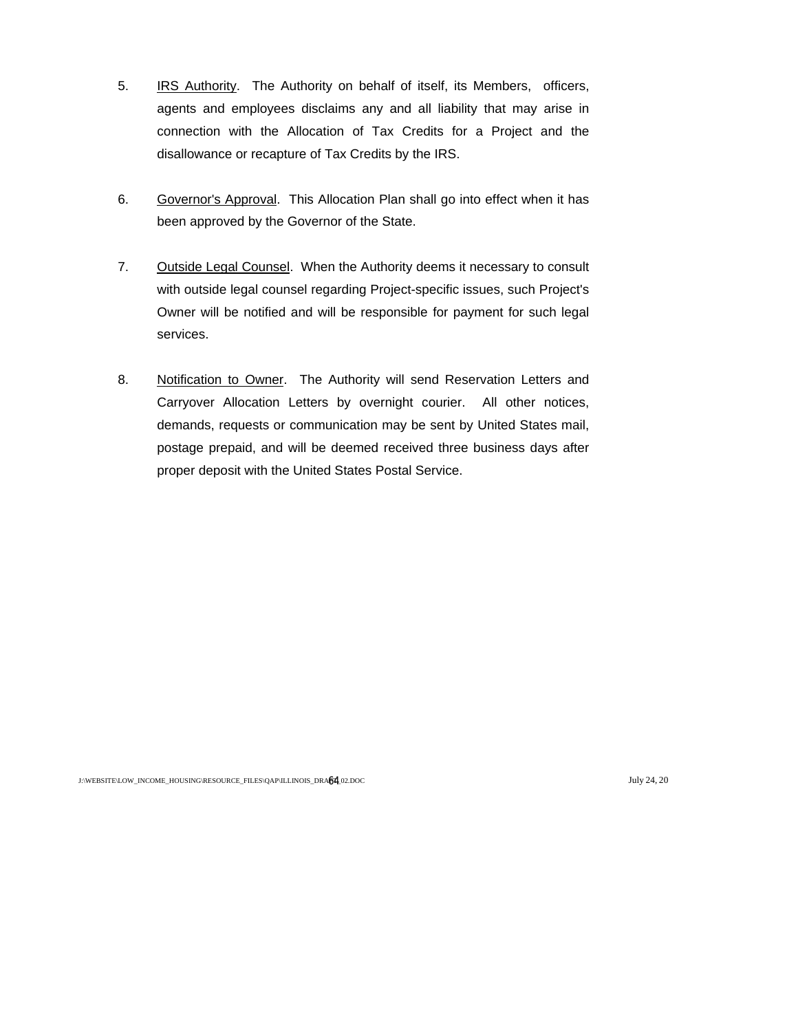5. IRS Authority. The Authority on behalf of itself, its Members, officers, agents and employees disclaims any and all liability that may arise in connection with the Allocation of Tax Credits for a Project and the disallowance or recapture of Tax Credits by the IRS.

6. Governor's Approval. This Allocation Plan shall go into effect when it has been approved by the Governor of the State.

7. Outside Legal Counsel. When the Authority deems it necessary to consult with outside legal counsel regarding Project-specific issues, such Project's Owner will be notified and will be responsible for payment for such legal services.

8. Notification to Owner. The Authority will send Reservation Letters and Carryover Allocation Letters by overnight courier. All other notices, demands, requests or communication may be sent by United States mail, postage prepaid, and will be deemed received three business days after proper deposit with the United States Postal Service.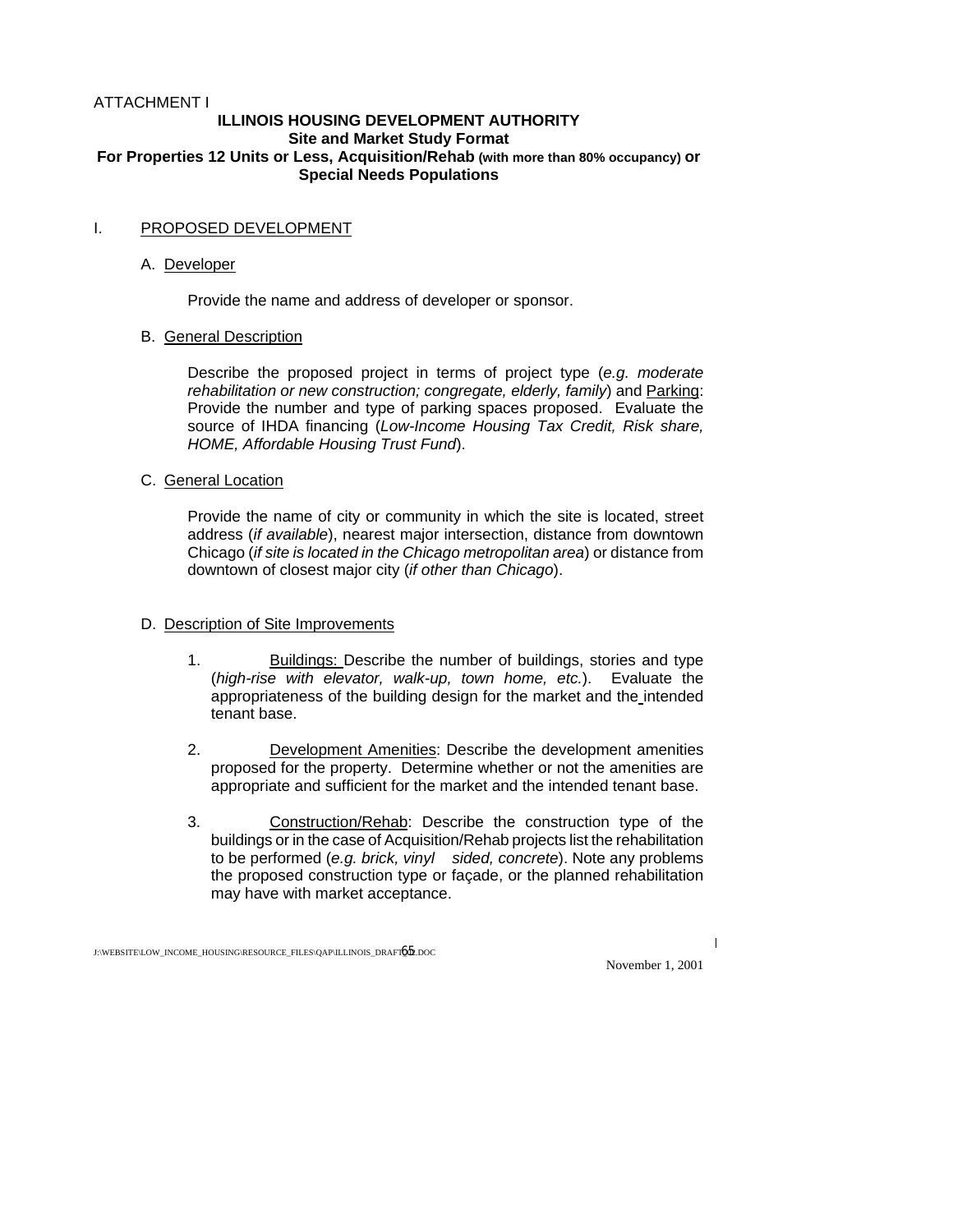ATTACHMENT I

**ILLINOIS HOUSING DEVELOPMENT AUTHORITY**
**Site and Market Study Format**
**For Properties 12 Units or Less, Acquisition/Rehab (with more than 80% occupancy) or Special Needs Populations**

I. PROPOSED DEVELOPMENT

A. Developer

Provide the name and address of developer or sponsor.

B. General Description

Describe the proposed project in terms of project type (*e.g. moderate rehabilitation or new construction; congregate, elderly, family*) and Parking: Provide the number and type of parking spaces proposed. Evaluate the source of IHDA financing (*Low-Income Housing Tax Credit, Risk share, HOME, Affordable Housing Trust Fund*).

C. General Location

Provide the name of city or community in which the site is located, street address (*if available*), nearest major intersection, distance from downtown Chicago (*if site is located in the Chicago metropolitan area*) or distance from downtown of closest major city (*if other than Chicago*).

D. Description of Site Improvements

1. Buildings: Describe the number of buildings, stories and type (*high-rise with elevator, walk-up, town home, etc.*). Evaluate the appropriateness of the building design for the market and the intended tenant base.

2. Development Amenities: Describe the development amenities proposed for the property. Determine whether or not the amenities are appropriate and sufficient for the market and the intended tenant base.

3. Construction/Rehab: Describe the construction type of the buildings or in the case of Acquisition/Rehab projects list the rehabilitation to be performed (*e.g. brick, vinyl sided, concrete*). Note any problems the proposed construction type or façade, or the planned rehabilitation may have with market acceptance.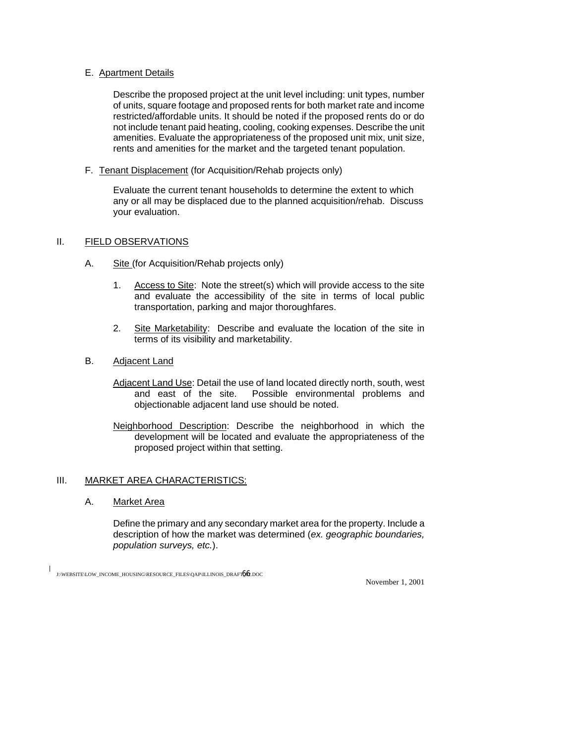E. Apartment Details

Describe the proposed project at the unit level including: unit types, number of units, square footage and proposed rents for both market rate and income restricted/affordable units. It should be noted if the proposed rents do or do not include tenant paid heating, cooling, cooking expenses. Describe the unit amenities. Evaluate the appropriateness of the proposed unit mix, unit size, rents and amenities for the market and the targeted tenant population.

F. Tenant Displacement (for Acquisition/Rehab projects only)

Evaluate the current tenant households to determine the extent to which any or all may be displaced due to the planned acquisition/rehab. Discuss your evaluation.

## II. FIELD OBSERVATIONS

A. Site (for Acquisition/Rehab projects only)

1. Access to Site: Note the street(s) which will provide access to the site and evaluate the accessibility of the site in terms of local public transportation, parking and major thoroughfares.
2. Site Marketability: Describe and evaluate the location of the site in terms of its visibility and marketability.

B. Adjacent Land

Adjacent Land Use: Detail the use of land located directly north, south, west and east of the site. Possible environmental problems and objectionable adjacent land use should be noted.

Neighborhood Description: Describe the neighborhood in which the development will be located and evaluate the appropriateness of the proposed project within that setting.

## III. MARKET AREA CHARACTERISTICS:

A. Market Area

Define the primary and any secondary market area for the property. Include a description of how the market was determined (*ex. geographic boundaries, population surveys, etc.*).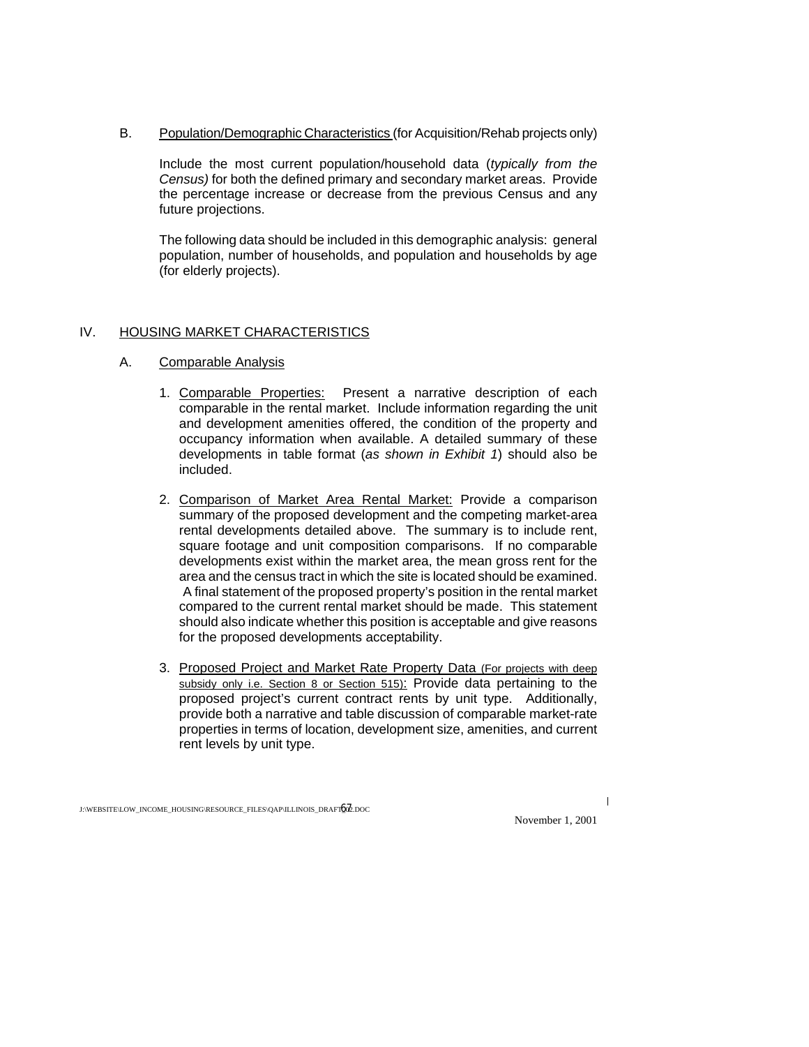B. Population/Demographic Characteristics (for Acquisition/Rehab projects only)

Include the most current population/household data (*typically from the Census)* for both the defined primary and secondary market areas. Provide the percentage increase or decrease from the previous Census and any future projections.

The following data should be included in this demographic analysis: general population, number of households, and population and households by age (for elderly projects).

## IV. HOUSING MARKET CHARACTERISTICS

### A. Comparable Analysis

1. Comparable Properties: Present a narrative description of each comparable in the rental market. Include information regarding the unit and development amenities offered, the condition of the property and occupancy information when available. A detailed summary of these developments in table format (*as shown in Exhibit 1*) should also be included.

2. Comparison of Market Area Rental Market: Provide a comparison summary of the proposed development and the competing market-area rental developments detailed above. The summary is to include rent, square footage and unit composition comparisons. If no comparable developments exist within the market area, the mean gross rent for the area and the census tract in which the site is located should be examined. A final statement of the proposed property's position in the rental market compared to the current rental market should be made. This statement should also indicate whether this position is acceptable and give reasons for the proposed developments acceptability.

3. Proposed Project and Market Rate Property Data (For projects with deep subsidy only i.e. Section 8 or Section 515): Provide data pertaining to the proposed project's current contract rents by unit type. Additionally, provide both a narrative and table discussion of comparable market-rate properties in terms of location, development size, amenities, and current rent levels by unit type.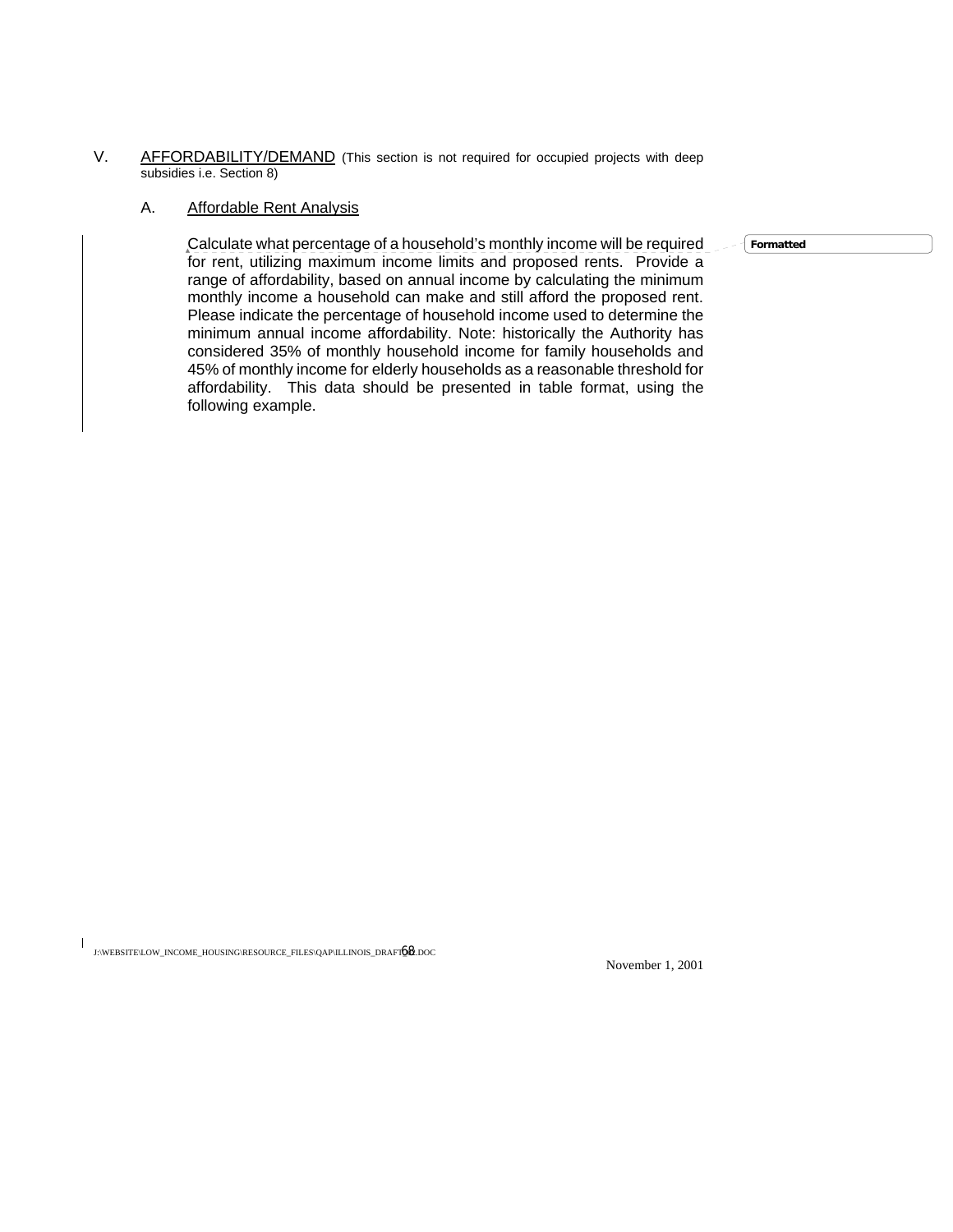## V. <u>AFFORDABILITY/DEMAND</u> (This section is not required for occupied projects with deep subsidies i.e. Section 8)

### A. <u>Affordable Rent Analysis</u>

Calculate what percentage of a household's monthly income will be required for rent, utilizing maximum income limits and proposed rents. Provide a range of affordability, based on annual income by calculating the minimum monthly income a household can make and still afford the proposed rent. Please indicate the percentage of household income used to determine the minimum annual income affordability. Note: historically the Authority has considered 35% of monthly household income for family households and 45% of monthly income for elderly households as a reasonable threshold for affordability. This data should be presented in table format, using the following example.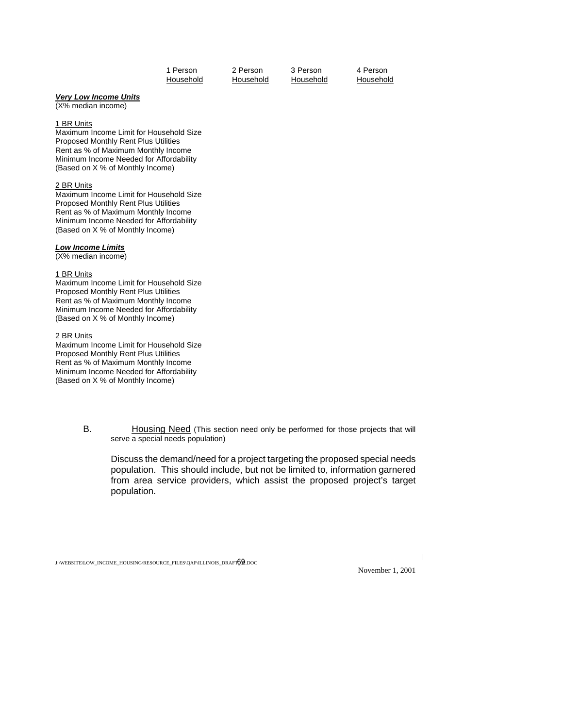| | 1 Person Household | 2 Person Household | 3 Person Household | 4 Person Household |
|---|---|---|---|---|
| ***Very Low Income Units*** (X% median income) | | | | |
| 1 BR Units | | | | |
| Maximum Income Limit for Household Size | | | | |
| Proposed Monthly Rent Plus Utilities | | | | |
| Rent as % of Maximum Monthly Income | | | | |
| Minimum Income Needed for Affordability (Based on X % of Monthly Income) | | | | |
| 2 BR Units | | | | |
| Maximum Income Limit for Household Size | | | | |
| Proposed Monthly Rent Plus Utilities | | | | |
| Rent as % of Maximum Monthly Income | | | | |
| Minimum Income Needed for Affordability (Based on X % of Monthly Income) | | | | |
| ***Low Income Limits*** (X% median income) | | | | |
| 1 BR Units | | | | |
| Maximum Income Limit for Household Size | | | | |
| Proposed Monthly Rent Plus Utilities | | | | |
| Rent as % of Maximum Monthly Income | | | | |
| Minimum Income Needed for Affordability (Based on X % of Monthly Income) | | | | |
| 2 BR Units | | | | |
| Maximum Income Limit for Household Size | | | | |
| Proposed Monthly Rent Plus Utilities | | | | |
| Rent as % of Maximum Monthly Income | | | | |
| Minimum Income Needed for Affordability (Based on X % of Monthly Income) | | | | |

B. Housing Need (This section need only be performed for those projects that will serve a special needs population)

Discuss the demand/need for a project targeting the proposed special needs population. This should include, but not be limited to, information garnered from area service providers, which assist the proposed project's target population.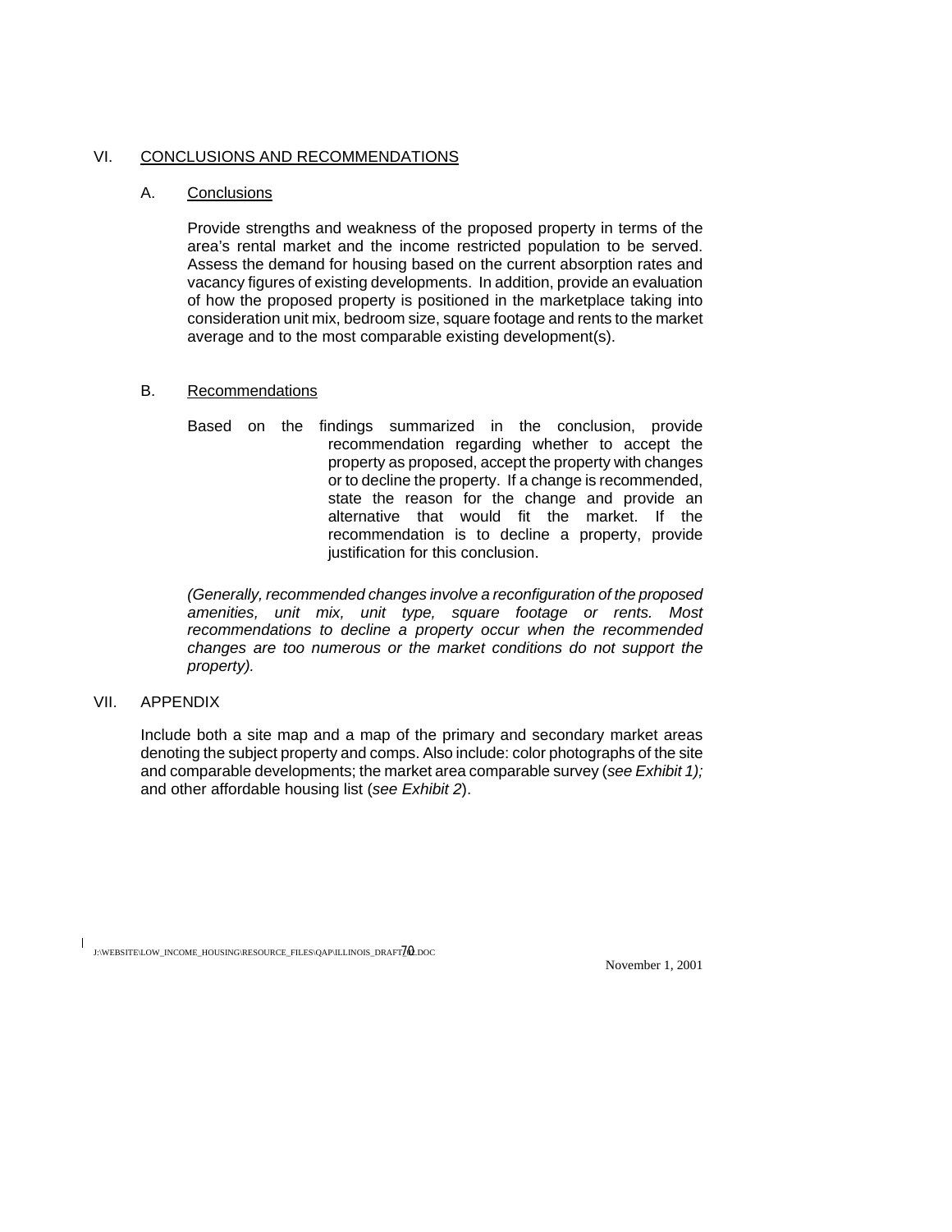## VI. CONCLUSIONS AND RECOMMENDATIONS

### A. Conclusions

Provide strengths and weakness of the proposed property in terms of the area's rental market and the income restricted population to be served. Assess the demand for housing based on the current absorption rates and vacancy figures of existing developments. In addition, provide an evaluation of how the proposed property is positioned in the marketplace taking into consideration unit mix, bedroom size, square footage and rents to the market average and to the most comparable existing development(s).

### B. Recommendations

Based on the findings summarized in the conclusion, provide recommendation regarding whether to accept the property as proposed, accept the property with changes or to decline the property. If a change is recommended, state the reason for the change and provide an alternative that would fit the market. If the recommendation is to decline a property, provide justification for this conclusion.

*(Generally, recommended changes involve a reconfiguration of the proposed amenities, unit mix, unit type, square footage or rents. Most recommendations to decline a property occur when the recommended changes are too numerous or the market conditions do not support the property).*

## VII. APPENDIX

Include both a site map and a map of the primary and secondary market areas denoting the subject property and comps. Also include: color photographs of the site and comparable developments; the market area comparable survey (*see Exhibit 1);* and other affordable housing list (*see Exhibit 2*).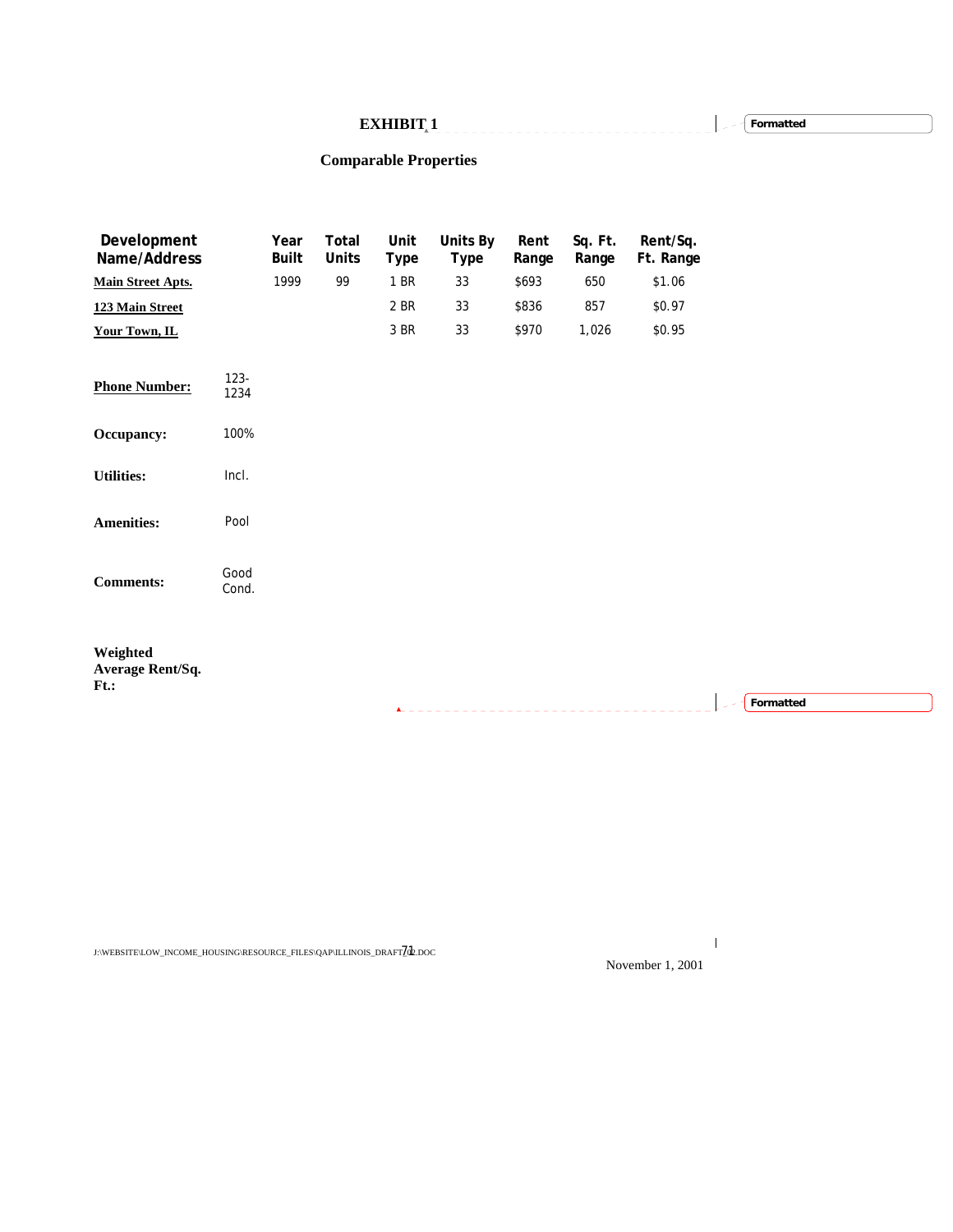# EXHIBIT 1

## Comparable Properties

| Development Name/Address | Year Built | Total Units | Unit Type | Units By Type | Rent Range | Sq. Ft. Range | Rent/Sq. Ft. Range |
|---|---|---|---|---|---|---|---|
| Main Street Apts. | 1999 | 99 | 1 BR | 33 | $693 | 650 | $1.06 |
| 123 Main Street | | | 2 BR | 33 | $836 | 857 | $0.97 |
| Your Town, IL | | | 3 BR | 33 | $970 | 1,026 | $0.95 |

**Phone Number:** 123-1234

**Occupancy:** 100%

**Utilities:** Incl.

**Amenities:** Pool

**Comments:** Good Cond.

**Weighted Average Rent/Sq. Ft.:**

J:\WEBSITE\LOW_INCOME_HOUSING\RESOURCE_FILES\QAP\ILLINOIS_DRAFT02.DOC

November 1, 2001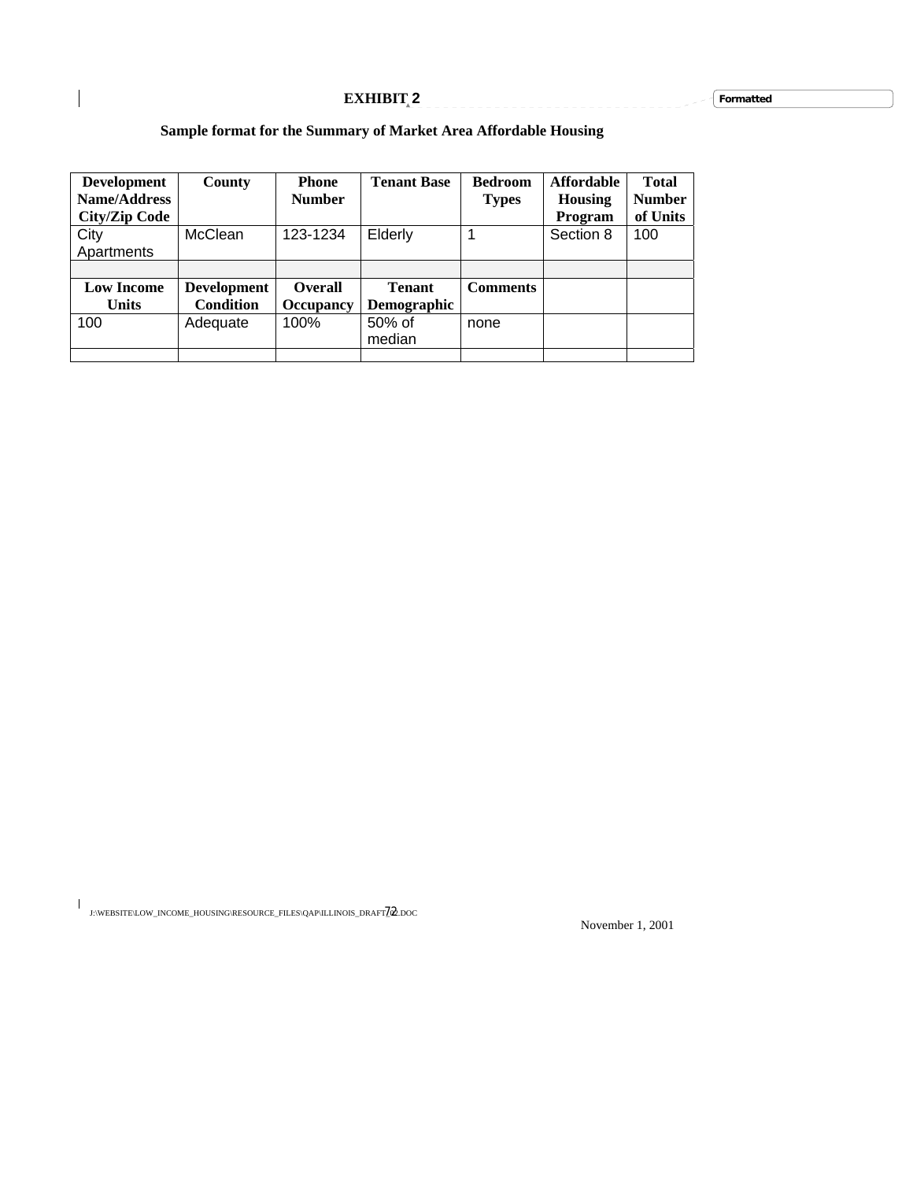# EXHIBIT 2

**Sample format for the Summary of Market Area Affordable Housing**

| Development Name/Address City/Zip Code | County | Phone Number | Tenant Base | Bedroom Types | Affordable Housing Program | Total Number of Units |
|---|---|---|---|---|---|---|
| City Apartments | McClean | 123-1234 | Elderly | 1 | Section 8 | 100 |
| | | | | | | |
| **Low Income Units** | **Development Condition** | **Overall Occupancy** | **Tenant Demographic** | **Comments** | | |
| 100 | Adequate | 100% | 50% of median | none | | |
| | | | | | | |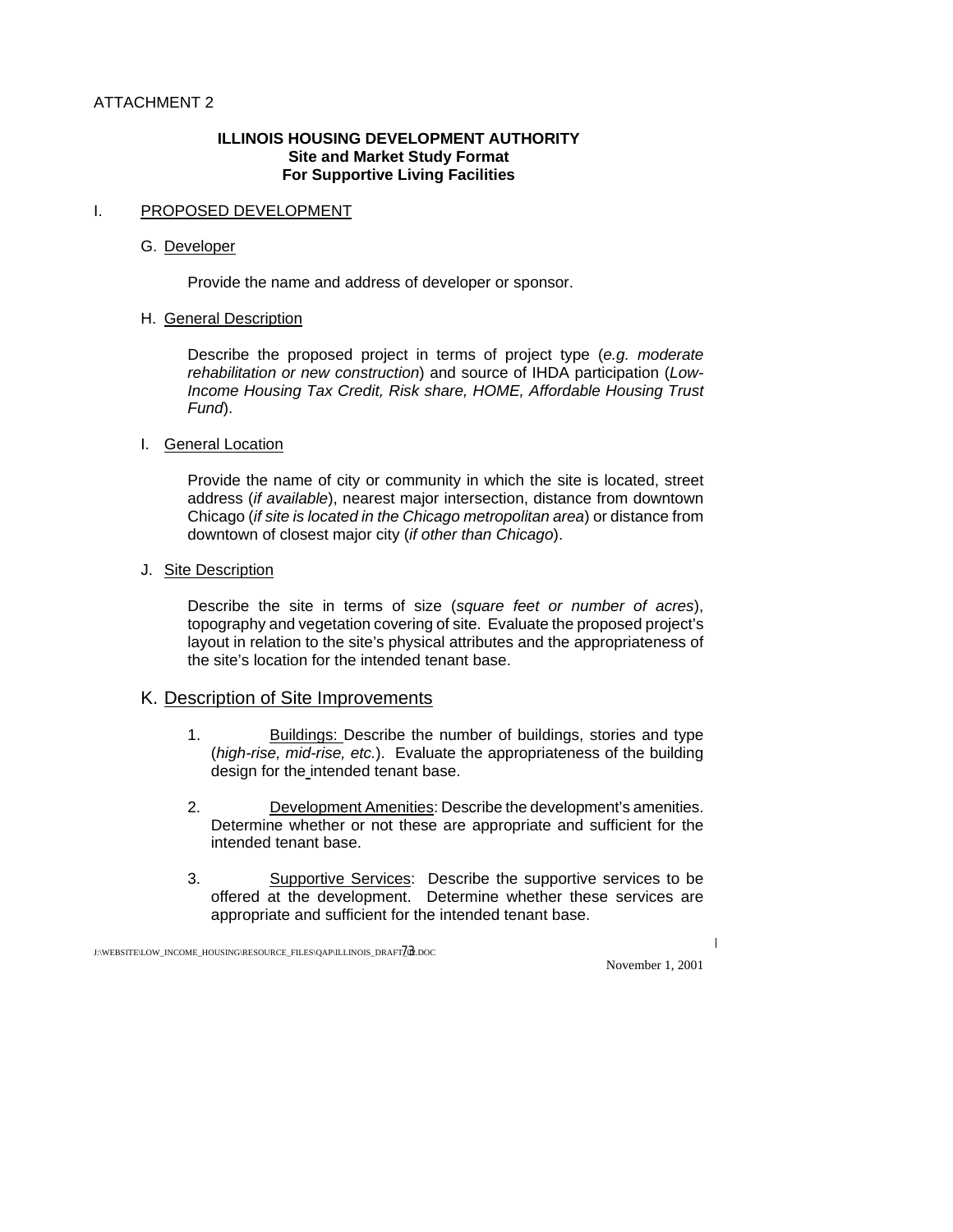ATTACHMENT 2

**ILLINOIS HOUSING DEVELOPMENT AUTHORITY**
**Site and Market Study Format**
**For Supportive Living Facilities**

## I. PROPOSED DEVELOPMENT

### G. Developer

Provide the name and address of developer or sponsor.

### H. General Description

Describe the proposed project in terms of project type (*e.g. moderate rehabilitation or new construction*) and source of IHDA participation (*Low-Income Housing Tax Credit, Risk share, HOME, Affordable Housing Trust Fund*).

### I. General Location

Provide the name of city or community in which the site is located, street address (*if available*), nearest major intersection, distance from downtown Chicago (*if site is located in the Chicago metropolitan area*) or distance from downtown of closest major city (*if other than Chicago*).

### J. Site Description

Describe the site in terms of size (*square feet or number of acres*), topography and vegetation covering of site. Evaluate the proposed project's layout in relation to the site's physical attributes and the appropriateness of the site's location for the intended tenant base.

### K. Description of Site Improvements

1. Buildings: Describe the number of buildings, stories and type (*high-rise, mid-rise, etc.*). Evaluate the appropriateness of the building design for the intended tenant base.

2. Development Amenities: Describe the development's amenities. Determine whether or not these are appropriate and sufficient for the intended tenant base.

3. Supportive Services: Describe the supportive services to be offered at the development. Determine whether these services are appropriate and sufficient for the intended tenant base.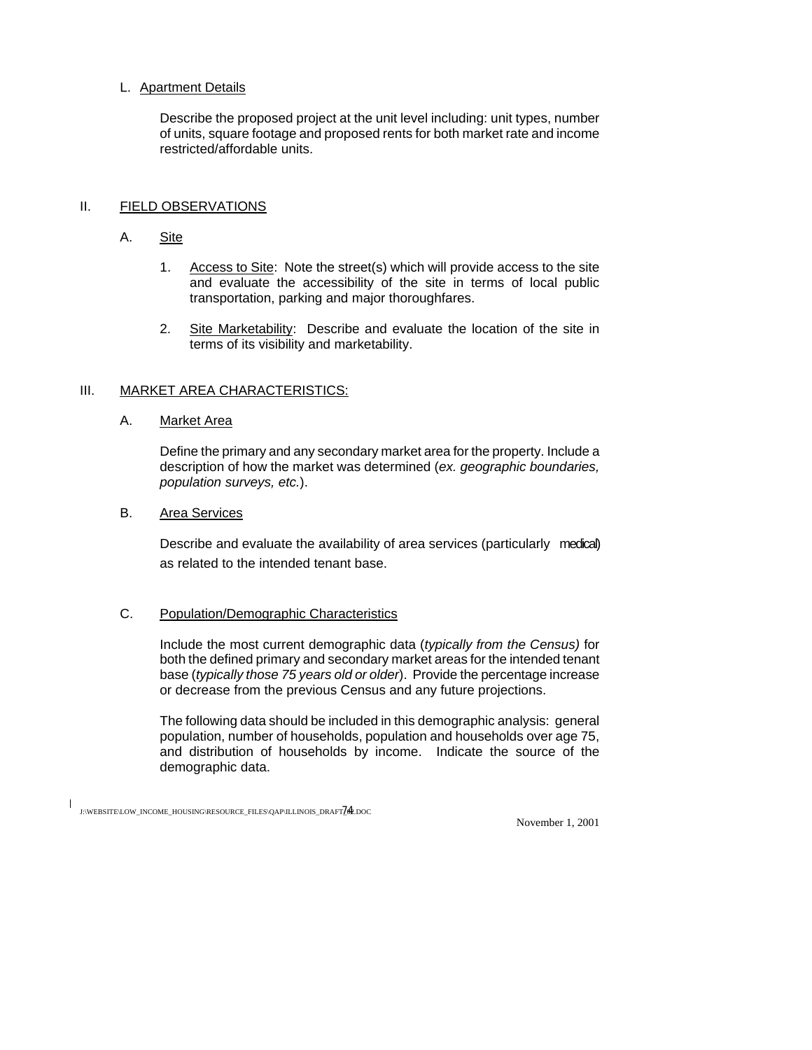L. Apartment Details

Describe the proposed project at the unit level including: unit types, number of units, square footage and proposed rents for both market rate and income restricted/affordable units.

## II. FIELD OBSERVATIONS

### A. Site

1. Access to Site: Note the street(s) which will provide access to the site and evaluate the accessibility of the site in terms of local public transportation, parking and major thoroughfares.

2. Site Marketability: Describe and evaluate the location of the site in terms of its visibility and marketability.

## III. MARKET AREA CHARACTERISTICS:

### A. Market Area

Define the primary and any secondary market area for the property. Include a description of how the market was determined (*ex. geographic boundaries, population surveys, etc.*).

### B. Area Services

Describe and evaluate the availability of area services (particularly medical) as related to the intended tenant base.

### C. Population/Demographic Characteristics

Include the most current demographic data (*typically from the Census)* for both the defined primary and secondary market areas for the intended tenant base (*typically those 75 years old or older*). Provide the percentage increase or decrease from the previous Census and any future projections.

The following data should be included in this demographic analysis: general population, number of households, population and households over age 75, and distribution of households by income. Indicate the source of the demographic data.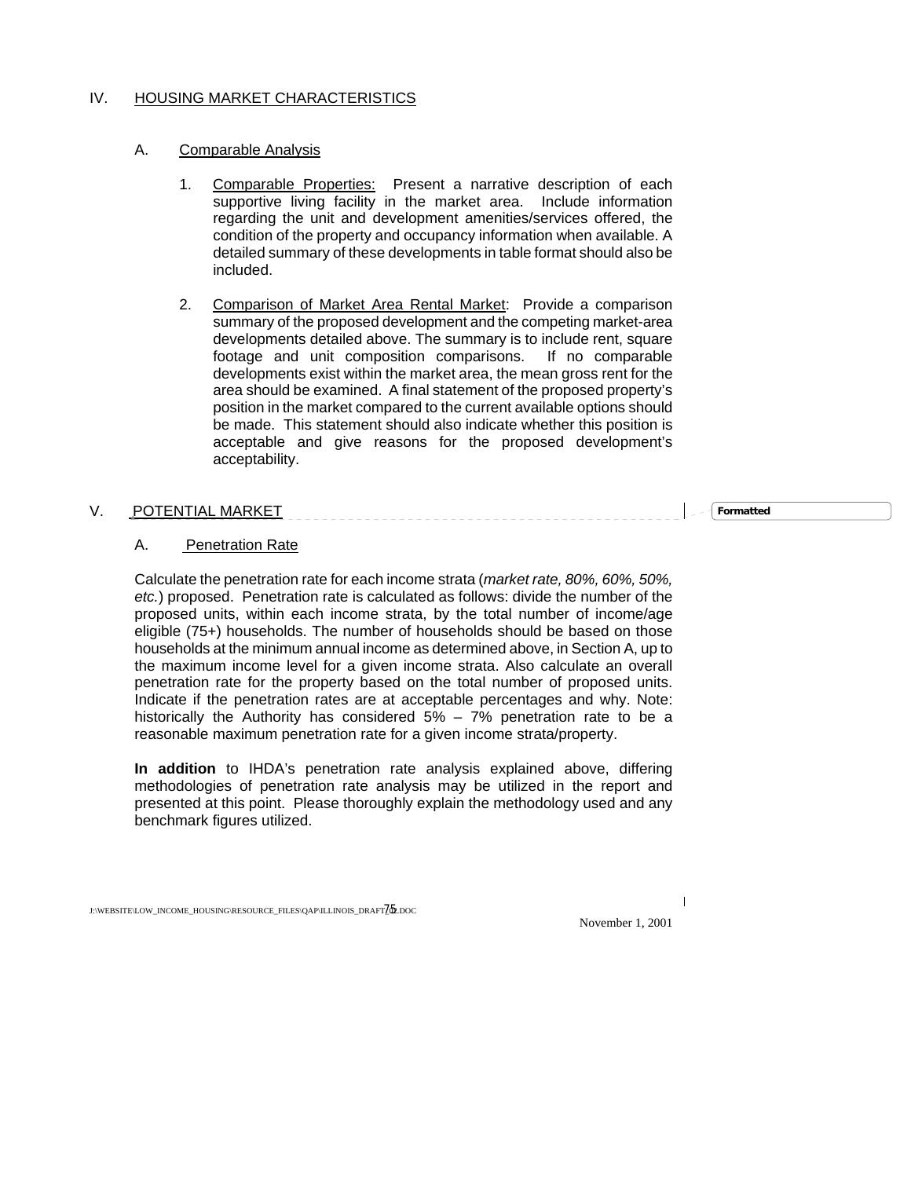## IV. HOUSING MARKET CHARACTERISTICS

### A. Comparable Analysis

1. Comparable Properties: Present a narrative description of each supportive living facility in the market area. Include information regarding the unit and development amenities/services offered, the condition of the property and occupancy information when available. A detailed summary of these developments in table format should also be included.

2. Comparison of Market Area Rental Market: Provide a comparison summary of the proposed development and the competing market-area developments detailed above. The summary is to include rent, square footage and unit composition comparisons. If no comparable developments exist within the market area, the mean gross rent for the area should be examined. A final statement of the proposed property's position in the market compared to the current available options should be made. This statement should also indicate whether this position is acceptable and give reasons for the proposed development's acceptability.

## V. POTENTIAL MARKET

### A. Penetration Rate

Calculate the penetration rate for each income strata (*market rate, 80%, 60%, 50%, etc.*) proposed. Penetration rate is calculated as follows: divide the number of the proposed units, within each income strata, by the total number of income/age eligible (75+) households. The number of households should be based on those households at the minimum annual income as determined above, in Section A, up to the maximum income level for a given income strata. Also calculate an overall penetration rate for the property based on the total number of proposed units. Indicate if the penetration rates are at acceptable percentages and why. Note: historically the Authority has considered 5% – 7% penetration rate to be a reasonable maximum penetration rate for a given income strata/property.

**In addition** to IHDA's penetration rate analysis explained above, differing methodologies of penetration rate analysis may be utilized in the report and presented at this point. Please thoroughly explain the methodology used and any benchmark figures utilized.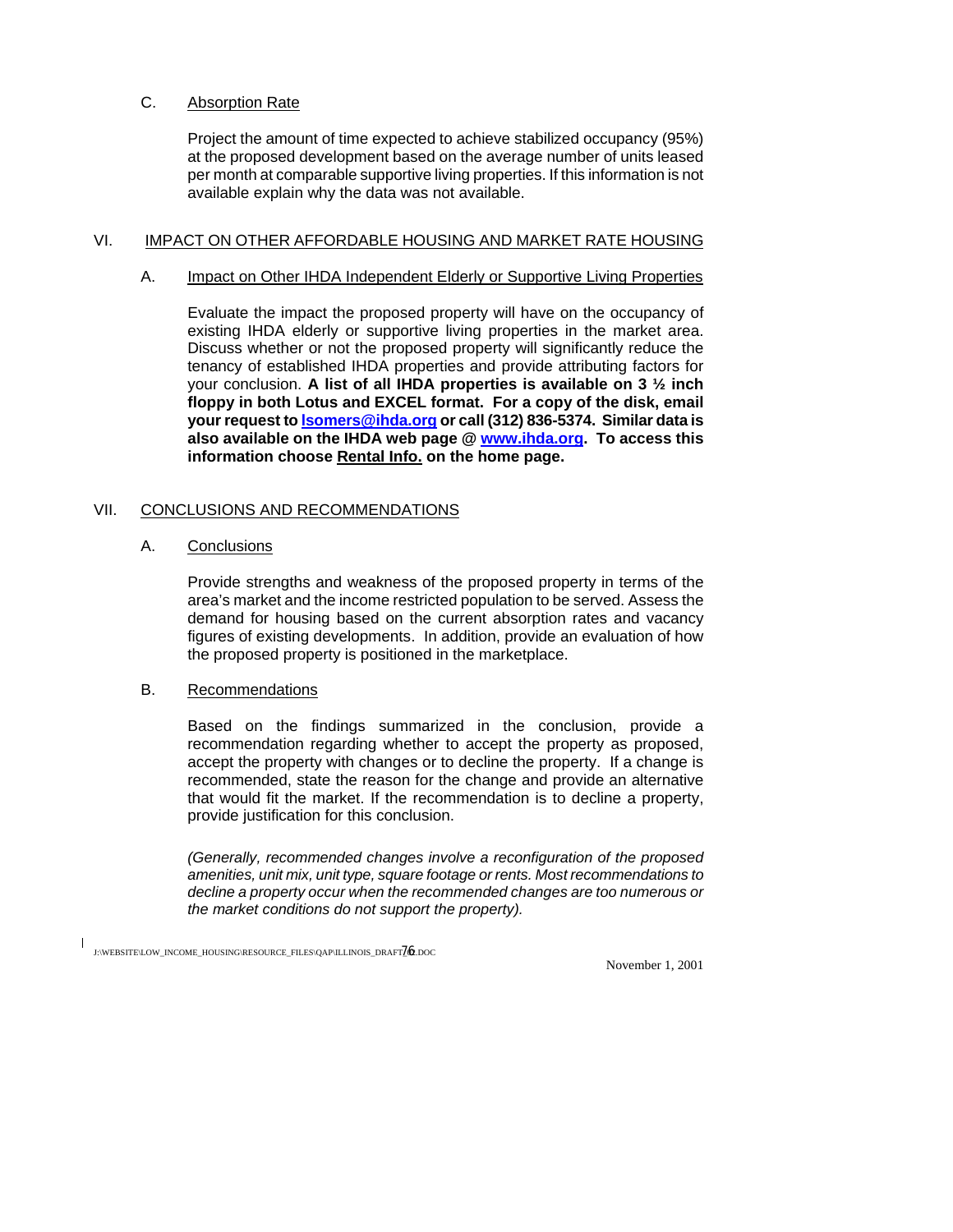C. Absorption Rate

Project the amount of time expected to achieve stabilized occupancy (95%) at the proposed development based on the average number of units leased per month at comparable supportive living properties. If this information is not available explain why the data was not available.

## VI. IMPACT ON OTHER AFFORDABLE HOUSING AND MARKET RATE HOUSING

A. Impact on Other IHDA Independent Elderly or Supportive Living Properties

Evaluate the impact the proposed property will have on the occupancy of existing IHDA elderly or supportive living properties in the market area. Discuss whether or not the proposed property will significantly reduce the tenancy of established IHDA properties and provide attributing factors for your conclusion. **A list of all IHDA properties is available on 3 ½ inch floppy in both Lotus and EXCEL format. For a copy of the disk, email your request to lsomers@ihda.org or call (312) 836-5374. Similar data is also available on the IHDA web page @ www.ihda.org. To access this information choose Rental Info. on the home page.**

## VII. CONCLUSIONS AND RECOMMENDATIONS

A. Conclusions

Provide strengths and weakness of the proposed property in terms of the area's market and the income restricted population to be served. Assess the demand for housing based on the current absorption rates and vacancy figures of existing developments. In addition, provide an evaluation of how the proposed property is positioned in the marketplace.

B. Recommendations

Based on the findings summarized in the conclusion, provide a recommendation regarding whether to accept the property as proposed, accept the property with changes or to decline the property. If a change is recommended, state the reason for the change and provide an alternative that would fit the market. If the recommendation is to decline a property, provide justification for this conclusion.

*(Generally, recommended changes involve a reconfiguration of the proposed amenities, unit mix, unit type, square footage or rents. Most recommendations to decline a property occur when the recommended changes are too numerous or the market conditions do not support the property).*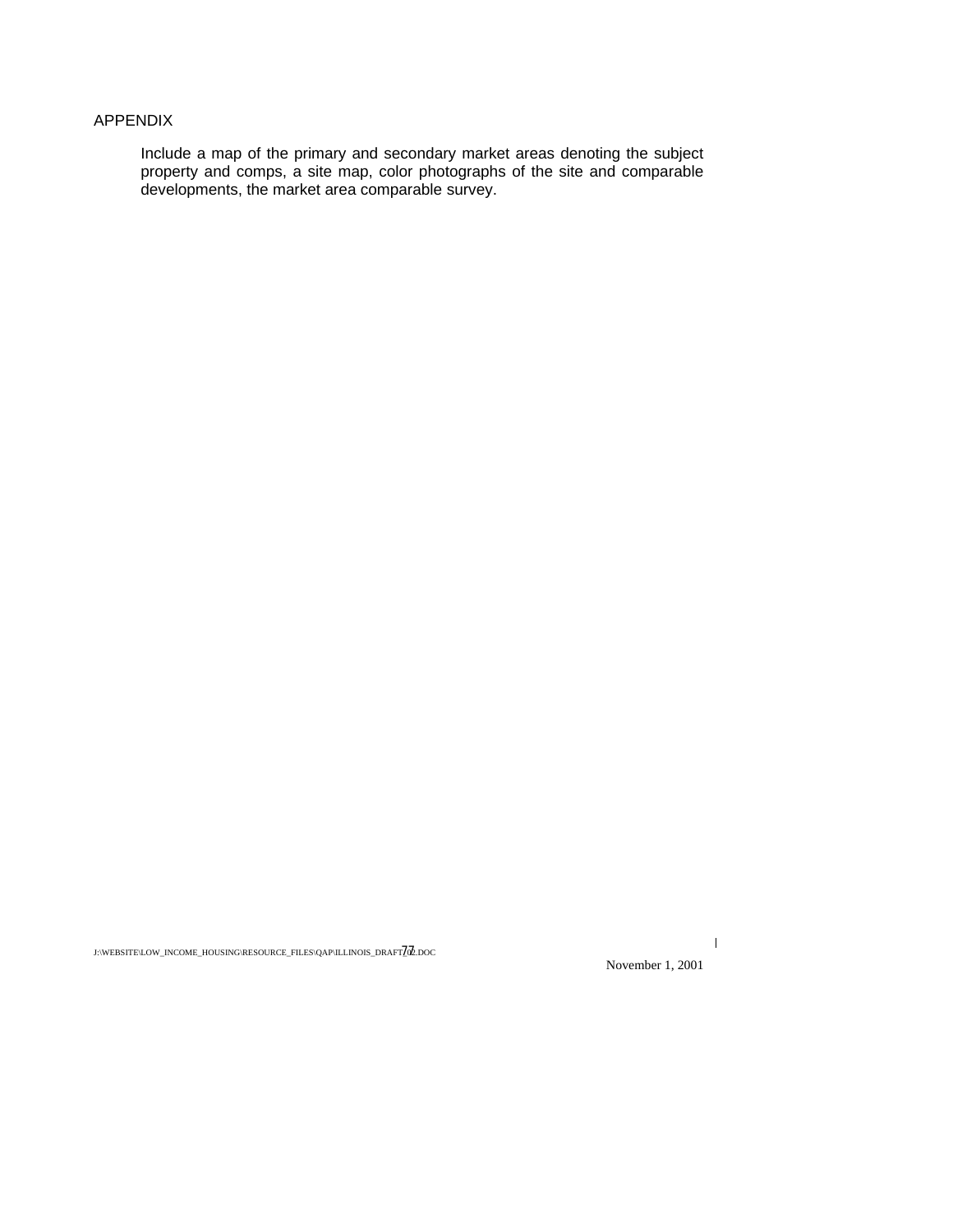APPENDIX

Include a map of the primary and secondary market areas denoting the subject property and comps, a site map, color photographs of the site and comparable developments, the market area comparable survey.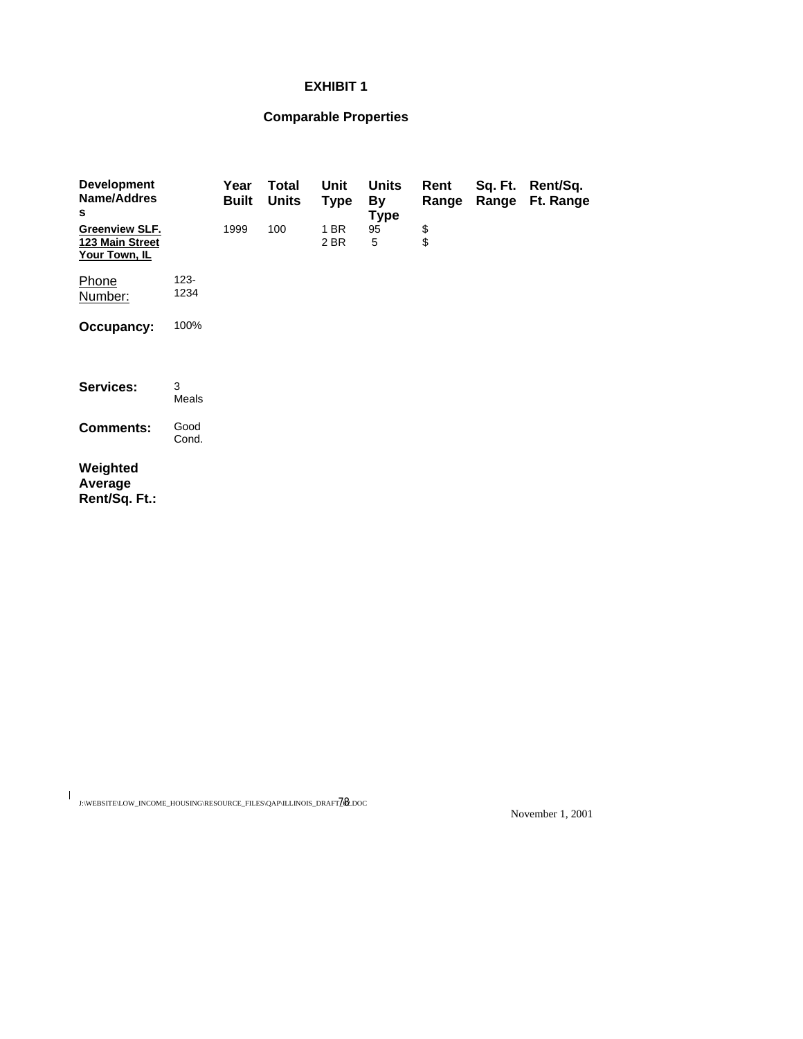# EXHIBIT 1

## Comparable Properties

| Development Name/Address | | Year Built | Total Units | Unit Type | Units By Type | Rent Range | Sq. Ft. Range | Rent/Sq. Ft. Range |
|---|---|---|---|---|---|---|---|---|
| **Greenview SLF.** **123 Main Street** **Your Town, IL** | | 1999 | 100 | 1 BR<br>2 BR | 95<br>5 | $<br>$ | | |
| Phone Number: | 123-1234 | | | | | | | |
| **Occupancy:** | 100% | | | | | | | |
| **Services:** | 3 Meals | | | | | | | |
| **Comments:** | Good Cond. | | | | | | | |
| **Weighted Average Rent/Sq. Ft.:** | | | | | | | | |

J:\WEBSITE\LOW_INCOME_HOUSING\RESOURCE_FILES\QAP\ILLINOIS_DRAFT_02.DOC

November 1, 2001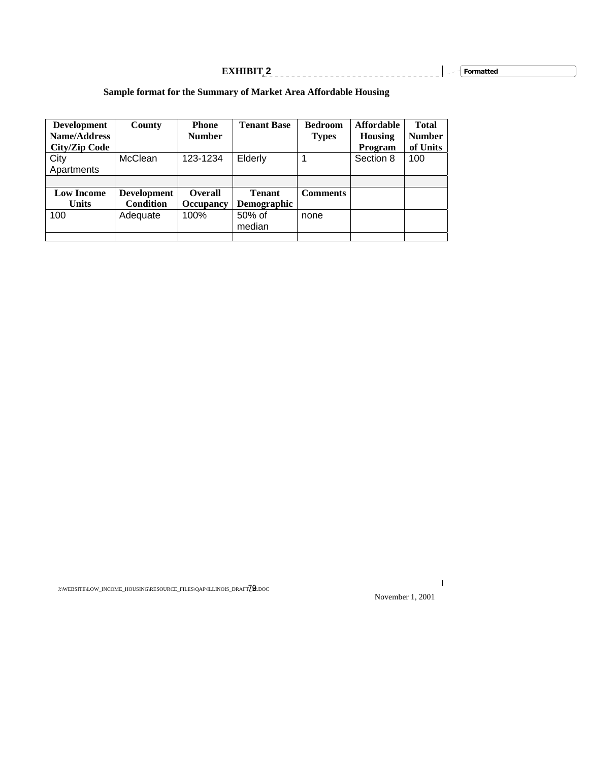# EXHIBIT 2

**Sample format for the Summary of Market Area Affordable Housing**

| Development Name/Address City/Zip Code | County | Phone Number | Tenant Base | Bedroom Types | Affordable Housing Program | Total Number of Units |
|---|---|---|---|---|---|---|
| City Apartments | McClean | 123-1234 | Elderly | 1 | Section 8 | 100 |
| | | | | | | |
| **Low Income Units** | **Development Condition** | **Overall Occupancy** | **Tenant Demographic** | **Comments** | | |
| 100 | Adequate | 100% | 50% of median | none | | |
| | | | | | | |

November 1, 2001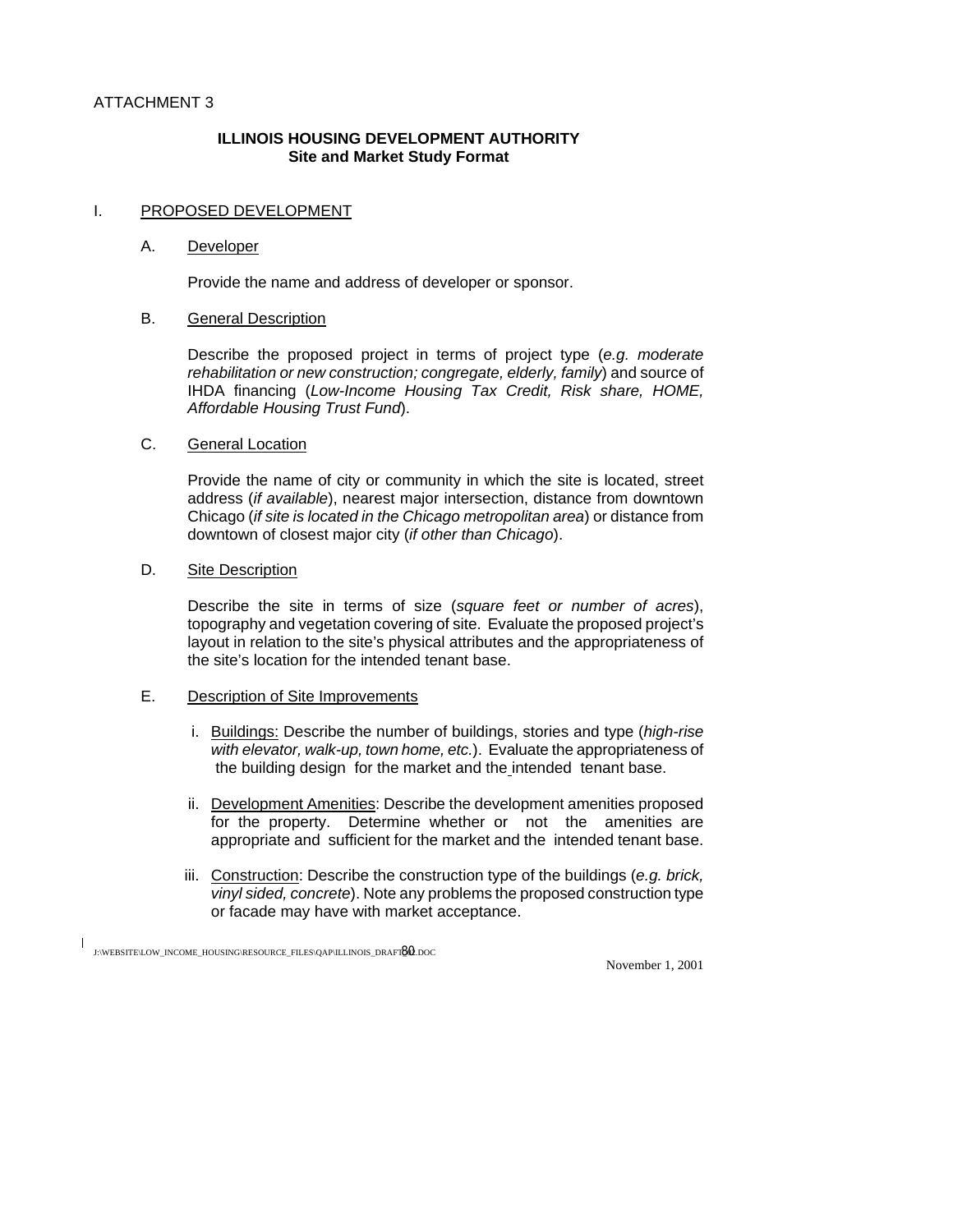ATTACHMENT 3

## ILLINOIS HOUSING DEVELOPMENT AUTHORITY
### Site and Market Study Format

I. PROPOSED DEVELOPMENT

A. Developer

Provide the name and address of developer or sponsor.

B. General Description

Describe the proposed project in terms of project type (*e.g. moderate rehabilitation or new construction; congregate, elderly, family*) and source of IHDA financing (*Low-Income Housing Tax Credit, Risk share, HOME, Affordable Housing Trust Fund*).

C. General Location

Provide the name of city or community in which the site is located, street address (*if available*), nearest major intersection, distance from downtown Chicago (*if site is located in the Chicago metropolitan area*) or distance from downtown of closest major city (*if other than Chicago*).

D. Site Description

Describe the site in terms of size (*square feet or number of acres*), topography and vegetation covering of site. Evaluate the proposed project's layout in relation to the site's physical attributes and the appropriateness of the site's location for the intended tenant base.

E. Description of Site Improvements

i. Buildings: Describe the number of buildings, stories and type (*high-rise with elevator, walk-up, town home, etc.*). Evaluate the appropriateness of the building design for the market and the intended tenant base.

ii. Development Amenities: Describe the development amenities proposed for the property. Determine whether or not the amenities are appropriate and sufficient for the market and the intended tenant base.

iii. Construction: Describe the construction type of the buildings (*e.g. brick, vinyl sided, concrete*). Note any problems the proposed construction type or facade may have with market acceptance.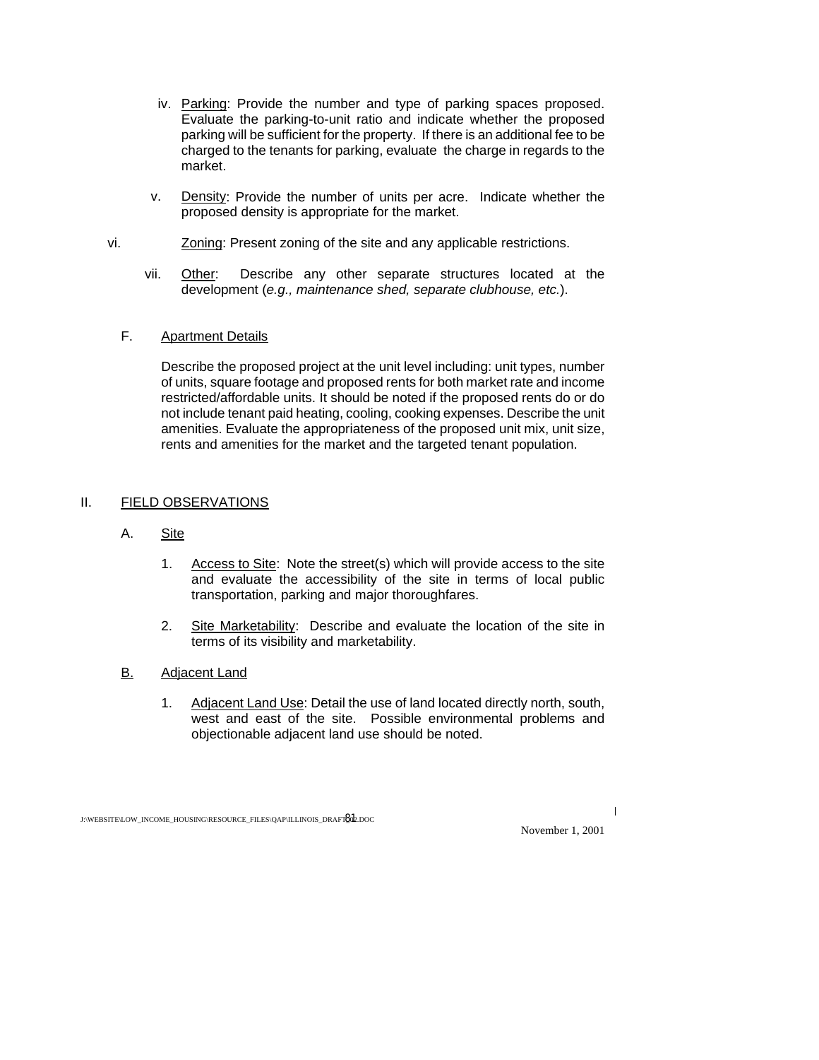iv. Parking: Provide the number and type of parking spaces proposed. Evaluate the parking-to-unit ratio and indicate whether the proposed parking will be sufficient for the property. If there is an additional fee to be charged to the tenants for parking, evaluate the charge in regards to the market.

v. Density: Provide the number of units per acre. Indicate whether the proposed density is appropriate for the market.

vi. Zoning: Present zoning of the site and any applicable restrictions.

vii. Other: Describe any other separate structures located at the development (*e.g., maintenance shed, separate clubhouse, etc.*).

F. Apartment Details

Describe the proposed project at the unit level including: unit types, number of units, square footage and proposed rents for both market rate and income restricted/affordable units. It should be noted if the proposed rents do or do not include tenant paid heating, cooling, cooking expenses. Describe the unit amenities. Evaluate the appropriateness of the proposed unit mix, unit size, rents and amenities for the market and the targeted tenant population.

## II. FIELD OBSERVATIONS

### A. Site

1. Access to Site: Note the street(s) which will provide access to the site and evaluate the accessibility of the site in terms of local public transportation, parking and major thoroughfares.

2. Site Marketability: Describe and evaluate the location of the site in terms of its visibility and marketability.

### B. Adjacent Land

1. Adjacent Land Use: Detail the use of land located directly north, south, west and east of the site. Possible environmental problems and objectionable adjacent land use should be noted.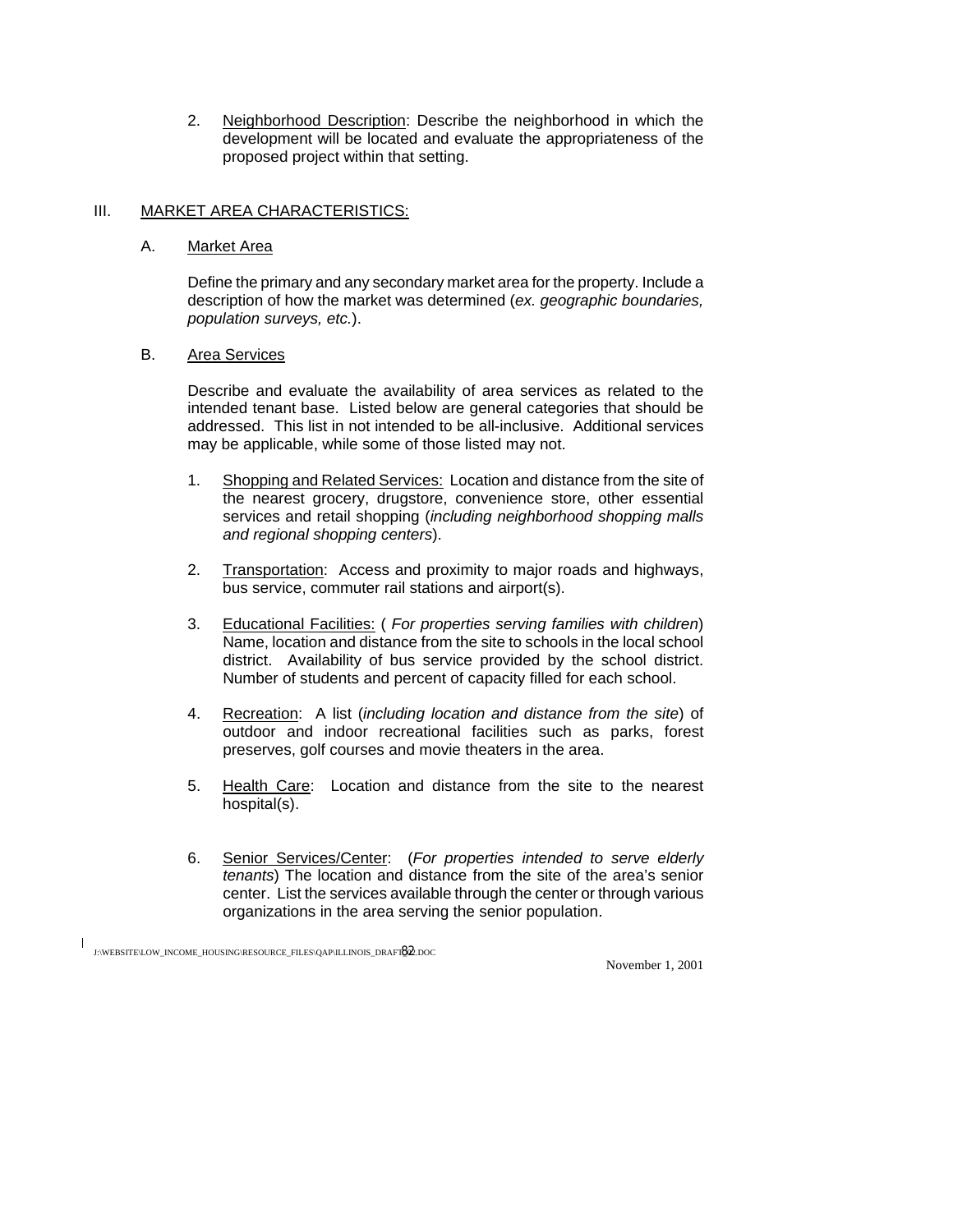2. Neighborhood Description: Describe the neighborhood in which the development will be located and evaluate the appropriateness of the proposed project within that setting.

## III. MARKET AREA CHARACTERISTICS:

### A. Market Area

Define the primary and any secondary market area for the property. Include a description of how the market was determined (*ex. geographic boundaries, population surveys, etc.*).

### B. Area Services

Describe and evaluate the availability of area services as related to the intended tenant base. Listed below are general categories that should be addressed. This list in not intended to be all-inclusive. Additional services may be applicable, while some of those listed may not.

1. Shopping and Related Services: Location and distance from the site of the nearest grocery, drugstore, convenience store, other essential services and retail shopping (*including neighborhood shopping malls and regional shopping centers*).

2. Transportation: Access and proximity to major roads and highways, bus service, commuter rail stations and airport(s).

3. Educational Facilities: ( *For properties serving families with children*) Name, location and distance from the site to schools in the local school district. Availability of bus service provided by the school district. Number of students and percent of capacity filled for each school.

4. Recreation: A list (*including location and distance from the site*) of outdoor and indoor recreational facilities such as parks, forest preserves, golf courses and movie theaters in the area.

5. Health Care: Location and distance from the site to the nearest hospital(s).

6. Senior Services/Center: (*For properties intended to serve elderly tenants*) The location and distance from the site of the area's senior center. List the services available through the center or through various organizations in the area serving the senior population.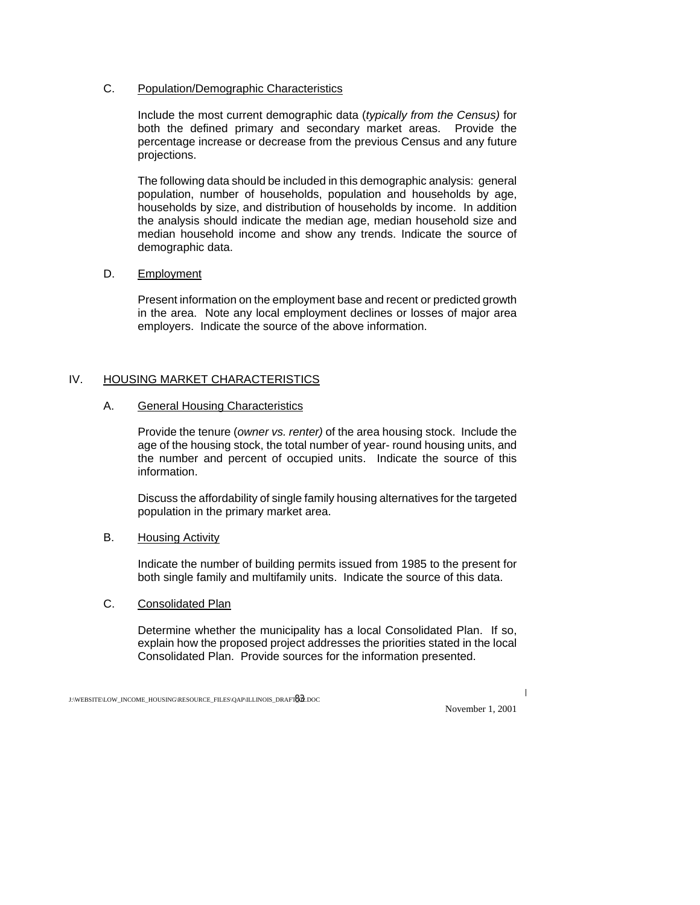C. <u>Population/Demographic Characteristics</u>

Include the most current demographic data (*typically from the Census)* for both the defined primary and secondary market areas. Provide the percentage increase or decrease from the previous Census and any future projections.

The following data should be included in this demographic analysis: general population, number of households, population and households by age, households by size, and distribution of households by income. In addition the analysis should indicate the median age, median household size and median household income and show any trends. Indicate the source of demographic data.

D. <u>Employment</u>

Present information on the employment base and recent or predicted growth in the area. Note any local employment declines or losses of major area employers. Indicate the source of the above information.

## IV. HOUSING MARKET CHARACTERISTICS

A. <u>General Housing Characteristics</u>

Provide the tenure (*owner vs. renter)* of the area housing stock. Include the age of the housing stock, the total number of year- round housing units, and the number and percent of occupied units. Indicate the source of this information.

Discuss the affordability of single family housing alternatives for the targeted population in the primary market area.

B. <u>Housing Activity</u>

Indicate the number of building permits issued from 1985 to the present for both single family and multifamily units. Indicate the source of this data.

C. <u>Consolidated Plan</u>

Determine whether the municipality has a local Consolidated Plan. If so, explain how the proposed project addresses the priorities stated in the local Consolidated Plan. Provide sources for the information presented.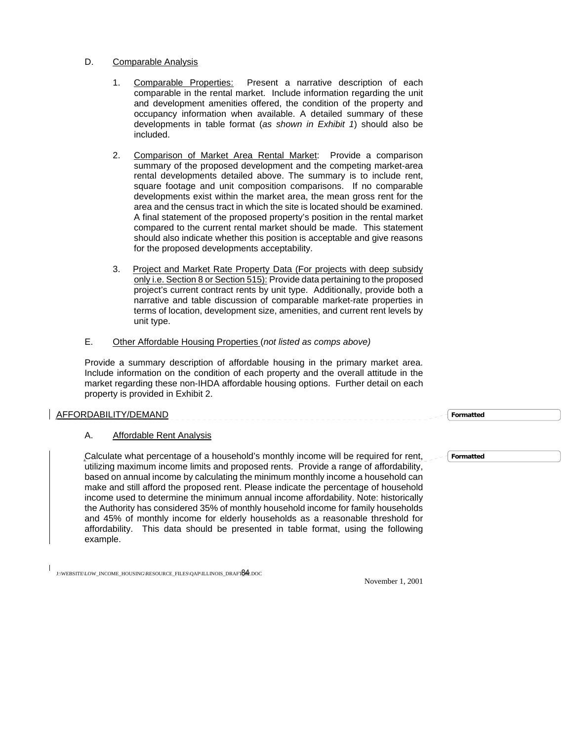D. Comparable Analysis

1. Comparable Properties: Present a narrative description of each comparable in the rental market. Include information regarding the unit and development amenities offered, the condition of the property and occupancy information when available. A detailed summary of these developments in table format (*as shown in Exhibit 1*) should also be included.

2. Comparison of Market Area Rental Market: Provide a comparison summary of the proposed development and the competing market-area rental developments detailed above. The summary is to include rent, square footage and unit composition comparisons. If no comparable developments exist within the market area, the mean gross rent for the area and the census tract in which the site is located should be examined. A final statement of the proposed property's position in the rental market compared to the current rental market should be made. This statement should also indicate whether this position is acceptable and give reasons for the proposed developments acceptability.

3. Project and Market Rate Property Data (For projects with deep subsidy only i.e. Section 8 or Section 515): Provide data pertaining to the proposed project's current contract rents by unit type. Additionally, provide both a narrative and table discussion of comparable market-rate properties in terms of location, development size, amenities, and current rent levels by unit type.

E. Other Affordable Housing Properties (*not listed as comps above)*

Provide a summary description of affordable housing in the primary market area. Include information on the condition of each property and the overall attitude in the market regarding these non-IHDA affordable housing options. Further detail on each property is provided in Exhibit 2.

## AFFORDABILITY/DEMAND

A. Affordable Rent Analysis

Calculate what percentage of a household's monthly income will be required for rent, utilizing maximum income limits and proposed rents. Provide a range of affordability, based on annual income by calculating the minimum monthly income a household can make and still afford the proposed rent. Please indicate the percentage of household income used to determine the minimum annual income affordability. Note: historically the Authority has considered 35% of monthly household income for family households and 45% of monthly income for elderly households as a reasonable threshold for affordability. This data should be presented in table format, using the following example.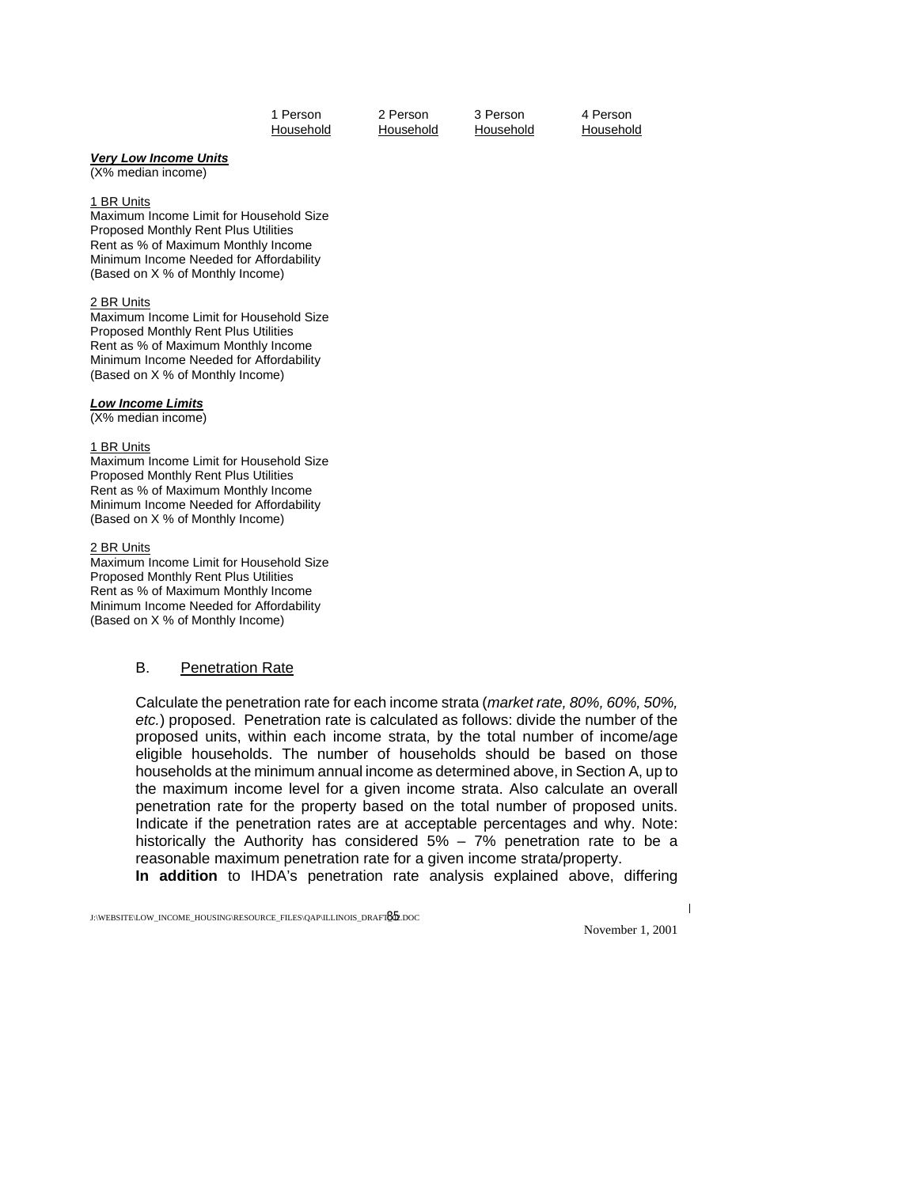| | 1 Person Household | 2 Person Household | 3 Person Household | 4 Person Household |
|---|---|---|---|---|
| ***Very Low Income Units*** | | | | |
| (X% median income) | | | | |
| 1 BR Units | | | | |
| Maximum Income Limit for Household Size | | | | |
| Proposed Monthly Rent Plus Utilities | | | | |
| Rent as % of Maximum Monthly Income | | | | |
| Minimum Income Needed for Affordability (Based on X % of Monthly Income) | | | | |
| 2 BR Units | | | | |
| Maximum Income Limit for Household Size | | | | |
| Proposed Monthly Rent Plus Utilities | | | | |
| Rent as % of Maximum Monthly Income | | | | |
| Minimum Income Needed for Affordability (Based on X % of Monthly Income) | | | | |
| ***Low Income Limits*** | | | | |
| (X% median income) | | | | |
| 1 BR Units | | | | |
| Maximum Income Limit for Household Size | | | | |
| Proposed Monthly Rent Plus Utilities | | | | |
| Rent as % of Maximum Monthly Income | | | | |
| Minimum Income Needed for Affordability (Based on X % of Monthly Income) | | | | |
| 2 BR Units | | | | |
| Maximum Income Limit for Household Size | | | | |
| Proposed Monthly Rent Plus Utilities | | | | |
| Rent as % of Maximum Monthly Income | | | | |
| Minimum Income Needed for Affordability (Based on X % of Monthly Income) | | | | |

### B. Penetration Rate

Calculate the penetration rate for each income strata (*market rate, 80%, 60%, 50%, etc.*) proposed. Penetration rate is calculated as follows: divide the number of the proposed units, within each income strata, by the total number of income/age eligible households. The number of households should be based on those households at the minimum annual income as determined above, in Section A, up to the maximum income level for a given income strata. Also calculate an overall penetration rate for the property based on the total number of proposed units. Indicate if the penetration rates are at acceptable percentages and why. Note: historically the Authority has considered 5% – 7% penetration rate to be a reasonable maximum penetration rate for a given income strata/property.

**In addition** to IHDA's penetration rate analysis explained above, differing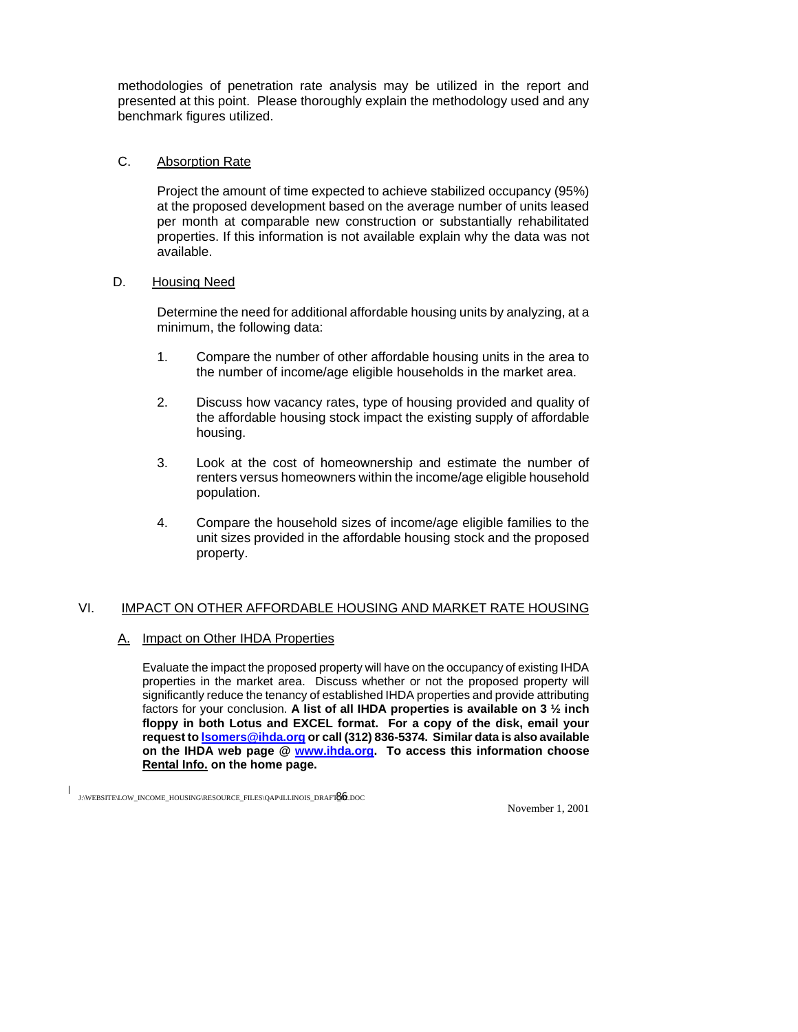methodologies of penetration rate analysis may be utilized in the report and presented at this point. Please thoroughly explain the methodology used and any benchmark figures utilized.

C. Absorption Rate

Project the amount of time expected to achieve stabilized occupancy (95%) at the proposed development based on the average number of units leased per month at comparable new construction or substantially rehabilitated properties. If this information is not available explain why the data was not available.

D. Housing Need

Determine the need for additional affordable housing units by analyzing, at a minimum, the following data:

1. Compare the number of other affordable housing units in the area to the number of income/age eligible households in the market area.

2. Discuss how vacancy rates, type of housing provided and quality of the affordable housing stock impact the existing supply of affordable housing.

3. Look at the cost of homeownership and estimate the number of renters versus homeowners within the income/age eligible household population.

4. Compare the household sizes of income/age eligible families to the unit sizes provided in the affordable housing stock and the proposed property.

## VI. IMPACT ON OTHER AFFORDABLE HOUSING AND MARKET RATE HOUSING

### A. Impact on Other IHDA Properties

Evaluate the impact the proposed property will have on the occupancy of existing IHDA properties in the market area. Discuss whether or not the proposed property will significantly reduce the tenancy of established IHDA properties and provide attributing factors for your conclusion. **A list of all IHDA properties is available on 3 ½ inch floppy in both Lotus and EXCEL format. For a copy of the disk, email your request to lsomers@ihda.org or call (312) 836-5374. Similar data is also available on the IHDA web page @ www.ihda.org. To access this information choose Rental Info. on the home page.**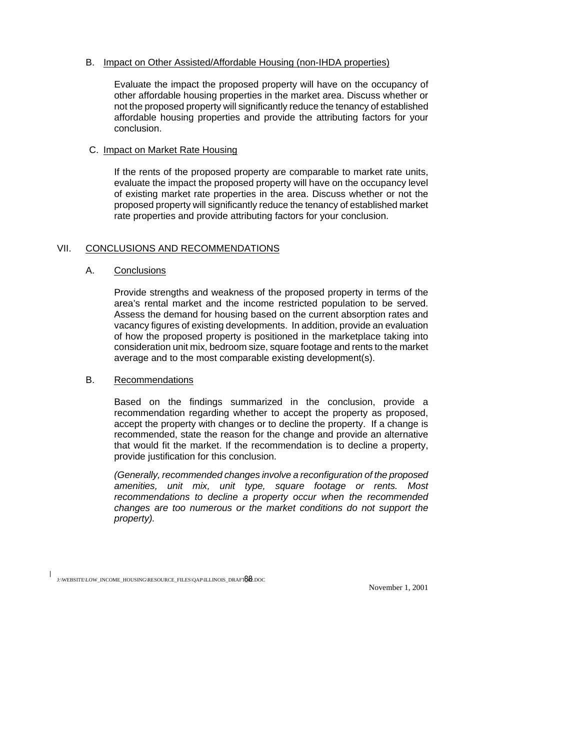B. Impact on Other Assisted/Affordable Housing (non-IHDA properties)

Evaluate the impact the proposed property will have on the occupancy of other affordable housing properties in the market area. Discuss whether or not the proposed property will significantly reduce the tenancy of established affordable housing properties and provide the attributing factors for your conclusion.

C. Impact on Market Rate Housing

If the rents of the proposed property are comparable to market rate units, evaluate the impact the proposed property will have on the occupancy level of existing market rate properties in the area. Discuss whether or not the proposed property will significantly reduce the tenancy of established market rate properties and provide attributing factors for your conclusion.

## VII. CONCLUSIONS AND RECOMMENDATIONS

### A. Conclusions

Provide strengths and weakness of the proposed property in terms of the area's rental market and the income restricted population to be served. Assess the demand for housing based on the current absorption rates and vacancy figures of existing developments. In addition, provide an evaluation of how the proposed property is positioned in the marketplace taking into consideration unit mix, bedroom size, square footage and rents to the market average and to the most comparable existing development(s).

### B. Recommendations

Based on the findings summarized in the conclusion, provide a recommendation regarding whether to accept the property as proposed, accept the property with changes or to decline the property. If a change is recommended, state the reason for the change and provide an alternative that would fit the market. If the recommendation is to decline a property, provide justification for this conclusion.

*(Generally, recommended changes involve a reconfiguration of the proposed amenities, unit mix, unit type, square footage or rents. Most recommendations to decline a property occur when the recommended changes are too numerous or the market conditions do not support the property).*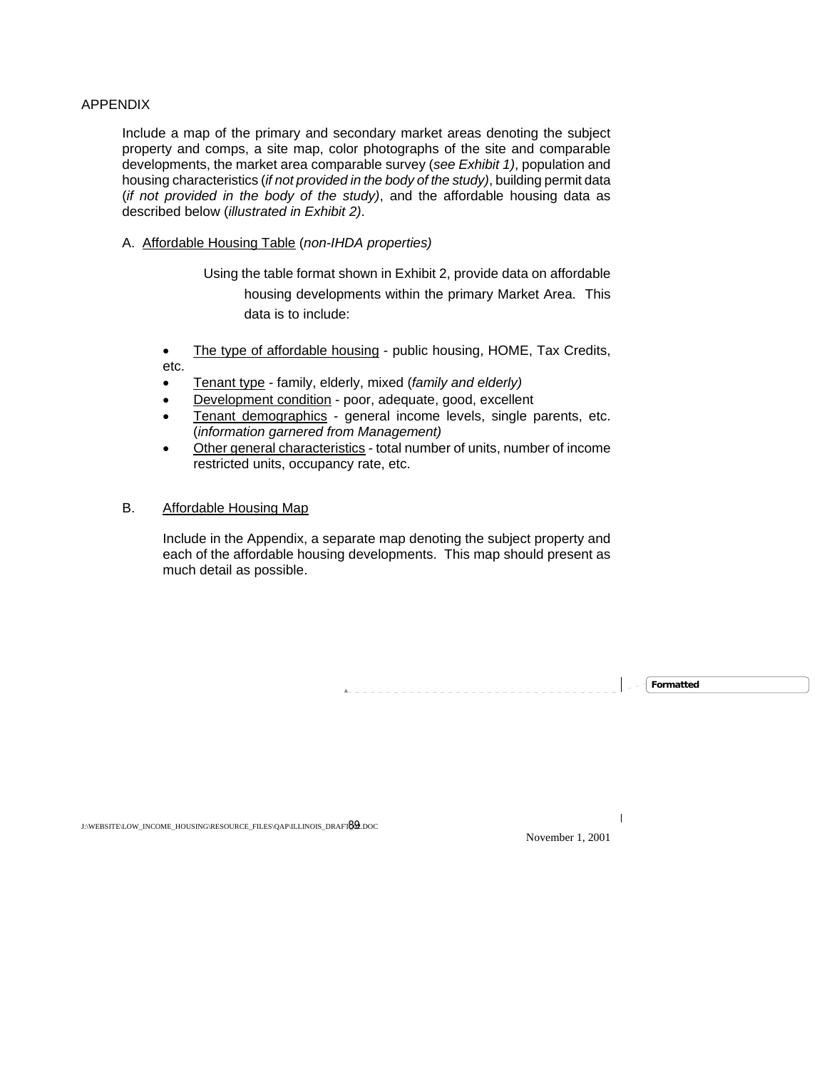APPENDIX

Include a map of the primary and secondary market areas denoting the subject property and comps, a site map, color photographs of the site and comparable developments, the market area comparable survey (*see Exhibit 1)*, population and housing characteristics (*if not provided in the body of the study)*, building permit data (*if not provided in the body of the study)*, and the affordable housing data as described below (*illustrated in Exhibit 2)*.

A. <u>Affordable Housing Table</u> (*non-IHDA properties)*

Using the table format shown in Exhibit 2, provide data on affordable housing developments within the primary Market Area. This data is to include:

- <u>The type of affordable housing</u> - public housing, HOME, Tax Credits, etc.
- <u>Tenant type</u> - family, elderly, mixed (*family and elderly)*
- <u>Development condition</u> - poor, adequate, good, excellent
- <u>Tenant demographics</u> - general income levels, single parents, etc. (*information garnered from Management)*
- <u>Other general characteristics</u> - total number of units, number of income restricted units, occupancy rate, etc.

B. <u>Affordable Housing Map</u>

Include in the Appendix, a separate map denoting the subject property and each of the affordable housing developments. This map should present as much detail as possible.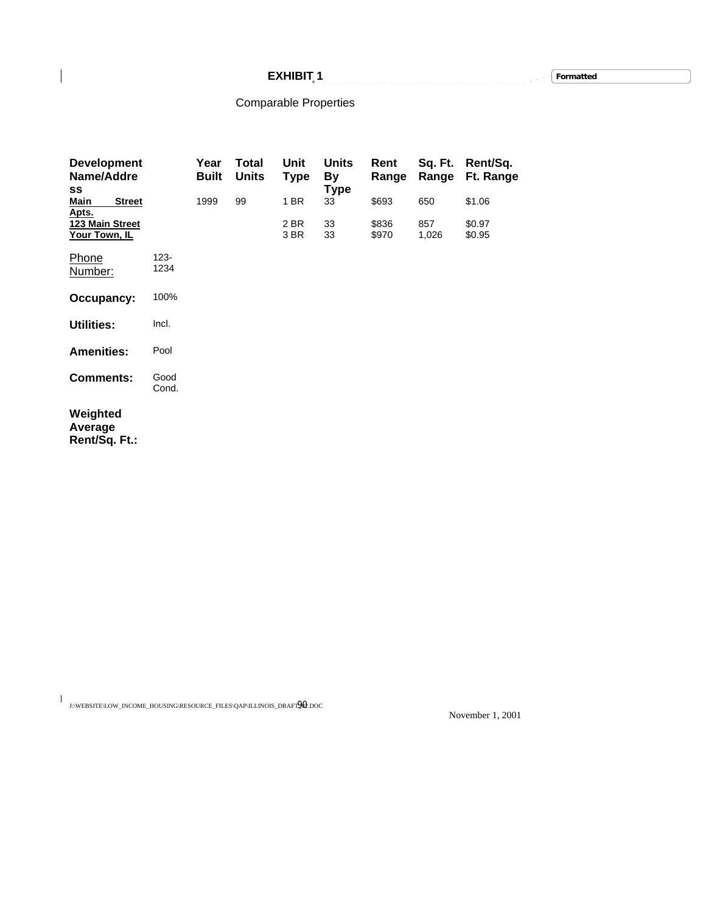# EXHIBIT 1

Comparable Properties

| Development Name/Address | | Year Built | Total Units | Unit Type | Units By Type | Rent Range | Sq. Ft. Range | Rent/Sq. Ft. Range |
|---|---|---|---|---|---|---|---|---|
| **Main Street Apts.** | | 1999 | 99 | 1 BR | 33 | $693 | 650 | $1.06 |
| **123 Main Street** | | | | 2 BR | 33 | $836 | 857 | $0.97 |
| **Your Town, IL** | | | | 3 BR | 33 | $970 | 1,026 | $0.95 |
| Phone Number: | 123-1234 | | | | | | | |
| **Occupancy:** | 100% | | | | | | | |
| **Utilities:** | Incl. | | | | | | | |
| **Amenities:** | Pool | | | | | | | |
| **Comments:** | Good Cond. | | | | | | | |
| **Weighted Average Rent/Sq. Ft.:** | | | | | | | | |

J:\WEBSITE\LOW_INCOME_HOUSING\RESOURCE_FILES\QAP\ILLINOIS_DRAFT_02.DOC

November 1, 2001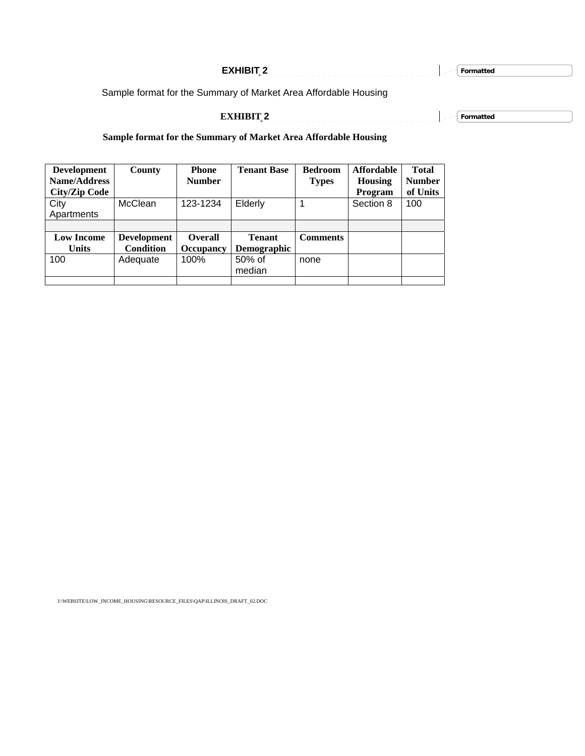# EXHIBIT 2

Sample format for the Summary of Market Area Affordable Housing

# EXHIBIT 2

**Sample format for the Summary of Market Area Affordable Housing**

| Development Name/Address City/Zip Code | County | Phone Number | Tenant Base | Bedroom Types | Affordable Housing Program | Total Number of Units |
|---|---|---|---|---|---|---|
| City Apartments | McClean | 123-1234 | Elderly | 1 | Section 8 | 100 |
| | | | | | | |
| **Low Income Units** | **Development Condition** | **Overall Occupancy** | **Tenant Demographic** | **Comments** | | |
| 100 | Adequate | 100% | 50% of median | none | | |
| | | | | | | |

J:\WEBSITE\LOW_INCOME_HOUSING\RESOURCE_FILES\QAP\ILLINOIS_DRAFT_02.DOC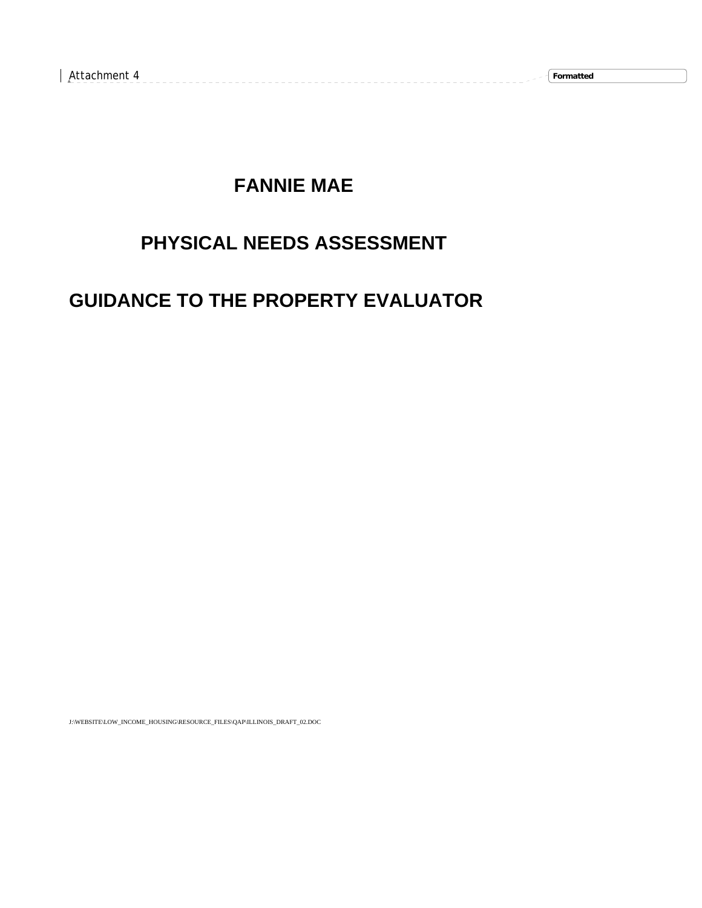Attachment 4

# FANNIE MAE

# PHYSICAL NEEDS ASSESSMENT

# GUIDANCE TO THE PROPERTY EVALUATOR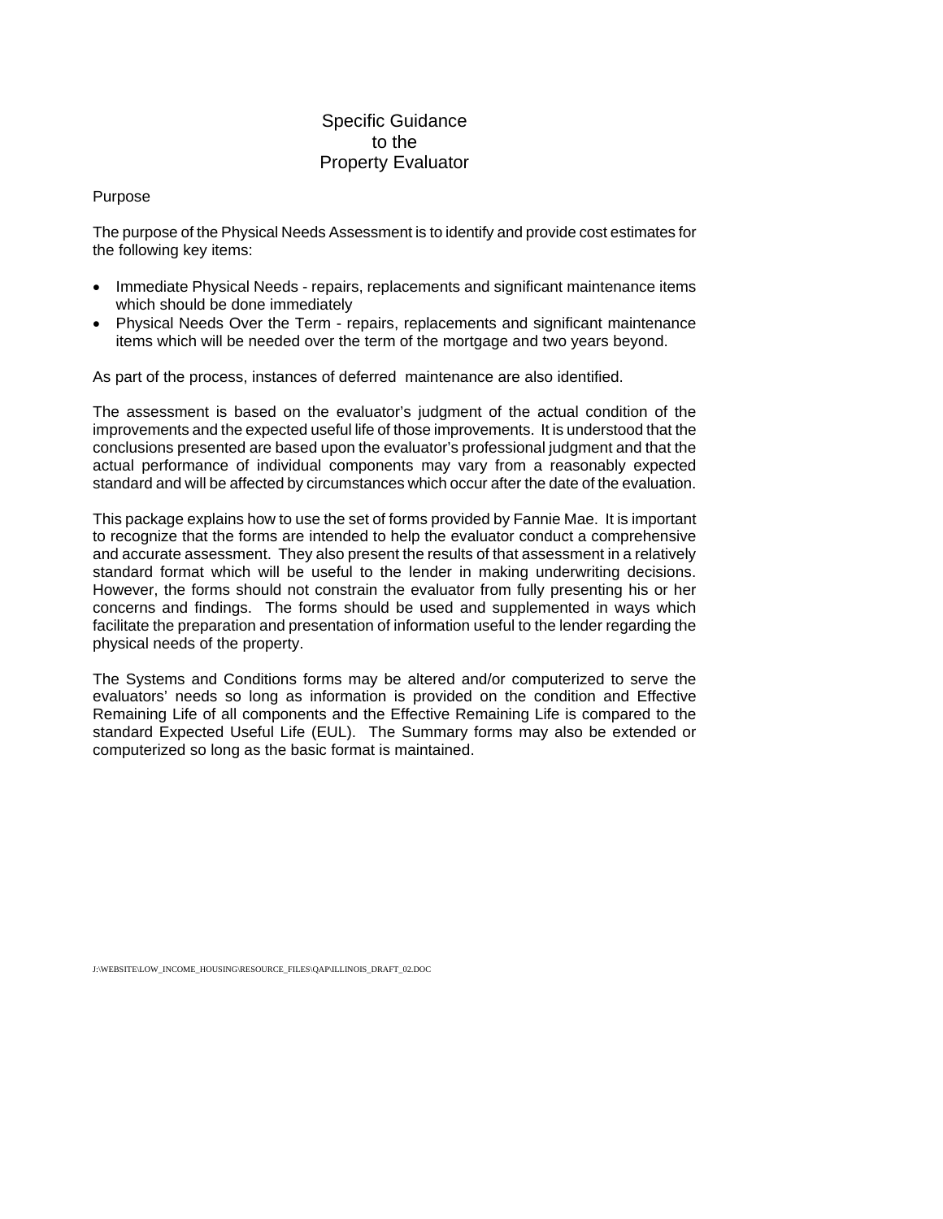# Specific Guidance to the Property Evaluator

## Purpose

The purpose of the Physical Needs Assessment is to identify and provide cost estimates for the following key items:

- Immediate Physical Needs - repairs, replacements and significant maintenance items which should be done immediately
- Physical Needs Over the Term - repairs, replacements and significant maintenance items which will be needed over the term of the mortgage and two years beyond.

As part of the process, instances of deferred maintenance are also identified.

The assessment is based on the evaluator's judgment of the actual condition of the improvements and the expected useful life of those improvements. It is understood that the conclusions presented are based upon the evaluator's professional judgment and that the actual performance of individual components may vary from a reasonably expected standard and will be affected by circumstances which occur after the date of the evaluation.

This package explains how to use the set of forms provided by Fannie Mae. It is important to recognize that the forms are intended to help the evaluator conduct a comprehensive and accurate assessment. They also present the results of that assessment in a relatively standard format which will be useful to the lender in making underwriting decisions. However, the forms should not constrain the evaluator from fully presenting his or her concerns and findings. The forms should be used and supplemented in ways which facilitate the preparation and presentation of information useful to the lender regarding the physical needs of the property.

The Systems and Conditions forms may be altered and/or computerized to serve the evaluators' needs so long as information is provided on the condition and Effective Remaining Life of all components and the Effective Remaining Life is compared to the standard Expected Useful Life (EUL). The Summary forms may also be extended or computerized so long as the basic format is maintained.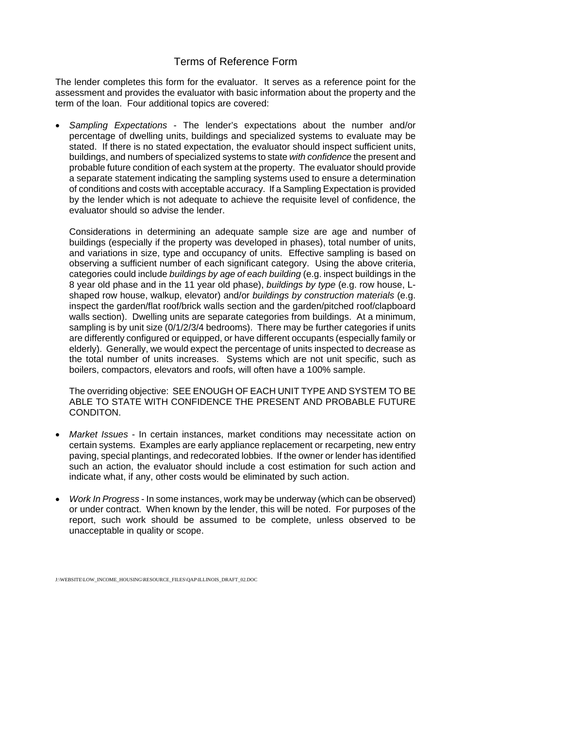# Terms of Reference Form

The lender completes this form for the evaluator. It serves as a reference point for the assessment and provides the evaluator with basic information about the property and the term of the loan. Four additional topics are covered:

- *Sampling Expectations* - The lender's expectations about the number and/or percentage of dwelling units, buildings and specialized systems to evaluate may be stated. If there is no stated expectation, the evaluator should inspect sufficient units, buildings, and numbers of specialized systems to state *with confidence* the present and probable future condition of each system at the property. The evaluator should provide a separate statement indicating the sampling systems used to ensure a determination of conditions and costs with acceptable accuracy. If a Sampling Expectation is provided by the lender which is not adequate to achieve the requisite level of confidence, the evaluator should so advise the lender.

  Considerations in determining an adequate sample size are age and number of buildings (especially if the property was developed in phases), total number of units, and variations in size, type and occupancy of units. Effective sampling is based on observing a sufficient number of each significant category. Using the above criteria, categories could include *buildings by age of each building* (e.g. inspect buildings in the 8 year old phase and in the 11 year old phase), *buildings by type* (e.g. row house, L-shaped row house, walkup, elevator) and/or *buildings by construction materials* (e.g. inspect the garden/flat roof/brick walls section and the garden/pitched roof/clapboard walls section). Dwelling units are separate categories from buildings. At a minimum, sampling is by unit size (0/1/2/3/4 bedrooms). There may be further categories if units are differently configured or equipped, or have different occupants (especially family or elderly). Generally, we would expect the percentage of units inspected to decrease as the total number of units increases. Systems which are not unit specific, such as boilers, compactors, elevators and roofs, will often have a 100% sample.

  The overriding objective: SEE ENOUGH OF EACH UNIT TYPE AND SYSTEM TO BE ABLE TO STATE WITH CONFIDENCE THE PRESENT AND PROBABLE FUTURE CONDITON.

- *Market Issues* - In certain instances, market conditions may necessitate action on certain systems. Examples are early appliance replacement or recarpeting, new entry paving, special plantings, and redecorated lobbies. If the owner or lender has identified such an action, the evaluator should include a cost estimation for such action and indicate what, if any, other costs would be eliminated by such action.

- *Work In Progress* - In some instances, work may be underway (which can be observed) or under contract. When known by the lender, this will be noted. For purposes of the report, such work should be assumed to be complete, unless observed to be unacceptable in quality or scope.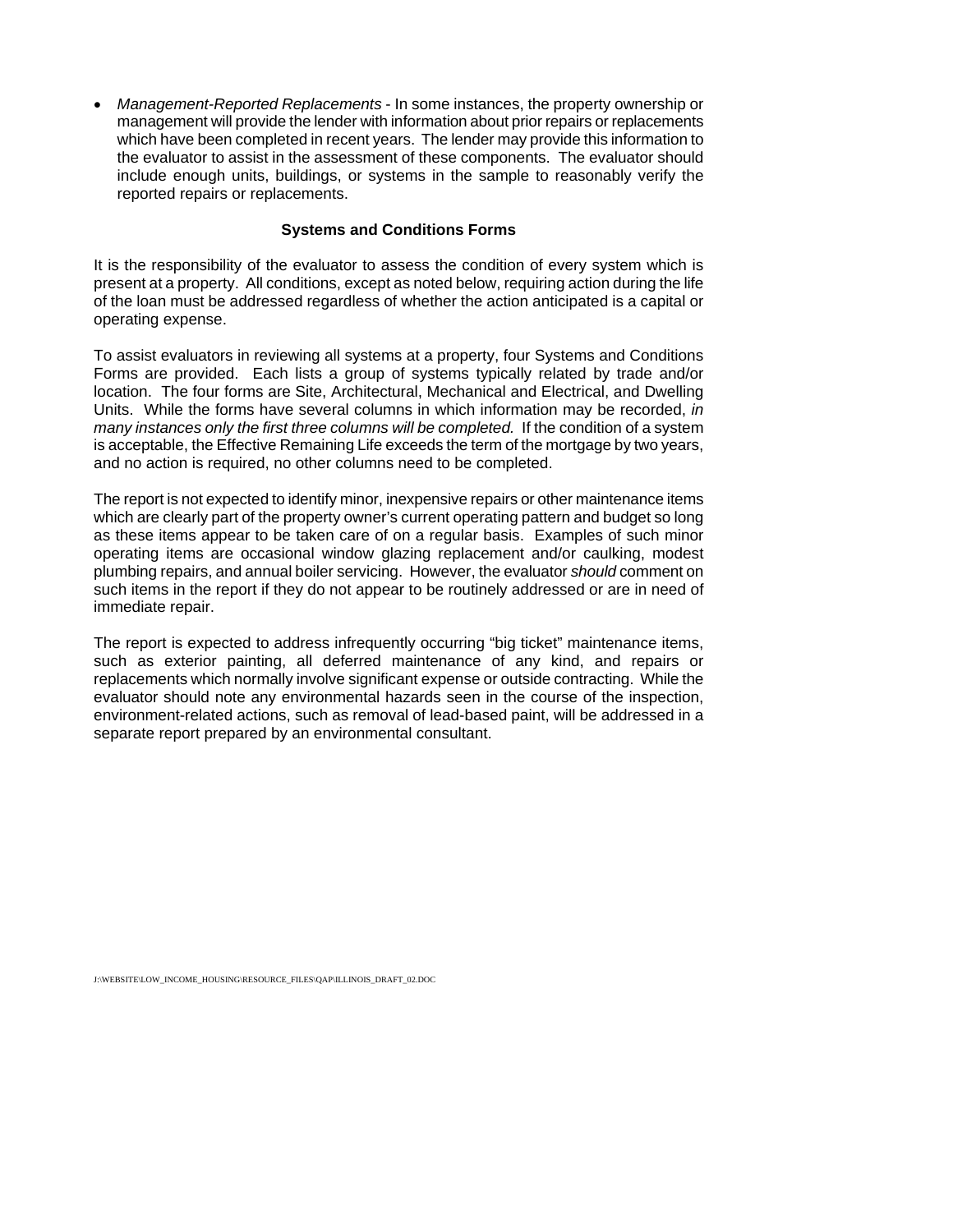- *Management-Reported Replacements* - In some instances, the property ownership or management will provide the lender with information about prior repairs or replacements which have been completed in recent years. The lender may provide this information to the evaluator to assist in the assessment of these components. The evaluator should include enough units, buildings, or systems in the sample to reasonably verify the reported repairs or replacements.

### Systems and Conditions Forms

It is the responsibility of the evaluator to assess the condition of every system which is present at a property. All conditions, except as noted below, requiring action during the life of the loan must be addressed regardless of whether the action anticipated is a capital or operating expense.

To assist evaluators in reviewing all systems at a property, four Systems and Conditions Forms are provided. Each lists a group of systems typically related by trade and/or location. The four forms are Site, Architectural, Mechanical and Electrical, and Dwelling Units. While the forms have several columns in which information may be recorded, *in many instances only the first three columns will be completed.* If the condition of a system is acceptable, the Effective Remaining Life exceeds the term of the mortgage by two years, and no action is required, no other columns need to be completed.

The report is not expected to identify minor, inexpensive repairs or other maintenance items which are clearly part of the property owner's current operating pattern and budget so long as these items appear to be taken care of on a regular basis. Examples of such minor operating items are occasional window glazing replacement and/or caulking, modest plumbing repairs, and annual boiler servicing. However, the evaluator *should* comment on such items in the report if they do not appear to be routinely addressed or are in need of immediate repair.

The report is expected to address infrequently occurring "big ticket" maintenance items, such as exterior painting, all deferred maintenance of any kind, and repairs or replacements which normally involve significant expense or outside contracting. While the evaluator should note any environmental hazards seen in the course of the inspection, environment-related actions, such as removal of lead-based paint, will be addressed in a separate report prepared by an environmental consultant.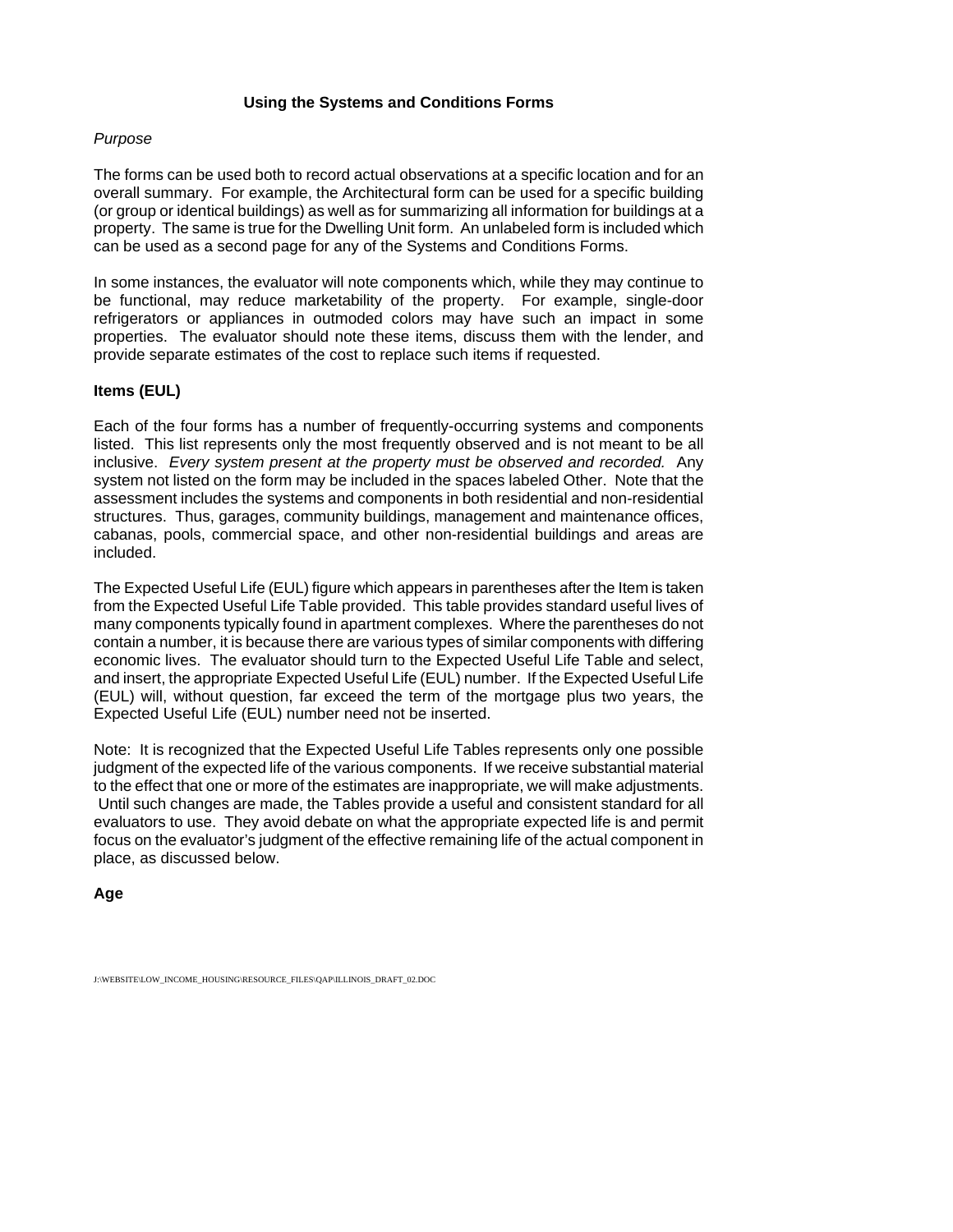## Using the Systems and Conditions Forms

*Purpose*

The forms can be used both to record actual observations at a specific location and for an overall summary. For example, the Architectural form can be used for a specific building (or group or identical buildings) as well as for summarizing all information for buildings at a property. The same is true for the Dwelling Unit form. An unlabeled form is included which can be used as a second page for any of the Systems and Conditions Forms.

In some instances, the evaluator will note components which, while they may continue to be functional, may reduce marketability of the property. For example, single-door refrigerators or appliances in outmoded colors may have such an impact in some properties. The evaluator should note these items, discuss them with the lender, and provide separate estimates of the cost to replace such items if requested.

### Items (EUL)

Each of the four forms has a number of frequently-occurring systems and components listed. This list represents only the most frequently observed and is not meant to be all inclusive. *Every system present at the property must be observed and recorded.* Any system not listed on the form may be included in the spaces labeled Other. Note that the assessment includes the systems and components in both residential and non-residential structures. Thus, garages, community buildings, management and maintenance offices, cabanas, pools, commercial space, and other non-residential buildings and areas are included.

The Expected Useful Life (EUL) figure which appears in parentheses after the Item is taken from the Expected Useful Life Table provided. This table provides standard useful lives of many components typically found in apartment complexes. Where the parentheses do not contain a number, it is because there are various types of similar components with differing economic lives. The evaluator should turn to the Expected Useful Life Table and select, and insert, the appropriate Expected Useful Life (EUL) number. If the Expected Useful Life (EUL) will, without question, far exceed the term of the mortgage plus two years, the Expected Useful Life (EUL) number need not be inserted.

Note: It is recognized that the Expected Useful Life Tables represents only one possible judgment of the expected life of the various components. If we receive substantial material to the effect that one or more of the estimates are inappropriate, we will make adjustments. Until such changes are made, the Tables provide a useful and consistent standard for all evaluators to use. They avoid debate on what the appropriate expected life is and permit focus on the evaluator's judgment of the effective remaining life of the actual component in place, as discussed below.

### Age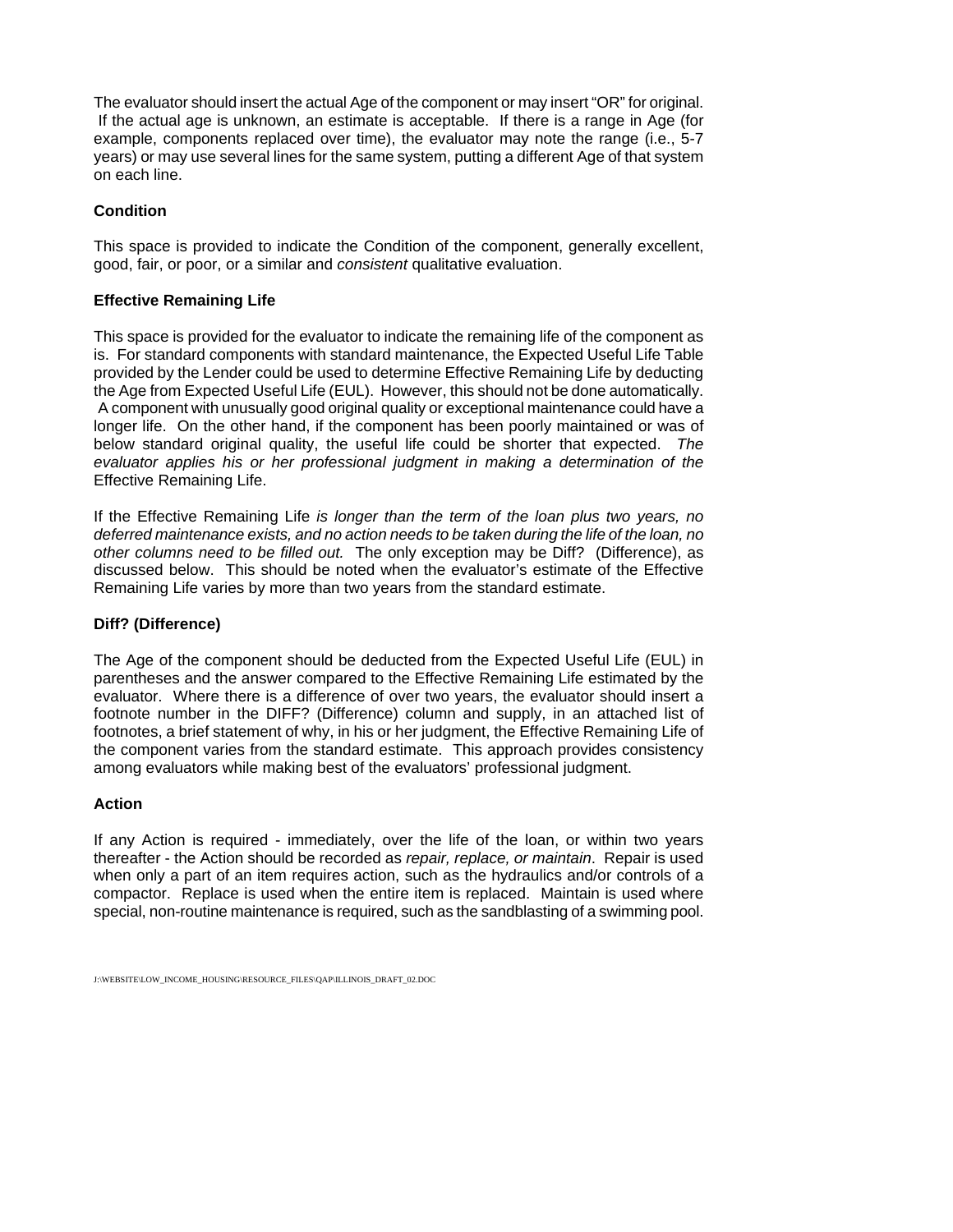The evaluator should insert the actual Age of the component or may insert "OR" for original. If the actual age is unknown, an estimate is acceptable. If there is a range in Age (for example, components replaced over time), the evaluator may note the range (i.e., 5-7 years) or may use several lines for the same system, putting a different Age of that system on each line.

**Condition**

This space is provided to indicate the Condition of the component, generally excellent, good, fair, or poor, or a similar and *consistent* qualitative evaluation.

**Effective Remaining Life**

This space is provided for the evaluator to indicate the remaining life of the component as is. For standard components with standard maintenance, the Expected Useful Life Table provided by the Lender could be used to determine Effective Remaining Life by deducting the Age from Expected Useful Life (EUL). However, this should not be done automatically. A component with unusually good original quality or exceptional maintenance could have a longer life. On the other hand, if the component has been poorly maintained or was of below standard original quality, the useful life could be shorter that expected. *The evaluator applies his or her professional judgment in making a determination of the* Effective Remaining Life.

If the Effective Remaining Life *is longer than the term of the loan plus two years, no deferred maintenance exists, and no action needs to be taken during the life of the loan, no other columns need to be filled out.* The only exception may be Diff? (Difference), as discussed below. This should be noted when the evaluator's estimate of the Effective Remaining Life varies by more than two years from the standard estimate.

**Diff? (Difference)**

The Age of the component should be deducted from the Expected Useful Life (EUL) in parentheses and the answer compared to the Effective Remaining Life estimated by the evaluator. Where there is a difference of over two years, the evaluator should insert a footnote number in the DIFF? (Difference) column and supply, in an attached list of footnotes, a brief statement of why, in his or her judgment, the Effective Remaining Life of the component varies from the standard estimate. This approach provides consistency among evaluators while making best of the evaluators' professional judgment.

**Action**

If any Action is required - immediately, over the life of the loan, or within two years thereafter - the Action should be recorded as *repair, replace, or maintain*. Repair is used when only a part of an item requires action, such as the hydraulics and/or controls of a compactor. Replace is used when the entire item is replaced. Maintain is used where special, non-routine maintenance is required, such as the sandblasting of a swimming pool.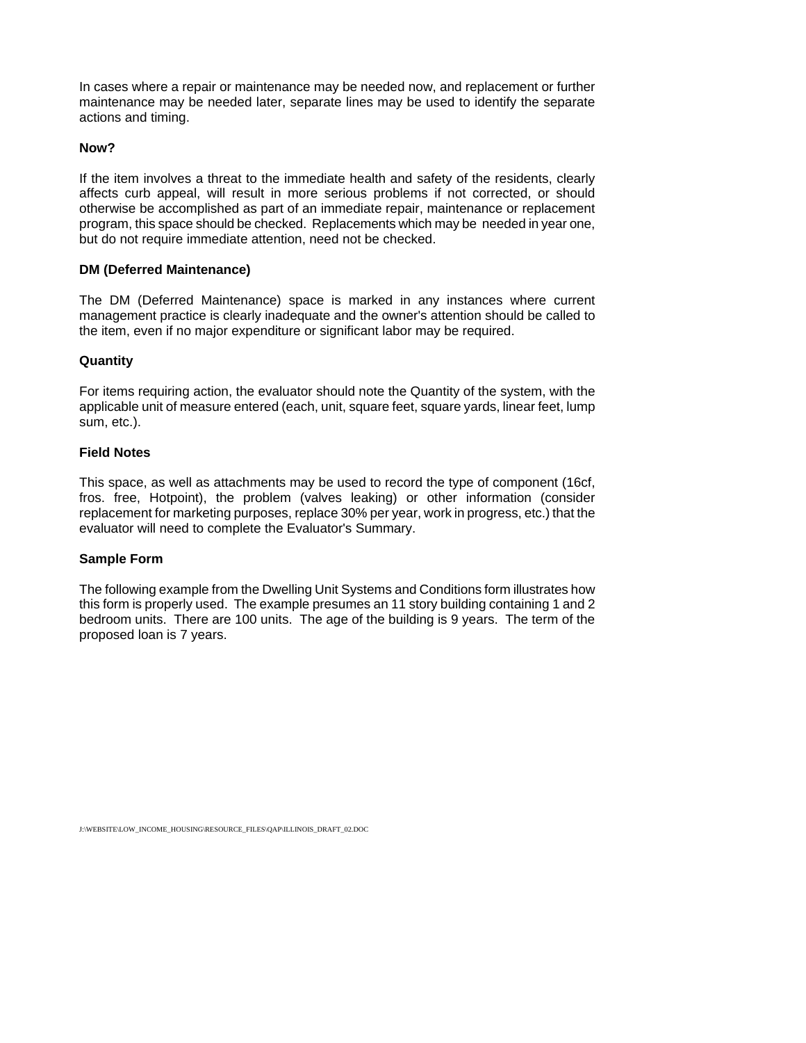In cases where a repair or maintenance may be needed now, and replacement or further maintenance may be needed later, separate lines may be used to identify the separate actions and timing.

**Now?**

If the item involves a threat to the immediate health and safety of the residents, clearly affects curb appeal, will result in more serious problems if not corrected, or should otherwise be accomplished as part of an immediate repair, maintenance or replacement program, this space should be checked. Replacements which may be needed in year one, but do not require immediate attention, need not be checked.

**DM (Deferred Maintenance)**

The DM (Deferred Maintenance) space is marked in any instances where current management practice is clearly inadequate and the owner's attention should be called to the item, even if no major expenditure or significant labor may be required.

**Quantity**

For items requiring action, the evaluator should note the Quantity of the system, with the applicable unit of measure entered (each, unit, square feet, square yards, linear feet, lump sum, etc.).

**Field Notes**

This space, as well as attachments may be used to record the type of component (16cf, fros. free, Hotpoint), the problem (valves leaking) or other information (consider replacement for marketing purposes, replace 30% per year, work in progress, etc.) that the evaluator will need to complete the Evaluator's Summary.

**Sample Form**

The following example from the Dwelling Unit Systems and Conditions form illustrates how this form is properly used. The example presumes an 11 story building containing 1 and 2 bedroom units. There are 100 units. The age of the building is 9 years. The term of the proposed loan is 7 years.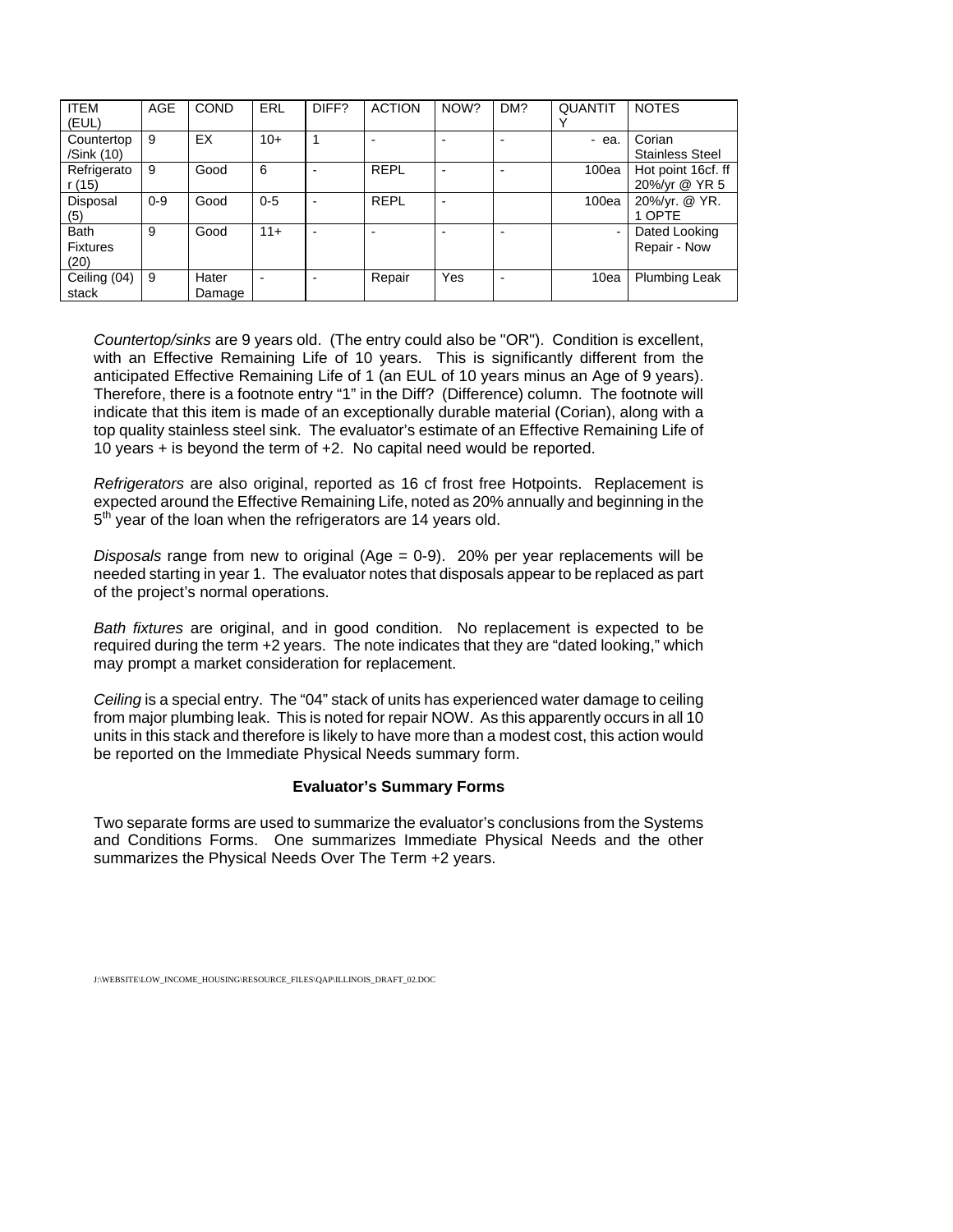| ITEM (EUL) | AGE | COND | ERL | DIFF? | ACTION | NOW? | DM? | QUANTITY | NOTES |
|---|---|---|---|---|---|---|---|---|---|
| Countertop /Sink (10) | 9 | EX | 10+ | 1 | - | - | - | - ea. | Corian Stainless Steel |
| Refrigerator (15) | 9 | Good | 6 | - | REPL | - | - | 100ea | Hot point 16cf. ff 20%/yr @ YR 5 |
| Disposal (5) | 0-9 | Good | 0-5 | - | REPL | - | | 100ea | 20%/yr. @ YR. 1 OPTE |
| Bath Fixtures (20) | 9 | Good | 11+ | - | - | - | - | - | Dated Looking Repair - Now |
| Ceiling (04) stack | 9 | Hater Damage | - | - | Repair | Yes | - | 10ea | Plumbing Leak |

*Countertop/sinks* are 9 years old. (The entry could also be "OR"). Condition is excellent, with an Effective Remaining Life of 10 years. This is significantly different from the anticipated Effective Remaining Life of 1 (an EUL of 10 years minus an Age of 9 years). Therefore, there is a footnote entry "1" in the Diff? (Difference) column. The footnote will indicate that this item is made of an exceptionally durable material (Corian), along with a top quality stainless steel sink. The evaluator's estimate of an Effective Remaining Life of 10 years + is beyond the term of +2. No capital need would be reported.

*Refrigerators* are also original, reported as 16 cf frost free Hotpoints. Replacement is expected around the Effective Remaining Life, noted as 20% annually and beginning in the 5th year of the loan when the refrigerators are 14 years old.

*Disposals* range from new to original (Age = 0-9). 20% per year replacements will be needed starting in year 1. The evaluator notes that disposals appear to be replaced as part of the project's normal operations.

*Bath fixtures* are original, and in good condition. No replacement is expected to be required during the term +2 years. The note indicates that they are "dated looking," which may prompt a market consideration for replacement.

*Ceiling* is a special entry. The "04" stack of units has experienced water damage to ceiling from major plumbing leak. This is noted for repair NOW. As this apparently occurs in all 10 units in this stack and therefore is likely to have more than a modest cost, this action would be reported on the Immediate Physical Needs summary form.

**Evaluator's Summary Forms**

Two separate forms are used to summarize the evaluator's conclusions from the Systems and Conditions Forms. One summarizes Immediate Physical Needs and the other summarizes the Physical Needs Over The Term +2 years.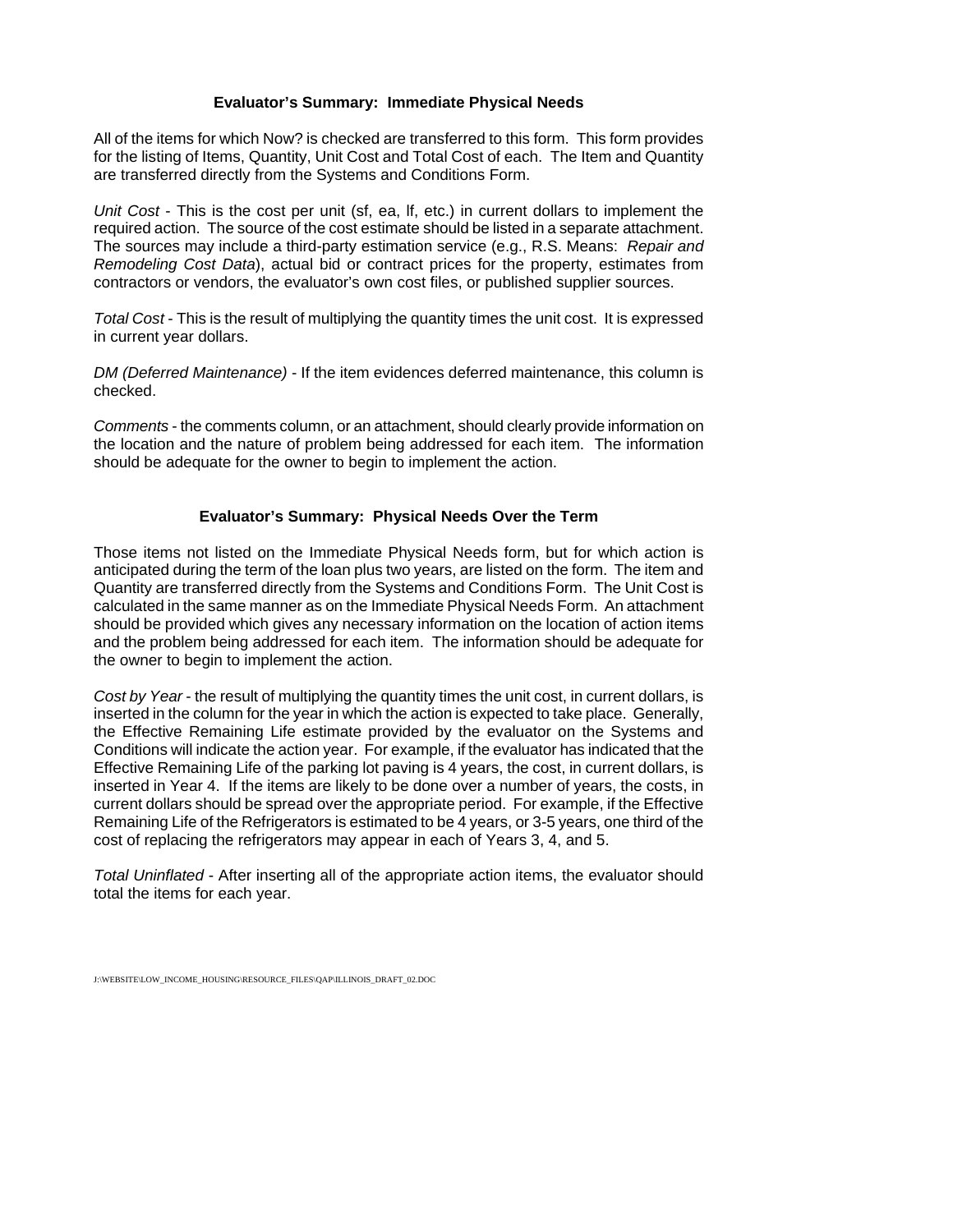### Evaluator's Summary: Immediate Physical Needs

All of the items for which Now? is checked are transferred to this form. This form provides for the listing of Items, Quantity, Unit Cost and Total Cost of each. The Item and Quantity are transferred directly from the Systems and Conditions Form.

*Unit Cost* - This is the cost per unit (sf, ea, lf, etc.) in current dollars to implement the required action. The source of the cost estimate should be listed in a separate attachment. The sources may include a third-party estimation service (e.g., R.S. Means: *Repair and Remodeling Cost Data*), actual bid or contract prices for the property, estimates from contractors or vendors, the evaluator's own cost files, or published supplier sources.

*Total Cost* - This is the result of multiplying the quantity times the unit cost. It is expressed in current year dollars.

*DM (Deferred Maintenance)* - If the item evidences deferred maintenance, this column is checked.

*Comments* - the comments column, or an attachment, should clearly provide information on the location and the nature of problem being addressed for each item. The information should be adequate for the owner to begin to implement the action.

### Evaluator's Summary: Physical Needs Over the Term

Those items not listed on the Immediate Physical Needs form, but for which action is anticipated during the term of the loan plus two years, are listed on the form. The item and Quantity are transferred directly from the Systems and Conditions Form. The Unit Cost is calculated in the same manner as on the Immediate Physical Needs Form. An attachment should be provided which gives any necessary information on the location of action items and the problem being addressed for each item. The information should be adequate for the owner to begin to implement the action.

*Cost by Year* - the result of multiplying the quantity times the unit cost, in current dollars, is inserted in the column for the year in which the action is expected to take place. Generally, the Effective Remaining Life estimate provided by the evaluator on the Systems and Conditions will indicate the action year. For example, if the evaluator has indicated that the Effective Remaining Life of the parking lot paving is 4 years, the cost, in current dollars, is inserted in Year 4. If the items are likely to be done over a number of years, the costs, in current dollars should be spread over the appropriate period. For example, if the Effective Remaining Life of the Refrigerators is estimated to be 4 years, or 3-5 years, one third of the cost of replacing the refrigerators may appear in each of Years 3, 4, and 5.

*Total Uninflated* - After inserting all of the appropriate action items, the evaluator should total the items for each year.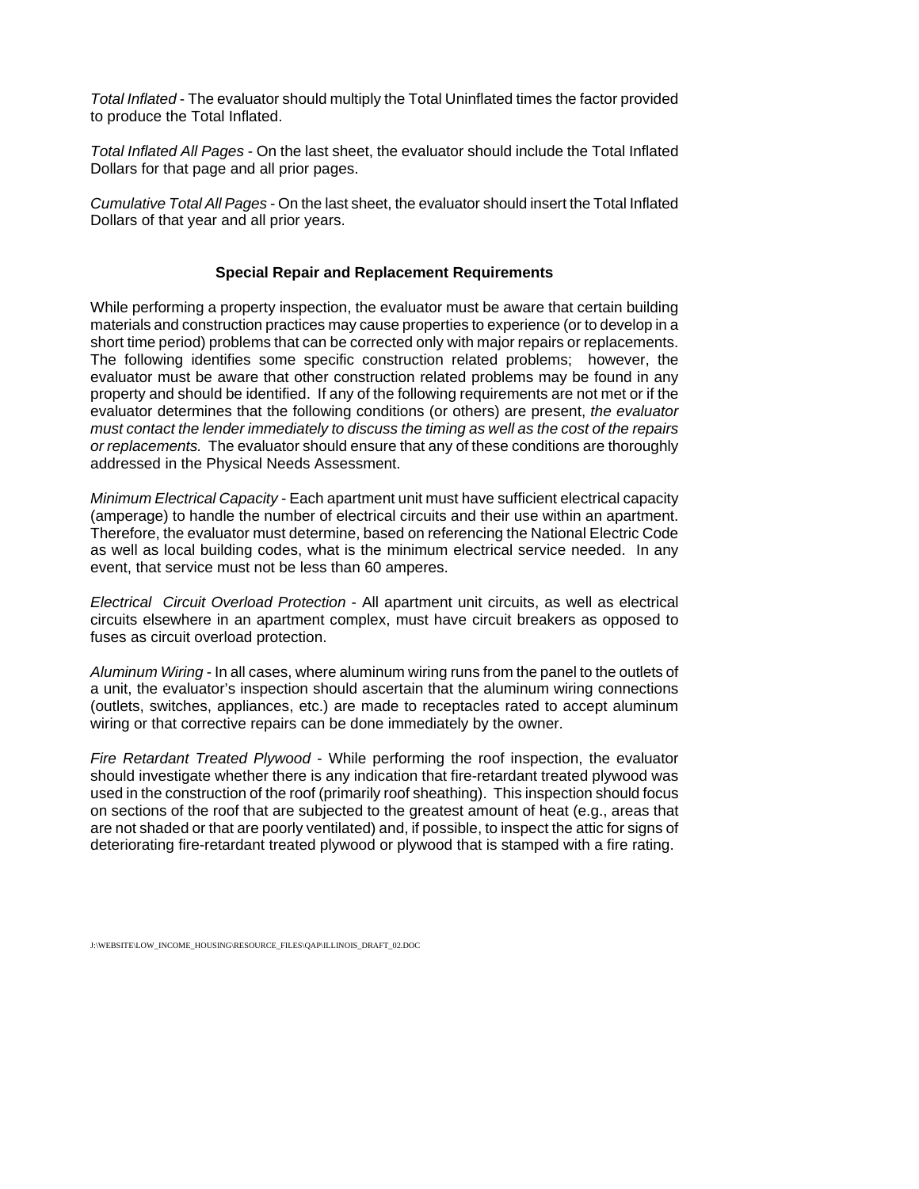*Total Inflated* - The evaluator should multiply the Total Uninflated times the factor provided to produce the Total Inflated.

*Total Inflated All Pages* - On the last sheet, the evaluator should include the Total Inflated Dollars for that page and all prior pages.

*Cumulative Total All Pages* - On the last sheet, the evaluator should insert the Total Inflated Dollars of that year and all prior years.

## Special Repair and Replacement Requirements

While performing a property inspection, the evaluator must be aware that certain building materials and construction practices may cause properties to experience (or to develop in a short time period) problems that can be corrected only with major repairs or replacements. The following identifies some specific construction related problems; however, the evaluator must be aware that other construction related problems may be found in any property and should be identified. If any of the following requirements are not met or if the evaluator determines that the following conditions (or others) are present, *the evaluator must contact the lender immediately to discuss the timing as well as the cost of the repairs or replacements.* The evaluator should ensure that any of these conditions are thoroughly addressed in the Physical Needs Assessment.

*Minimum Electrical Capacity* - Each apartment unit must have sufficient electrical capacity (amperage) to handle the number of electrical circuits and their use within an apartment. Therefore, the evaluator must determine, based on referencing the National Electric Code as well as local building codes, what is the minimum electrical service needed. In any event, that service must not be less than 60 amperes.

*Electrical Circuit Overload Protection* - All apartment unit circuits, as well as electrical circuits elsewhere in an apartment complex, must have circuit breakers as opposed to fuses as circuit overload protection.

*Aluminum Wiring* - In all cases, where aluminum wiring runs from the panel to the outlets of a unit, the evaluator's inspection should ascertain that the aluminum wiring connections (outlets, switches, appliances, etc.) are made to receptacles rated to accept aluminum wiring or that corrective repairs can be done immediately by the owner.

*Fire Retardant Treated Plywood* - While performing the roof inspection, the evaluator should investigate whether there is any indication that fire-retardant treated plywood was used in the construction of the roof (primarily roof sheathing). This inspection should focus on sections of the roof that are subjected to the greatest amount of heat (e.g., areas that are not shaded or that are poorly ventilated) and, if possible, to inspect the attic for signs of deteriorating fire-retardant treated plywood or plywood that is stamped with a fire rating.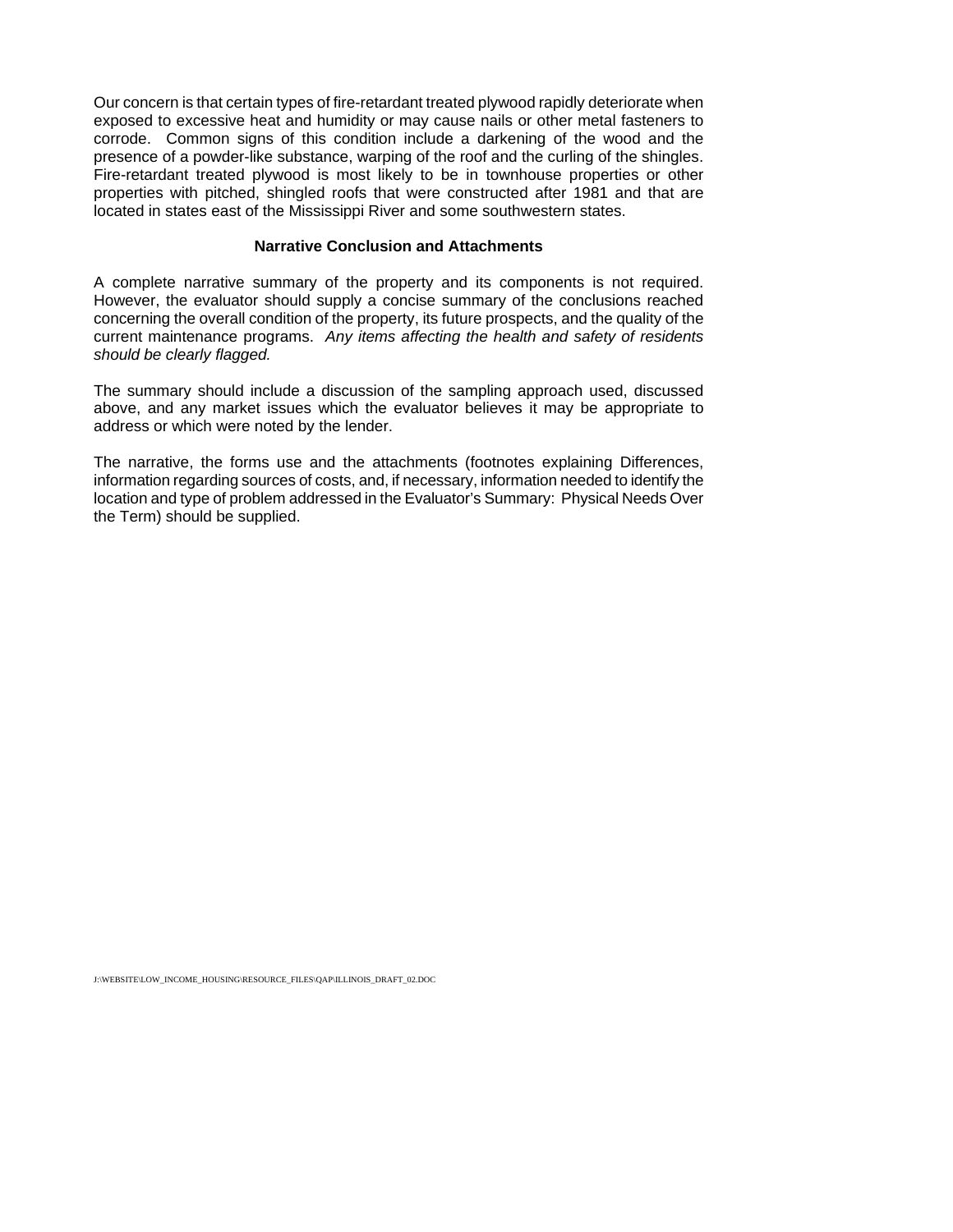Our concern is that certain types of fire-retardant treated plywood rapidly deteriorate when exposed to excessive heat and humidity or may cause nails or other metal fasteners to corrode. Common signs of this condition include a darkening of the wood and the presence of a powder-like substance, warping of the roof and the curling of the shingles. Fire-retardant treated plywood is most likely to be in townhouse properties or other properties with pitched, shingled roofs that were constructed after 1981 and that are located in states east of the Mississippi River and some southwestern states.

### Narrative Conclusion and Attachments

A complete narrative summary of the property and its components is not required. However, the evaluator should supply a concise summary of the conclusions reached concerning the overall condition of the property, its future prospects, and the quality of the current maintenance programs. *Any items affecting the health and safety of residents should be clearly flagged.*

The summary should include a discussion of the sampling approach used, discussed above, and any market issues which the evaluator believes it may be appropriate to address or which were noted by the lender.

The narrative, the forms use and the attachments (footnotes explaining Differences, information regarding sources of costs, and, if necessary, information needed to identify the location and type of problem addressed in the Evaluator's Summary: Physical Needs Over the Term) should be supplied.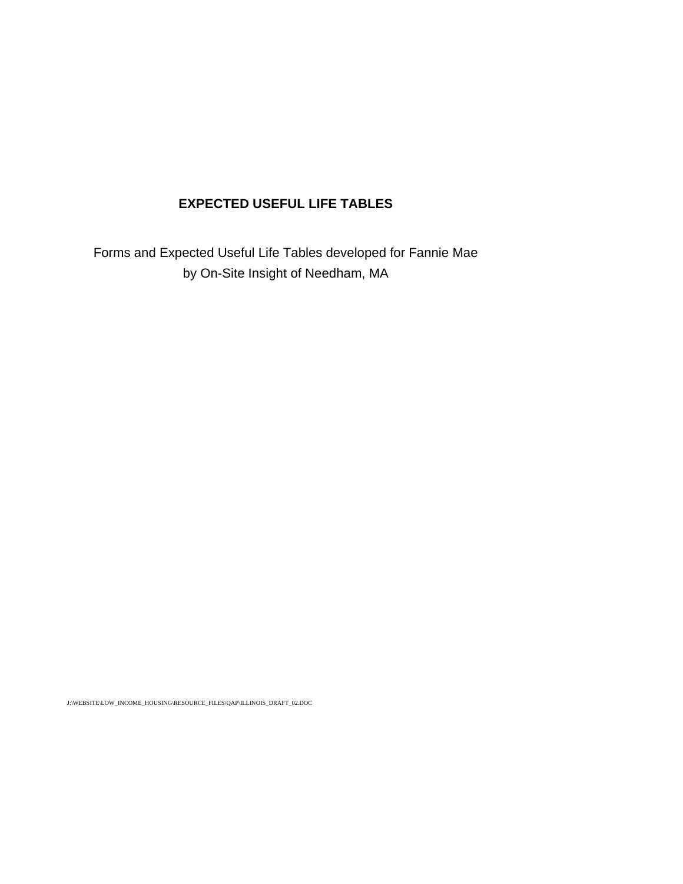**EXPECTED USEFUL LIFE TABLES**

Forms and Expected Useful Life Tables developed for Fannie Mae by On-Site Insight of Needham, MA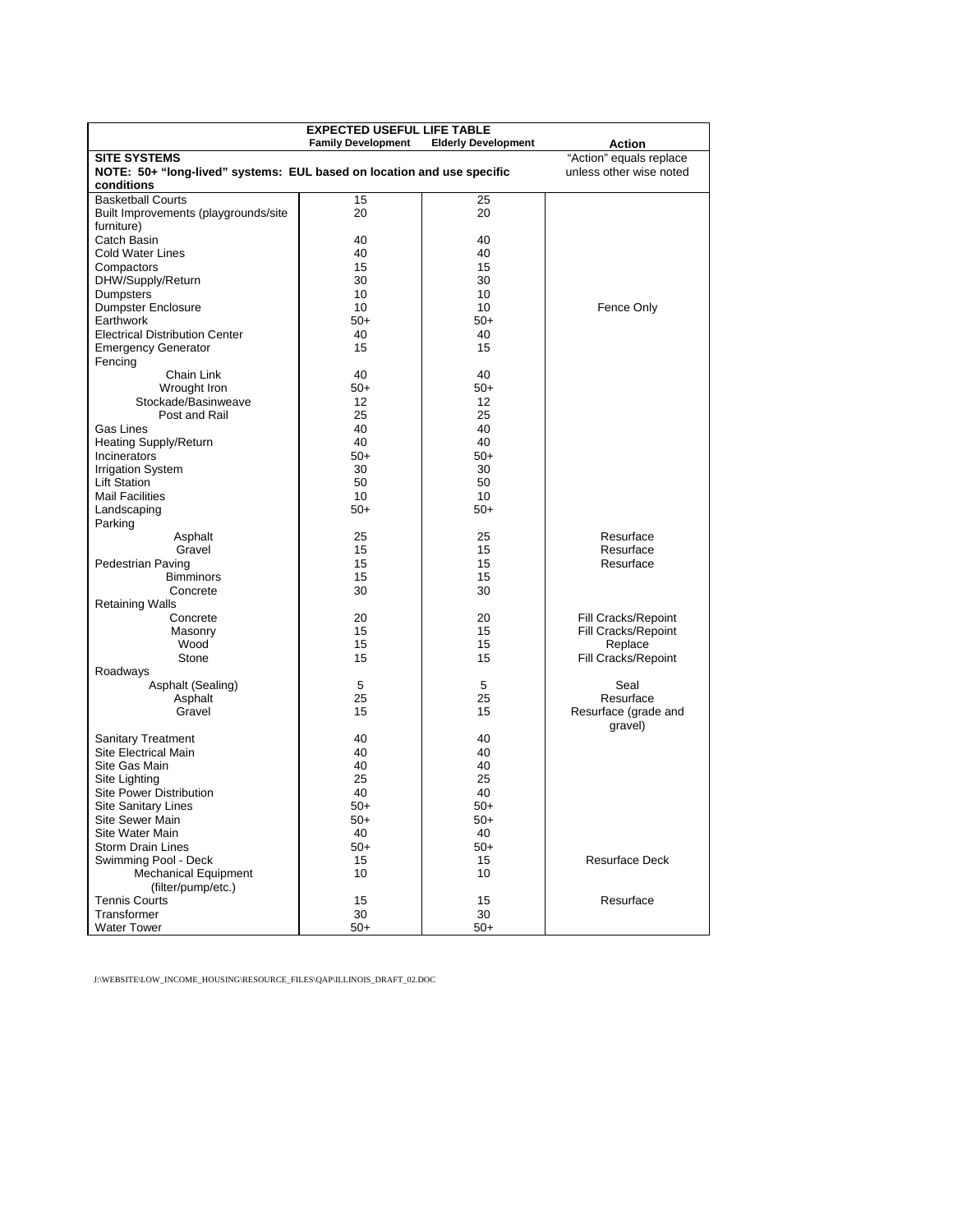| EXPECTED USEFUL LIFE TABLE | Family Development | Elderly Development | Action |
|---|---|---|---|
| **SITE SYSTEMS**<br>**NOTE: 50+ "long-lived" systems: EUL based on location and use specific conditions** | | | "Action" equals replace unless other wise noted |
| Basketball Courts | 15 | 25 | |
| Built Improvements (playgrounds/site furniture) | 20 | 20 | |
| Catch Basin | 40 | 40 | |
| Cold Water Lines | 40 | 40 | |
| Compactors | 15 | 15 | |
| DHW/Supply/Return | 30 | 30 | |
| Dumpsters | 10 | 10 | |
| Dumpster Enclosure | 10 | 10 | Fence Only |
| Earthwork | 50+ | 50+ | |
| Electrical Distribution Center | 40 | 40 | |
| Emergency Generator | 15 | 15 | |
| Fencing | | | |
| Chain Link | 40 | 40 | |
| Wrought Iron | 50+ | 50+ | |
| Stockade/Basinweave | 12 | 12 | |
| Post and Rail | 25 | 25 | |
| Gas Lines | 40 | 40 | |
| Heating Supply/Return | 40 | 40 | |
| Incinerators | 50+ | 50+ | |
| Irrigation System | 30 | 30 | |
| Lift Station | 50 | 50 | |
| Mail Facilities | 10 | 10 | |
| Landscaping | 50+ | 50+ | |
| Parking | | | |
| Asphalt | 25 | 25 | Resurface |
| Gravel | 15 | 15 | Resurface |
| Pedestrian Paving | 15 | 15 | Resurface |
| Bimminors | 15 | 15 | |
| Concrete | 30 | 30 | |
| Retaining Walls | | | |
| Concrete | 20 | 20 | Fill Cracks/Repoint |
| Masonry | 15 | 15 | Fill Cracks/Repoint |
| Wood | 15 | 15 | Replace |
| Stone | 15 | 15 | Fill Cracks/Repoint |
| Roadways | | | |
| Asphalt (Sealing) | 5 | 5 | Seal |
| Asphalt | 25 | 25 | Resurface |
| Gravel | 15 | 15 | Resurface (grade and gravel) |
| Sanitary Treatment | 40 | 40 | |
| Site Electrical Main | 40 | 40 | |
| Site Gas Main | 40 | 40 | |
| Site Lighting | 25 | 25 | |
| Site Power Distribution | 40 | 40 | |
| Site Sanitary Lines | 50+ | 50+ | |
| Site Sewer Main | 50+ | 50+ | |
| Site Water Main | 40 | 40 | |
| Storm Drain Lines | 50+ | 50+ | |
| Swimming Pool - Deck | 15 | 15 | Resurface Deck |
| Mechanical Equipment (filter/pump/etc.) | 10 | 10 | |
| Tennis Courts | 15 | 15 | Resurface |
| Transformer | 30 | 30 | |
| Water Tower | 50+ | 50+ | |

J:\WEBSITE\LOW_INCOME_HOUSING\RESOURCE_FILES\QAP\ILLINOIS_DRAFT_02.DOC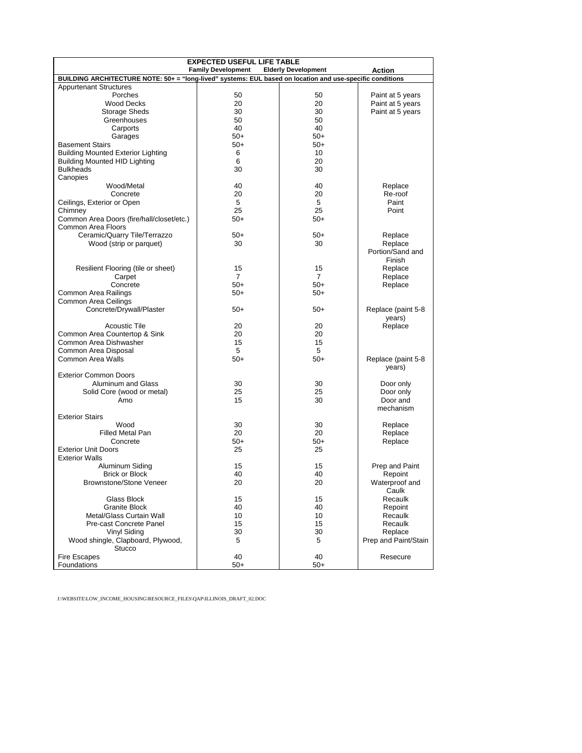| EXPECTED USEFUL LIFE TABLE | Family Development | Elderly Development | Action |
|---|---|---|---|
| **BUILDING ARCHITECTURE NOTE: 50+ = "long-lived" systems: EUL based on location and use-specific conditions** | | | |
| Appurtenant Structures | | | |
| Porches | 50 | 50 | Paint at 5 years |
| Wood Decks | 20 | 20 | Paint at 5 years |
| Storage Sheds | 30 | 30 | Paint at 5 years |
| Greenhouses | 50 | 50 | |
| Carports | 40 | 40 | |
| Garages | 50+ | 50+ | |
| Basement Stairs | 50+ | 50+ | |
| Building Mounted Exterior Lighting | 6 | 10 | |
| Building Mounted HID Lighting | 6 | 20 | |
| Bulkheads | 30 | 30 | |
| Canopies | | | |
| Wood/Metal | 40 | 40 | Replace |
| Concrete | 20 | 20 | Re-roof |
| Ceilings, Exterior or Open | 5 | 5 | Paint |
| Chimney | 25 | 25 | Point |
| Common Area Doors (fire/hall/closet/etc.) | 50+ | 50+ | |
| Common Area Floors | | | |
| Ceramic/Quarry Tile/Terrazzo | 50+ | 50+ | Replace |
| Wood (strip or parquet) | 30 | 30 | Replace Portion/Sand and Finish |
| Resilient Flooring (tile or sheet) | 15 | 15 | Replace |
| Carpet | 7 | 7 | Replace |
| Concrete | 50+ | 50+ | Replace |
| Common Area Railings | 50+ | 50+ | |
| Common Area Ceilings | | | |
| Concrete/Drywall/Plaster | 50+ | 50+ | Replace (paint 5-8 years) |
| Acoustic Tile | 20 | 20 | Replace |
| Common Area Countertop & Sink | 20 | 20 | |
| Common Area Dishwasher | 15 | 15 | |
| Common Area Disposal | 5 | 5 | |
| Common Area Walls | 50+ | 50+ | Replace (paint 5-8 years) |
| Exterior Common Doors | | | |
| Aluminum and Glass | 30 | 30 | Door only |
| Solid Core (wood or metal) | 25 | 25 | Door only |
| Amo | 15 | 30 | Door and mechanism |
| Exterior Stairs | | | |
| Wood | 30 | 30 | Replace |
| Filled Metal Pan | 20 | 20 | Replace |
| Concrete | 50+ | 50+ | Replace |
| Exterior Unit Doors | 25 | 25 | |
| Exterior Walls | | | |
| Aluminum Siding | 15 | 15 | Prep and Paint |
| Brick or Block | 40 | 40 | Repoint |
| Brownstone/Stone Veneer | 20 | 20 | Waterproof and Caulk |
| Glass Block | 15 | 15 | Recaulk |
| Granite Block | 40 | 40 | Repoint |
| Metal/Glass Curtain Wall | 10 | 10 | Recaulk |
| Pre-cast Concrete Panel | 15 | 15 | Recaulk |
| Vinyl Siding | 30 | 30 | Replace |
| Wood shingle, Clapboard, Plywood, Stucco | 5 | 5 | Prep and Paint/Stain |
| Fire Escapes | 40 | 40 | Resecure |
| Foundations | 50+ | 50+ | |

J:\WEBSITE\LOW_INCOME_HOUSING\RESOURCE_FILES\QAP\ILLINOIS_DRAFT_02.DOC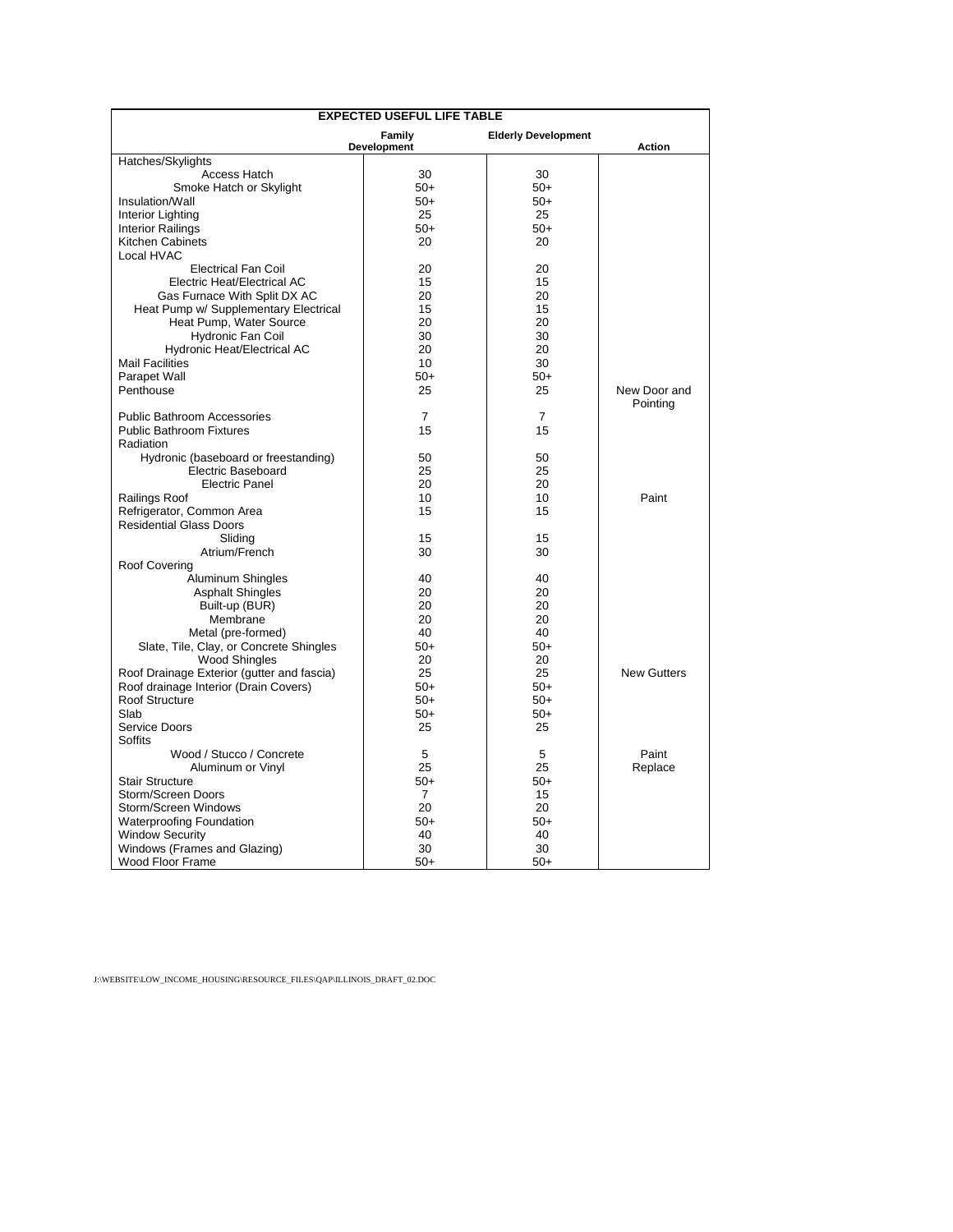| EXPECTED USEFUL LIFE TABLE | | | |
|---|---|---|---|
| | **Family Development** | **Elderly Development** | **Action** |
| Hatches/Skylights | | | |
| Access Hatch | 30 | 30 | |
| Smoke Hatch or Skylight | 50+ | 50+ | |
| Insulation/Wall | 50+ | 50+ | |
| Interior Lighting | 25 | 25 | |
| Interior Railings | 50+ | 50+ | |
| Kitchen Cabinets | 20 | 20 | |
| Local HVAC | | | |
| Electrical Fan Coil | 20 | 20 | |
| Electric Heat/Electrical AC | 15 | 15 | |
| Gas Furnace With Split DX AC | 20 | 20 | |
| Heat Pump w/ Supplementary Electrical | 15 | 15 | |
| Heat Pump, Water Source | 20 | 20 | |
| Hydronic Fan Coil | 30 | 30 | |
| Hydronic Heat/Electrical AC | 20 | 20 | |
| Mail Facilities | 10 | 30 | |
| Parapet Wall | 50+ | 50+ | |
| Penthouse | 25 | 25 | New Door and Pointing |
| Public Bathroom Accessories | 7 | 7 | |
| Public Bathroom Fixtures | 15 | 15 | |
| Radiation | | | |
| Hydronic (baseboard or freestanding) | 50 | 50 | |
| Electric Baseboard | 25 | 25 | |
| Electric Panel | 20 | 20 | |
| Railings Roof | 10 | 10 | Paint |
| Refrigerator, Common Area | 15 | 15 | |
| Residential Glass Doors | | | |
| Sliding | 15 | 15 | |
| Atrium/French | 30 | 30 | |
| Roof Covering | | | |
| Aluminum Shingles | 40 | 40 | |
| Asphalt Shingles | 20 | 20 | |
| Built-up (BUR) | 20 | 20 | |
| Membrane | 20 | 20 | |
| Metal (pre-formed) | 40 | 40 | |
| Slate, Tile, Clay, or Concrete Shingles | 50+ | 50+ | |
| Wood Shingles | 20 | 20 | |
| Roof Drainage Exterior (gutter and fascia) | 25 | 25 | New Gutters |
| Roof drainage Interior (Drain Covers) | 50+ | 50+ | |
| Roof Structure | 50+ | 50+ | |
| Slab | 50+ | 50+ | |
| Service Doors | 25 | 25 | |
| Soffits | | | |
| Wood / Stucco / Concrete | 5 | 5 | Paint |
| Aluminum or Vinyl | 25 | 25 | Replace |
| Stair Structure | 50+ | 50+ | |
| Storm/Screen Doors | 7 | 15 | |
| Storm/Screen Windows | 20 | 20 | |
| Waterproofing Foundation | 50+ | 50+ | |
| Window Security | 40 | 40 | |
| Windows (Frames and Glazing) | 30 | 30 | |
| Wood Floor Frame | 50+ | 50+ | |

J:\WEBSITE\LOW_INCOME_HOUSING\RESOURCE_FILES\QAP\ILLINOIS_DRAFT_02.DOC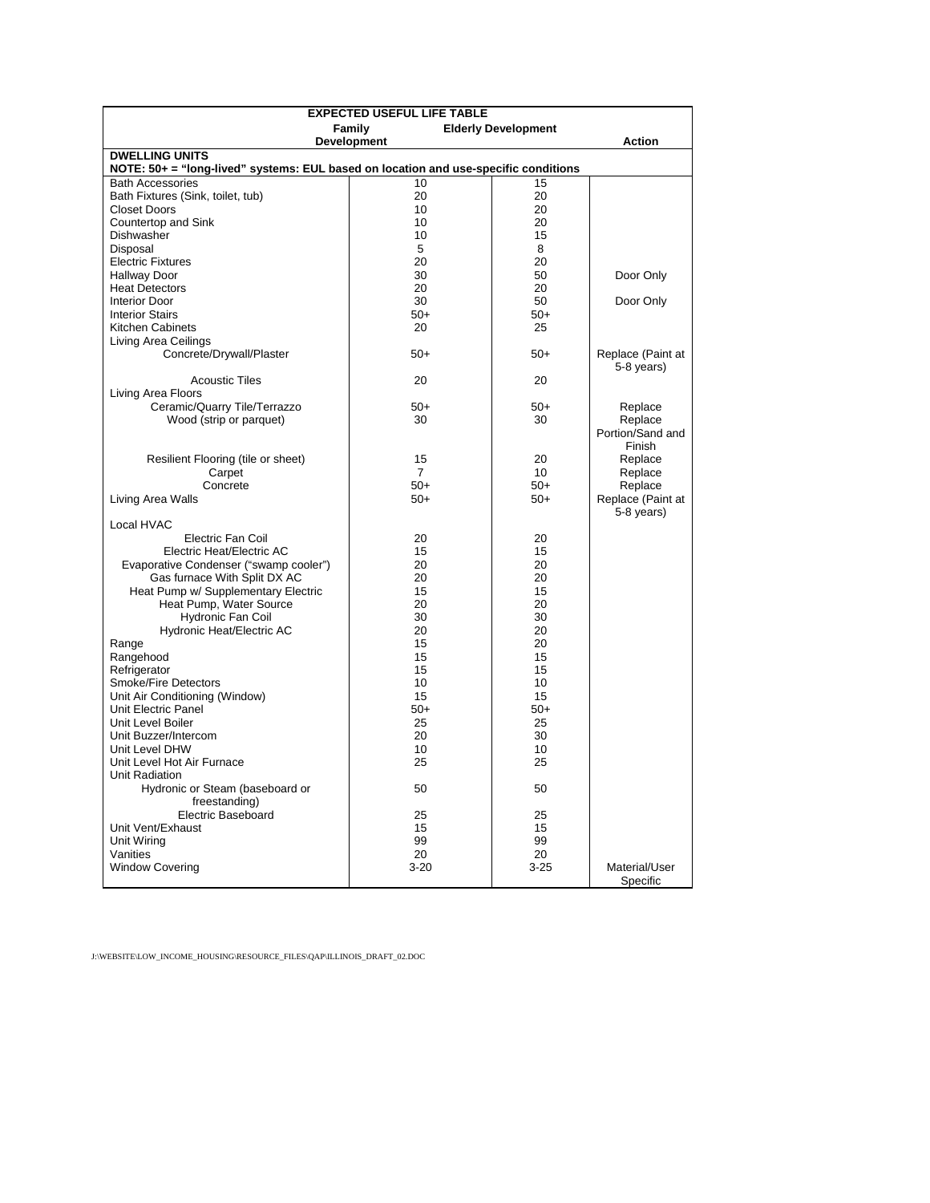| EXPECTED USEFUL LIFE TABLE | | | |
|---|---|---|---|
| | Family Development | Elderly Development | Action |
| **DWELLING UNITS** | | | |
| **NOTE: 50+ = "long-lived" systems: EUL based on location and use-specific conditions** | | | |
| Bath Accessories | 10 | 15 | |
| Bath Fixtures (Sink, toilet, tub) | 20 | 20 | |
| Closet Doors | 10 | 20 | |
| Countertop and Sink | 10 | 20 | |
| Dishwasher | 10 | 15 | |
| Disposal | 5 | 8 | |
| Electric Fixtures | 20 | 20 | |
| Hallway Door | 30 | 50 | Door Only |
| Heat Detectors | 20 | 20 | |
| Interior Door | 30 | 50 | Door Only |
| Interior Stairs | 50+ | 50+ | |
| Kitchen Cabinets | 20 | 25 | |
| Living Area Ceilings | | | |
| Concrete/Drywall/Plaster | 50+ | 50+ | Replace (Paint at 5-8 years) |
| Acoustic Tiles | 20 | 20 | |
| Living Area Floors | | | |
| Ceramic/Quarry Tile/Terrazzo | 50+ | 50+ | Replace |
| Wood (strip or parquet) | 30 | 30 | Replace Portion/Sand and Finish |
| Resilient Flooring (tile or sheet) | 15 | 20 | Replace |
| Carpet | 7 | 10 | Replace |
| Concrete | 50+ | 50+ | Replace |
| Living Area Walls | 50+ | 50+ | Replace (Paint at 5-8 years) |
| Local HVAC | | | |
| Electric Fan Coil | 20 | 20 | |
| Electric Heat/Electric AC | 15 | 15 | |
| Evaporative Condenser ("swamp cooler") | 20 | 20 | |
| Gas furnace With Split DX AC | 20 | 20 | |
| Heat Pump w/ Supplementary Electric | 15 | 15 | |
| Heat Pump, Water Source | 20 | 20 | |
| Hydronic Fan Coil | 30 | 30 | |
| Hydronic Heat/Electric AC | 20 | 20 | |
| Range | 15 | 20 | |
| Rangehood | 15 | 15 | |
| Refrigerator | 15 | 15 | |
| Smoke/Fire Detectors | 10 | 10 | |
| Unit Air Conditioning (Window) | 15 | 15 | |
| Unit Electric Panel | 50+ | 50+ | |
| Unit Level Boiler | 25 | 25 | |
| Unit Buzzer/Intercom | 20 | 30 | |
| Unit Level DHW | 10 | 10 | |
| Unit Level Hot Air Furnace | 25 | 25 | |
| Unit Radiation | | | |
| Hydronic or Steam (baseboard or freestanding) | 50 | 50 | |
| Electric Baseboard | 25 | 25 | |
| Unit Vent/Exhaust | 15 | 15 | |
| Unit Wiring | 99 | 99 | |
| Vanities | 20 | 20 | |
| Window Covering | 3-20 | 3-25 | Material/User Specific |

J:\WEBSITE\LOW_INCOME_HOUSING\RESOURCE_FILES\QAP\ILLINOIS_DRAFT_02.DOC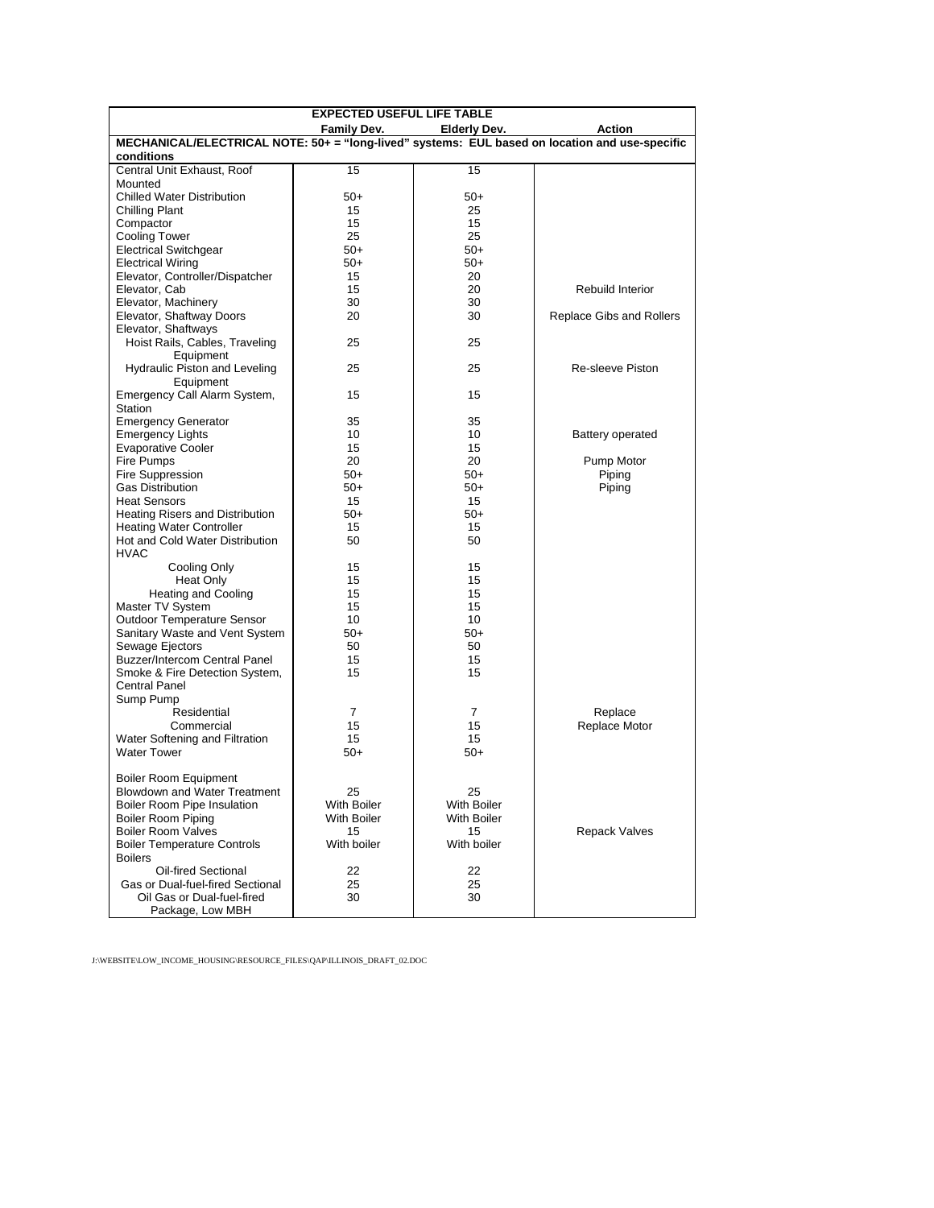| EXPECTED USEFUL LIFE TABLE | | | |
|---|---|---|---|
| | **Family Dev.** | **Elderly Dev.** | **Action** |
| **MECHANICAL/ELECTRICAL NOTE: 50+ = "long-lived" systems: EUL based on location and use-specific conditions** | | | |
| Central Unit Exhaust, Roof Mounted | 15 | 15 | |
| Chilled Water Distribution | 50+ | 50+ | |
| Chilling Plant | 15 | 25 | |
| Compactor | 15 | 15 | |
| Cooling Tower | 25 | 25 | |
| Electrical Switchgear | 50+ | 50+ | |
| Electrical Wiring | 50+ | 50+ | |
| Elevator, Controller/Dispatcher | 15 | 20 | |
| Elevator, Cab | 15 | 20 | Rebuild Interior |
| Elevator, Machinery | 30 | 30 | |
| Elevator, Shaftway Doors | 20 | 30 | Replace Gibs and Rollers |
| Elevator, Shaftways | | | |
| Hoist Rails, Cables, Traveling Equipment | 25 | 25 | |
| Hydraulic Piston and Leveling Equipment | 25 | 25 | Re-sleeve Piston |
| Emergency Call Alarm System, Station | 15 | 15 | |
| Emergency Generator | 35 | 35 | |
| Emergency Lights | 10 | 10 | Battery operated |
| Evaporative Cooler | 15 | 15 | |
| Fire Pumps | 20 | 20 | Pump Motor |
| Fire Suppression | 50+ | 50+ | Piping |
| Gas Distribution | 50+ | 50+ | Piping |
| Heat Sensors | 15 | 15 | |
| Heating Risers and Distribution | 50+ | 50+ | |
| Heating Water Controller | 15 | 15 | |
| Hot and Cold Water Distribution | 50 | 50 | |
| HVAC | | | |
| Cooling Only | 15 | 15 | |
| Heat Only | 15 | 15 | |
| Heating and Cooling | 15 | 15 | |
| Master TV System | 15 | 15 | |
| Outdoor Temperature Sensor | 10 | 10 | |
| Sanitary Waste and Vent System | 50+ | 50+ | |
| Sewage Ejectors | 50 | 50 | |
| Buzzer/Intercom Central Panel | 15 | 15 | |
| Smoke & Fire Detection System, Central Panel | 15 | 15 | |
| Sump Pump | | | |
| Residential | 7 | 7 | Replace |
| Commercial | 15 | 15 | Replace Motor |
| Water Softening and Filtration | 15 | 15 | |
| Water Tower | 50+ | 50+ | |
| | | | |
| Boiler Room Equipment | | | |
| Blowdown and Water Treatment | 25 | 25 | |
| Boiler Room Pipe Insulation | With Boiler | With Boiler | |
| Boiler Room Piping | With Boiler | With Boiler | |
| Boiler Room Valves | 15 | 15 | Repack Valves |
| Boiler Temperature Controls | With boiler | With boiler | |
| Boilers | | | |
| Oil-fired Sectional | 22 | 22 | |
| Gas or Dual-fuel-fired Sectional | 25 | 25 | |
| Oil Gas or Dual-fuel-fired Package, Low MBH | 30 | 30 | |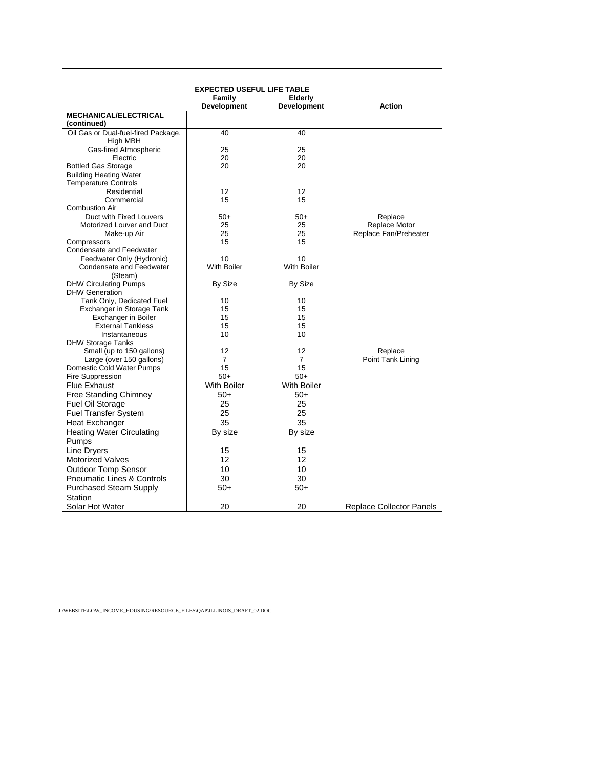| EXPECTED USEFUL LIFE TABLE | Family Development | Elderly Development | Action |
|---|---|---|---|
| **MECHANICAL/ELECTRICAL (continued)** | | | |
| Oil Gas or Dual-fuel-fired Package, High MBH | 40 | 40 | |
| Gas-fired Atmospheric | 25 | 25 | |
| Electric | 20 | 20 | |
| Bottled Gas Storage | 20 | 20 | |
| Building Heating Water Temperature Controls | | | |
| Residential | 12 | 12 | |
| Commercial | 15 | 15 | |
| Combustion Air | | | |
| Duct with Fixed Louvers | 50+ | 50+ | Replace |
| Motorized Louver and Duct | 25 | 25 | Replace Motor |
| Make-up Air | 25 | 25 | Replace Fan/Preheater |
| Compressors | 15 | 15 | |
| Condensate and Feedwater | | | |
| Feedwater Only (Hydronic) | 10 | 10 | |
| Condensate and Feedwater (Steam) | With Boiler | With Boiler | |
| DHW Circulating Pumps | By Size | By Size | |
| DHW Generation | | | |
| Tank Only, Dedicated Fuel | 10 | 10 | |
| Exchanger in Storage Tank | 15 | 15 | |
| Exchanger in Boiler | 15 | 15 | |
| External Tankless | 15 | 15 | |
| Instantaneous | 10 | 10 | |
| DHW Storage Tanks | | | |
| Small (up to 150 gallons) | 12 | 12 | Replace |
| Large (over 150 gallons) | 7 | 7 | Point Tank Lining |
| Domestic Cold Water Pumps | 15 | 15 | |
| Fire Suppression | 50+ | 50+ | |
| Flue Exhaust | With Boiler | With Boiler | |
| Free Standing Chimney | 50+ | 50+ | |
| Fuel Oil Storage | 25 | 25 | |
| Fuel Transfer System | 25 | 25 | |
| Heat Exchanger | 35 | 35 | |
| Heating Water Circulating Pumps | By size | By size | |
| Line Dryers | 15 | 15 | |
| Motorized Valves | 12 | 12 | |
| Outdoor Temp Sensor | 10 | 10 | |
| Pneumatic Lines & Controls | 30 | 30 | |
| Purchased Steam Supply Station | 50+ | 50+ | |
| Solar Hot Water | 20 | 20 | Replace Collector Panels |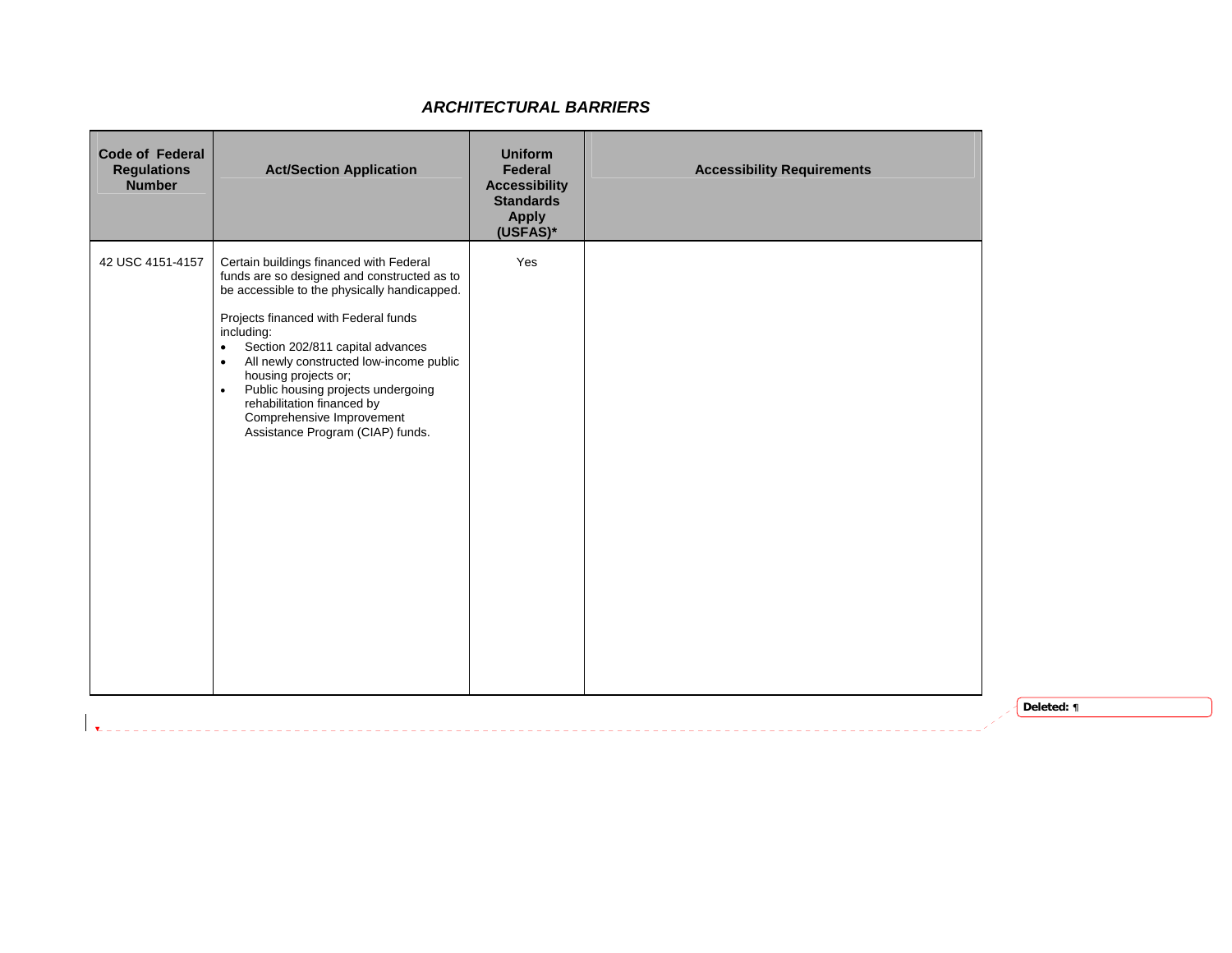## *ARCHITECTURAL BARRIERS*

| Code of Federal Regulations Number | Act/Section Application | Uniform Federal Accessibility Standards Apply (USFAS)* | Accessibility Requirements |
|---|---|---|---|
| 42 USC 4151-4157 | Certain buildings financed with Federal funds are so designed and constructed as to be accessible to the physically handicapped.<br><br>Projects financed with Federal funds including:<br>• Section 202/811 capital advances<br>• All newly constructed low-income public housing projects or;<br>• Public housing projects undergoing rehabilitation financed by Comprehensive Improvement Assistance Program (CIAP) funds. | Yes | |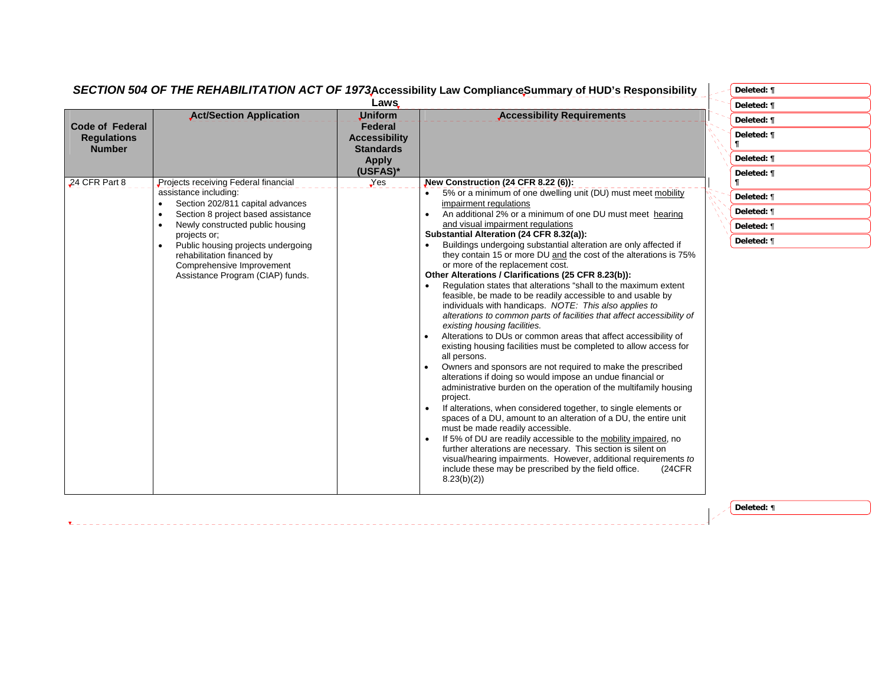## SECTION 504 OF THE REHABILITATION ACT OF 1973 Accessibility Law Compliance Summary of HUD's Responsibility Laws

| Code of Federal Regulations Number | Act/Section Application | Uniform Federal Accessibility Standards Apply (USFAS)* | Accessibility Requirements |
|---|---|---|---|
| 24 CFR Part 8 | Projects receiving Federal financial assistance including:<br>• Section 202/811 capital advances<br>• Section 8 project based assistance<br>• Newly constructed public housing projects or;<br>• Public housing projects undergoing rehabilitation financed by Comprehensive Improvement Assistance Program (CIAP) funds. | Yes | **New Construction (24 CFR 8.22 (6)):**<br>• 5% or a minimum of one dwelling unit (DU) must meet mobility impairment regulations<br>• An additional 2% or a minimum of one DU must meet hearing and visual impairment regulations<br>**Substantial Alteration (24 CFR 8.32(a)):**<br>• Buildings undergoing substantial alteration are only affected if they contain 15 or more DU and the cost of the alterations is 75% or more of the replacement cost.<br>**Other Alterations / Clarifications (25 CFR 8.23(b)):**<br>• Regulation states that alterations "shall to the maximum extent feasible, be made to be readily accessible to and usable by individuals with handicaps. *NOTE: This also applies to alterations to common parts of facilities that affect accessibility of existing housing facilities.*<br>• Alterations to DUs or common areas that affect accessibility of existing housing facilities must be completed to allow access for all persons.<br>• Owners and sponsors are not required to make the prescribed alterations if doing so would impose an undue financial or administrative burden on the operation of the multifamily housing project.<br>• If alterations, when considered together, to single elements or spaces of a DU, amount to an alteration of a DU, the entire unit must be made readily accessible.<br>• If 5% of DU are readily accessible to the mobility impaired, no further alterations are necessary. This section is silent on visual/hearing impairments. However, additional requirements *to* include these may be prescribed by the field office. (24CFR 8.23(b)(2)) |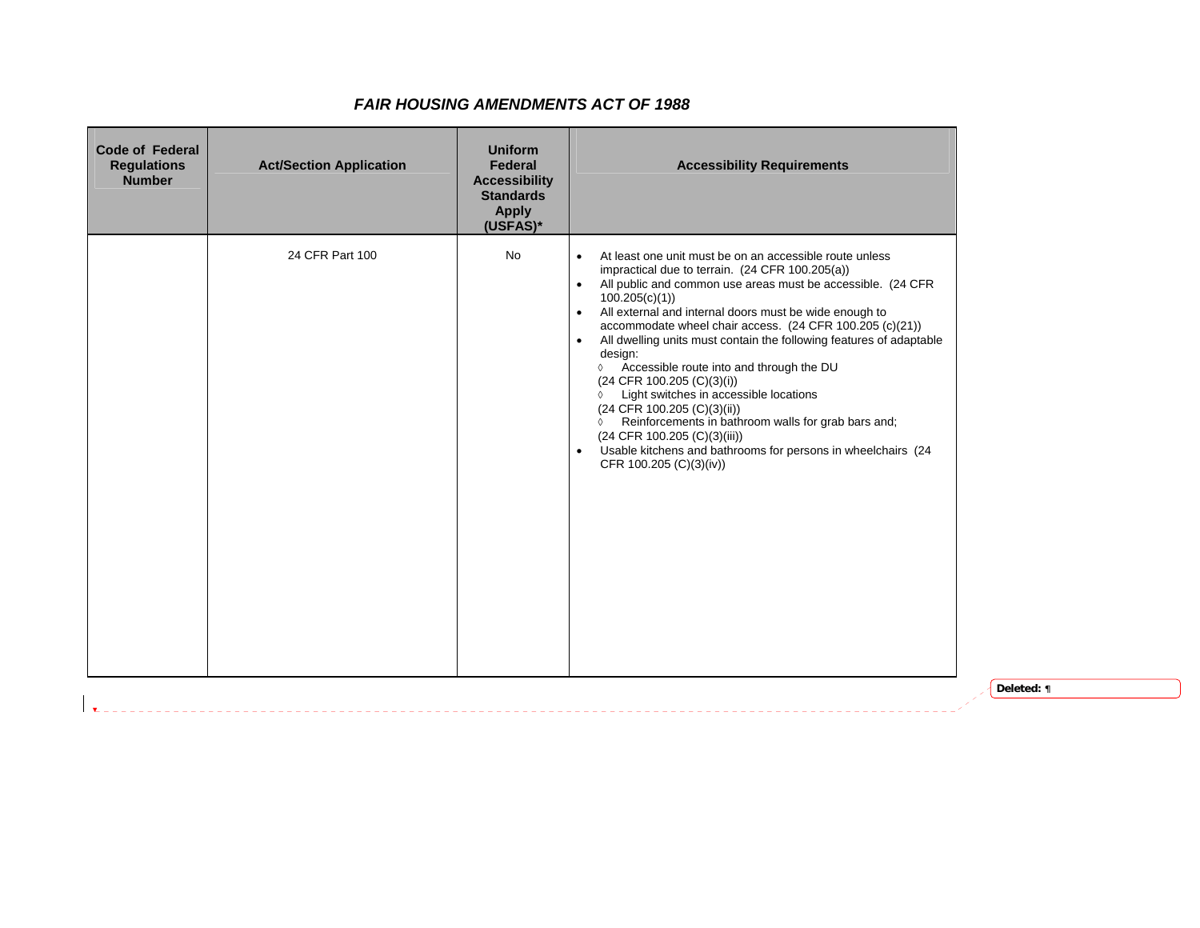# *FAIR HOUSING AMENDMENTS ACT OF 1988*

| Code of Federal Regulations Number | Act/Section Application | Uniform Federal Accessibility Standards Apply (USFAS)* | Accessibility Requirements |
|---|---|---|---|
| | 24 CFR Part 100 | No | • At least one unit must be on an accessible route unless impractical due to terrain. (24 CFR 100.205(a))<br>• All public and common use areas must be accessible. (24 CFR 100.205(c)(1))<br>• All external and internal doors must be wide enough to accommodate wheel chair access. (24 CFR 100.205 (c)(21))<br>• All dwelling units must contain the following features of adaptable design:<br>◊ Accessible route into and through the DU (24 CFR 100.205 (C)(3)(i))<br>◊ Light switches in accessible locations (24 CFR 100.205 (C)(3)(ii))<br>◊ Reinforcements in bathroom walls for grab bars and; (24 CFR 100.205 (C)(3)(iii))<br>• Usable kitchens and bathrooms for persons in wheelchairs (24 CFR 100.205 (C)(3)(iv)) |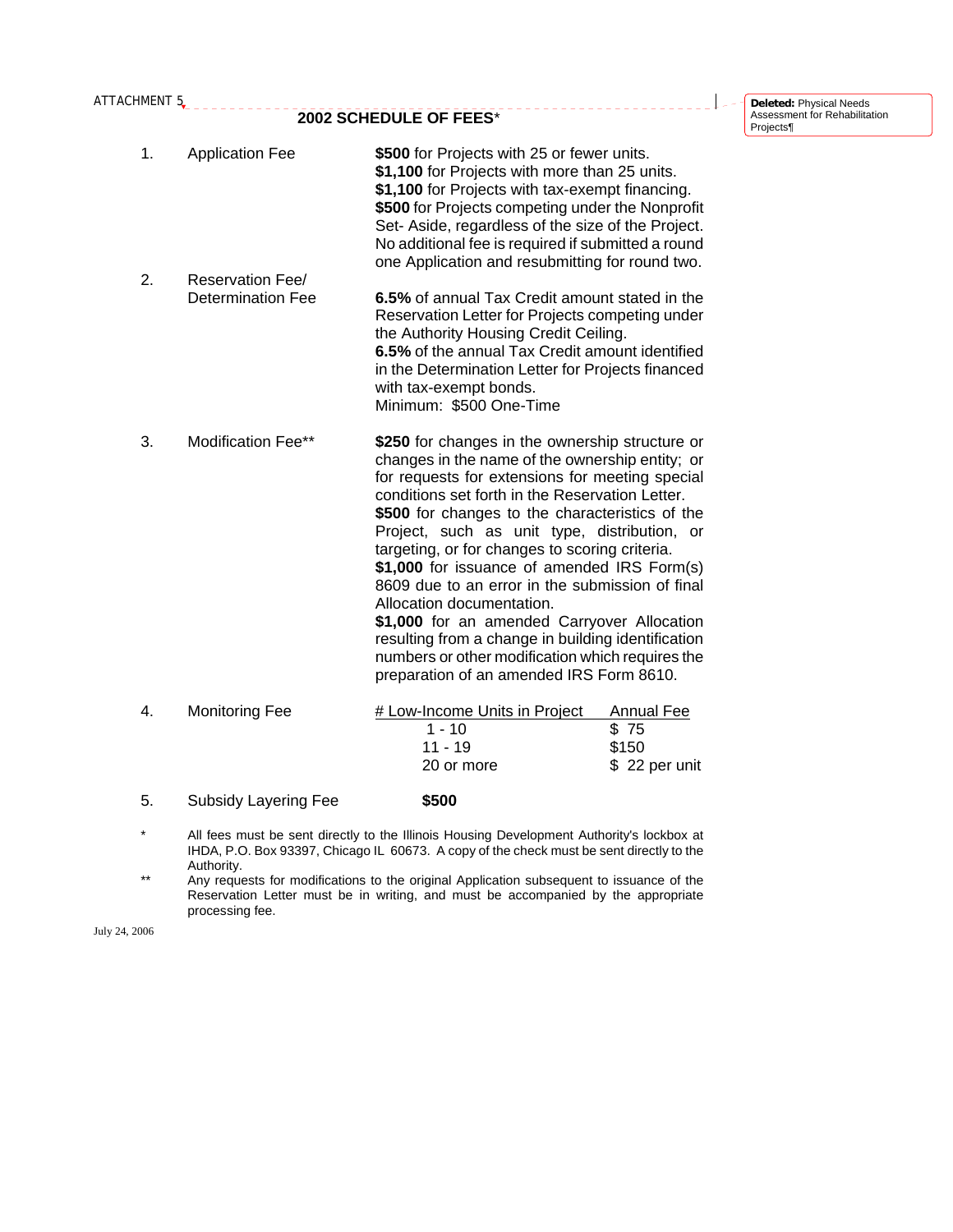ATTACHMENT 5

## 2002 SCHEDULE OF FEES*

1. Application Fee

   **$500** for Projects with 25 or fewer units.
   **$1,100** for Projects with more than 25 units.
   **$1,100** for Projects with tax-exempt financing.
   **$500** for Projects competing under the Nonprofit Set- Aside, regardless of the size of the Project.
   No additional fee is required if submitted a round one Application and resubmitting for round two.

2. Reservation Fee/ Determination Fee

   **6.5%** of annual Tax Credit amount stated in the Reservation Letter for Projects competing under the Authority Housing Credit Ceiling.
   **6.5%** of the annual Tax Credit amount identified in the Determination Letter for Projects financed with tax-exempt bonds.
   Minimum: $500 One-Time

3. Modification Fee**

   **$250** for changes in the ownership structure or changes in the name of the ownership entity; or for requests for extensions for meeting special conditions set forth in the Reservation Letter.
   **$500** for changes to the characteristics of the Project, such as unit type, distribution, or targeting, or for changes to scoring criteria.
   **$1,000** for issuance of amended IRS Form(s) 8609 due to an error in the submission of final Allocation documentation.
   **$1,000** for an amended Carryover Allocation resulting from a change in building identification numbers or other modification which requires the preparation of an amended IRS Form 8610.

4. Monitoring Fee

| # Low-Income Units in Project | Annual Fee |
|---|---|
| 1 - 10 | $ 75 |
| 11 - 19 | $150 |
| 20 or more | $ 22 per unit |

5. Subsidy Layering Fee **$500**

\* All fees must be sent directly to the Illinois Housing Development Authority's lockbox at IHDA, P.O. Box 93397, Chicago IL 60673. A copy of the check must be sent directly to the Authority.

\** Any requests for modifications to the original Application subsequent to issuance of the Reservation Letter must be in writing, and must be accompanied by the appropriate processing fee.

July 24, 2006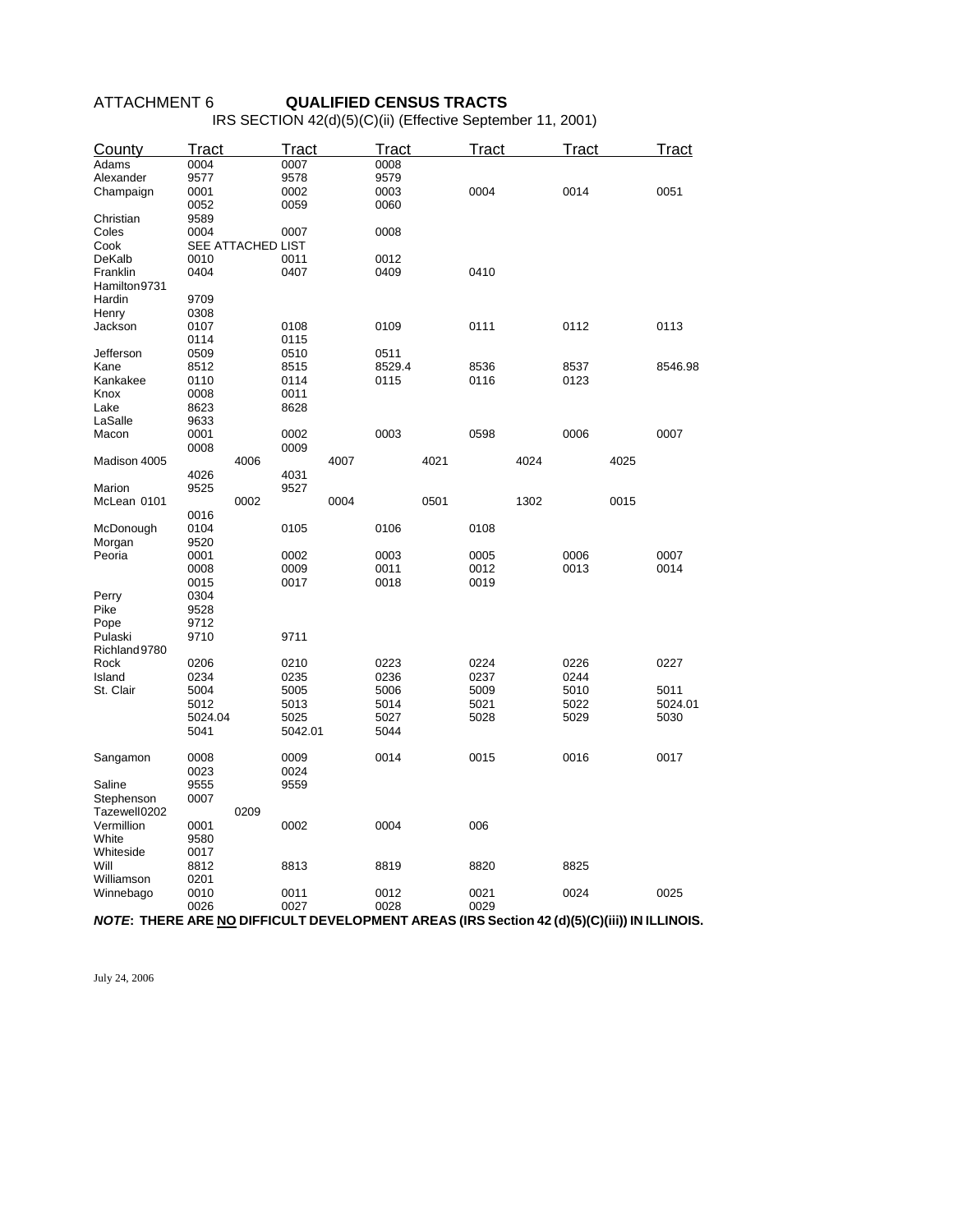ATTACHMENT 6 **QUALIFIED CENSUS TRACTS**

IRS SECTION 42(d)(5)(C)(ii) (Effective September 11, 2001)

| County | Tract | Tract | Tract | Tract | Tract | Tract |
|---|---|---|---|---|---|---|
| Adams | 0004 | 0007 | 0008 | | | |
| Alexander | 9577 | 9578 | 9579 | | | |
| Champaign | 0001 | 0002 | 0003 | 0004 | 0014 | 0051 |
| | 0052 | 0059 | 0060 | | | |
| Christian | 9589 | | | | | |
| Coles | 0004 | 0007 | 0008 | | | |
| Cook | SEE ATTACHED LIST | | | | | |
| DeKalb | 0010 | 0011 | 0012 | | | |
| Franklin | 0404 | 0407 | 0409 | 0410 | | |
| Hamilton | 9731 | | | | | |
| Hardin | 9709 | | | | | |
| Henry | 0308 | | | | | |
| Jackson | 0107 | 0108 | 0109 | 0111 | 0112 | 0113 |
| | 0114 | 0115 | | | | |
| Jefferson | 0509 | 0510 | 0511 | | | |
| Kane | 8512 | 8515 | 8529.4 | 8536 | 8537 | 8546.98 |
| Kankakee | 0110 | 0114 | 0115 | 0116 | 0123 | |
| Knox | 0008 | 0011 | | | | |
| Lake | 8623 | 8628 | | | | |
| LaSalle | 9633 | | | | | |
| Macon | 0001 | 0002 | 0003 | 0598 | 0006 | 0007 |
| | 0008 | 0009 | | | | |
| Madison | 4005 | 4006 | 4007 | 4021 | 4024 | 4025 |
| | 4026 | 4031 | | | | |
| Marion | 9525 | 9527 | | | | |
| McLean | 0101 | 0002 | 0004 | 0501 | 1302 | 0015 |
| | 0016 | | | | | |
| McDonough | 0104 | 0105 | 0106 | 0108 | | |
| Morgan | 9520 | | | | | |
| Peoria | 0001 | 0002 | 0003 | 0005 | 0006 | 0007 |
| | 0008 | 0009 | 0011 | 0012 | 0013 | 0014 |
| | 0015 | 0017 | 0018 | 0019 | | |
| Perry | 0304 | | | | | |
| Pike | 9528 | | | | | |
| Pope | 9712 | | | | | |
| Pulaski | 9710 | 9711 | | | | |
| Richland | 9780 | | | | | |
| Rock | 0206 | 0210 | 0223 | 0224 | 0226 | 0227 |
| Island | 0234 | 0235 | 0236 | 0237 | 0244 | |
| St. Clair | 5004 | 5005 | 5006 | 5009 | 5010 | 5011 |
| | 5012 | 5013 | 5014 | 5021 | 5022 | 5024.01 |
| | 5024.04 | 5025 | 5027 | 5028 | 5029 | 5030 |
| | 5041 | 5042.01 | 5044 | | | |
| Sangamon | 0008 | 0009 | 0014 | 0015 | 0016 | 0017 |
| | 0023 | 0024 | | | | |
| Saline | 9555 | 9559 | | | | |
| Stephenson | 0007 | | | | | |
| Tazewell | 0202 | 0209 | | | | |
| Vermillion | 0001 | 0002 | 0004 | 006 | | |
| White | 9580 | | | | | |
| Whiteside | 0017 | | | | | |
| Will | 8812 | 8813 | 8819 | 8820 | 8825 | |
| Williamson | 0201 | | | | | |
| Winnebago | 0010 | 0011 | 0012 | 0021 | 0024 | 0025 |
| | 0026 | 0027 | 0028 | 0029 | | |

***NOTE*: THERE ARE NO DIFFICULT DEVELOPMENT AREAS (IRS Section 42 (d)(5)(C)(iii)) IN ILLINOIS.**

July 24, 2006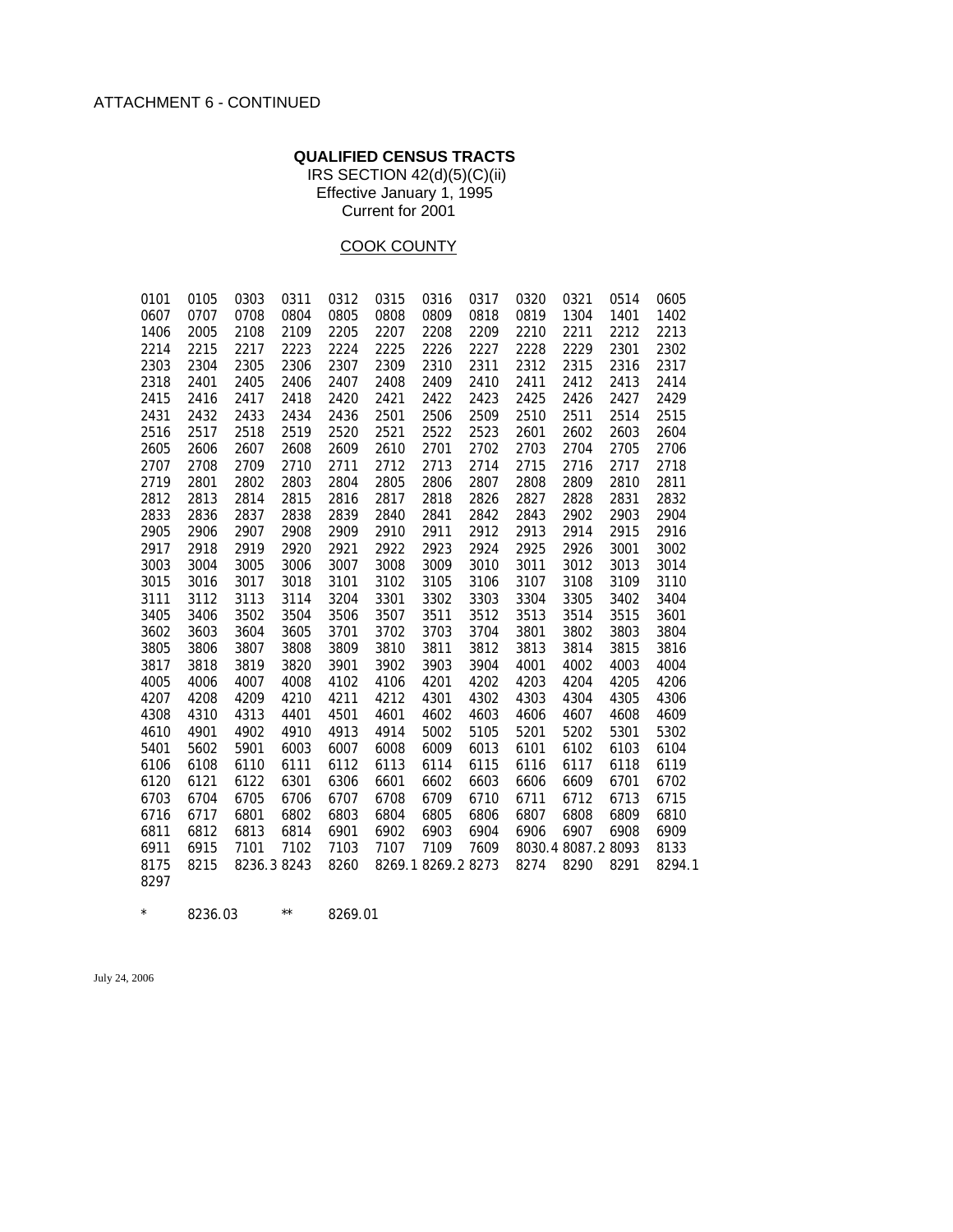ATTACHMENT 6 - CONTINUED

**QUALIFIED CENSUS TRACTS**

IRS SECTION 42(d)(5)(C)(ii)
Effective January 1, 1995
Current for 2001

COOK COUNTY

| | | | | | | | | | | | |
|---|---|---|---|---|---|---|---|---|---|---|---|
| 0101 | 0105 | 0303 | 0311 | 0312 | 0315 | 0316 | 0317 | 0320 | 0321 | 0514 | 0605 |
| 0607 | 0707 | 0708 | 0804 | 0805 | 0808 | 0809 | 0818 | 0819 | 1304 | 1401 | 1402 |
| 1406 | 2005 | 2108 | 2109 | 2205 | 2207 | 2208 | 2209 | 2210 | 2211 | 2212 | 2213 |
| 2214 | 2215 | 2217 | 2223 | 2224 | 2225 | 2226 | 2227 | 2228 | 2229 | 2301 | 2302 |
| 2303 | 2304 | 2305 | 2306 | 2307 | 2309 | 2310 | 2311 | 2312 | 2315 | 2316 | 2317 |
| 2318 | 2401 | 2405 | 2406 | 2407 | 2408 | 2409 | 2410 | 2411 | 2412 | 2413 | 2414 |
| 2415 | 2416 | 2417 | 2418 | 2420 | 2421 | 2422 | 2423 | 2425 | 2426 | 2427 | 2429 |
| 2431 | 2432 | 2433 | 2434 | 2436 | 2501 | 2506 | 2509 | 2510 | 2511 | 2514 | 2515 |
| 2516 | 2517 | 2518 | 2519 | 2520 | 2521 | 2522 | 2523 | 2601 | 2602 | 2603 | 2604 |
| 2605 | 2606 | 2607 | 2608 | 2609 | 2610 | 2701 | 2702 | 2703 | 2704 | 2705 | 2706 |
| 2707 | 2708 | 2709 | 2710 | 2711 | 2712 | 2713 | 2714 | 2715 | 2716 | 2717 | 2718 |
| 2719 | 2801 | 2802 | 2803 | 2804 | 2805 | 2806 | 2807 | 2808 | 2809 | 2810 | 2811 |
| 2812 | 2813 | 2814 | 2815 | 2816 | 2817 | 2818 | 2826 | 2827 | 2828 | 2831 | 2832 |
| 2833 | 2836 | 2837 | 2838 | 2839 | 2840 | 2841 | 2842 | 2843 | 2902 | 2903 | 2904 |
| 2905 | 2906 | 2907 | 2908 | 2909 | 2910 | 2911 | 2912 | 2913 | 2914 | 2915 | 2916 |
| 2917 | 2918 | 2919 | 2920 | 2921 | 2922 | 2923 | 2924 | 2925 | 2926 | 3001 | 3002 |
| 3003 | 3004 | 3005 | 3006 | 3007 | 3008 | 3009 | 3010 | 3011 | 3012 | 3013 | 3014 |
| 3015 | 3016 | 3017 | 3018 | 3101 | 3102 | 3105 | 3106 | 3107 | 3108 | 3109 | 3110 |
| 3111 | 3112 | 3113 | 3114 | 3204 | 3301 | 3302 | 3303 | 3304 | 3305 | 3402 | 3404 |
| 3405 | 3406 | 3502 | 3504 | 3506 | 3507 | 3511 | 3512 | 3513 | 3514 | 3515 | 3601 |
| 3602 | 3603 | 3604 | 3605 | 3701 | 3702 | 3703 | 3704 | 3801 | 3802 | 3803 | 3804 |
| 3805 | 3806 | 3807 | 3808 | 3809 | 3810 | 3811 | 3812 | 3813 | 3814 | 3815 | 3816 |
| 3817 | 3818 | 3819 | 3820 | 3901 | 3902 | 3903 | 3904 | 4001 | 4002 | 4003 | 4004 |
| 4005 | 4006 | 4007 | 4008 | 4102 | 4106 | 4201 | 4202 | 4203 | 4204 | 4205 | 4206 |
| 4207 | 4208 | 4209 | 4210 | 4211 | 4212 | 4301 | 4302 | 4303 | 4304 | 4305 | 4306 |
| 4308 | 4310 | 4313 | 4401 | 4501 | 4601 | 4602 | 4603 | 4606 | 4607 | 4608 | 4609 |
| 4610 | 4901 | 4902 | 4910 | 4913 | 4914 | 5002 | 5105 | 5201 | 5202 | 5301 | 5302 |
| 5401 | 5602 | 5901 | 6003 | 6007 | 6008 | 6009 | 6013 | 6101 | 6102 | 6103 | 6104 |
| 6106 | 6108 | 6110 | 6111 | 6112 | 6113 | 6114 | 6115 | 6116 | 6117 | 6118 | 6119 |
| 6120 | 6121 | 6122 | 6301 | 6306 | 6601 | 6602 | 6603 | 6606 | 6609 | 6701 | 6702 |
| 6703 | 6704 | 6705 | 6706 | 6707 | 6708 | 6709 | 6710 | 6711 | 6712 | 6713 | 6715 |
| 6716 | 6717 | 6801 | 6802 | 6803 | 6804 | 6805 | 6806 | 6807 | 6808 | 6809 | 6810 |
| 6811 | 6812 | 6813 | 6814 | 6901 | 6902 | 6903 | 6904 | 6906 | 6907 | 6908 | 6909 |
| 6911 | 6915 | 7101 | 7102 | 7103 | 7107 | 7109 | 7609 | 8030.4 | 8087.2 | 8093 | 8133 |
| 8175 | 8215 | 8236.3 | 8243 | 8260 | 8269.1 | 8269.2 | 8273 | 8274 | 8290 | 8291 | 8294.1 |
| 8297 | | | | | | | | | | | |

\* 8236.03 &nbsp;&nbsp;&nbsp; ** 8269.01

July 24, 2006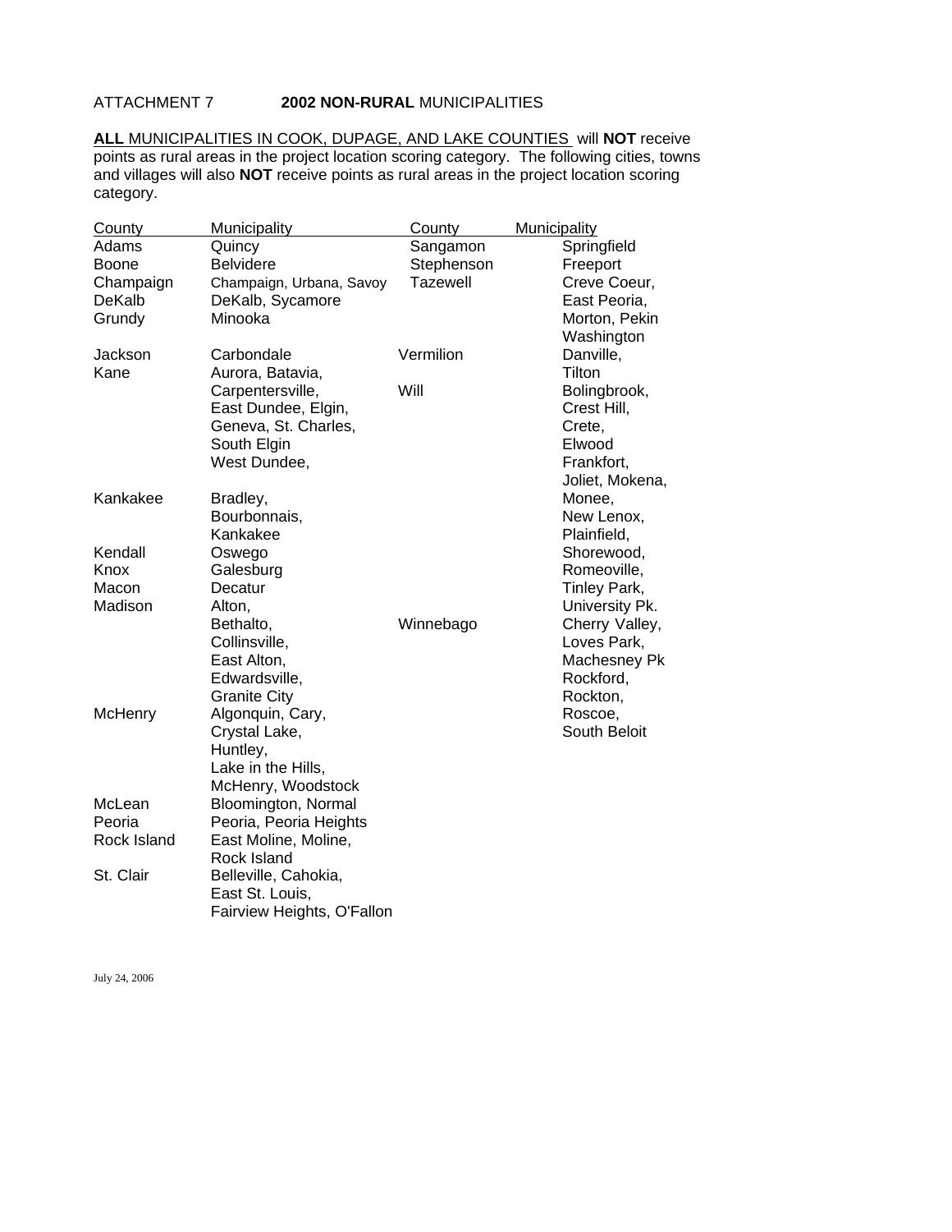ATTACHMENT 7 **2002 NON-RURAL** MUNICIPALITIES

**ALL** MUNICIPALITIES IN COOK, DUPAGE, AND LAKE COUNTIES will **NOT** receive points as rural areas in the project location scoring category. The following cities, towns and villages will also **NOT** receive points as rural areas in the project location scoring category.

| County | Municipality |
|---|---|
| Adams | Quincy |
| Boone | Belvidere |
| Champaign | Champaign, Urbana, Savoy |
| DeKalb | DeKalb, Sycamore |
| Grundy | Minooka |
| Jackson | Carbondale |
| Kane | Aurora, Batavia, Carpentersville, East Dundee, Elgin, Geneva, St. Charles, South Elgin West Dundee, |
| Kankakee | Bradley, Bourbonnais, Kankakee |
| Kendall | Oswego |
| Knox | Galesburg |
| Macon | Decatur |
| Madison | Alton, Bethalto, Collinsville, East Alton, Edwardsville, Granite City |
| McHenry | Algonquin, Cary, Crystal Lake, Huntley, Lake in the Hills, McHenry, Woodstock |
| McLean | Bloomington, Normal |
| Peoria | Peoria, Peoria Heights |
| Rock Island | East Moline, Moline, Rock Island |
| St. Clair | Belleville, Cahokia, East St. Louis, Fairview Heights, O'Fallon |
| Sangamon | Springfield |
| Stephenson | Freeport |
| Tazewell | Creve Coeur, East Peoria, Morton, Pekin Washington |
| Vermilion | Danville, Tilton |
| Will | Bolingbrook, Crest Hill, Crete, Elwood Frankfort, Joliet, Mokena, Monee, New Lenox, Plainfield, Shorewood, Romeoville, Tinley Park, University Pk. |
| Winnebago | Cherry Valley, Loves Park, Machesney Pk Rockford, Rockton, Roscoe, South Beloit |

July 24, 2006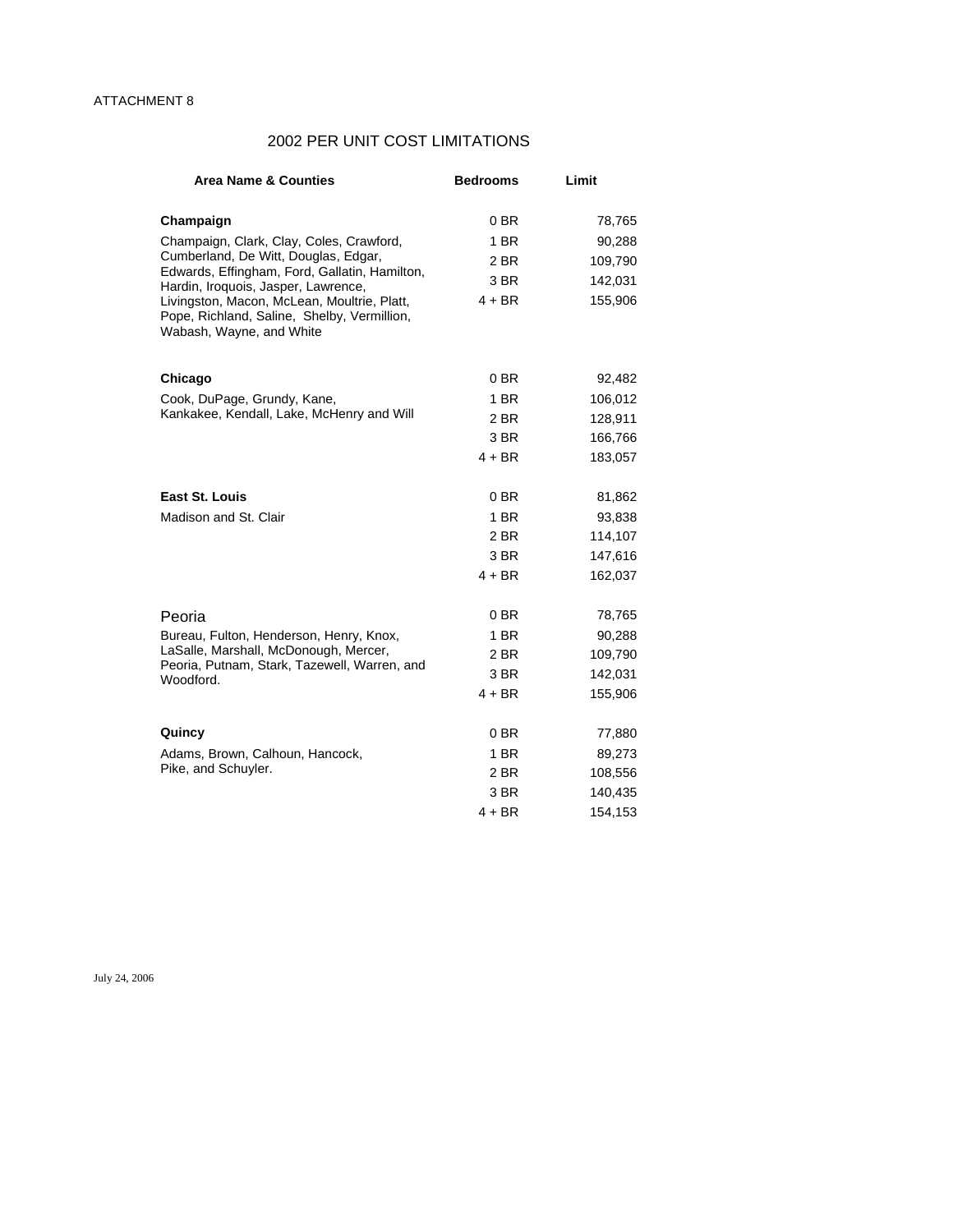ATTACHMENT 8

## 2002 PER UNIT COST LIMITATIONS

| Area Name & Counties | Bedrooms | Limit |
|---|---|---|
| **Champaign** | 0 BR | 78,765 |
| Champaign, Clark, Clay, Coles, Crawford, Cumberland, De Witt, Douglas, Edgar, Edwards, Effingham, Ford, Gallatin, Hamilton, Hardin, Iroquois, Jasper, Lawrence, Livingston, Macon, McLean, Moultrie, Platt, Pope, Richland, Saline, Shelby, Vermillion, Wabash, Wayne, and White | 1 BR | 90,288 |
| | 2 BR | 109,790 |
| | 3 BR | 142,031 |
| | 4 + BR | 155,906 |
| **Chicago** | 0 BR | 92,482 |
| Cook, DuPage, Grundy, Kane, Kankakee, Kendall, Lake, McHenry and Will | 1 BR | 106,012 |
| | 2 BR | 128,911 |
| | 3 BR | 166,766 |
| | 4 + BR | 183,057 |
| **East St. Louis** | 0 BR | 81,862 |
| Madison and St. Clair | 1 BR | 93,838 |
| | 2 BR | 114,107 |
| | 3 BR | 147,616 |
| | 4 + BR | 162,037 |
| Peoria | 0 BR | 78,765 |
| Bureau, Fulton, Henderson, Henry, Knox, LaSalle, Marshall, McDonough, Mercer, Peoria, Putnam, Stark, Tazewell, Warren, and Woodford. | 1 BR | 90,288 |
| | 2 BR | 109,790 |
| | 3 BR | 142,031 |
| | 4 + BR | 155,906 |
| **Quincy** | 0 BR | 77,880 |
| Adams, Brown, Calhoun, Hancock, Pike, and Schuyler. | 1 BR | 89,273 |
| | 2 BR | 108,556 |
| | 3 BR | 140,435 |
| | 4 + BR | 154,153 |

July 24, 2006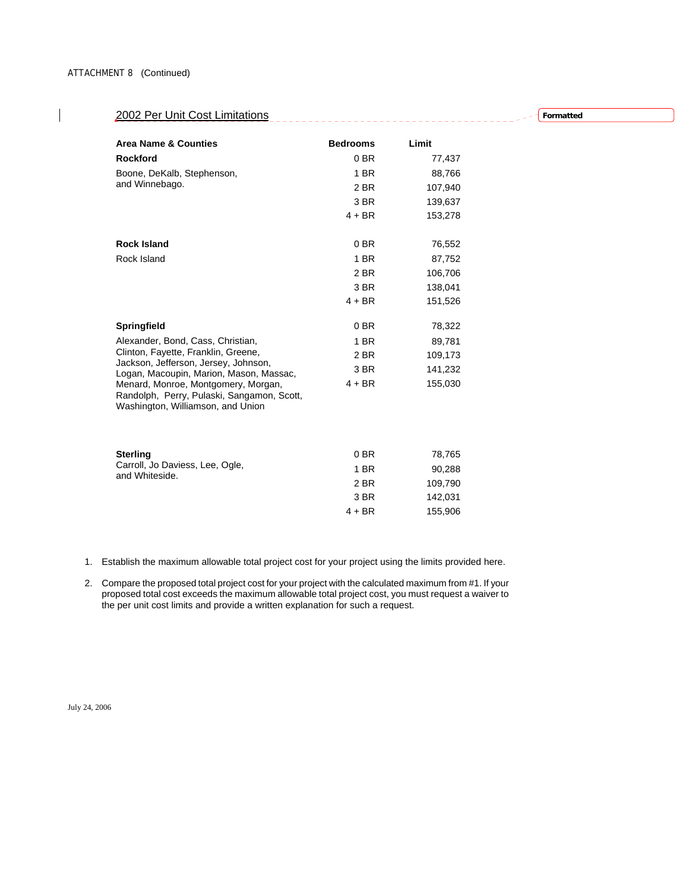ATTACHMENT 8 (Continued)

## 2002 Per Unit Cost Limitations

| Area Name & Counties | Bedrooms | Limit |
|---|---|---|
| **Rockford** | 0 BR | 77,437 |
| Boone, DeKalb, Stephenson, and Winnebago. | 1 BR | 88,766 |
| | 2 BR | 107,940 |
| | 3 BR | 139,637 |
| | 4 + BR | 153,278 |
| **Rock Island** | 0 BR | 76,552 |
| Rock Island | 1 BR | 87,752 |
| | 2 BR | 106,706 |
| | 3 BR | 138,041 |
| | 4 + BR | 151,526 |
| **Springfield** | 0 BR | 78,322 |
| Alexander, Bond, Cass, Christian, Clinton, Fayette, Franklin, Greene, Jackson, Jefferson, Jersey, Johnson, Logan, Macoupin, Marion, Mason, Massac, Menard, Monroe, Montgomery, Morgan, Randolph, Perry, Pulaski, Sangamon, Scott, Washington, Williamson, and Union | 1 BR | 89,781 |
| | 2 BR | 109,173 |
| | 3 BR | 141,232 |
| | 4 + BR | 155,030 |
| **Sterling** | 0 BR | 78,765 |
| Carroll, Jo Daviess, Lee, Ogle, and Whiteside. | 1 BR | 90,288 |
| | 2 BR | 109,790 |
| | 3 BR | 142,031 |
| | 4 + BR | 155,906 |

1. Establish the maximum allowable total project cost for your project using the limits provided here.
2. Compare the proposed total project cost for your project with the calculated maximum from #1. If your proposed total cost exceeds the maximum allowable total project cost, you must request a waiver to the per unit cost limits and provide a written explanation for such a request.

July 24, 2006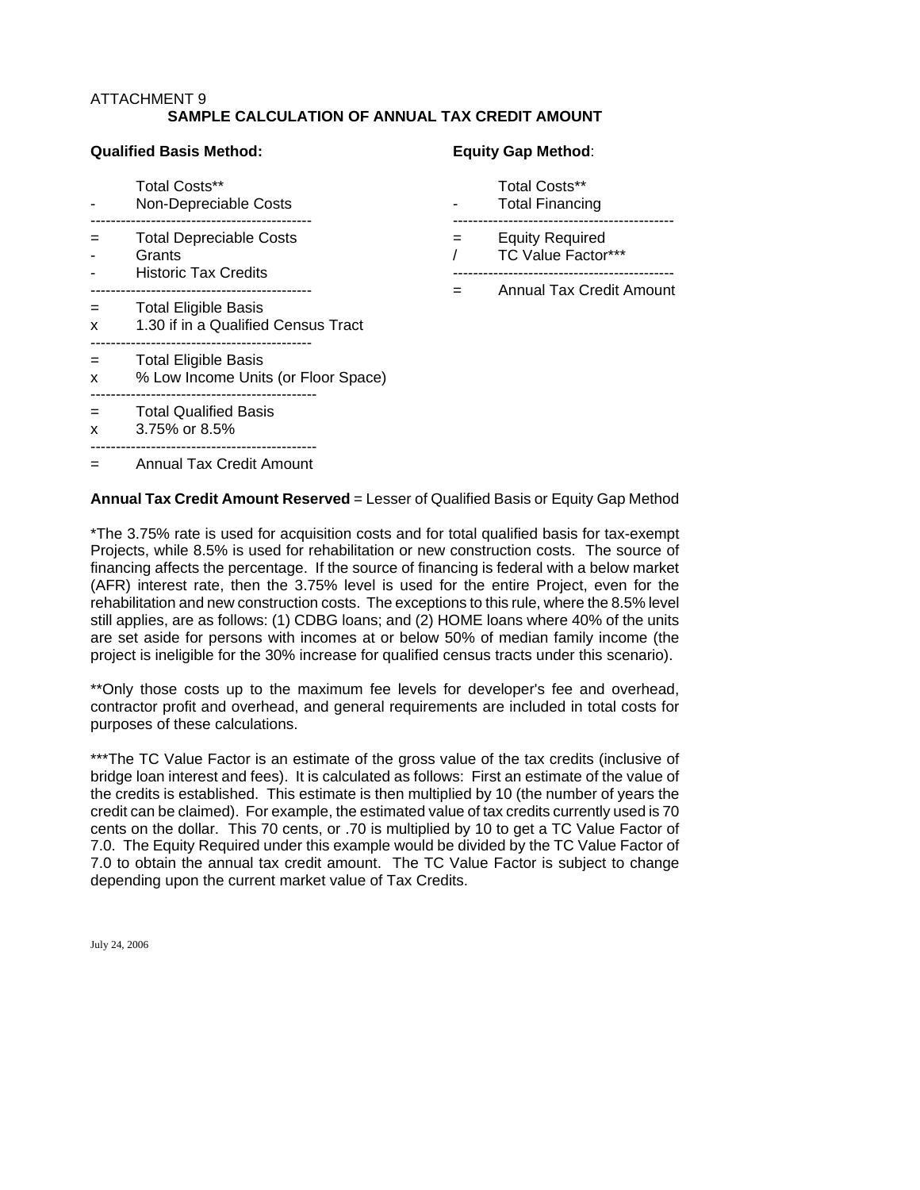ATTACHMENT 9

## SAMPLE CALCULATION OF ANNUAL TAX CREDIT AMOUNT

**Qualified Basis Method:**

```
      Total Costs**
-     Non-Depreciable Costs
--------------------------------------------
=     Total Depreciable Costs
-     Grants
-     Historic Tax Credits
--------------------------------------------
=     Total Eligible Basis
x     1.30 if in a Qualified Census Tract
--------------------------------------------
=     Total Eligible Basis
x     % Low Income Units (or Floor Space)
--------------------------------------------
=     Total Qualified Basis
x     3.75% or 8.5%
--------------------------------------------
=     Annual Tax Credit Amount
```

**Equity Gap Method**:

```
      Total Costs**
-     Total Financing
--------------------------------------------
=     Equity Required
/     TC Value Factor***
--------------------------------------------
=     Annual Tax Credit Amount
```

**Annual Tax Credit Amount Reserved** = Lesser of Qualified Basis or Equity Gap Method

*The 3.75% rate is used for acquisition costs and for total qualified basis for tax-exempt Projects, while 8.5% is used for rehabilitation or new construction costs. The source of financing affects the percentage. If the source of financing is federal with a below market (AFR) interest rate, then the 3.75% level is used for the entire Project, even for the rehabilitation and new construction costs. The exceptions to this rule, where the 8.5% level still applies, are as follows: (1) CDBG loans; and (2) HOME loans where 40% of the units are set aside for persons with incomes at or below 50% of median family income (the project is ineligible for the 30% increase for qualified census tracts under this scenario).

**Only those costs up to the maximum fee levels for developer's fee and overhead, contractor profit and overhead, and general requirements are included in total costs for purposes of these calculations.

***The TC Value Factor is an estimate of the gross value of the tax credits (inclusive of bridge loan interest and fees). It is calculated as follows: First an estimate of the value of the credits is established. This estimate is then multiplied by 10 (the number of years the credit can be claimed). For example, the estimated value of tax credits currently used is 70 cents on the dollar. This 70 cents, or .70 is multiplied by 10 to get a TC Value Factor of 7.0. The Equity Required under this example would be divided by the TC Value Factor of 7.0 to obtain the annual tax credit amount. The TC Value Factor is subject to change depending upon the current market value of Tax Credits.

July 24, 2006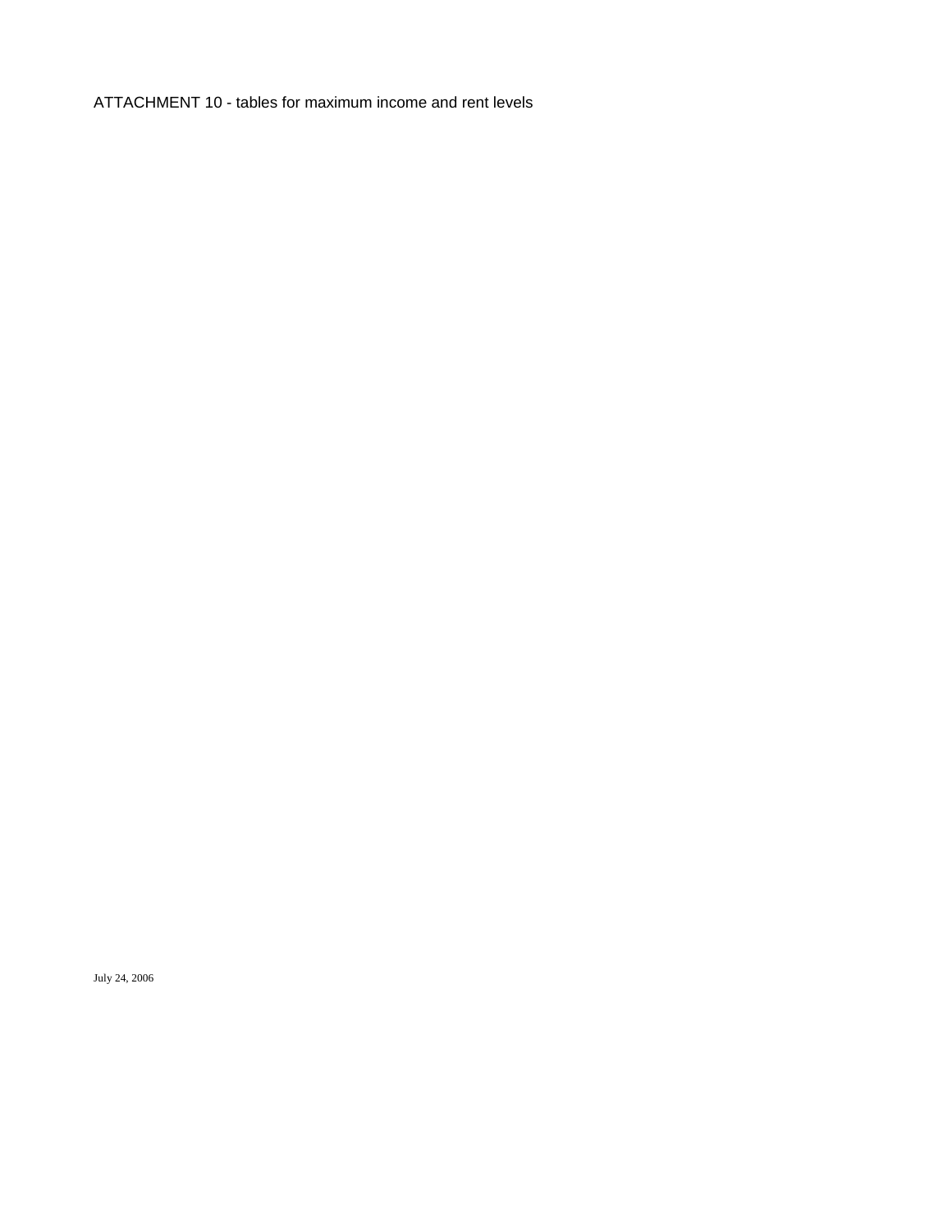ATTACHMENT 10 - tables for maximum income and rent levels

July 24, 2006